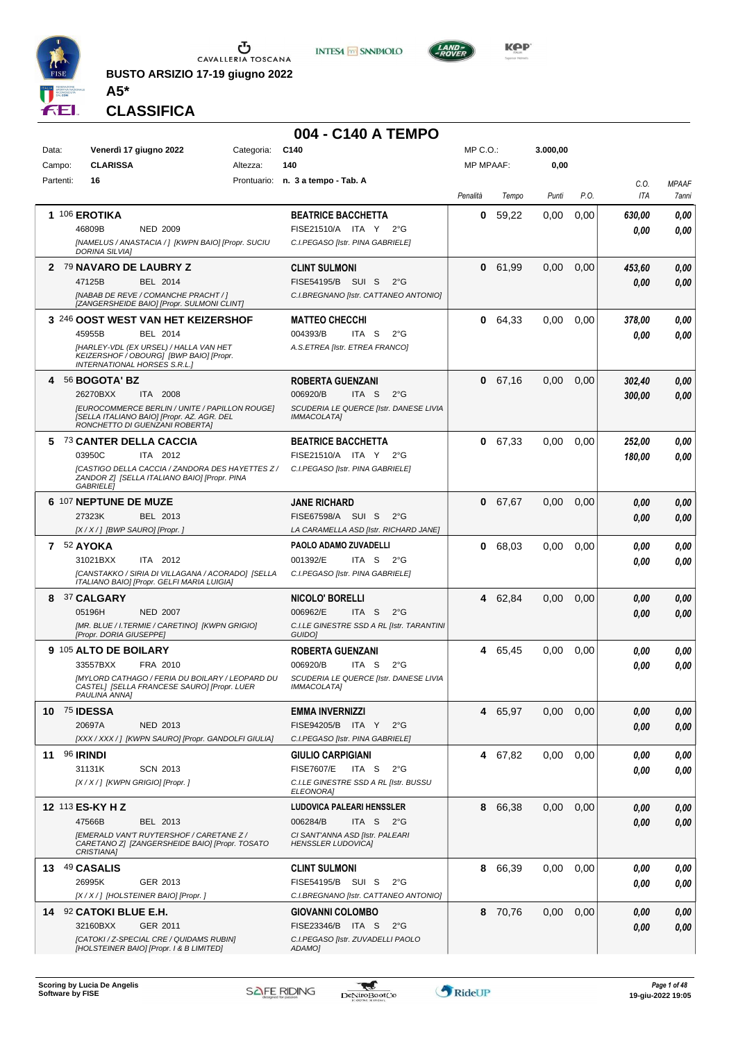**BUSTO ARSIZIO 17-19 giugno 2022**

**A5***

**CLASSIFICA**

## 004 - C140 A TEMPO

| | | | | | |
|---|---|---|---|---|---|
| Data: | **Venerdì 17 giugno 2022** | Categoria: | **C140** | MP C.O.: | **3.000,00** |
| Campo: | **CLARISSA** | Altezza: | **140** | MP MPAAF: | **0,00** |
| Partenti: | **16** | Prontuario: | **n. 3 a tempo - Tab. A** | | |

| Pos. | Cavallo | Cavaliere | Penalità | Tempo | Punti | P.O. | C.O. ITA | MPAAF 7anni |
|---|---|---|---|---|---|---|---|---|
| 1 | 106 **EROTIKA** 46809B NED 2009 [NAMELUS / ANASTACIA / ] [KWPN BAIO] [Propr. SUCIU DORINA SILVIA] | **BEATRICE BACCHETTA** FISE21510/A ITA Y 2°G C.I.PEGASO [Istr. PINA GABRIELE] | **0** | 59,22 | 0,00 | 0,00 | 630,00 / 0,00 | 0,00 / 0,00 |
| 2 | 79 **NAVARO DE LAUBRY Z** 47125B BEL 2014 [NABAB DE REVE / COMANCHE PRACHT / ] [ZANGERSHEIDE BAIO] [Propr. SULMONI CLINT] | **CLINT SULMONI** FISE54195/B SUI S 2°G C.I.BREGNANO [Istr. CATTANEO ANTONIO] | **0** | 61,99 | 0,00 | 0,00 | 453,60 / 0,00 | 0,00 / 0,00 |
| 3 | 246 **OOST WEST VAN HET KEIZERSHOF** 45955B BEL 2014 [HARLEY-VDL (EX URSEL) / HALLA VAN HET KEIZERSHOF / OBOURG] [BWP BAIO] [Propr. INTERNATIONAL HORSES S.R.L.] | **MATTEO CHECCHI** 004393/B ITA S 2°G A.S.ETREA [Istr. ETREA FRANCO] | **0** | 64,33 | 0,00 | 0,00 | 378,00 / 0,00 | 0,00 / 0,00 |
| 4 | 56 **BOGOTA' BZ** 26270BXX ITA 2008 [EUROCOMMERCE BERLIN / UNITE / PAPILLON ROUGE] [SELLA ITALIANO BAIO] [Propr. AZ. AGR. DEL RONCHETTO DI GUENZANI ROBERTA] | **ROBERTA GUENZANI** 006920/B ITA S 2°G SCUDERIA LE QUERCE [Istr. DANESE LIVIA IMMACOLATA] | **0** | 67,16 | 0,00 | 0,00 | 302,40 / 300,00 | 0,00 / 0,00 |
| 5 | 73 **CANTER DELLA CACCIA** 03950C ITA 2012 [CASTIGO DELLA CACCIA / ZANDORA DES HAYETTES Z / ZANDOR Z] [SELLA ITALIANO BAIO] [Propr. PINA GABRIELE] | **BEATRICE BACCHETTA** FISE21510/A ITA Y 2°G C.I.PEGASO [Istr. PINA GABRIELE] | **0** | 67,33 | 0,00 | 0,00 | 252,00 / 180,00 | 0,00 / 0,00 |
| 6 | 107 **NEPTUNE DE MUZE** 27323K BEL 2013 [X / X / ] [BWP SAURO] [Propr. ] | **JANE RICHARD** FISE67598/A SUI S 2°G LA CARAMELLA ASD [Istr. RICHARD JANE] | **0** | 67,67 | 0,00 | 0,00 | 0,00 / 0,00 | 0,00 / 0,00 |
| 7 | 52 **AYOKA** 31021BXX ITA 2012 [CANSTAKKO / SIRIA DI VILLAGANA / ACORADO] [SELLA ITALIANO BAIO] [Propr. GELFI MARIA LUIGIA] | **PAOLO ADAMO ZUVADELLI** 001392/E ITA S 2°G C.I.PEGASO [Istr. PINA GABRIELE] | **0** | 68,03 | 0,00 | 0,00 | 0,00 / 0,00 | 0,00 / 0,00 |
| 8 | 37 **CALGARY** 05196H NED 2007 [MR. BLUE / I.TERMIE / CARETINO] [KWPN GRIGIO] [Propr. DORIA GIUSEPPE] | **NICOLO' BORELLI** 006962/E ITA S 2°G C.I.LE GINESTRE SSD A RL [Istr. TARANTINI GUIDO] | **4** | 62,84 | 0,00 | 0,00 | 0,00 / 0,00 | 0,00 / 0,00 |
| 9 | 105 **ALTO DE BOILARY** 33557BXX FRA 2010 [MYLORD CATHAGO / FERIA DU BOILARY / LEOPARD DU CASTEL] [SELLA FRANCESE SAURO] [Propr. LUER PAULINA ANNA] | **ROBERTA GUENZANI** 006920/B ITA S 2°G SCUDERIA LE QUERCE [Istr. DANESE LIVIA IMMACOLATA] | **4** | 65,45 | 0,00 | 0,00 | 0,00 / 0,00 | 0,00 / 0,00 |
| 10 | 75 **IDESSA** 20697A NED 2013 [XXX / XXX / ] [KWPN SAURO] [Propr. GANDOLFI GIULIA] | **EMMA INVERNIZZI** FISE94205/B ITA Y 2°G C.I.PEGASO [Istr. PINA GABRIELE] | **4** | 65,97 | 0,00 | 0,00 | 0,00 / 0,00 | 0,00 / 0,00 |
| 11 | 96 **IRINDI** 31131K SCN 2013 [X / X / ] [KWPN GRIGIO] [Propr. ] | **GIULIO CARPIGIANI** FISE7607/E ITA S 2°G C.I.LE GINESTRE SSD A RL [Istr. BUSSU ELEONORA] | **4** | 67,82 | 0,00 | 0,00 | 0,00 / 0,00 | 0,00 / 0,00 |
| 12 | 113 **ES-KY H Z** 47566B BEL 2013 [EMERALD VAN'T RUYTERSHOF / CARETANE Z / CARETANO Z] [ZANGERSHEIDE BAIO] [Propr. TOSATO CRISTIANA] | **LUDOVICA PALEARI HENSSLER** 006284/B ITA S 2°G CI SANT'ANNA ASD [Istr. PALEARI HENSSLER LUDOVICA] | **8** | 66,38 | 0,00 | 0,00 | 0,00 / 0,00 | 0,00 / 0,00 |
| 13 | 49 **CASALIS** 26995K GER 2013 [X / X / ] [HOLSTEINER BAIO] [Propr. ] | **CLINT SULMONI** FISE54195/B SUI S 2°G C.I.BREGNANO [Istr. CATTANEO ANTONIO] | **8** | 66,39 | 0,00 | 0,00 | 0,00 / 0,00 | 0,00 / 0,00 |
| 14 | 92 **CATOKI BLUE E.H.** 32160BXX GER 2011 [CATOKI / Z-SPECIAL CRE / QUIDAMS RUBIN] [HOLSTEINER BAIO] [Propr. I & B LIMITED] | **GIOVANNI COLOMBO** FISE23346/B ITA S 2°G C.I.PEGASO [Istr. ZUVADELLI PAOLO ADAMO] | **8** | 70,76 | 0,00 | 0,00 | 0,00 / 0,00 | 0,00 / 0,00 |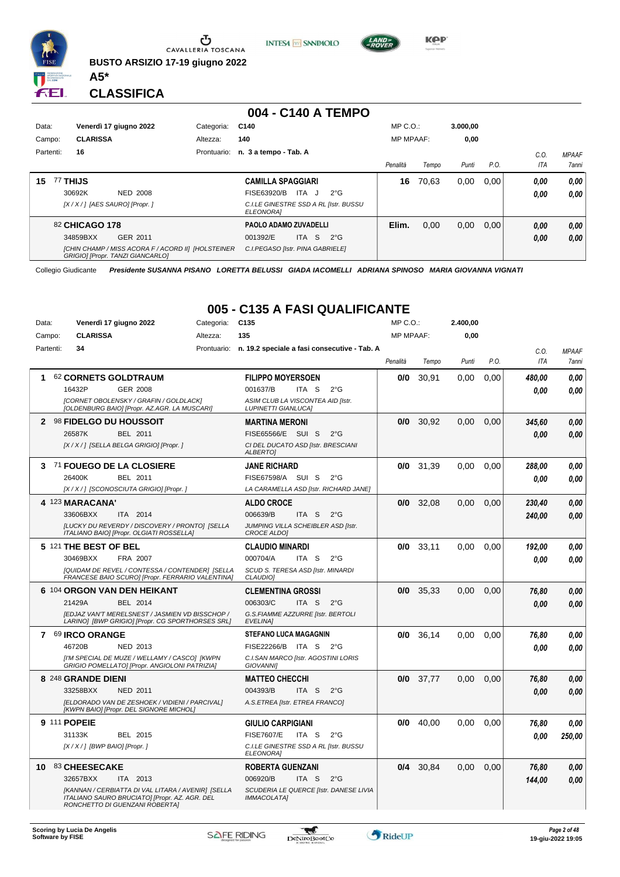BUSTO ARSIZIO 17-19 giugno 2022

**A5***

**CLASSIFICA**

## 004 - C140 A TEMPO

| Data: | Venerdì 17 giugno 2022 | Categoria: | C140 | MP C.O.: | 3.000,00 |
|---|---|---|---|---|---|
| Campo: | CLARISSA | Altezza: | 140 | MP MPAAF: | 0,00 |
| Partenti: | 16 | Prontuario: | n. 3 a tempo - Tab. A | | |

| Pos. | Cavallo | Cavaliere | Penalità | Tempo | Punti | P.O. | C.O. ITA | MPAAF 7anni |
|---|---|---|---|---|---|---|---|---|
| 15 | 77 **THIJS** 30692K NED 2008 *[X / X / ] [AES SAURO] [Propr. ]* | **CAMILLA SPAGGIARI** FISE63920/B ITA J 2°G *C.I.LE GINESTRE SSD A RL [Istr. BUSSU ELEONORA]* | 16 | 70,63 | 0,00 | 0,00 | 0,00 / 0,00 | 0,00 / 0,00 |
| | 82 **CHICAGO 178** 34859BXX GER 2011 *[CHIN CHAMP / MISS ACORA F / ACORD II] [HOLSTEINER GRIGIO] [Propr. TANZI GIANCARLO]* | **PAOLO ADAMO ZUVADELLI** 001392/E ITA S 2°G *C.I.PEGASO [Istr. PINA GABRIELE]* | Elim. | 0,00 | 0,00 | 0,00 | 0,00 / 0,00 | 0,00 / 0,00 |

Collegio Giudicante *Presidente SUSANNA PISANO LORETTA BELUSSI GIADA IACOMELLI ADRIANA SPINOSO MARIA GIOVANNA VIGNATI*

## 005 - C135 A FASI QUALIFICANTE

| Data: | Venerdì 17 giugno 2022 | Categoria: | C135 | MP C.O.: | 2.400,00 |
|---|---|---|---|---|---|
| Campo: | CLARISSA | Altezza: | 135 | MP MPAAF: | 0,00 |
| Partenti: | 34 | Prontuario: | n. 19.2 speciale a fasi consecutive - Tab. A | | |

| Pos. | Cavallo | Cavaliere | Penalità | Tempo | Punti | P.O. | C.O. ITA | MPAAF 7anni |
|---|---|---|---|---|---|---|---|---|
| 1 | 62 **CORNETS GOLDTRAUM** 16432P GER 2008 *[CORNET OBOLENSKY / GRAFIN / GOLDLACK] [OLDENBURG BAIO] [Propr. AZ.AGR. LA MUSCARI]* | **FILIPPO MOYERSOEN** 001637/B ITA S 2°G *ASIM CLUB LA VISCONTEA AID [Istr. LUPINETTI GIANLUCA]* | 0/0 | 30,91 | 0,00 | 0,00 | 480,00 / 0,00 | 0,00 / 0,00 |
| 2 | 98 **FIDELGO DU HOUSSOIT** 26587K BEL 2011 *[X / X / ] [SELLA BELGA GRIGIO] [Propr. ]* | **MARTINA MERONI** FISE65566/E SUI S 2°G *CI DEL DUCATO ASD [Istr. BRESCIANI ALBERTO]* | 0/0 | 30,92 | 0,00 | 0,00 | 345,60 / 0,00 | 0,00 / 0,00 |
| 3 | 71 **FOUEGO DE LA CLOSIERE** 26400K BEL 2011 *[X / X / ] [SCONOSCIUTA GRIGIO] [Propr. ]* | **JANE RICHARD** FISE67598/A SUI S 2°G *LA CARAMELLA ASD [Istr. RICHARD JANE]* | 0/0 | 31,39 | 0,00 | 0,00 | 288,00 / 0,00 | 0,00 / 0,00 |
| 4 | 123 **MARACANA'** 33606BXX ITA 2014 *[LUCKY DU REVERDY / DISCOVERY / PRONTO] [SELLA ITALIANO BAIO] [Propr. OLGIATI ROSSELLA]* | **ALDO CROCE** 006639/B ITA S 2°G *JUMPING VILLA SCHEIBLER ASD [Istr. CROCE ALDO]* | 0/0 | 32,08 | 0,00 | 0,00 | 230,40 / 240,00 | 0,00 / 0,00 |
| 5 | 121 **THE BEST OF BEL** 30469BXX FRA 2007 *[QUIDAM DE REVEL / CONTESSA / CONTENDER] [SELLA FRANCESE BAIO SCURO] [Propr. FERRARIO VALENTINA]* | **CLAUDIO MINARDI** 000704/A ITA S 2°G *SCUD S. TERESA ASD [Istr. MINARDI CLAUDIO]* | 0/0 | 33,11 | 0,00 | 0,00 | 192,00 / 0,00 | 0,00 / 0,00 |
| 6 | 104 **ORGON VAN DEN HEIKANT** 21429A BEL 2014 *[EDJAZ VAN'T MERELSNEST / JASMIEN VD BISSCHOP / LARINO] [BWP GRIGIO] [Propr. CG SPORTHORSES SRL]* | **CLEMENTINA GROSSI** 006303/C ITA S 2°G *G.S.FIAMME AZZURRE [Istr. BERTOLI EVELINA]* | 0/0 | 35,33 | 0,00 | 0,00 | 76,80 / 0,00 | 0,00 / 0,00 |
| 7 | 69 **IRCO ORANGE** 46720B NED 2013 *[I'M SPECIAL DE MUZE / WELLAMY / CASCO] [KWPN GRIGIO POMELLATO] [Propr. ANGIOLONI PATRIZIA]* | **STEFANO LUCA MAGAGNIN** FISE22266/B ITA S 2°G *C.I.SAN MARCO [Istr. AGOSTINI LORIS GIOVANNI]* | 0/0 | 36,14 | 0,00 | 0,00 | 76,80 / 0,00 | 0,00 / 0,00 |
| 8 | 248 **GRANDE DIENI** 33258BXX NED 2011 *[ELDORADO VAN DE ZESHOEK / VIDIENI / PARCIVAL] [KWPN BAIO] [Propr. DEL SIGNORE MICHOL]* | **MATTEO CHECCHI** 004393/B ITA S 2°G *A.S.ETREA [Istr. ETREA FRANCO]* | 0/0 | 37,77 | 0,00 | 0,00 | 76,80 / 0,00 | 0,00 / 0,00 |
| 9 | 111 **POPEIE** 31133K BEL 2015 *[X / X / ] [BWP BAIO] [Propr. ]* | **GIULIO CARPIGIANI** FISE7607/E ITA S 2°G *C.I.LE GINESTRE SSD A RL [Istr. BUSSU ELEONORA]* | 0/0 | 40,00 | 0,00 | 0,00 | 76,80 / 0,00 | 0,00 / 250,00 |
| 10 | 83 **CHEESECAKE** 32657BXX ITA 2013 *[KANNAN / CERBIATTA DI VAL LITARA / AVENIR] [SELLA ITALIANO SAURO BRUCIATO] [Propr. AZ. AGR. DEL RONCHETTO DI GUENZANI ROBERTA]* | **ROBERTA GUENZANI** 006920/B ITA S 2°G *SCUDERIA LE QUERCE [Istr. DANESE LIVIA IMMACOLATA]* | 0/4 | 30,84 | 0,00 | 0,00 | 76,80 / 144,00 | 0,00 / 0,00 |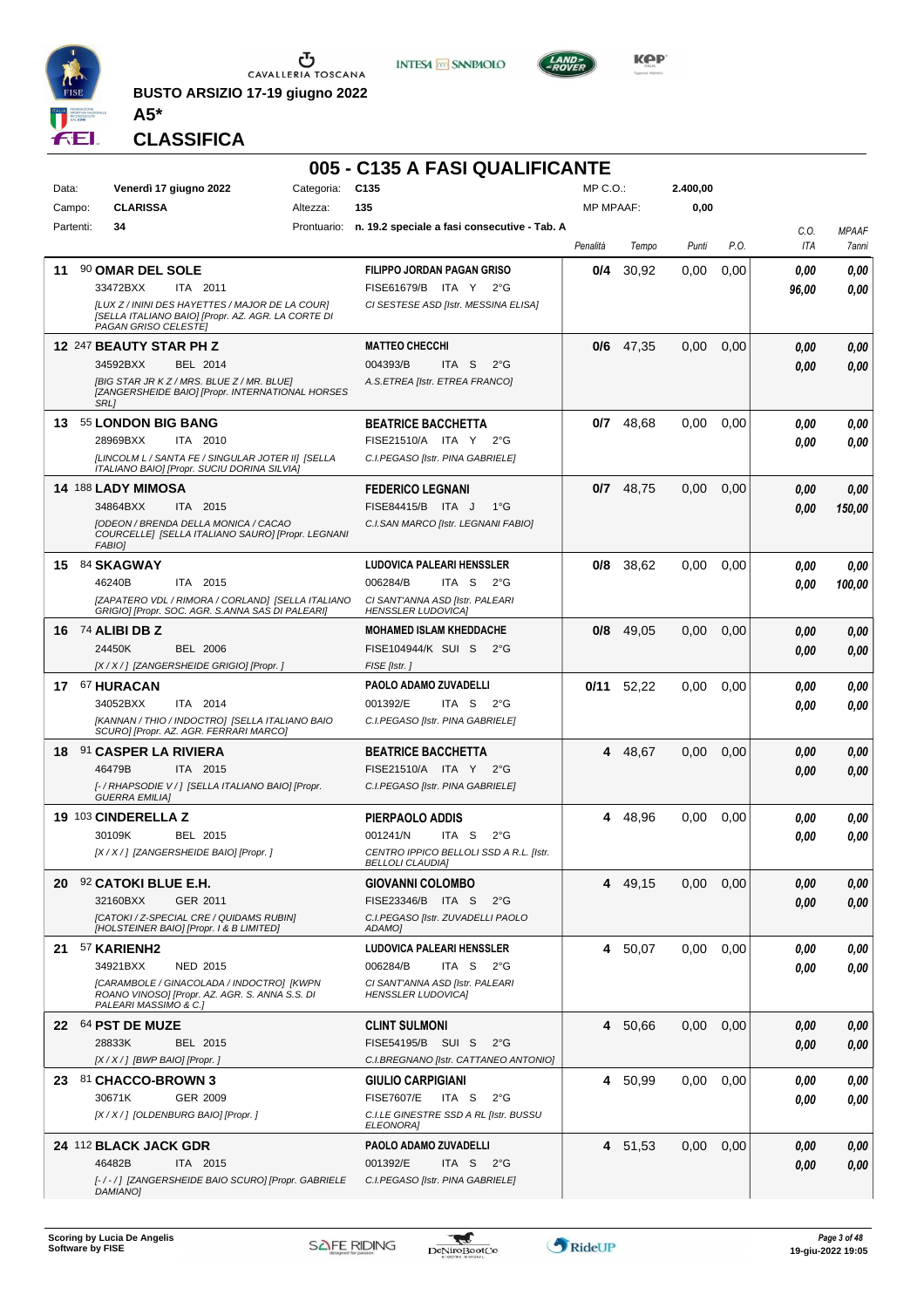**BUSTO ARSIZIO 17-19 giugno 2022**

**A5***

## CLASSIFICA

# 005 - C135 A FASI QUALIFICANTE

| | | | | | |
|---|---|---|---|---|---|
| Data: | **Venerdì 17 giugno 2022** | Categoria: | **C135** | MP C.O.: | **2.400,00** |
| Campo: | **CLARISSA** | Altezza: | **135** | MP MPAAF: | **0,00** |
| Partenti: | **34** | Prontuario: | **n. 19.2 speciale a fasi consecutive - Tab. A** | | |

| Pos. | Cavallo | Cavaliere | Penalità | Tempo | Punti | P.O. | C.O. / ITA | MPAAF / 7anni |
|---|---|---|---|---|---|---|---|---|
| 11 | 90 **OMAR DEL SOLE**<br>33472BXX ITA 2011<br>*[LUX Z / ININI DES HAYETTES / MAJOR DE LA COUR] [SELLA ITALIANO BAIO] [Propr. AZ. AGR. LA CORTE DI PAGAN GRISO CELESTE]* | **FILIPPO JORDAN PAGAN GRISO**<br>FISE61679/B ITA Y 2°G<br>*CI SESTESE ASD [Istr. MESSINA ELISA]* | **0/4** | 30,92 | 0,00 | 0,00 | *0,00*<br>*96,00* | *0,00*<br>*0,00* |
| 12 | 247 **BEAUTY STAR PH Z**<br>34592BXX BEL 2014<br>*[BIG STAR JR K Z / MRS. BLUE Z / MR. BLUE] [ZANGERSHEIDE BAIO] [Propr. INTERNATIONAL HORSES SRL]* | **MATTEO CHECCHI**<br>004393/B ITA S 2°G<br>*A.S.ETREA [Istr. ETREA FRANCO]* | **0/6** | 47,35 | 0,00 | 0,00 | *0,00*<br>*0,00* | *0,00*<br>*0,00* |
| 13 | 55 **LONDON BIG BANG**<br>28969BXX ITA 2010<br>*[LINCOLM L / SANTA FE / SINGULAR JOTER II] [SELLA ITALIANO BAIO] [Propr. SUCIU DORINA SILVIA]* | **BEATRICE BACCHETTA**<br>FISE21510/A ITA Y 2°G<br>*C.I.PEGASO [Istr. PINA GABRIELE]* | **0/7** | 48,68 | 0,00 | 0,00 | *0,00*<br>*0,00* | *0,00*<br>*0,00* |
| 14 | 188 **LADY MIMOSA**<br>34864BXX ITA 2015<br>*[ODEON / BRENDA DELLA MONICA / CACAO COURCELLE] [SELLA ITALIANO SAURO] [Propr. LEGNANI FABIO]* | **FEDERICO LEGNANI**<br>FISE84415/B ITA J 1°G<br>*C.I.SAN MARCO [Istr. LEGNANI FABIO]* | **0/7** | 48,75 | 0,00 | 0,00 | *0,00*<br>*0,00* | *0,00*<br>*150,00* |
| 15 | 84 **SKAGWAY**<br>46240B ITA 2015<br>*[ZAPATERO VDL / RIMORA / CORLAND] [SELLA ITALIANO GRIGIO] [Propr. SOC. AGR. S.ANNA SAS DI PALEARI]* | **LUDOVICA PALEARI HENSSLER**<br>006284/B ITA S 2°G<br>*CI SANT'ANNA ASD [Istr. PALEARI HENSSLER LUDOVICA]* | **0/8** | 38,62 | 0,00 | 0,00 | *0,00*<br>*0,00* | *0,00*<br>*100,00* |
| 16 | 74 **ALIBI DB Z**<br>24450K BEL 2006<br>*[X / X / ] [ZANGERSHEIDE GRIGIO] [Propr. ]* | **MOHAMED ISLAM KHEDDACHE**<br>FISE104944/K SUI S 2°G<br>*FISE [Istr. ]* | **0/8** | 49,05 | 0,00 | 0,00 | *0,00*<br>*0,00* | *0,00*<br>*0,00* |
| 17 | 67 **HURACAN**<br>34052BXX ITA 2014<br>*[KANNAN / THIO / INDOCTRO] [SELLA ITALIANO BAIO SCURO] [Propr. AZ. AGR. FERRARI MARCO]* | **PAOLO ADAMO ZUVADELLI**<br>001392/E ITA S 2°G<br>*C.I.PEGASO [Istr. PINA GABRIELE]* | **0/11** | 52,22 | 0,00 | 0,00 | *0,00*<br>*0,00* | *0,00*<br>*0,00* |
| 18 | 91 **CASPER LA RIVIERA**<br>46479B ITA 2015<br>*[- / RHAPSODIE V / ] [SELLA ITALIANO BAIO] [Propr. GUERRA EMILIA]* | **BEATRICE BACCHETTA**<br>FISE21510/A ITA Y 2°G<br>*C.I.PEGASO [Istr. PINA GABRIELE]* | **4** | 48,67 | 0,00 | 0,00 | *0,00*<br>*0,00* | *0,00*<br>*0,00* |
| 19 | 103 **CINDERELLA Z**<br>30109K BEL 2015<br>*[X / X / ] [ZANGERSHEIDE BAIO] [Propr. ]* | **PIERPAOLO ADDIS**<br>001241/N ITA S 2°G<br>*CENTRO IPPICO BELLOLI SSD A R.L. [Istr. BELLOLI CLAUDIA]* | **4** | 48,96 | 0,00 | 0,00 | *0,00*<br>*0,00* | *0,00*<br>*0,00* |
| 20 | 92 **CATOKI BLUE E.H.**<br>32160BXX GER 2011<br>*[CATOKI / Z-SPECIAL CRE / QUIDAMS RUBIN] [HOLSTEINER BAIO] [Propr. I & B LIMITED]* | **GIOVANNI COLOMBO**<br>FISE23346/B ITA S 2°G<br>*C.I.PEGASO [Istr. ZUVADELLI PAOLO ADAMO]* | **4** | 49,15 | 0,00 | 0,00 | *0,00*<br>*0,00* | *0,00*<br>*0,00* |
| 21 | 57 **KARIENH2**<br>34921BXX NED 2015<br>*[CARAMBOLE / GINACOLADA / INDOCTRO] [KWPN ROANO VINOSO] [Propr. AZ. AGR. S. ANNA S.S. DI PALEARI MASSIMO & C.]* | **LUDOVICA PALEARI HENSSLER**<br>006284/B ITA S 2°G<br>*CI SANT'ANNA ASD [Istr. PALEARI HENSSLER LUDOVICA]* | **4** | 50,07 | 0,00 | 0,00 | *0,00*<br>*0,00* | *0,00*<br>*0,00* |
| 22 | 64 **PST DE MUZE**<br>28833K BEL 2015<br>*[X / X / ] [BWP BAIO] [Propr. ]* | **CLINT SULMONI**<br>FISE54195/B SUI S 2°G<br>*C.I.BREGNANO [Istr. CATTANEO ANTONIO]* | **4** | 50,66 | 0,00 | 0,00 | *0,00*<br>*0,00* | *0,00*<br>*0,00* |
| 23 | 81 **CHACCO-BROWN 3**<br>30671K GER 2009<br>*[X / X / ] [OLDENBURG BAIO] [Propr. ]* | **GIULIO CARPIGIANI**<br>FISE7607/E ITA S 2°G<br>*C.I.LE GINESTRE SSD A RL [Istr. BUSSU ELEONORA]* | **4** | 50,99 | 0,00 | 0,00 | *0,00*<br>*0,00* | *0,00*<br>*0,00* |
| 24 | 112 **BLACK JACK GDR**<br>46482B ITA 2015<br>*[- / - / ] [ZANGERSHEIDE BAIO SCURO] [Propr. GABRIELE DAMIANO]* | **PAOLO ADAMO ZUVADELLI**<br>001392/E ITA S 2°G<br>*C.I.PEGASO [Istr. PINA GABRIELE]* | **4** | 51,53 | 0,00 | 0,00 | *0,00*<br>*0,00* | *0,00*<br>*0,00* |

Scoring by Lucia De Angelis
Software by FISE

19-giu-2022 19:05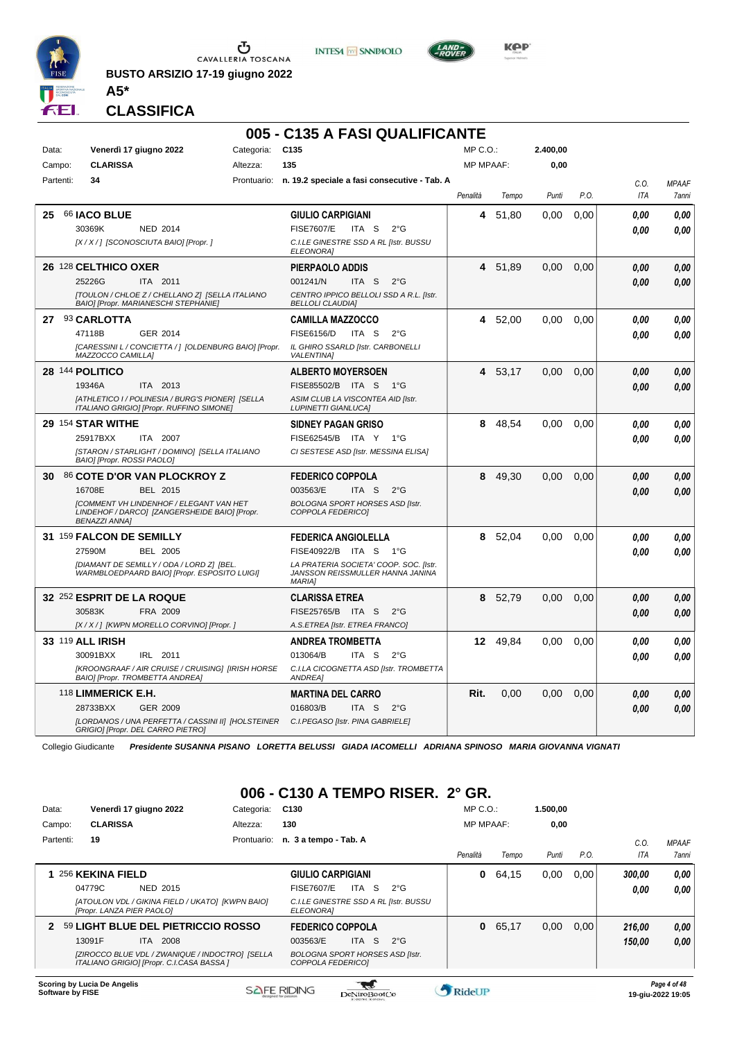BUSTO ARSIZIO 17-19 giugno 2022

**A5***

## CLASSIFICA

# 005 - C135 A FASI QUALIFICANTE

| | | | | | |
|---|---|---|---|---|---|
| Data: | Venerdì 17 giugno 2022 | Categoria: | C135 | MP C.O.: | 2.400,00 |
| Campo: | CLARISSA | Altezza: | 135 | MP MPAAF: | 0,00 |
| Partenti: | 34 | Prontuario: | n. 19.2 speciale a fasi consecutive - Tab. A | | |

| Pos. | Cavallo | Cavaliere | Penalità | Tempo | Punti | P.O. | C.O. ITA | MPAAF 7anni |
|---|---|---|---|---|---|---|---|---|
| 25 | 66 **IACO BLUE** 30369K NED 2014 *[X / X / ] [SCONOSCIUTA BAIO] [Propr. ]* | **GIULIO CARPIGIANI** FISE7607/E ITA S 2°G *C.I.LE GINESTRE SSD A RL [Istr. BUSSU ELEONORA]* | 4 | 51,80 | 0,00 | 0,00 | 0,00 / 0,00 | 0,00 / 0,00 |
| 26 | 128 **CELTHICO OXER** 25226G ITA 2011 *[TOULON / CHLOE Z / CHELLANO Z] [SELLA ITALIANO BAIO] [Propr. MARIANESCHI STEPHANIE]* | **PIERPAOLO ADDIS** 001241/N ITA S 2°G *CENTRO IPPICO BELLOLI SSD A R.L. [Istr. BELLOLI CLAUDIA]* | 4 | 51,89 | 0,00 | 0,00 | 0,00 / 0,00 | 0,00 / 0,00 |
| 27 | 93 **CARLOTTA** 47118B GER 2014 *[CARESSINI L / CONCIETTA / ] [OLDENBURG BAIO] [Propr. MAZZOCCO CAMILLA]* | **CAMILLA MAZZOCCO** FISE6156/D ITA S 2°G *IL GHIRO SSARLD [Istr. CARBONELLI VALENTINA]* | 4 | 52,00 | 0,00 | 0,00 | 0,00 / 0,00 | 0,00 / 0,00 |
| 28 | 144 **POLITICO** 19346A ITA 2013 *[ATHLETICO I / POLINESIA / BURG'S PIONER] [SELLA ITALIANO GRIGIO] [Propr. RUFFINO SIMONE]* | **ALBERTO MOYERSOEN** FISE85502/B ITA S 1°G *ASIM CLUB LA VISCONTEA AID [Istr. LUPINETTI GIANLUCA]* | 4 | 53,17 | 0,00 | 0,00 | 0,00 / 0,00 | 0,00 / 0,00 |
| 29 | 154 **STAR WITHE** 25917BXX ITA 2007 *[STARON / STARLIGHT / DOMINO] [SELLA ITALIANO BAIO] [Propr. ROSSI PAOLO]* | **SIDNEY PAGAN GRISO** FISE62545/B ITA Y 1°G *CI SESTESE ASD [Istr. MESSINA ELISA]* | 8 | 48,54 | 0,00 | 0,00 | 0,00 / 0,00 | 0,00 / 0,00 |
| 30 | 86 **COTE D'OR VAN PLOCKROY Z** 16708E BEL 2015 *[COMMENT VH LINDENHOF / ELEGANT VAN HET LINDEHOF / DARCO] [ZANGERSHEIDE BAIO] [Propr. BENAZZI ANNA]* | **FEDERICO COPPOLA** 003563/E ITA S 2°G *BOLOGNA SPORT HORSES ASD [Istr. COPPOLA FEDERICO]* | 8 | 49,30 | 0,00 | 0,00 | 0,00 / 0,00 | 0,00 / 0,00 |
| 31 | 159 **FALCON DE SEMILLY** 27590M BEL 2005 *[DIAMANT DE SEMILLY / ODA / LORD Z] [BEL. WARMBLOEDPAARD BAIO] [Propr. ESPOSITO LUIGI]* | **FEDERICA ANGIOLELLA** FISE40922/B ITA S 1°G *LA PRATERIA SOCIETA' COOP. SOC. [Istr. JANSSON REISSMULLER HANNA JANINA MARIA]* | 8 | 52,04 | 0,00 | 0,00 | 0,00 / 0,00 | 0,00 / 0,00 |
| 32 | 252 **ESPRIT DE LA ROQUE** 30583K FRA 2009 *[X / X / ] [KWPN MORELLO CORVINO] [Propr. ]* | **CLARISSA ETREA** FISE25765/B ITA S 2°G *A.S.ETREA [Istr. ETREA FRANCO]* | 8 | 52,79 | 0,00 | 0,00 | 0,00 / 0,00 | 0,00 / 0,00 |
| 33 | 119 **ALL IRISH** 30091BXX IRL 2011 *[KROONGRAAF / AIR CRUISE / CRUISING] [IRISH HORSE BAIO] [Propr. TROMBETTA ANDREA]* | **ANDREA TROMBETTA** 013064/B ITA S 2°G *C.I.LA CICOGNETTA ASD [Istr. TROMBETTA ANDREA]* | 12 | 49,84 | 0,00 | 0,00 | 0,00 / 0,00 | 0,00 / 0,00 |
| | 118 **LIMMERICK E.H.** 28733BXX GER 2009 *[LORDANOS / UNA PERFETTA / CASSINI II] [HOLSTEINER GRIGIO] [Propr. DEL CARRO PIETRO]* | **MARTINA DEL CARRO** 016803/B ITA S 2°G *C.I.PEGASO [Istr. PINA GABRIELE]* | Rit. | 0,00 | 0,00 | 0,00 | 0,00 / 0,00 | 0,00 / 0,00 |

Collegio Giudicante *Presidente SUSANNA PISANO LORETTA BELUSSI GIADA IACOMELLI ADRIANA SPINOSO MARIA GIOVANNA VIGNATI*

# 006 - C130 A TEMPO RISER. 2° GR.

| | | | | | |
|---|---|---|---|---|---|
| Data: | Venerdì 17 giugno 2022 | Categoria: | C130 | MP C.O.: | 1.500,00 |
| Campo: | CLARISSA | Altezza: | 130 | MP MPAAF: | 0,00 |
| Partenti: | 19 | Prontuario: | n. 3 a tempo - Tab. A | | |

| Pos. | Cavallo | Cavaliere | Penalità | Tempo | Punti | P.O. | C.O. ITA | MPAAF 7anni |
|---|---|---|---|---|---|---|---|---|
| 1 | 256 **KEKINA FIELD** 04779C NED 2015 *[ATOULON VDL / GIKINA FIELD / UKATO] [KWPN BAIO] [Propr. LANZA PIER PAOLO]* | **GIULIO CARPIGIANI** FISE7607/E ITA S 2°G *C.I.LE GINESTRE SSD A RL [Istr. BUSSU ELEONORA]* | 0 | 64,15 | 0,00 | 0,00 | 300,00 / 0,00 | 0,00 / 0,00 |
| 2 | 59 **LIGHT BLUE DEL PIETRICCIO ROSSO** 13091F ITA 2008 *[ZIROCCO BLUE VDL / ZWANIQUE / INDOCTRO] [SELLA ITALIANO GRIGIO] [Propr. C.I.CASA BASSA ]* | **FEDERICO COPPOLA** 003563/E ITA S 2°G *BOLOGNA SPORT HORSES ASD [Istr. COPPOLA FEDERICO]* | 0 | 65,17 | 0,00 | 0,00 | 216,00 / 150,00 | 0,00 / 0,00 |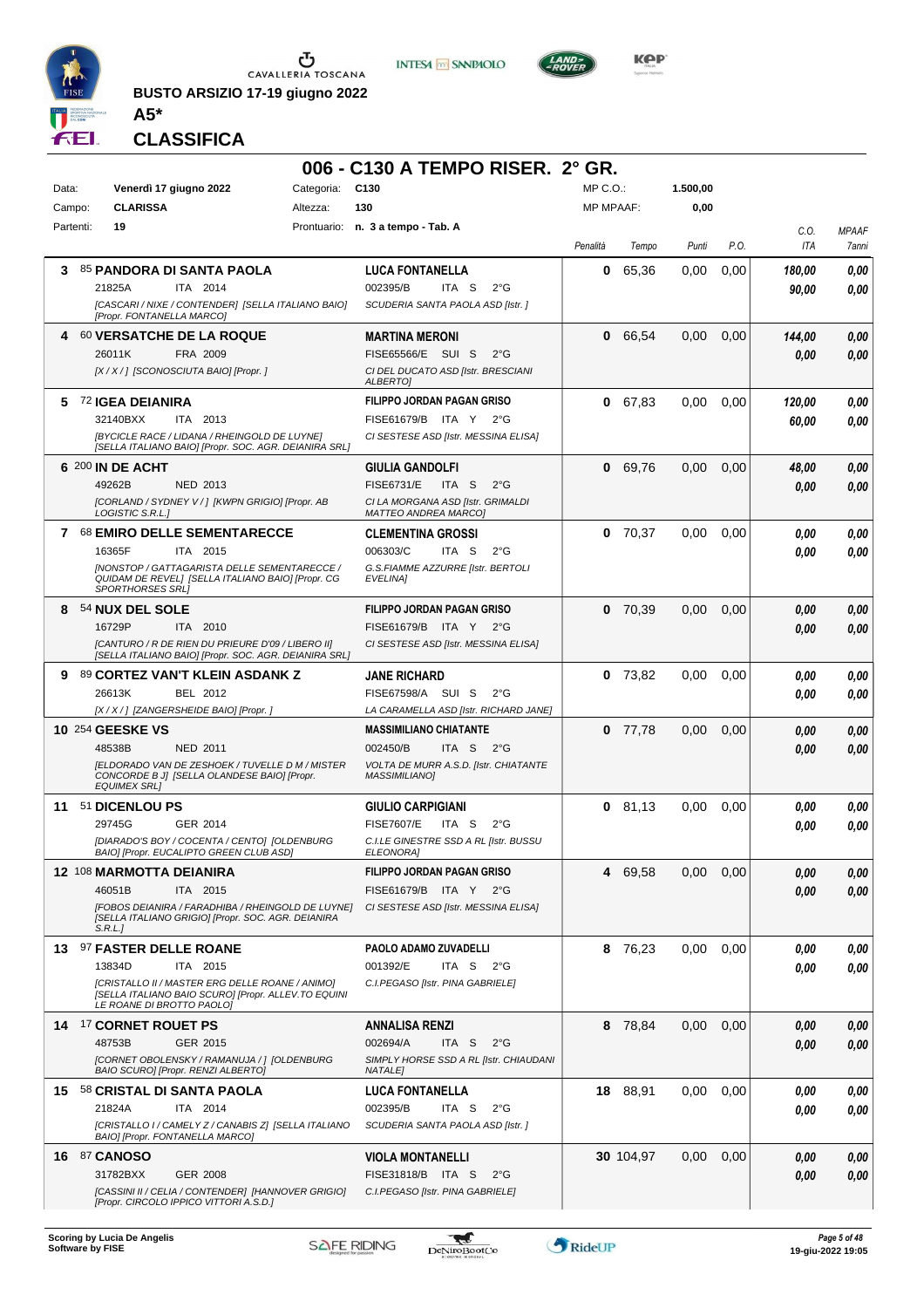BUSTO ARSIZIO 17-19 giugno 2022

**A5***

## CLASSIFICA

# 006 - C130 A TEMPO RISER. 2° GR.

| Data: | Venerdì 17 giugno 2022 | Categoria: | C130 | MP C.O.: | 1.500,00 |
|---|---|---|---|---|---|
| Campo: | CLARISSA | Altezza: | 130 | MP MPAAF: | 0,00 |
| Partenti: | 19 | Prontuario: | n. 3 a tempo - Tab. A | | |

| Pos. | Cavallo | Cavaliere | Penalità | Tempo | Punti | P.O. | C.O. ITA | MPAAF 7anni |
|---|---|---|---|---|---|---|---|---|
| 3 | 85 **PANDORA DI SANTA PAOLA** 21825A ITA 2014 *[CASCARI / NIXE / CONTENDER] [SELLA ITALIANO BAIO] [Propr. FONTANELLA MARCO]* | **LUCA FONTANELLA** 002395/B ITA S 2°G *SCUDERIA SANTA PAOLA ASD [Istr. ]* | 0 | 65,36 | 0,00 | 0,00 | 180,00 / 90,00 | 0,00 / 0,00 |
| 4 | 60 **VERSATCHE DE LA ROQUE** 26011K FRA 2009 *[X / X / ] [SCONOSCIUTA BAIO] [Propr. ]* | **MARTINA MERONI** FISE65566/E SUI S 2°G *CI DEL DUCATO ASD [Istr. BRESCIANI ALBERTO]* | 0 | 66,54 | 0,00 | 0,00 | 144,00 / 0,00 | 0,00 / 0,00 |
| 5 | 72 **IGEA DEIANIRA** 32140BXX ITA 2013 *[BYCICLE RACE / LIDANA / RHEINGOLD DE LUYNE] [SELLA ITALIANO BAIO] [Propr. SOC. AGR. DEIANIRA SRL]* | **FILIPPO JORDAN PAGAN GRISO** FISE61679/B ITA Y 2°G *CI SESTESE ASD [Istr. MESSINA ELISA]* | 0 | 67,83 | 0,00 | 0,00 | 120,00 / 60,00 | 0,00 / 0,00 |
| 6 | 200 **IN DE ACHT** 49262B NED 2013 *[CORLAND / SYDNEY V / ] [KWPN GRIGIO] [Propr. AB LOGISTIC S.R.L.]* | **GIULIA GANDOLFI** FISE6731/E ITA S 2°G *CI LA MORGANA ASD [Istr. GRIMALDI MATTEO ANDREA MARCO]* | 0 | 69,76 | 0,00 | 0,00 | 48,00 / 0,00 | 0,00 / 0,00 |
| 7 | 68 **EMIRO DELLE SEMENTARECCE** 16365F ITA 2015 *[NONSTOP / GATTAGARISTA DELLE SEMENTARECCE / QUIDAM DE REVEL] [SELLA ITALIANO BAIO] [Propr. CG SPORTHORSES SRL]* | **CLEMENTINA GROSSI** 006303/C ITA S 2°G *G.S.FIAMME AZZURRE [Istr. BERTOLI EVELINA]* | 0 | 70,37 | 0,00 | 0,00 | 0,00 / 0,00 | 0,00 / 0,00 |
| 8 | 54 **NUX DEL SOLE** 16729P ITA 2010 *[CANTURO / R DE RIEN DU PRIEURE D'09 / LIBERO II] [SELLA ITALIANO BAIO] [Propr. SOC. AGR. DEIANIRA SRL]* | **FILIPPO JORDAN PAGAN GRISO** FISE61679/B ITA Y 2°G *CI SESTESE ASD [Istr. MESSINA ELISA]* | 0 | 70,39 | 0,00 | 0,00 | 0,00 / 0,00 | 0,00 / 0,00 |
| 9 | 89 **CORTEZ VAN'T KLEIN ASDANK Z** 26613K BEL 2012 *[X / X / ] [ZANGERSHEIDE BAIO] [Propr. ]* | **JANE RICHARD** FISE67598/A SUI S 2°G *LA CARAMELLA ASD [Istr. RICHARD JANE]* | 0 | 73,82 | 0,00 | 0,00 | 0,00 / 0,00 | 0,00 / 0,00 |
| 10 | 254 **GEESKE VS** 48538B NED 2011 *[ELDORADO VAN DE ZESHOEK / TUVELLE D M / MISTER CONCORDE B J] [SELLA OLANDESE BAIO] [Propr. EQUIMEX SRL]* | **MASSIMILIANO CHIATANTE** 002450/B ITA S 2°G *VOLTA DE MURR A.S.D. [Istr. CHIATANTE MASSIMILIANO]* | 0 | 77,78 | 0,00 | 0,00 | 0,00 / 0,00 | 0,00 / 0,00 |
| 11 | 51 **DICENLOU PS** 29745G GER 2014 *[DIARADO'S BOY / COCENTA / CENTO] [OLDENBURG BAIO] [Propr. EUCALIPTO GREEN CLUB ASD]* | **GIULIO CARPIGIANI** FISE7607/E ITA S 2°G *C.I.LE GINESTRE SSD A RL [Istr. BUSSU ELEONORA]* | 0 | 81,13 | 0,00 | 0,00 | 0,00 / 0,00 | 0,00 / 0,00 |
| 12 | 108 **MARMOTTA DEIANIRA** 46051B ITA 2015 *[FOBOS DEIANIRA / FARADHIBA / RHEINGOLD DE LUYNE] [SELLA ITALIANO GRIGIO] [Propr. SOC. AGR. DEIANIRA S.R.L.]* | **FILIPPO JORDAN PAGAN GRISO** FISE61679/B ITA Y 2°G *CI SESTESE ASD [Istr. MESSINA ELISA]* | 4 | 69,58 | 0,00 | 0,00 | 0,00 / 0,00 | 0,00 / 0,00 |
| 13 | 97 **FASTER DELLE ROANE** 13834D ITA 2015 *[CRISTALLO II / MASTER ERG DELLE ROANE / ANIMO] [SELLA ITALIANO BAIO SCURO] [Propr. ALLEV.TO EQUINI LE ROANE DI BROTTO PAOLO]* | **PAOLO ADAMO ZUVADELLI** 001392/E ITA S 2°G *C.I.PEGASO [Istr. PINA GABRIELE]* | 8 | 76,23 | 0,00 | 0,00 | 0,00 / 0,00 | 0,00 / 0,00 |
| 14 | 17 **CORNET ROUET PS** 48753B GER 2015 *[CORNET OBOLENSKY / RAMANUJA / ] [OLDENBURG BAIO SCURO] [Propr. RENZI ALBERTO]* | **ANNALISA RENZI** 002694/A ITA S 2°G *SIMPLY HORSE SSD A RL [Istr. CHIAUDANI NATALE]* | 8 | 78,84 | 0,00 | 0,00 | 0,00 / 0,00 | 0,00 / 0,00 |
| 15 | 58 **CRISTAL DI SANTA PAOLA** 21824A ITA 2014 *[CRISTALLO I / CAMELY Z / CANABIS Z] [SELLA ITALIANO BAIO] [Propr. FONTANELLA MARCO]* | **LUCA FONTANELLA** 002395/B ITA S 2°G *SCUDERIA SANTA PAOLA ASD [Istr. ]* | 18 | 88,91 | 0,00 | 0,00 | 0,00 / 0,00 | 0,00 / 0,00 |
| 16 | 87 **CANOSO** 31782BXX GER 2008 *[CASSINI II / CELIA / CONTENDER] [HANNOVER GRIGIO] [Propr. CIRCOLO IPPICO VITTORI A.S.D.]* | **VIOLA MONTANELLI** FISE31818/B ITA S 2°G *C.I.PEGASO [Istr. PINA GABRIELE]* | 30 | 104,97 | 0,00 | 0,00 | 0,00 / 0,00 | 0,00 / 0,00 |

Scoring by Lucia De Angelis
Software by FISE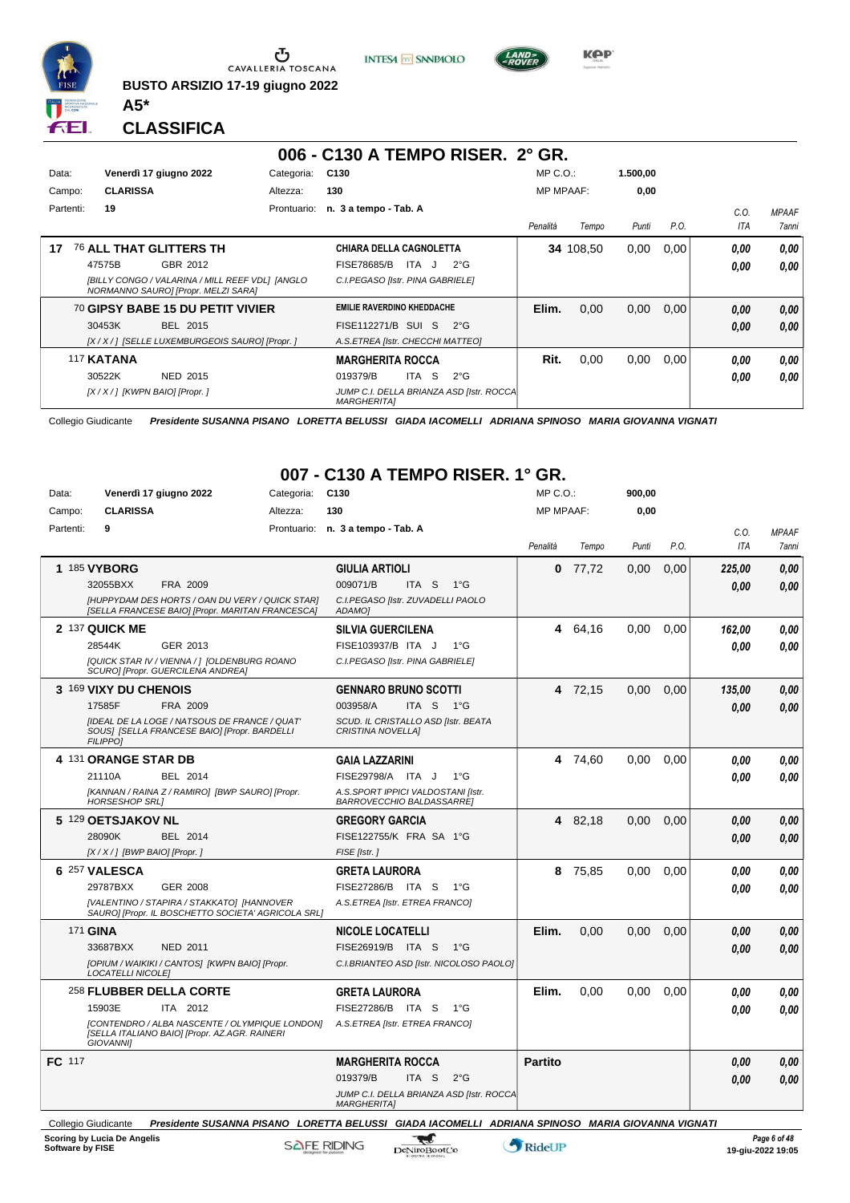BUSTO ARSIZIO 17-19 giugno 2022

A5*

CLASSIFICA

## 006 - C130 A TEMPO RISER. 2° GR.

Data: Venerdì 17 giugno 2022 | Categoria: C130 | MP C.O.: 1.500,00
Campo: CLARISSA | Altezza: 130 | MP MPAAF: 0,00
Partenti: 19 | Prontuario: n. 3 a tempo - Tab. A

| Pos. | Cavallo | Cavaliere | Penalità | Tempo | Punti | P.O. | C.O. ITA | MPAAF 7anni |
|---|---|---|---|---|---|---|---|---|
| 17 | 76 **ALL THAT GLITTERS TH** 47575B GBR 2012 *[BILLY CONGO / VALARINA / MILL REEF VDL] [ANGLO NORMANNO SAURO] [Propr. MELZI SARA]* | **CHIARA DELLA CAGNOLETTA** FISE78685/B ITA J 2°G *C.I.PEGASO [Istr. PINA GABRIELE]* | 34 | 108,50 | 0,00 | 0,00 | 0,00 / 0,00 | 0,00 / 0,00 |
| | 70 **GIPSY BABE 15 DU PETIT VIVIER** 30453K BEL 2015 *[X / X / ] [SELLE LUXEMBURGEOIS SAURO] [Propr. ]* | **EMILIE RAVERDINO KHEDDACHE** FISE112271/B SUI S 2°G *A.S.ETREA [Istr. CHECCHI MATTEO]* | Elim. | 0,00 | 0,00 | 0,00 | 0,00 / 0,00 | 0,00 / 0,00 |
| | 117 **KATANA** 30522K NED 2015 *[X / X / ] [KWPN BAIO] [Propr. ]* | **MARGHERITA ROCCA** 019379/B ITA S 2°G *JUMP C.I. DELLA BRIANZA ASD [Istr. ROCCA MARGHERITA]* | Rit. | 0,00 | 0,00 | 0,00 | 0,00 / 0,00 | 0,00 / 0,00 |

Collegio Giudicante *Presidente SUSANNA PISANO LORETTA BELUSSI GIADA IACOMELLI ADRIANA SPINOSO MARIA GIOVANNA VIGNATI*

## 007 - C130 A TEMPO RISER. 1° GR.

Data: Venerdì 17 giugno 2022 | Categoria: C130 | MP C.O.: 900,00
Campo: CLARISSA | Altezza: 130 | MP MPAAF: 0,00
Partenti: 9 | Prontuario: n. 3 a tempo - Tab. A

| Pos. | Cavallo | Cavaliere | Penalità | Tempo | Punti | P.O. | C.O. ITA | MPAAF 7anni |
|---|---|---|---|---|---|---|---|---|
| 1 | 185 **VYBORG** 32055BXX FRA 2009 *[HUPPYDAM DES HORTS / OAN DU VERY / QUICK STAR] [SELLA FRANCESE BAIO] [Propr. MARITAN FRANCESCA]* | **GIULIA ARTIOLI** 009071/B ITA S 1°G *C.I.PEGASO [Istr. ZUVADELLI PAOLO ADAMO]* | 0 | 77,72 | 0,00 | 0,00 | 225,00 / 0,00 | 0,00 / 0,00 |
| 2 | 137 **QUICK ME** 28544K GER 2013 *[QUICK STAR IV / VIENNA / ] [OLDENBURG ROANO SCURO] [Propr. GUERCILENA ANDREA]* | **SILVIA GUERCILENA** FISE103937/B ITA J 1°G *C.I.PEGASO [Istr. PINA GABRIELE]* | 4 | 64,16 | 0,00 | 0,00 | 162,00 / 0,00 | 0,00 / 0,00 |
| 3 | 169 **VIXY DU CHENOIS** 17585F FRA 2009 *[IDEAL DE LA LOGE / NATSOUS DE FRANCE / QUAT' SOUS] [SELLA FRANCESE BAIO] [Propr. BARDELLI FILIPPO]* | **GENNARO BRUNO SCOTTI** 003958/A ITA S 1°G *SCUD. IL CRISTALLO ASD [Istr. BEATA CRISTINA NOVELLA]* | 4 | 72,15 | 0,00 | 0,00 | 135,00 / 0,00 | 0,00 / 0,00 |
| 4 | 131 **ORANGE STAR DB** 21110A BEL 2014 *[KANNAN / RAINA Z / RAMIRO] [BWP SAURO] [Propr. HORSESHOP SRL]* | **GAIA LAZZARINI** FISE29798/A ITA J 1°G *A.S.SPORT IPPICI VALDOSTANI [Istr. BARROVECCHIO BALDASSARRE]* | 4 | 74,60 | 0,00 | 0,00 | 0,00 / 0,00 | 0,00 / 0,00 |
| 5 | 129 **OETSJAKOV NL** 28090K BEL 2014 *[X / X / ] [BWP BAIO] [Propr. ]* | **GREGORY GARCIA** FISE122755/K FRA SA 1°G *FISE [Istr. ]* | 4 | 82,18 | 0,00 | 0,00 | 0,00 / 0,00 | 0,00 / 0,00 |
| 6 | 257 **VALESCA** 29787BXX GER 2008 *[VALENTINO / STAPIRA / STAKKATO] [HANNOVER SAURO] [Propr. IL BOSCHETTO SOCIETA' AGRICOLA SRL]* | **GRETA LAURORA** FISE27286/B ITA S 1°G *A.S.ETREA [Istr. ETREA FRANCO]* | 8 | 75,85 | 0,00 | 0,00 | 0,00 / 0,00 | 0,00 / 0,00 |
| | 171 **GINA** 33687BXX NED 2011 *[OPIUM / WAIKIKI / CANTOS] [KWPN BAIO] [Propr. LOCATELLI NICOLE]* | **NICOLE LOCATELLI** FISE26919/B ITA S 1°G *C.I.BRIANTEO ASD [Istr. NICOLOSO PAOLO]* | Elim. | 0,00 | 0,00 | 0,00 | 0,00 / 0,00 | 0,00 / 0,00 |
| | 258 **FLUBBER DELLA CORTE** 15903E ITA 2012 *[CONTENDRO / ALBA NASCENTE / OLYMPIQUE LONDON] [SELLA ITALIANO BAIO] [Propr. AZ.AGR. RAINERI GIOVANNI]* | **GRETA LAURORA** FISE27286/B ITA S 1°G *A.S.ETREA [Istr. ETREA FRANCO]* | Elim. | 0,00 | 0,00 | 0,00 | 0,00 / 0,00 | 0,00 / 0,00 |
| FC | 117 | **MARGHERITA ROCCA** 019379/B ITA S 2°G *JUMP C.I. DELLA BRIANZA ASD [Istr. ROCCA MARGHERITA]* | Partito | | | | 0,00 / 0,00 | 0,00 / 0,00 |

Collegio Giudicante *Presidente SUSANNA PISANO LORETTA BELUSSI GIADA IACOMELLI ADRIANA SPINOSO MARIA GIOVANNA VIGNATI*

Scoring by Lucia De Angelis
Software by FISE

19-giu-2022 19:05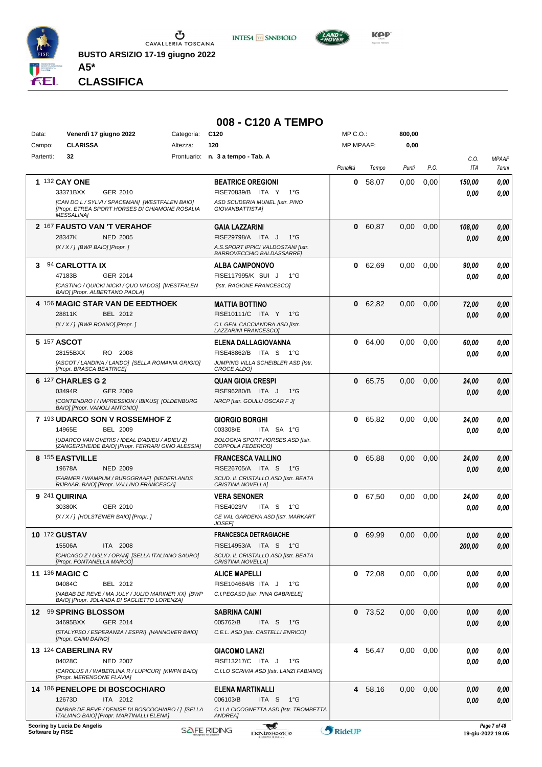CAVALLERIA TOSCANA

**BUSTO ARSIZIO 17-19 giugno 2022**

**A5***

## CLASSIFICA

# 008 - C120 A TEMPO

| | | | | | |
|---|---|---|---|---|---|
| Data: | **Venerdì 17 giugno 2022** | Categoria: | **C120** | MP C.O.: | **800,00** |
| Campo: | **CLARISSA** | Altezza: | **120** | MP MPAAF: | **0,00** |
| Partenti: | **32** | Prontuario: | **n. 3 a tempo - Tab. A** | | |

| Pos. | Cavallo | Cavaliere | Penalità | Tempo | Punti | P.O. | C.O. ITA | MPAAF 7anni |
|---|---|---|---|---|---|---|---|---|
| 1 | 132 **CAY ONE** 33371BXX GER 2010 *[CAN DO L / SYLVI / SPACEMAN] [WESTFALEN BAIO] [Propr. ETREA SPORT HORSES DI CHIAMONE ROSALIA MESSALINA]* | **BEATRICE OREGIONI** FISE70839/B ITA Y 1°G *ASD SCUDERIA MUNEL [Istr. PINO GIOVANBATTISTA]* | **0** | 58,07 | 0,00 | 0,00 | *150,00* / *0,00* | *0,00* / *0,00* |
| 2 | 167 **FAUSTO VAN 'T VERAHOF** 28347K NED 2005 *[X / X / ] [BWP BAIO] [Propr. ]* | **GAIA LAZZARINI** FISE29798/A ITA J 1°G *A.S.SPORT IPPICI VALDOSTANI [Istr. BARROVECCHIO BALDASSARRE]* | **0** | 60,87 | 0,00 | 0,00 | *108,00* / *0,00* | *0,00* / *0,00* |
| 3 | 94 **CARLOTTA IX** 47183B GER 2014 *[CASTINO / QUICKI NICKI / QUO VADOS] [WESTFALEN BAIO] [Propr. ALBERTANO PAOLA]* | **ALBA CAMPONOVO** FISE117995/K SUI J 1°G *[Istr. RAGIONE FRANCESCO]* | **0** | 62,69 | 0,00 | 0,00 | *90,00* / *0,00* | *0,00* / *0,00* |
| 4 | 156 **MAGIC STAR VAN DE EEDTHOEK** 28811K BEL 2012 *[X / X / ] [BWP ROANO] [Propr. ]* | **MATTIA BOTTINO** FISE10111/C ITA Y 1°G *C.I. GEN. CACCIANDRA ASD [Istr. LAZZARINI FRANCESCO]* | **0** | 62,82 | 0,00 | 0,00 | *72,00* / *0,00* | *0,00* / *0,00* |
| 5 | 157 **ASCOT** 28155BXX RO 2008 *[ASCOT / LANDINA / LANDO] [SELLA ROMANIA GRIGIO] [Propr. BRASCA BEATRICE]* | **ELENA DALLAGIOVANNA** FISE48862/B ITA S 1°G *JUMPING VILLA SCHEIBLER ASD [Istr. CROCE ALDO]* | **0** | 64,00 | 0,00 | 0,00 | *60,00* / *0,00* | *0,00* / *0,00* |
| 6 | 127 **CHARLES G 2** 03494R GER 2009 *[CONTENDRO I / IMPRESSION / IBIKUS] [OLDENBURG BAIO] [Propr. VANOLI ANTONIO]* | **QUAN GIOIA CRESPI** FISE96280/B ITA J 1°G *NRCP [Istr. GOULU OSCAR F J]* | **0** | 65,75 | 0,00 | 0,00 | *24,00* / *0,00* | *0,00* / *0,00* |
| 7 | 193 **UDARCO SON V ROSSEMHOF Z** 14965E BEL 2009 *[UDARCO VAN OVERIS / IDEAL D'ADIEU / ADIEU Z] [ZANGERSHEIDE BAIO] [Propr. FERRARI GINO ALESSIA]* | **GIORGIO BORGHI** 003308/E ITA SA 1°G *BOLOGNA SPORT HORSES ASD [Istr. COPPOLA FEDERICO]* | **0** | 65,82 | 0,00 | 0,00 | *24,00* / *0,00* | *0,00* / *0,00* |
| 8 | 155 **EASTVILLE** 19678A NED 2009 *[FARMER / WAMPUM / BURGGRAAF] [NEDERLANDS RIJPAAR. BAIO] [Propr. VALLINO FRANCESCA]* | **FRANCESCA VALLINO** FISE26705/A ITA S 1°G *SCUD. IL CRISTALLO ASD [Istr. BEATA CRISTINA NOVELLA]* | **0** | 65,88 | 0,00 | 0,00 | *24,00* / *0,00* | *0,00* / *0,00* |
| 9 | 241 **QUIRINA** 30380K GER 2010 *[X / X / ] [HOLSTEINER BAIO] [Propr. ]* | **VERA SENONER** FISE4023/V ITA S 1°G *CE VAL GARDENA ASD [Istr. MARKART JOSEF]* | **0** | 67,50 | 0,00 | 0,00 | *24,00* / *0,00* | *0,00* / *0,00* |
| 10 | 172 **GUSTAV** 15506A ITA 2008 *[CHICAGO Z / UGLY / OPAN] [SELLA ITALIANO SAURO] [Propr. FONTANELLA MARCO]* | **FRANCESCA DETRAGIACHE** FISE14953/A ITA S 1°G *SCUD. IL CRISTALLO ASD [Istr. BEATA CRISTINA NOVELLA]* | **0** | 69,99 | 0,00 | 0,00 | *0,00* / *200,00* | *0,00* / *0,00* |
| 11 | 136 **MAGIC C** 04084C BEL 2012 *[NABAB DE REVE / MA JULY / JULIO MARINER XX] [BWP BAIO] [Propr. JOLANDA DI SAGLIETTO LORENZA]* | **ALICE MAPELLI** FISE104684/B ITA J 1°G *C.I.PEGASO [Istr. PINA GABRIELE]* | **0** | 72,08 | 0,00 | 0,00 | *0,00* / *0,00* | *0,00* / *0,00* |
| 12 | 99 **SPRING BLOSSOM** 34695BXX GER 2014 *[STALYPSO / ESPERANZA / ESPRI] [HANNOVER BAIO] [Propr. CAIMI DARIO]* | **SABRINA CAIMI** 005762/B ITA S 1°G *C.E.L. ASD [Istr. CASTELLI ENRICO]* | **0** | 73,52 | 0,00 | 0,00 | *0,00* / *0,00* | *0,00* / *0,00* |
| 13 | 124 **CABERLINA RV** 04028C NED 2007 *[CAROLUS II / WABERLINA R / LUPICUR] [KWPN BAIO] [Propr. MERENGONE FLAVIA]* | **GIACOMO LANZI** FISE13217/C ITA J 1°G *C.I.LO SCRIVIA ASD [Istr. LANZI FABIANO]* | **4** | 56,47 | 0,00 | 0,00 | *0,00* / *0,00* | *0,00* / *0,00* |
| 14 | 186 **PENELOPE DI BOSCOCHIARO** 12673D ITA 2012 *[NABAB DE REVE / DENISE DI BOSCOCHIARO / ] [SELLA ITALIANO BAIO] [Propr. MARTINALLI ELENA]* | **ELENA MARTINALLI** 006103/B ITA S 1°G *C.I.LA CICOGNETTA ASD [Istr. TROMBETTA ANDREA]* | **4** | 58,16 | 0,00 | 0,00 | *0,00* / *0,00* | *0,00* / *0,00* |

Scoring by Lucia De Angelis
Software by FISE

19-giu-2022 19:05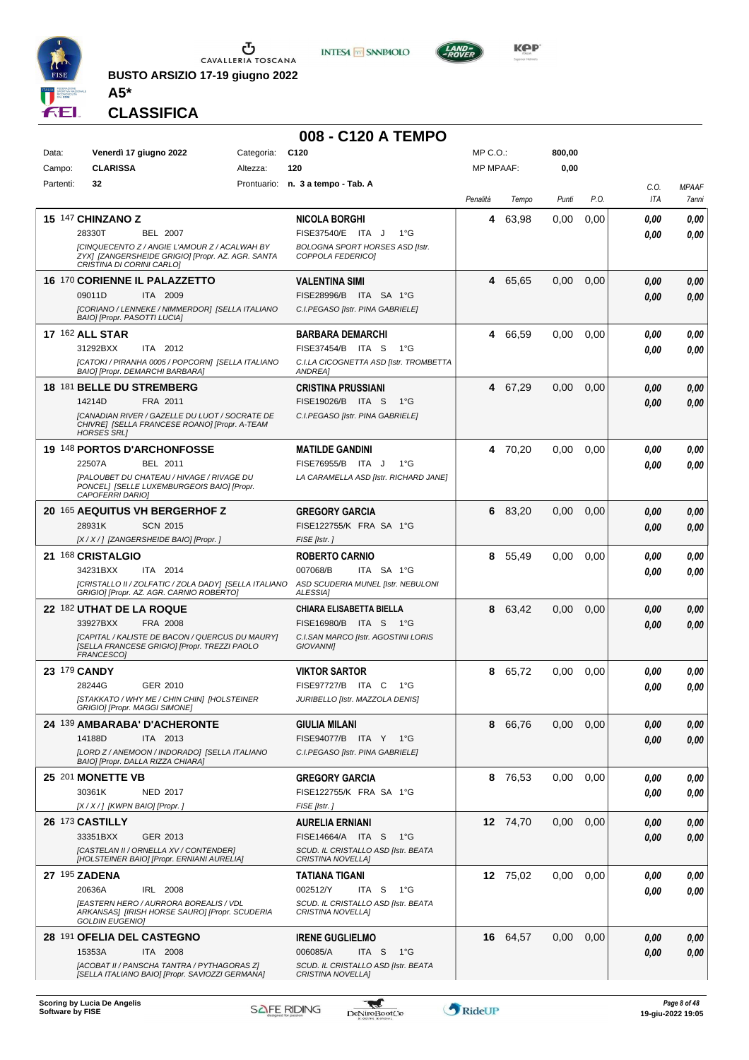BUSTO ARSIZIO 17-19 giugno 2022

**A5***

## CLASSIFICA

# 008 - C120 A TEMPO

| | | | | | |
|---|---|---|---|---|---|
| Data: | **Venerdì 17 giugno 2022** | Categoria: | **C120** | MP C.O.: | **800,00** |
| Campo: | **CLARISSA** | Altezza: | **120** | MP MPAAF: | **0,00** |
| Partenti: | **32** | Prontuario: | **n. 3 a tempo - Tab. A** | | |

| Pos. | Cavallo | Cavaliere | Penalità | Tempo | Punti | P.O. | C.O. ITA | MPAAF 7anni |
|---|---|---|---|---|---|---|---|---|
| **15** | 147 **CHINZANO Z** 28330T BEL 2007 *[CINQUECENTO Z / ANGIE L'AMOUR Z / ACALWAH BY ZYX] [ZANGERSHEIDE GRIGIO] [Propr. AZ. AGR. SANTA CRISTINA DI CORINI CARLO]* | **NICOLA BORGHI** FISE37540/E ITA J 1°G *BOLOGNA SPORT HORSES ASD [Istr. COPPOLA FEDERICO]* | **4** | 63,98 | 0,00 | 0,00 | **0,00** **0,00** | **0,00** **0,00** |
| **16** | 170 **CORIENNE IL PALAZZETTO** 09011D ITA 2009 *[CORIANO / LENNEKE / NIMMERDOR] [SELLA ITALIANO BAIO] [Propr. PASOTTI LUCIA]* | **VALENTINA SIMI** FISE28996/B ITA SA 1°G *C.I.PEGASO [Istr. PINA GABRIELE]* | **4** | 65,65 | 0,00 | 0,00 | **0,00** **0,00** | **0,00** **0,00** |
| **17** | 162 **ALL STAR** 31292BXX ITA 2012 *[CATOKI / PIRANHA 0005 / POPCORN] [SELLA ITALIANO BAIO] [Propr. DEMARCHI BARBARA]* | **BARBARA DEMARCHI** FISE37454/B ITA S 1°G *C.I.LA CICOGNETTA ASD [Istr. TROMBETTA ANDREA]* | **4** | 66,59 | 0,00 | 0,00 | **0,00** **0,00** | **0,00** **0,00** |
| **18** | 181 **BELLE DU STREMBERG** 14214D FRA 2011 *[CANADIAN RIVER / GAZELLE DU LUOT / SOCRATE DE CHIVRE] [SELLA FRANCESE ROANO] [Propr. A-TEAM HORSES SRL]* | **CRISTINA PRUSSIANI** FISE19026/B ITA S 1°G *C.I.PEGASO [Istr. PINA GABRIELE]* | **4** | 67,29 | 0,00 | 0,00 | **0,00** **0,00** | **0,00** **0,00** |
| **19** | 148 **PORTOS D'ARCHONFOSSE** 22507A BEL 2011 *[PALOUBET DU CHATEAU / HIVAGE / RIVAGE DU PONCEL] [SELLE LUXEMBURGEOIS BAIO] [Propr. CAPOFERRI DARIO]* | **MATILDE GANDINI** FISE76955/B ITA J 1°G *LA CARAMELLA ASD [Istr. RICHARD JANE]* | **4** | 70,20 | 0,00 | 0,00 | **0,00** **0,00** | **0,00** **0,00** |
| **20** | 165 **AEQUITUS VH BERGERHOF Z** 28931K SCN 2015 *[X / X / ] [ZANGERSHEIDE BAIO] [Propr. ]* | **GREGORY GARCIA** FISE122755/K FRA SA 1°G *FISE [Istr. ]* | **6** | 83,20 | 0,00 | 0,00 | **0,00** **0,00** | **0,00** **0,00** |
| **21** | 168 **CRISTALGIO** 34231BXX ITA 2014 *[CRISTALLO II / ZOLFATIC / ZOLA DADY] [SELLA ITALIANO GRIGIO] [Propr. AZ. AGR. CARNIO ROBERTO]* | **ROBERTO CARNIO** 007068/B ITA SA 1°G *ASD SCUDERIA MUNEL [Istr. NEBULONI ALESSIA]* | **8** | 55,49 | 0,00 | 0,00 | **0,00** **0,00** | **0,00** **0,00** |
| **22** | 182 **UTHAT DE LA ROQUE** 33927BXX FRA 2008 *[CAPITAL / KALISTE DE BACON / QUERCUS DU MAURY] [SELLA FRANCESE GRIGIO] [Propr. TREZZI PAOLO FRANCESCO]* | **CHIARA ELISABETTA BIELLA** FISE16980/B ITA S 1°G *C.I.SAN MARCO [Istr. AGOSTINI LORIS GIOVANNI]* | **8** | 63,42 | 0,00 | 0,00 | **0,00** **0,00** | **0,00** **0,00** |
| **23** | 179 **CANDY** 28244G GER 2010 *[STAKKATO / WHY ME / CHIN CHIN] [HOLSTEINER GRIGIO] [Propr. MAGGI SIMONE]* | **VIKTOR SARTOR** FISE97727/B ITA C 1°G *JURIBELLO [Istr. MAZZOLA DENIS]* | **8** | 65,72 | 0,00 | 0,00 | **0,00** **0,00** | **0,00** **0,00** |
| **24** | 139 **AMBARABA' D'ACHERONTE** 14188D ITA 2013 *[LORD Z / ANEMOON / INDORADO] [SELLA ITALIANO BAIO] [Propr. DALLA RIZZA CHIARA]* | **GIULIA MILANI** FISE94077/B ITA Y 1°G *C.I.PEGASO [Istr. PINA GABRIELE]* | **8** | 66,76 | 0,00 | 0,00 | **0,00** **0,00** | **0,00** **0,00** |
| **25** | 201 **MONETTE VB** 30361K NED 2017 *[X / X / ] [KWPN BAIO] [Propr. ]* | **GREGORY GARCIA** FISE122755/K FRA SA 1°G *FISE [Istr. ]* | **8** | 76,53 | 0,00 | 0,00 | **0,00** **0,00** | **0,00** **0,00** |
| **26** | 173 **CASTILLY** 33351BXX GER 2013 *[CASTELAN II / ORNELLA XV / CONTENDER] [HOLSTEINER BAIO] [Propr. ERNIANI AURELIA]* | **AURELIA ERNIANI** FISE14664/A ITA S 1°G *SCUD. IL CRISTALLO ASD [Istr. BEATA CRISTINA NOVELLA]* | **12** | 74,70 | 0,00 | 0,00 | **0,00** **0,00** | **0,00** **0,00** |
| **27** | 195 **ZADENA** 20636A IRL 2008 *[EASTERN HERO / AURRORA BOREALIS / VDL ARKANSAS] [IRISH HORSE SAURO] [Propr. SCUDERIA GOLDIN EUGENIO]* | **TATIANA TIGANI** 002512/Y ITA S 1°G *SCUD. IL CRISTALLO ASD [Istr. BEATA CRISTINA NOVELLA]* | **12** | 75,02 | 0,00 | 0,00 | **0,00** **0,00** | **0,00** **0,00** |
| **28** | 191 **OFELIA DEL CASTEGNO** 15353A ITA 2008 *[ACOBAT II / PANSCHA TANTRA / PYTHAGORAS Z] [SELLA ITALIANO BAIO] [Propr. SAVIOZZI GERMANA]* | **IRENE GUGLIELMO** 006085/A ITA S 1°G *SCUD. IL CRISTALLO ASD [Istr. BEATA CRISTINA NOVELLA]* | **16** | 64,57 | 0,00 | 0,00 | **0,00** **0,00** | **0,00** **0,00** |

Scoring by Lucia De Angelis
Software by FISE

19-giu-2022 19:05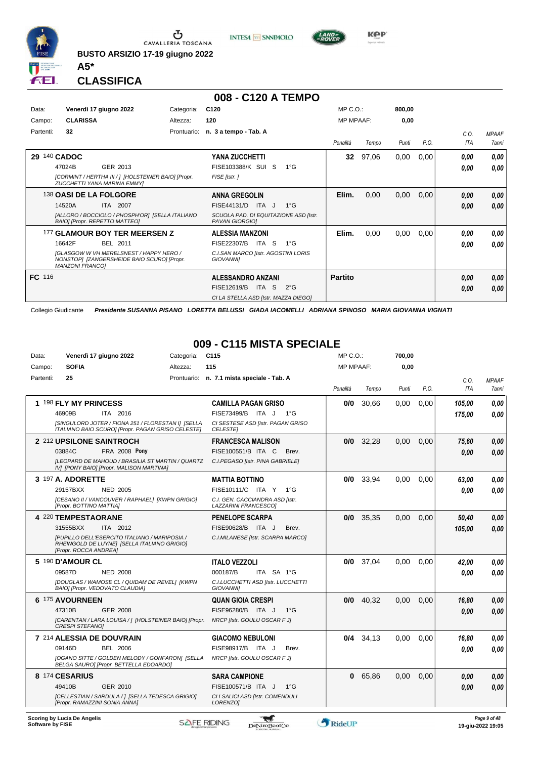**BUSTO ARSIZIO 17-19 giugno 2022**

**A5***

## CLASSIFICA

### 008 - C120 A TEMPO

| Data: | Venerdì 17 giugno 2022 | Categoria: | C120 | MP C.O.: | 800,00 |
|---|---|---|---|---|---|
| Campo: | CLARISSA | Altezza: | 120 | MP MPAAF: | 0,00 |
| Partenti: | 32 | Prontuario: | n. 3 a tempo - Tab. A | | |

| | Cavallo | Cavaliere | Penalità | Tempo | Punti | P.O. | C.O. ITA | MPAAF 7anni |
|---|---|---|---|---|---|---|---|---|
| 29 | 140 **CADOC** 47024B GER 2013 *[CORMINT / HERTHA III / ] [HOLSTEINER BAIO] [Propr. ZUCCHETTI YANA MARINA EMMY]* | **YANA ZUCCHETTI** FISE103388/K SUI S 1°G *FISE [Istr. ]* | **32** | 97,06 | 0,00 | 0,00 | 0,00 / 0,00 | 0,00 / 0,00 |
| | 138 **OASI DE LA FOLGORE** 14520A ITA 2007 *[ALLORO / BOCCIOLO / PHOSPH'OR] [SELLA ITALIANO BAIO] [Propr. REPETTO MATTEO]* | **ANNA GREGOLIN** FISE44131/D ITA J 1°G *SCUOLA PAD. DI EQUITAZIONE ASD [Istr. PAVAN GIORGIO]* | **Elim.** | 0,00 | 0,00 | 0,00 | 0,00 / 0,00 | 0,00 / 0,00 |
| | 177 **GLAMOUR BOY TER MEERSEN Z** 16642F BEL 2011 *[GLASGOW W VH MERELSNEST / HAPPY HERO / NONSTOP] [ZANGERSHEIDE BAIO SCURO] [Propr. MANZONI FRANCO]* | **ALESSIA MANZONI** FISE22307/B ITA S 1°G *C.I.SAN MARCO [Istr. AGOSTINI LORIS GIOVANNI]* | **Elim.** | 0,00 | 0,00 | 0,00 | 0,00 / 0,00 | 0,00 / 0,00 |
| **FC** | 116 | **ALESSANDRO ANZANI** FISE12619/B ITA S 2°G *CI LA STELLA ASD [Istr. MAZZA DIEGO]* | **Partito** | | | | 0,00 / 0,00 | 0,00 / 0,00 |

Collegio Giudicante *Presidente SUSANNA PISANO LORETTA BELUSSI GIADA IACOMELLI ADRIANA SPINOSO MARIA GIOVANNA VIGNATI*

### 009 - C115 MISTA SPECIALE

| Data: | Venerdì 17 giugno 2022 | Categoria: | C115 | MP C.O.: | 700,00 |
|---|---|---|---|---|---|
| Campo: | SOFIA | Altezza: | 115 | MP MPAAF: | 0,00 |
| Partenti: | 25 | Prontuario: | n. 7.1 mista speciale - Tab. A | | |

| | Cavallo | Cavaliere | Penalità | Tempo | Punti | P.O. | C.O. ITA | MPAAF 7anni |
|---|---|---|---|---|---|---|---|---|
| 1 | 198 **FLY MY PRINCESS** 46909B ITA 2016 *[SINGULORD JOTER / FIONA 251 / FLORESTAN I] [SELLA ITALIANO BAIO SCURO] [Propr. PAGAN GRISO CELESTE]* | **CAMILLA PAGAN GRISO** FISE73499/B ITA J 1°G *CI SESTESE ASD [Istr. PAGAN GRISO CELESTE]* | **0/0** | 30,66 | 0,00 | 0,00 | 105,00 / 175,00 | 0,00 / 0,00 |
| 2 | 212 **UPSILONE SAINTROCH** 03884C FRA 2008 **Pony** *[LEOPARD DE MAHOUD / BRASILIA ST MARTIN / QUARTZ IV] [PONY BAIO] [Propr. MALISON MARTINA]* | **FRANCESCA MALISON** FISE100551/B ITA C Brev. *C.I.PEGASO [Istr. PINA GABRIELE]* | **0/0** | 32,28 | 0,00 | 0,00 | 75,60 / 0,00 | 0,00 / 0,00 |
| 3 | 197 **A. ADORETTE** 29157BXX NED 2005 *[CESANO II / VANCOUVER / RAPHAEL] [KWPN GRIGIO] [Propr. BOTTINO MATTIA]* | **MATTIA BOTTINO** FISE10111/C ITA Y 1°G *C.I. GEN. CACCIANDRA ASD [Istr. LAZZARINI FRANCESCO]* | **0/0** | 33,94 | 0,00 | 0,00 | 63,00 / 0,00 | 0,00 / 0,00 |
| 4 | 220 **TEMPESTAORANE** 31555BXX ITA 2012 *[PUPILLO DELL'ESERCITO ITALIANO / MARIPOSIA / RHEINGOLD DE LUYNE] [SELLA ITALIANO GRIGIO] [Propr. ROCCA ANDREA]* | **PENELOPE SCARPA** FISE90628/B ITA J Brev. *C.I.MILANESE [Istr. SCARPA MARCO]* | **0/0** | 35,35 | 0,00 | 0,00 | 50,40 / 105,00 | 0,00 / 0,00 |
| 5 | 190 **D'AMOUR CL** 09587D NED 2008 *[DOUGLAS / WAMOSE CL / QUIDAM DE REVEL] [KWPN BAIO] [Propr. VEDOVATO CLAUDIA]* | **ITALO VEZZOLI** 000187/B ITA SA 1°G *C.I.LUCCHETTI ASD [Istr. LUCCHETTI GIOVANNI]* | **0/0** | 37,04 | 0,00 | 0,00 | 42,00 / 0,00 | 0,00 / 0,00 |
| 6 | 175 **AVOURNEEN** 47310B GER 2008 *[CARENTAN / LARA LOUISA / ] [HOLSTEINER BAIO] [Propr. CRESPI STEFANO]* | **QUAN GIOIA CRESPI** FISE96280/B ITA J 1°G *NRCP [Istr. GOULU OSCAR F J]* | **0/0** | 40,32 | 0,00 | 0,00 | 16,80 / 0,00 | 0,00 / 0,00 |
| 7 | 214 **ALESSIA DE DOUVRAIN** 09146D BEL 2006 *[OGANO SITTE / GOLDEN MELODY / GONFARON] [SELLA BELGA SAURO] [Propr. BETTELLA EDOARDO]* | **GIACOMO NEBULONI** FISE98917/B ITA J Brev. *NRCP [Istr. GOULU OSCAR F J]* | **0/4** | 34,13 | 0,00 | 0,00 | 16,80 / 0,00 | 0,00 / 0,00 |
| 8 | 174 **CESARIUS** 49410B GER 2010 *[CELLESTIAN / SARDULA / ] [SELLA TEDESCA GRIGIO] [Propr. RAMAZZINI SONIA ANNA]* | **SARA CAMPIONE** FISE100571/B ITA J 1°G *CI I SALICI ASD [Istr. COMENDULI LORENZO]* | **0** | 65,86 | 0,00 | 0,00 | 0,00 / 0,00 | 0,00 / 0,00 |

Scoring by Lucia De Angelis
Software by FISE

19-giu-2022 19:05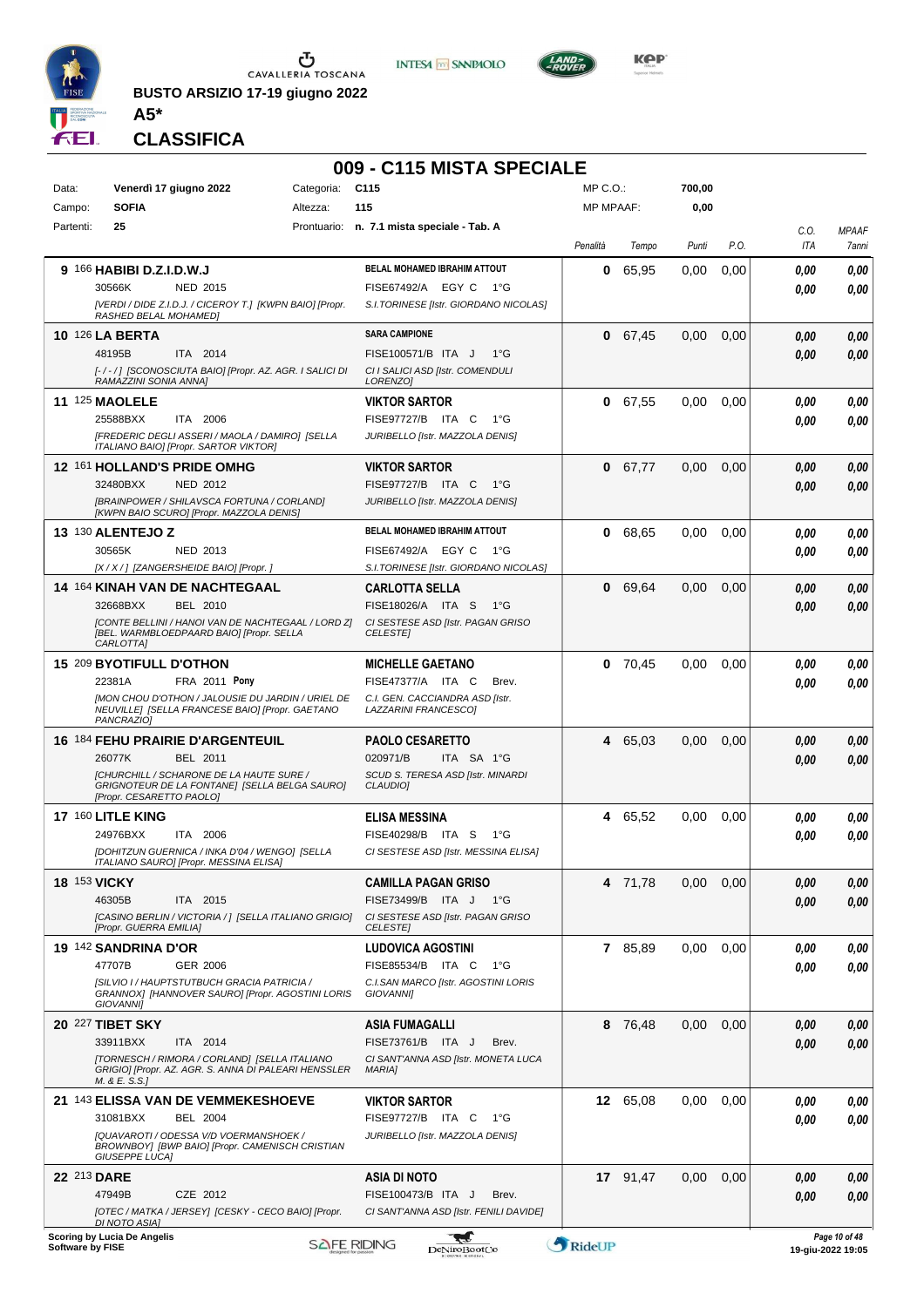BUSTO ARSIZIO 17-19 giugno 2022

A5*

# CLASSIFICA

## 009 - C115 MISTA SPECIALE

| Data: | Venerdì 17 giugno 2022 | Categoria: | C115 | MP C.O.: | 700,00 |
|---|---|---|---|---|---|
| Campo: | SOFIA | Altezza: | 115 | MP MPAAF: | 0,00 |
| Partenti: | 25 | Prontuario: | n. 7.1 mista speciale - Tab. A | | |

| Pos. | Cavallo | Cavaliere | Penalità | Tempo | Punti | P.O. | C.O. ITA | MPAAF 7anni |
|---|---|---|---|---|---|---|---|---|
| 9 | 166 **HABIBI D.Z.I.D.W.J** 30566K NED 2015 *[VERDI / DIDE Z.I.D.J. / CICEROY T.] [KWPN BAIO] [Propr. RASHED BELAL MOHAMED]* | **BELAL MOHAMED IBRAHIM ATTOUT** FISE67492/A EGY C 1°G *S.I.TORINESE [Istr. GIORDANO NICOLAS]* | 0 | 65,95 | 0,00 | 0,00 | 0,00 / 0,00 | 0,00 / 0,00 |
| 10 | 126 **LA BERTA** 48195B ITA 2014 *[- / - / ] [SCONOSCIUTA BAIO] [Propr. AZ. AGR. I SALICI DI RAMAZZINI SONIA ANNA]* | **SARA CAMPIONE** FISE100571/B ITA J 1°G *CI I SALICI ASD [Istr. COMENDULI LORENZO]* | 0 | 67,45 | 0,00 | 0,00 | 0,00 / 0,00 | 0,00 / 0,00 |
| 11 | 125 **MAOLELE** 25588BXX ITA 2006 *[FREDERIC DEGLI ASSERI / MAOLA / DAMIRO] [SELLA ITALIANO BAIO] [Propr. SARTOR VIKTOR]* | **VIKTOR SARTOR** FISE97727/B ITA C 1°G *JURIBELLO [Istr. MAZZOLA DENIS]* | 0 | 67,55 | 0,00 | 0,00 | 0,00 / 0,00 | 0,00 / 0,00 |
| 12 | 161 **HOLLAND'S PRIDE OMHG** 32480BXX NED 2012 *[BRAINPOWER / SHILAVSCA FORTUNA / CORLAND] [KWPN BAIO SCURO] [Propr. MAZZOLA DENIS]* | **VIKTOR SARTOR** FISE97727/B ITA C 1°G *JURIBELLO [Istr. MAZZOLA DENIS]* | 0 | 67,77 | 0,00 | 0,00 | 0,00 / 0,00 | 0,00 / 0,00 |
| 13 | 130 **ALENTEJO Z** 30565K NED 2013 *[X / X / ] [ZANGERSHEIDE BAIO] [Propr. ]* | **BELAL MOHAMED IBRAHIM ATTOUT** FISE67492/A EGY C 1°G *S.I.TORINESE [Istr. GIORDANO NICOLAS]* | 0 | 68,65 | 0,00 | 0,00 | 0,00 / 0,00 | 0,00 / 0,00 |
| 14 | 164 **KINAH VAN DE NACHTEGAAL** 32668BXX BEL 2010 *[CONTE BELLINI / HANOI VAN DE NACHTEGAAL / LORD Z] [BEL. WARMBLOEDPAARD BAIO] [Propr. SELLA CARLOTTA]* | **CARLOTTA SELLA** FISE18026/A ITA S 1°G *CI SESTESE ASD [Istr. PAGAN GRISO CELESTE]* | 0 | 69,64 | 0,00 | 0,00 | 0,00 / 0,00 | 0,00 / 0,00 |
| 15 | 209 **BYOTIFULL D'OTHON** 22381A FRA 2011 **Pony** *[MON CHOU D'OTHON / JALOUSIE DU JARDIN / URIEL DE NEUVILLE] [SELLA FRANCESE BAIO] [Propr. GAETANO PANCRAZIO]* | **MICHELLE GAETANO** FISE47377/A ITA C Brev. *C.I. GEN. CACCIANDRA ASD [Istr. LAZZARINI FRANCESCO]* | 0 | 70,45 | 0,00 | 0,00 | 0,00 / 0,00 | 0,00 / 0,00 |
| 16 | 184 **FEHU PRAIRIE D'ARGENTEUIL** 26077K BEL 2011 *[CHURCHILL / SCHARONE DE LA HAUTE SURE / GRIGNOTEUR DE LA FONTAINE] [SELLA BELGA SAURO] [Propr. CESARETTO PAOLO]* | **PAOLO CESARETTO** 020971/B ITA SA 1°G *SCUD S. TERESA ASD [Istr. MINARDI CLAUDIO]* | 4 | 65,03 | 0,00 | 0,00 | 0,00 / 0,00 | 0,00 / 0,00 |
| 17 | 160 **LITLE KING** 24976BXX ITA 2006 *[DOHITZUN GUERNICA / INKA D'04 / WENGO] [SELLA ITALIANO SAURO] [Propr. MESSINA ELISA]* | **ELISA MESSINA** FISE40298/B ITA S 1°G *CI SESTESE ASD [Istr. MESSINA ELISA]* | 4 | 65,52 | 0,00 | 0,00 | 0,00 / 0,00 | 0,00 / 0,00 |
| 18 | 153 **VICKY** 46305B ITA 2015 *[CASINO BERLIN / VICTORIA / ] [SELLA ITALIANO GRIGIO] [Propr. GUERRA EMILIA]* | **CAMILLA PAGAN GRISO** FISE73499/B ITA J 1°G *CI SESTESE ASD [Istr. PAGAN GRISO CELESTE]* | 4 | 71,78 | 0,00 | 0,00 | 0,00 / 0,00 | 0,00 / 0,00 |
| 19 | 142 **SANDRINA D'OR** 47707B GER 2006 *[SILVIO I / HAUPTSTUTBUCH GRACIA PATRICIA / GRANNOX] [HANNOVER SAURO] [Propr. AGOSTINI LORIS GIOVANNI]* | **LUDOVICA AGOSTINI** FISE85534/B ITA C 1°G *C.I.SAN MARCO [Istr. AGOSTINI LORIS GIOVANNI]* | 7 | 85,89 | 0,00 | 0,00 | 0,00 / 0,00 | 0,00 / 0,00 |
| 20 | 227 **TIBET SKY** 33911BXX ITA 2014 *[TORNESCH / RIMORA / CORLAND] [SELLA ITALIANO GRIGIO] [Propr. AZ. AGR. S. ANNA DI PALEARI HENSSLER M. & E. S.S.]* | **ASIA FUMAGALLI** FISE73761/B ITA J Brev. *CI SANT'ANNA ASD [Istr. MONETA LUCA MARIA]* | 8 | 76,48 | 0,00 | 0,00 | 0,00 / 0,00 | 0,00 / 0,00 |
| 21 | 143 **ELISSA VAN DE VEMMEKESHOEVE** 31081BXX BEL 2004 *[QUAVAROTI / ODESSA V/D VOERMANSHOEK / BROWNBOY] [BWP BAIO] [Propr. CAMENISCH CRISTIAN GIUSEPPE LUCA]* | **VIKTOR SARTOR** FISE97727/B ITA C 1°G *JURIBELLO [Istr. MAZZOLA DENIS]* | 12 | 65,08 | 0,00 | 0,00 | 0,00 / 0,00 | 0,00 / 0,00 |
| 22 | 213 **DARE** 47949B CZE 2012 *[OTEC / MATKA / JERSEY] [CESKY - CECO BAIO] [Propr. DI NOTO ASIA]* | **ASIA DI NOTO** FISE100473/B ITA J Brev. *CI SANT'ANNA ASD [Istr. FENILI DAVIDE]* | 17 | 91,47 | 0,00 | 0,00 | 0,00 / 0,00 | 0,00 / 0,00 |

Scoring by Lucia De Angelis
Software by FISE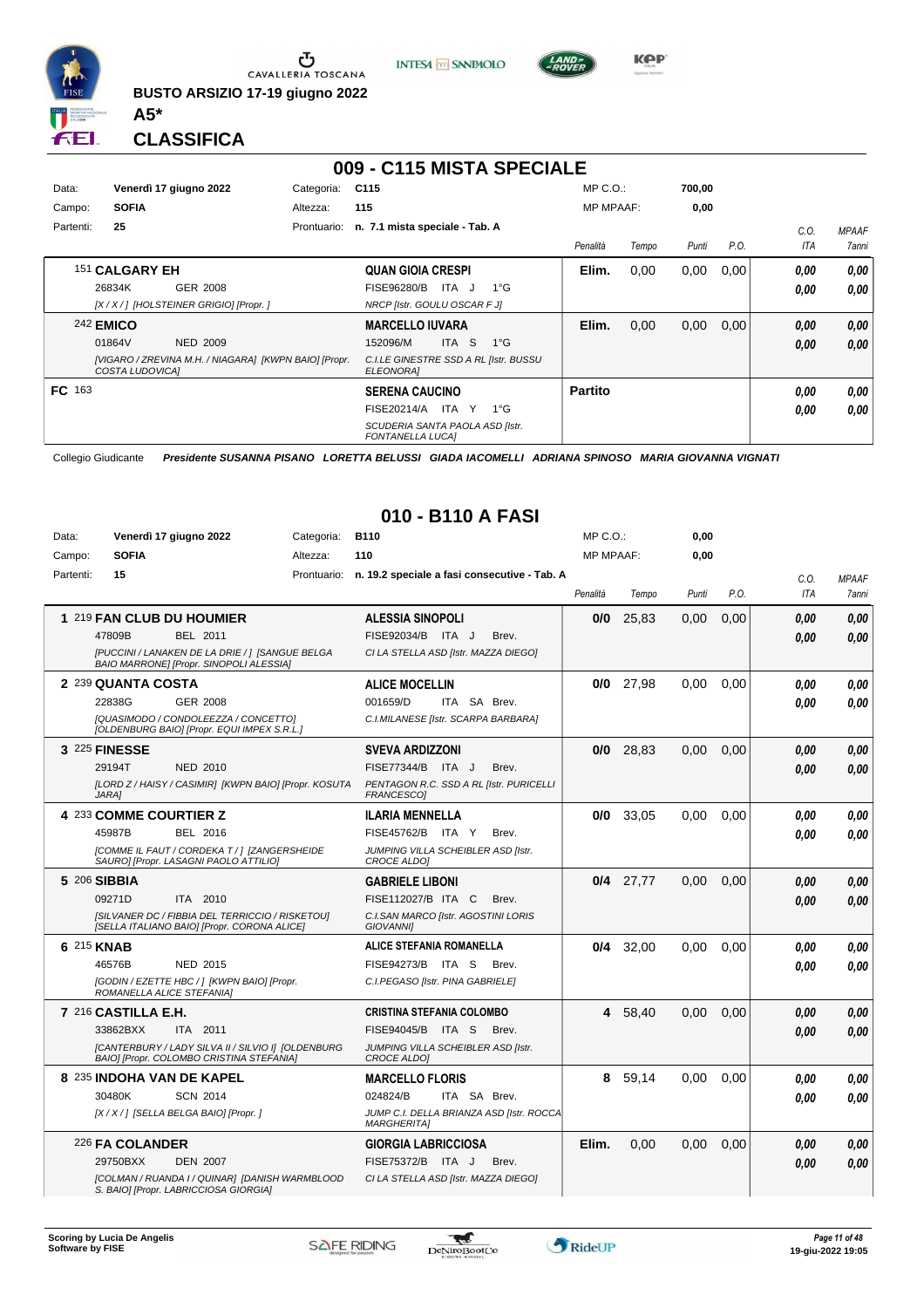BUSTO ARSIZIO 17-19 giugno 2022

**A5***

# CLASSIFICA

## 009 - C115 MISTA SPECIALE

| Data: | Venerdì 17 giugno 2022 | Categoria: | C115 | MP C.O.: | 700,00 |
|---|---|---|---|---|---|
| Campo: | SOFIA | Altezza: | 115 | MP MPAAF: | 0,00 |
| Partenti: | 25 | Prontuario: | n. 7.1 mista speciale - Tab. A | | |

| | Cavallo | Cavaliere | Penalità | Tempo | Punti | P.O. | C.O. ITA | MPAAF 7anni |
|---|---|---|---|---|---|---|---|---|
| | 151 **CALGARY EH** 26834K GER 2008 *[X / X / ] [HOLSTEINER GRIGIO] [Propr. ]* | **QUAN GIOIA CRESPI** FISE96280/B ITA J 1°G *NRCP [Istr. GOULU OSCAR F J]* | **Elim.** | 0,00 | 0,00 | 0,00 | 0,00 / 0,00 | 0,00 / 0,00 |
| | 242 **EMICO** 01864V NED 2009 *[VIGARO / ZREVINA M.H. / NIAGARA] [KWPN BAIO] [Propr. COSTA LUDOVICA]* | **MARCELLO IUVARA** 152096/M ITA S 1°G *C.I.LE GINESTRE SSD A RL [Istr. BUSSU ELEONORA]* | **Elim.** | 0,00 | 0,00 | 0,00 | 0,00 / 0,00 | 0,00 / 0,00 |
| FC | 163 | **SERENA CAUCINO** FISE20214/A ITA Y 1°G *SCUDERIA SANTA PAOLA ASD [Istr. FONTANELLA LUCA]* | **Partito** | | | | 0,00 / 0,00 | 0,00 / 0,00 |

Collegio Giudicante *Presidente SUSANNA PISANO LORETTA BELUSSI GIADA IACOMELLI ADRIANA SPINOSO MARIA GIOVANNA VIGNATI*

## 010 - B110 A FASI

| Data: | Venerdì 17 giugno 2022 | Categoria: | B110 | MP C.O.: | 0,00 |
|---|---|---|---|---|---|
| Campo: | SOFIA | Altezza: | 110 | MP MPAAF: | 0,00 |
| Partenti: | 15 | Prontuario: | n. 19.2 speciale a fasi consecutive - Tab. A | | |

| | Cavallo | Cavaliere | Penalità | Tempo | Punti | P.O. | C.O. ITA | MPAAF 7anni |
|---|---|---|---|---|---|---|---|---|
| 1 | 219 **FAN CLUB DU HOUMIER** 47809B BEL 2011 *[PUCCINI / LANAKEN DE LA DRIE / ] [SANGUE BELGA BAIO MARRONE] [Propr. SINOPOLI ALESSIA]* | **ALESSIA SINOPOLI** FISE92034/B ITA J Brev. *CI LA STELLA ASD [Istr. MAZZA DIEGO]* | **0/0** | 25,83 | 0,00 | 0,00 | 0,00 / 0,00 | 0,00 / 0,00 |
| 2 | 239 **QUANTA COSTA** 22838G GER 2008 *[QUASIMODO / CONDOLEEZZA / CONCETTO] [OLDENBURG BAIO] [Propr. EQUI IMPEX S.R.L.]* | **ALICE MOCELLIN** 001659/D ITA SA Brev. *C.I.MILANESE [Istr. SCARPA BARBARA]* | **0/0** | 27,98 | 0,00 | 0,00 | 0,00 / 0,00 | 0,00 / 0,00 |
| 3 | 225 **FINESSE** 29194T NED 2010 *[LORD Z / HAISY / CASIMIR] [KWPN BAIO] [Propr. KOSUTA JARA]* | **SVEVA ARDIZZONI** FISE77344/B ITA J Brev. *PENTAGON R.C. SSD A RL [Istr. PURICELLI FRANCESCO]* | **0/0** | 28,83 | 0,00 | 0,00 | 0,00 / 0,00 | 0,00 / 0,00 |
| 4 | 233 **COMME COURTIER Z** 45987B BEL 2016 *[COMME IL FAUT / CORDEKA T / ] [ZANGERSHEIDE SAURO] [Propr. LASAGNI PAOLO ATTILIO]* | **ILARIA MENNELLA** FISE45762/B ITA Y Brev. *JUMPING VILLA SCHEIBLER ASD [Istr. CROCE ALDO]* | **0/0** | 33,05 | 0,00 | 0,00 | 0,00 / 0,00 | 0,00 / 0,00 |
| 5 | 206 **SIBBIA** 09271D ITA 2010 *[SILVANER DC / FIBBIA DEL TERRICCIO / RISKETOU] [SELLA ITALIANO BAIO] [Propr. CORONA ALICE]* | **GABRIELE LIBONI** FISE112027/B ITA C Brev. *C.I.SAN MARCO [Istr. AGOSTINI LORIS GIOVANNI]* | **0/4** | 27,77 | 0,00 | 0,00 | 0,00 / 0,00 | 0,00 / 0,00 |
| 6 | 215 **KNAB** 46576B NED 2015 *[GODIN / EZETTE HBC / ] [KWPN BAIO] [Propr. ROMANELLA ALICE STEFANIA]* | **ALICE STEFANIA ROMANELLA** FISE94273/B ITA S Brev. *C.I.PEGASO [Istr. PINA GABRIELE]* | **0/4** | 32,00 | 0,00 | 0,00 | 0,00 / 0,00 | 0,00 / 0,00 |
| 7 | 216 **CASTILLA E.H.** 33862BXX ITA 2011 *[CANTERBURY / LADY SILVA II / SILVIO I] [OLDENBURG BAIO] [Propr. COLOMBO CRISTINA STEFANIA]* | **CRISTINA STEFANIA COLOMBO** FISE94045/B ITA S Brev. *JUMPING VILLA SCHEIBLER ASD [Istr. CROCE ALDO]* | **4** | 58,40 | 0,00 | 0,00 | 0,00 / 0,00 | 0,00 / 0,00 |
| 8 | 235 **INDOHA VAN DE KAPEL** 30480K SCN 2014 *[X / X / ] [SELLA BELGA BAIO] [Propr. ]* | **MARCELLO FLORIS** 024824/B ITA SA Brev. *JUMP C.I. DELLA BRIANZA ASD [Istr. ROCCA MARGHERITA]* | **8** | 59,14 | 0,00 | 0,00 | 0,00 / 0,00 | 0,00 / 0,00 |
| | 226 **FA COLANDER** 29750BXX DEN 2007 *[COLMAN / RUANDA I / QUINAR] [DANISH WARMBLOOD S. BAIO] [Propr. LABRICCIOSA GIORGIA]* | **GIORGIA LABRICCIOSA** FISE75372/B ITA J Brev. *CI LA STELLA ASD [Istr. MAZZA DIEGO]* | **Elim.** | 0,00 | 0,00 | 0,00 | 0,00 / 0,00 | 0,00 / 0,00 |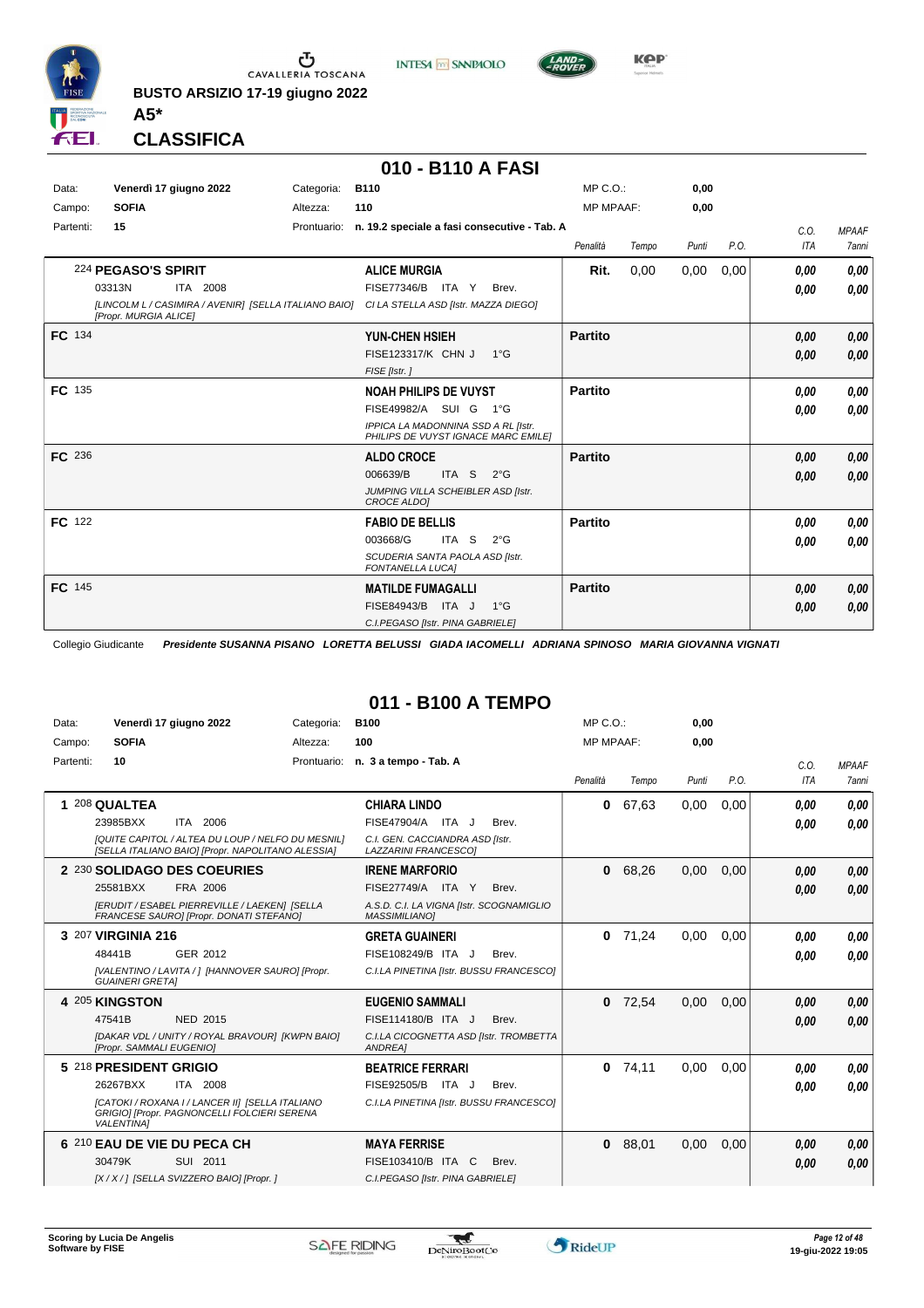BUSTO ARSIZIO 17-19 giugno 2022

**A5***

**CLASSIFICA**

## 010 - B110 A FASI

| | | | | | |
|---|---|---|---|---|---|
| Data: | Venerdì 17 giugno 2022 | Categoria: | B110 | MP C.O.: | 0,00 |
| Campo: | SOFIA | Altezza: | 110 | MP MPAAF: | 0,00 |
| Partenti: | 15 | Prontuario: | n. 19.2 speciale a fasi consecutive - Tab. A | | |

| Pos. | Cavallo | Cavaliere | Penalità | Tempo | Punti | P.O. | C.O. ITA | MPAAF 7anni |
|---|---|---|---|---|---|---|---|---|
| | 224 **PEGASO'S SPIRIT** 03313N ITA 2008 *[LINCOLM L / CASIMIRA / AVENIR] [SELLA ITALIANO BAIO] [Propr. MURGIA ALICE]* | **ALICE MURGIA** FISE77346/B ITA Y Brev. *CI LA STELLA ASD [Istr. MAZZA DIEGO]* | **Rit.** | 0,00 | 0,00 | 0,00 | 0,00 / 0,00 | 0,00 / 0,00 |
| **FC** 134 | | **YUN-CHEN HSIEH** FISE123317/K CHN J 1°G *FISE [Istr. ]* | **Partito** | | | | 0,00 / 0,00 | 0,00 / 0,00 |
| **FC** 135 | | **NOAH PHILIPS DE VUYST** FISE49982/A SUI G 1°G *IPPICA LA MADONNINA SSD A RL [Istr. PHILIPS DE VUYST IGNACE MARC EMILE]* | **Partito** | | | | 0,00 / 0,00 | 0,00 / 0,00 |
| **FC** 236 | | **ALDO CROCE** 006639/B ITA S 2°G *JUMPING VILLA SCHEIBLER ASD [Istr. CROCE ALDO]* | **Partito** | | | | 0,00 / 0,00 | 0,00 / 0,00 |
| **FC** 122 | | **FABIO DE BELLIS** 003668/G ITA S 2°G *SCUDERIA SANTA PAOLA ASD [Istr. FONTANELLA LUCA]* | **Partito** | | | | 0,00 / 0,00 | 0,00 / 0,00 |
| **FC** 145 | | **MATILDE FUMAGALLI** FISE84943/B ITA J 1°G *C.I.PEGASO [Istr. PINA GABRIELE]* | **Partito** | | | | 0,00 / 0,00 | 0,00 / 0,00 |

Collegio Giudicante *Presidente SUSANNA PISANO LORETTA BELUSSI GIADA IACOMELLI ADRIANA SPINOSO MARIA GIOVANNA VIGNATI*

## 011 - B100 A TEMPO

| | | | | | |
|---|---|---|---|---|---|
| Data: | Venerdì 17 giugno 2022 | Categoria: | B100 | MP C.O.: | 0,00 |
| Campo: | SOFIA | Altezza: | 100 | MP MPAAF: | 0,00 |
| Partenti: | 10 | Prontuario: | n. 3 a tempo - Tab. A | | |

| Pos. | Cavallo | Cavaliere | Penalità | Tempo | Punti | P.O. | C.O. ITA | MPAAF 7anni |
|---|---|---|---|---|---|---|---|---|
| 1 | 208 **QUALTEA** 23985BXX ITA 2006 *[QUITE CAPITOL / ALTEA DU LOUP / NELFO DU MESNIL] [SELLA ITALIANO BAIO] [Propr. NAPOLITANO ALESSIA]* | **CHIARA LINDO** FISE47904/A ITA J Brev. *C.I. GEN. CACCIANDRA ASD [Istr. LAZZARINI FRANCESCO]* | 0 | 67,63 | 0,00 | 0,00 | 0,00 / 0,00 | 0,00 / 0,00 |
| 2 | 230 **SOLIDAGO DES COEURIES** 25581BXX FRA 2006 *[ERUDIT / ESABEL PIERREVILLE / LAEKEN] [SELLA FRANCESE SAURO] [Propr. DONATI STEFANO]* | **IRENE MARFORIO** FISE27749/A ITA Y Brev. *A.S.D. C.I. LA VIGNA [Istr. SCOGNAMIGLIO MASSIMILIANO]* | 0 | 68,26 | 0,00 | 0,00 | 0,00 / 0,00 | 0,00 / 0,00 |
| 3 | 207 **VIRGINIA 216** 48441B GER 2012 *[VALENTINO / LAVITA / ] [HANNOVER SAURO] [Propr. GUAINERI GRETA]* | **GRETA GUAINERI** FISE108249/B ITA J Brev. *C.I.LA PINETINA [Istr. BUSSU FRANCESCO]* | 0 | 71,24 | 0,00 | 0,00 | 0,00 / 0,00 | 0,00 / 0,00 |
| 4 | 205 **KINGSTON** 47541B NED 2015 *[DAKAR VDL / UNITY / ROYAL BRAVOUR] [KWPN BAIO] [Propr. SAMMALI EUGENIO]* | **EUGENIO SAMMALI** FISE114180/B ITA J Brev. *C.I.LA CICOGNETTA ASD [Istr. TROMBETTA ANDREA]* | 0 | 72,54 | 0,00 | 0,00 | 0,00 / 0,00 | 0,00 / 0,00 |
| 5 | 218 **PRESIDENT GRIGIO** 26267BXX ITA 2008 *[CATOKI / ROXANA I / LANCER II] [SELLA ITALIANO GRIGIO] [Propr. PAGNONCELLI FOLCIERI SERENA VALENTINA]* | **BEATRICE FERRARI** FISE92505/B ITA J Brev. *C.I.LA PINETINA [Istr. BUSSU FRANCESCO]* | 0 | 74,11 | 0,00 | 0,00 | 0,00 / 0,00 | 0,00 / 0,00 |
| 6 | 210 **EAU DE VIE DU PECA CH** 30479K SUI 2011 *[X / X / ] [SELLA SVIZZERO BAIO] [Propr. ]* | **MAYA FERRISE** FISE103410/B ITA C Brev. *C.I.PEGASO [Istr. PINA GABRIELE]* | 0 | 88,01 | 0,00 | 0,00 | 0,00 / 0,00 | 0,00 / 0,00 |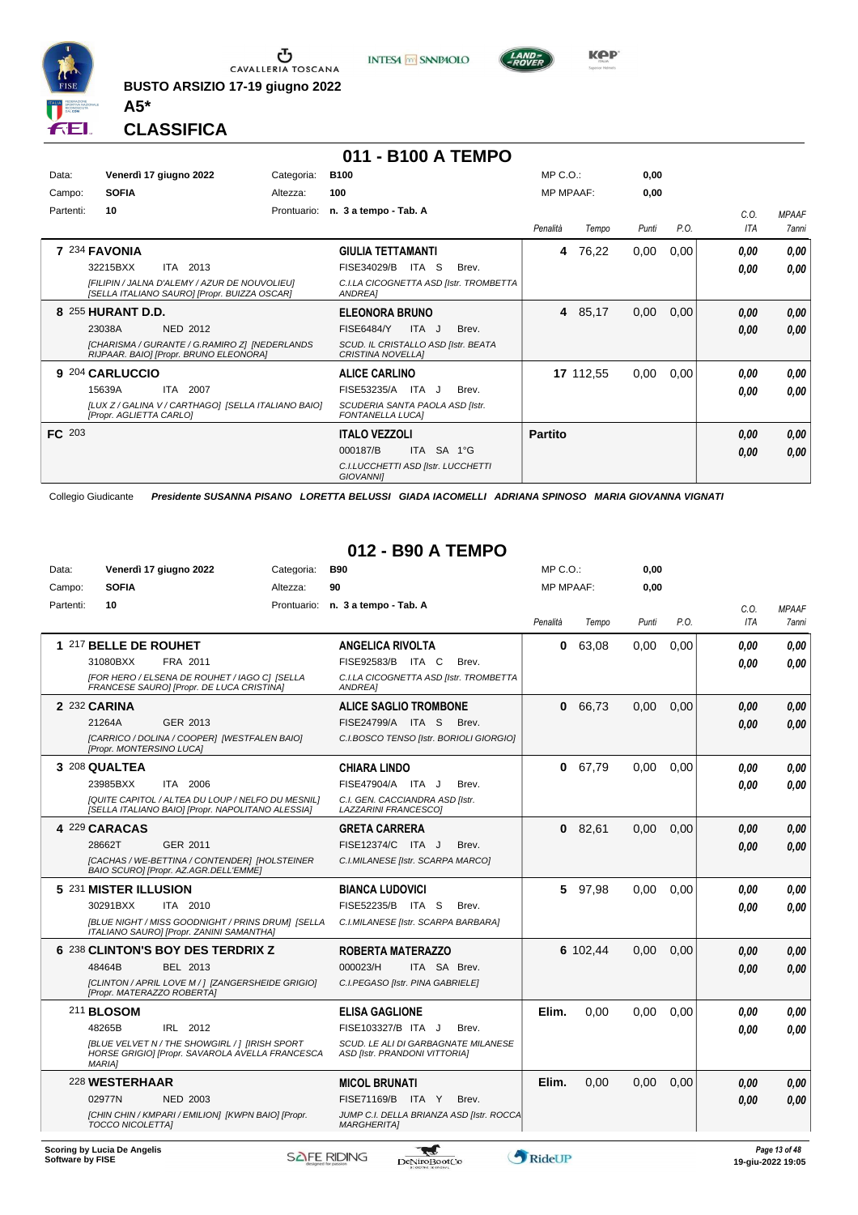BUSTO ARSIZIO 17-19 giugno 2022

**A5***

## CLASSIFICA

## 011 - B100 A TEMPO

| Data: | Venerdì 17 giugno 2022 | Categoria: | B100 | MP C.O.: | 0,00 |
|---|---|---|---|---|---|
| Campo: | SOFIA | Altezza: | 100 | MP MPAAF: | 0,00 |
| Partenti: | 10 | Prontuario: | n. 3 a tempo - Tab. A | | |

| Pos. | Cavallo | Cavaliere | Penalità | Tempo | Punti | P.O. | C.O. ITA | MPAAF 7anni |
|---|---|---|---|---|---|---|---|---|
| 7 | 234 **FAVONIA** 32215BXX ITA 2013 *[FILIPIN / JALNA D'ALEMY / AZUR DE NOUVOLIEU] [SELLA ITALIANO SAURO] [Propr. BUIZZA OSCAR]* | **GIULIA TETTAMANTI** FISE34029/B ITA S Brev. *C.I.LA CICOGNETTA ASD [Istr. TROMBETTA ANDREA]* | 4 | 76,22 | 0,00 | 0,00 | 0,00 / 0,00 | 0,00 / 0,00 |
| 8 | 255 **HURANT D.D.** 23038A NED 2012 *[CHARISMA / GURANTE / G.RAMIRO Z] [NEDERLANDS RIJPAAR. BAIO] [Propr. BRUNO ELEONORA]* | **ELEONORA BRUNO** FISE6484/Y ITA J Brev. *SCUD. IL CRISTALLO ASD [Istr. BEATA CRISTINA NOVELLA]* | 4 | 85,17 | 0,00 | 0,00 | 0,00 / 0,00 | 0,00 / 0,00 |
| 9 | 204 **CARLUCCIO** 15639A ITA 2007 *[LUX Z / GALINA V / CARTHAGO] [SELLA ITALIANO BAIO] [Propr. AGLIETTA CARLO]* | **ALICE CARLINO** FISE53235/A ITA J Brev. *SCUDERIA SANTA PAOLA ASD [Istr. FONTANELLA LUCA]* | 17 | 112,55 | 0,00 | 0,00 | 0,00 / 0,00 | 0,00 / 0,00 |
| FC | 203 | **ITALO VEZZOLI** 000187/B ITA SA 1°G *C.I.LUCCHETTI ASD [Istr. LUCCHETTI GIOVANNI]* | Partito | | | | 0,00 / 0,00 | 0,00 / 0,00 |

Collegio Giudicante *Presidente SUSANNA PISANO LORETTA BELUSSI GIADA IACOMELLI ADRIANA SPINOSO MARIA GIOVANNA VIGNATI*

## 012 - B90 A TEMPO

| Data: | Venerdì 17 giugno 2022 | Categoria: | B90 | MP C.O.: | 0,00 |
|---|---|---|---|---|---|
| Campo: | SOFIA | Altezza: | 90 | MP MPAAF: | 0,00 |
| Partenti: | 10 | Prontuario: | n. 3 a tempo - Tab. A | | |

| Pos. | Cavallo | Cavaliere | Penalità | Tempo | Punti | P.O. | C.O. ITA | MPAAF 7anni |
|---|---|---|---|---|---|---|---|---|
| 1 | 217 **BELLE DE ROUHET** 31080BXX FRA 2011 *[FOR HERO / ELSENA DE ROUHET / IAGO C] [SELLA FRANCESE SAURO] [Propr. DE LUCA CRISTINA]* | **ANGELICA RIVOLTA** FISE92583/B ITA C Brev. *C.I.LA CICOGNETTA ASD [Istr. TROMBETTA ANDREA]* | 0 | 63,08 | 0,00 | 0,00 | 0,00 / 0,00 | 0,00 / 0,00 |
| 2 | 232 **CARINA** 21264A GER 2013 *[CARRICO / DOLINA / COOPER] [WESTFALEN BAIO] [Propr. MONTERSINO LUCA]* | **ALICE SAGLIO TROMBONE** FISE24799/A ITA S Brev. *C.I.BOSCO TENSO [Istr. BORIOLI GIORGIO]* | 0 | 66,73 | 0,00 | 0,00 | 0,00 / 0,00 | 0,00 / 0,00 |
| 3 | 208 **QUALTEA** 23985BXX ITA 2006 *[QUITE CAPITOL / ALTEA DU LOUP / NELFO DU MESNIL] [SELLA ITALIANO BAIO] [Propr. NAPOLITANO ALESSIA]* | **CHIARA LINDO** FISE47904/A ITA J Brev. *C.I. GEN. CACCIANDRA ASD [Istr. LAZZARINI FRANCESCO]* | 0 | 67,79 | 0,00 | 0,00 | 0,00 / 0,00 | 0,00 / 0,00 |
| 4 | 229 **CARACAS** 28662T GER 2011 *[CACHAS / WE-BETTINA / CONTENDER] [HOLSTEINER BAIO SCURO] [Propr. AZ.AGR.DELL'EMME]* | **GRETA CARRERA** FISE12374/C ITA J Brev. *C.I.MILANESE [Istr. SCARPA MARCO]* | 0 | 82,61 | 0,00 | 0,00 | 0,00 / 0,00 | 0,00 / 0,00 |
| 5 | 231 **MISTER ILLUSION** 30291BXX ITA 2010 *[BLUE NIGHT / MISS GOODNIGHT / PRINS DRUM] [SELLA ITALIANO SAURO] [Propr. ZANINI SAMANTHA]* | **BIANCA LUDOVICI** FISE52235/B ITA S Brev. *C.I.MILANESE [Istr. SCARPA BARBARA]* | 5 | 97,98 | 0,00 | 0,00 | 0,00 / 0,00 | 0,00 / 0,00 |
| 6 | 238 **CLINTON'S BOY DES TERDRIX Z** 48464B BEL 2013 *[CLINTON / APRIL LOVE M / ] [ZANGERSHEIDE GRIGIO] [Propr. MATERAZZO ROBERTA]* | **ROBERTA MATERAZZO** 000023/H ITA SA Brev. *C.I.PEGASO [Istr. PINA GABRIELE]* | 6 | 102,44 | 0,00 | 0,00 | 0,00 / 0,00 | 0,00 / 0,00 |
| | 211 **BLOSOM** 48265B IRL 2012 *[BLUE VELVET N / THE SHOWGIRL / ] [IRISH SPORT HORSE GRIGIO] [Propr. SAVAROLA AVELLA FRANCESCA MARIA]* | **ELISA GAGLIONE** FISE103327/B ITA J Brev. *SCUD. LE ALI DI GARBAGNATE MILANESE ASD [Istr. PRANDONI VITTORIA]* | Elim. | 0,00 | 0,00 | 0,00 | 0,00 / 0,00 | 0,00 / 0,00 |
| | 228 **WESTERHAAR** 02977N NED 2003 *[CHIN CHIN / KMPARI / EMILION] [KWPN BAIO] [Propr. TOCCO NICOLETTA]* | **MICOL BRUNATI** FISE71169/B ITA Y Brev. *JUMP C.I. DELLA BRIANZA ASD [Istr. ROCCA MARGHERITA]* | Elim. | 0,00 | 0,00 | 0,00 | 0,00 / 0,00 | 0,00 / 0,00 |

Scoring by Lucia De Angelis
Software by FISE

19-giu-2022 19:05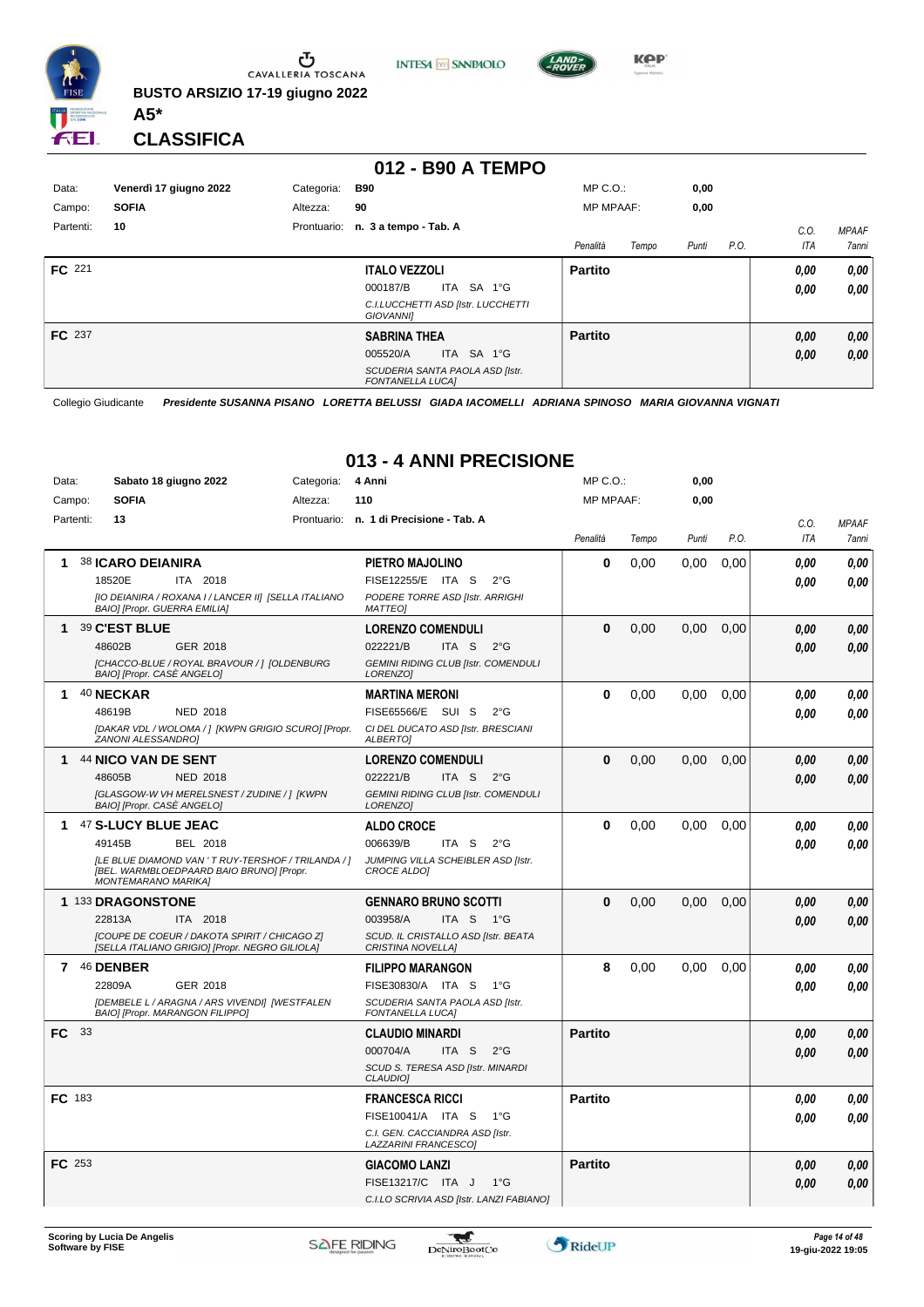BUSTO ARSIZIO 17-19 giugno 2022

**A5***

## CLASSIFICA

### 012 - B90 A TEMPO

Data: Venerdì 17 giugno 2022 | Categoria: B90 | MP C.O.: 0,00
Campo: SOFIA | Altezza: 90 | MP MPAAF: 0,00
Partenti: 10 | Prontuario: n. 3 a tempo - Tab. A

| | Cavallo | Cavaliere | Penalità | Tempo | Punti | P.O. | C.O. ITA | MPAAF 7anni |
|---|---|---|---|---|---|---|---|---|
| FC 221 | | **ITALO VEZZOLI** 000187/B ITA SA 1°G *C.I.LUCCHETTI ASD [Istr. LUCCHETTI GIOVANNI]* | **Partito** | | | | 0,00 / 0,00 | 0,00 / 0,00 |
| FC 237 | | **SABRINA THEA** 005520/A ITA SA 1°G *SCUDERIA SANTA PAOLA ASD [Istr. FONTANELLA LUCA]* | **Partito** | | | | 0,00 / 0,00 | 0,00 / 0,00 |

Collegio Giudicante *Presidente SUSANNA PISANO LORETTA BELUSSI GIADA IACOMELLI ADRIANA SPINOSO MARIA GIOVANNA VIGNATI*

### 013 - 4 ANNI PRECISIONE

Data: Sabato 18 giugno 2022 | Categoria: 4 Anni | MP C.O.: 0,00
Campo: SOFIA | Altezza: 110 | MP MPAAF: 0,00
Partenti: 13 | Prontuario: n. 1 di Precisione - Tab. A

| | Cavallo | Cavaliere | Penalità | Tempo | Punti | P.O. | C.O. ITA | MPAAF 7anni |
|---|---|---|---|---|---|---|---|---|
| 1 | 38 **ICARO DEIANIRA** 18520E ITA 2018 *[IO DEIANIRA / ROXANA I / LANCER II] [SELLA ITALIANO BAIO] [Propr. GUERRA EMILIA]* | **PIETRO MAJOLINO** FISE12255/E ITA S 2°G *PODERE TORRE ASD [Istr. ARRIGHI MATTEO]* | 0 | 0,00 | 0,00 | 0,00 | 0,00 / 0,00 | 0,00 / 0,00 |
| 1 | 39 **C'EST BLUE** 48602B GER 2018 *[CHACCO-BLUE / ROYAL BRAVOUR / ] [OLDENBURG BAIO] [Propr. CASÈ ANGELO]* | **LORENZO COMENDULI** 022221/B ITA S 2°G *GEMINI RIDING CLUB [Istr. COMENDULI LORENZO]* | 0 | 0,00 | 0,00 | 0,00 | 0,00 / 0,00 | 0,00 / 0,00 |
| 1 | 40 **NECKAR** 48619B NED 2018 *[DAKAR VDL / WOLOMA / ] [KWPN GRIGIO SCURO] [Propr. ZANONI ALESSANDRO]* | **MARTINA MERONI** FISE65566/E SUI S 2°G *CI DEL DUCATO ASD [Istr. BRESCIANI ALBERTO]* | 0 | 0,00 | 0,00 | 0,00 | 0,00 / 0,00 | 0,00 / 0,00 |
| 1 | 44 **NICO VAN DE SENT** 48605B NED 2018 *[GLASGOW-W VH MERELSNEST / ZUDINE / ] [KWPN BAIO] [Propr. CASÈ ANGELO]* | **LORENZO COMENDULI** 022221/B ITA S 2°G *GEMINI RIDING CLUB [Istr. COMENDULI LORENZO]* | 0 | 0,00 | 0,00 | 0,00 | 0,00 / 0,00 | 0,00 / 0,00 |
| 1 | 47 **S-LUCY BLUE JEAC** 49145B BEL 2018 *[LE BLUE DIAMOND VAN ' T RUY-TERSHOF / TRILANDA / ] [BEL. WARMBLOEDPAARD BAIO BRUNO] [Propr. MONTEMARANO MARIKA]* | **ALDO CROCE** 006639/B ITA S 2°G *JUMPING VILLA SCHEIBLER ASD [Istr. CROCE ALDO]* | 0 | 0,00 | 0,00 | 0,00 | 0,00 / 0,00 | 0,00 / 0,00 |
| 1 | 133 **DRAGONSTONE** 22813A ITA 2018 *[COUPE DE COEUR / DAKOTA SPIRIT / CHICAGO Z] [SELLA ITALIANO GRIGIO] [Propr. NEGRO GILIOLA]* | **GENNARO BRUNO SCOTTI** 003958/A ITA S 1°G *SCUD. IL CRISTALLO ASD [Istr. BEATA CRISTINA NOVELLA]* | 0 | 0,00 | 0,00 | 0,00 | 0,00 / 0,00 | 0,00 / 0,00 |
| 7 | 46 **DENBER** 22809A GER 2018 *[DEMBELE L / ARAGNA / ARS VIVENDI] [WESTFALEN BAIO] [Propr. MARANGON FILIPPO]* | **FILIPPO MARANGON** FISE30830/A ITA S 1°G *SCUDERIA SANTA PAOLA ASD [Istr. FONTANELLA LUCA]* | 8 | 0,00 | 0,00 | 0,00 | 0,00 / 0,00 | 0,00 / 0,00 |
| FC 33 | | **CLAUDIO MINARDI** 000704/A ITA S 2°G *SCUD S. TERESA ASD [Istr. MINARDI CLAUDIO]* | **Partito** | | | | 0,00 / 0,00 | 0,00 / 0,00 |
| FC 183 | | **FRANCESCA RICCI** FISE10041/A ITA S 1°G *C.I. GEN. CACCIANDRA ASD [Istr. LAZZARINI FRANCESCO]* | **Partito** | | | | 0,00 / 0,00 | 0,00 / 0,00 |
| FC 253 | | **GIACOMO LANZI** FISE13217/C ITA J 1°G *C.I.LO SCRIVIA ASD [Istr. LANZI FABIANO]* | **Partito** | | | | 0,00 / 0,00 | 0,00 / 0,00 |

Scoring by Lucia De Angelis
Software by FISE

19-giu-2022 19:05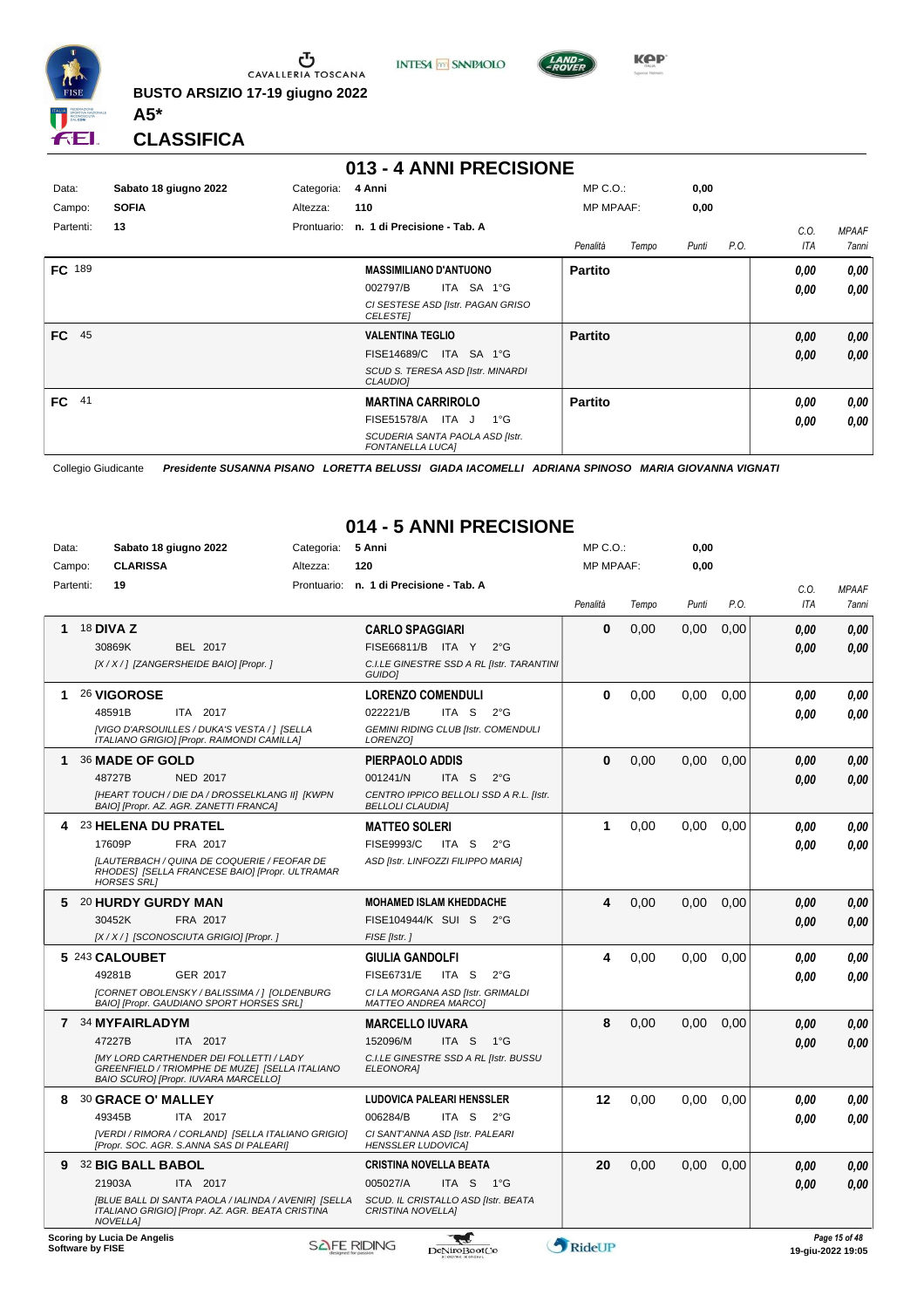BUSTO ARSIZIO 17-19 giugno 2022

**A5***

## CLASSIFICA

# 013 - 4 ANNI PRECISIONE

| Data: | Sabato 18 giugno 2022 | Categoria: | 4 Anni | MP C.O.: | 0,00 |
|---|---|---|---|---|---|
| Campo: | SOFIA | Altezza: | 110 | MP MPAAF: | 0,00 |
| Partenti: | 13 | Prontuario: | n. 1 di Precisione - Tab. A | | |

| | Cavallo | Cavaliere | Penalità | Tempo | Punti | P.O. | C.O. ITA | MPAAF 7anni |
|---|---|---|---|---|---|---|---|---|
| FC 189 | | **MASSIMILIANO D'ANTUONO** 002797/B ITA SA 1°G *CI SESTESE ASD [Istr. PAGAN GRISO CELESTE]* | **Partito** | | | | 0,00 / 0,00 | 0,00 / 0,00 |
| FC 45 | | **VALENTINA TEGLIO** FISE14689/C ITA SA 1°G *SCUD S. TERESA ASD [Istr. MINARDI CLAUDIO]* | **Partito** | | | | 0,00 / 0,00 | 0,00 / 0,00 |
| FC 41 | | **MARTINA CARRIROLO** FISE51578/A ITA J 1°G *SCUDERIA SANTA PAOLA ASD [Istr. FONTANELLA LUCA]* | **Partito** | | | | 0,00 / 0,00 | 0,00 / 0,00 |

Collegio Giudicante *Presidente SUSANNA PISANO LORETTA BELUSSI GIADA IACOMELLI ADRIANA SPINOSO MARIA GIOVANNA VIGNATI*

# 014 - 5 ANNI PRECISIONE

| Data: | Sabato 18 giugno 2022 | Categoria: | 5 Anni | MP C.O.: | 0,00 |
|---|---|---|---|---|---|
| Campo: | CLARISSA | Altezza: | 120 | MP MPAAF: | 0,00 |
| Partenti: | 19 | Prontuario: | n. 1 di Precisione - Tab. A | | |

| | Cavallo | Cavaliere | Penalità | Tempo | Punti | P.O. | C.O. ITA | MPAAF 7anni |
|---|---|---|---|---|---|---|---|---|
| 1 | 18 **DIVA Z** 30869K BEL 2017 *[X / X / ] [ZANGERSHEIDE BAIO] [Propr. ]* | **CARLO SPAGGIARI** FISE66811/B ITA Y 2°G *C.I.LE GINESTRE SSD A RL [Istr. TARANTINI GUIDO]* | 0 | 0,00 | 0,00 | 0,00 | 0,00 / 0,00 | 0,00 / 0,00 |
| 1 | 26 **VIGOROSE** 48591B ITA 2017 *[VIGO D'ARSOUILLES / DUKA'S VESTA / ] [SELLA ITALIANO GRIGIO] [Propr. RAIMONDI CAMILLA]* | **LORENZO COMENDULI** 022221/B ITA S 2°G *GEMINI RIDING CLUB [Istr. COMENDULI LORENZO]* | 0 | 0,00 | 0,00 | 0,00 | 0,00 / 0,00 | 0,00 / 0,00 |
| 1 | 36 **MADE OF GOLD** 48727B NED 2017 *[HEART TOUCH / DIE DA / DROSSELKLANG II] [KWPN BAIO] [Propr. AZ. AGR. ZANETTI FRANCA]* | **PIERPAOLO ADDIS** 001241/N ITA S 2°G *CENTRO IPPICO BELLOLI SSD A R.L. [Istr. BELLOLI CLAUDIA]* | 0 | 0,00 | 0,00 | 0,00 | 0,00 / 0,00 | 0,00 / 0,00 |
| 4 | 23 **HELENA DU PRATEL** 17609P FRA 2017 *[LAUTERBACH / QUINA DE COQUERIE / FEOFAR DE RHODES] [SELLA FRANCESE BAIO] [Propr. ULTRAMAR HORSES SRL]* | **MATTEO SOLERI** FISE9993/C ITA S 2°G *ASD [Istr. LINFOZZI FILIPPO MARIA]* | 1 | 0,00 | 0,00 | 0,00 | 0,00 / 0,00 | 0,00 / 0,00 |
| 5 | 20 **HURDY GURDY MAN** 30452K FRA 2017 *[X / X / ] [SCONOSCIUTA GRIGIO] [Propr. ]* | **MOHAMED ISLAM KHEDDACHE** FISE104944/K SUI S 2°G *FISE [Istr. ]* | 4 | 0,00 | 0,00 | 0,00 | 0,00 / 0,00 | 0,00 / 0,00 |
| 5 | 243 **CALOUBET** 49281B GER 2017 *[CORNET OBOLENSKY / BALISSIMA / ] [OLDENBURG BAIO] [Propr. GAUDIANO SPORT HORSES SRL]* | **GIULIA GANDOLFI** FISE6731/E ITA S 2°G *CI LA MORGANA ASD [Istr. GRIMALDI MATTEO ANDREA MARCO]* | 4 | 0,00 | 0,00 | 0,00 | 0,00 / 0,00 | 0,00 / 0,00 |
| 7 | 34 **MYFAIRLADYM** 47227B ITA 2017 *[MY LORD CARTHENDER DEI FOLLETTI / LADY GREENFIELD / TRIOMPHE DE MUZE] [SELLA ITALIANO BAIO SCURO] [Propr. IUVARA MARCELLO]* | **MARCELLO IUVARA** 152096/M ITA S 1°G *C.I.LE GINESTRE SSD A RL [Istr. BUSSU ELEONORA]* | 8 | 0,00 | 0,00 | 0,00 | 0,00 / 0,00 | 0,00 / 0,00 |
| 8 | 30 **GRACE O' MALLEY** 49345B ITA 2017 *[VERDI / RIMORA / CORLAND] [SELLA ITALIANO GRIGIO] [Propr. SOC. AGR. S.ANNA SAS DI PALEARI]* | **LUDOVICA PALEARI HENSSLER** 006284/B ITA S 2°G *CI SANT'ANNA ASD [Istr. PALEARI HENSSLER LUDOVICA]* | 12 | 0,00 | 0,00 | 0,00 | 0,00 / 0,00 | 0,00 / 0,00 |
| 9 | 32 **BIG BALL BABOL** 21903A ITA 2017 *[BLUE BALL DI SANTA PAOLA / IALINDA / AVENIR] [SELLA ITALIANO GRIGIO] [Propr. AZ. AGR. BEATA CRISTINA NOVELLA]* | **CRISTINA NOVELLA BEATA** 005027/A ITA S 1°G *SCUD. IL CRISTALLO ASD [Istr. BEATA CRISTINA NOVELLA]* | 20 | 0,00 | 0,00 | 0,00 | 0,00 / 0,00 | 0,00 / 0,00 |

Scoring by Lucia De Angelis
Software by FISE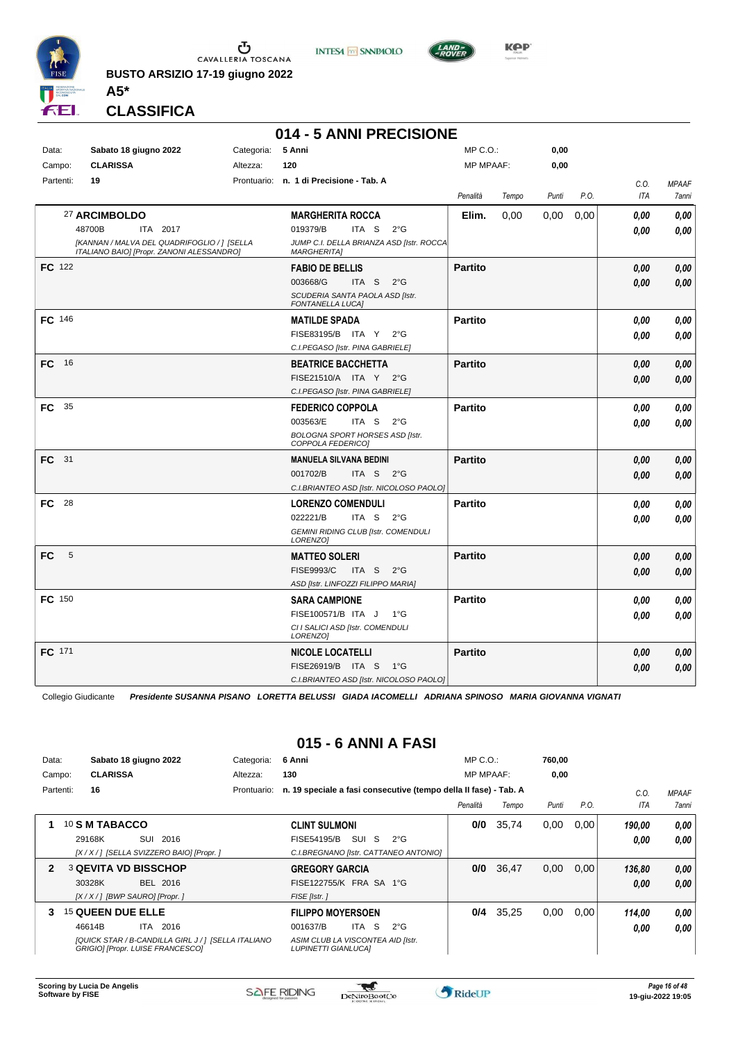BUSTO ARSIZIO 17-19 giugno 2022

**A5***

## CLASSIFICA

## 014 - 5 ANNI PRECISIONE

| | | | |
|---|---|---|---|
| Data: | Sabato 18 giugno 2022 | Categoria: | 5 Anni |
| Campo: | CLARISSA | Altezza: | 120 |
| Partenti: | 19 | Prontuario: | n. 1 di Precisione - Tab. A |

MP C.O.: 0,00 — MP MPAAF: 0,00

| Pos. | Cavallo | Cavaliere | Penalità | Tempo | Punti | P.O. | C.O. ITA | MPAAF 7anni |
|---|---|---|---|---|---|---|---|---|
| | 27 **ARCIMBOLDO** 48700B ITA 2017 *[KANNAN / MALVA DEL QUADRIFOGLIO / ] [SELLA ITALIANO BAIO] [Propr. ZANONI ALESSANDRO]* | **MARGHERITA ROCCA** 019379/B ITA S 2°G *JUMP C.I. DELLA BRIANZA ASD [Istr. ROCCA MARGHERITA]* | **Elim.** | 0,00 | 0,00 | 0,00 | 0,00 / 0,00 | 0,00 / 0,00 |
| **FC** | 122 | **FABIO DE BELLIS** 003668/G ITA S 2°G *SCUDERIA SANTA PAOLA ASD [Istr. FONTANELLA LUCA]* | **Partito** | | | | 0,00 / 0,00 | 0,00 / 0,00 |
| **FC** | 146 | **MATILDE SPADA** FISE83195/B ITA Y 2°G *C.I.PEGASO [Istr. PINA GABRIELE]* | **Partito** | | | | 0,00 / 0,00 | 0,00 / 0,00 |
| **FC** | 16 | **BEATRICE BACCHETTA** FISE21510/A ITA Y 2°G *C.I.PEGASO [Istr. PINA GABRIELE]* | **Partito** | | | | 0,00 / 0,00 | 0,00 / 0,00 |
| **FC** | 35 | **FEDERICO COPPOLA** 003563/E ITA S 2°G *BOLOGNA SPORT HORSES ASD [Istr. COPPOLA FEDERICO]* | **Partito** | | | | 0,00 / 0,00 | 0,00 / 0,00 |
| **FC** | 31 | **MANUELA SILVANA BEDINI** 001702/B ITA S 2°G *C.I.BRIANTEO ASD [Istr. NICOLOSO PAOLO]* | **Partito** | | | | 0,00 / 0,00 | 0,00 / 0,00 |
| **FC** | 28 | **LORENZO COMENDULI** 022221/B ITA S 2°G *GEMINI RIDING CLUB [Istr. COMENDULI LORENZO]* | **Partito** | | | | 0,00 / 0,00 | 0,00 / 0,00 |
| **FC** | 5 | **MATTEO SOLERI** FISE9993/C ITA S 2°G *ASD [Istr. LINFOZZI FILIPPO MARIA]* | **Partito** | | | | 0,00 / 0,00 | 0,00 / 0,00 |
| **FC** | 150 | **SARA CAMPIONE** FISE100571/B ITA J 1°G *CI I SALICI ASD [Istr. COMENDULI LORENZO]* | **Partito** | | | | 0,00 / 0,00 | 0,00 / 0,00 |
| **FC** | 171 | **NICOLE LOCATELLI** FISE26919/B ITA S 1°G *C.I.BRIANTEO ASD [Istr. NICOLOSO PAOLO]* | **Partito** | | | | 0,00 / 0,00 | 0,00 / 0,00 |

Collegio Giudicante *Presidente SUSANNA PISANO LORETTA BELUSSI GIADA IACOMELLI ADRIANA SPINOSO MARIA GIOVANNA VIGNATI*

## 015 - 6 ANNI A FASI

| | | | |
|---|---|---|---|
| Data: | Sabato 18 giugno 2022 | Categoria: | 6 Anni |
| Campo: | CLARISSA | Altezza: | 130 |
| Partenti: | 16 | Prontuario: | n. 19 speciale a fasi consecutive (tempo della II fase) - Tab. A |

MP C.O.: 760,00 — MP MPAAF: 0,00

| Pos. | Cavallo | Cavaliere | Penalità | Tempo | Punti | P.O. | C.O. ITA | MPAAF 7anni |
|---|---|---|---|---|---|---|---|---|
| **1** | 10 **S M TABACCO** 29168K SUI 2016 *[X / X / ] [SELLA SVIZZERO BAIO] [Propr. ]* | **CLINT SULMONI** FISE54195/B SUI S 2°G *C.I.BREGNANO [Istr. CATTANEO ANTONIO]* | **0/0** | 35,74 | 0,00 | 0,00 | 190,00 / 0,00 | 0,00 / 0,00 |
| **2** | 3 **QEVITA VD BISSCHOP** 30328K BEL 2016 *[X / X / ] [BWP SAURO] [Propr. ]* | **GREGORY GARCIA** FISE122755/K FRA SA 1°G *FISE [Istr. ]* | **0/0** | 36,47 | 0,00 | 0,00 | 136,80 / 0,00 | 0,00 / 0,00 |
| **3** | 15 **QUEEN DUE ELLE** 46614B ITA 2016 *[QUICK STAR / B-CANDILLA GIRL J / ] [SELLA ITALIANO GRIGIO] [Propr. LUISE FRANCESCO]* | **FILIPPO MOYERSOEN** 001637/B ITA S 2°G *ASIM CLUB LA VISCONTEA AID [Istr. LUPINETTI GIANLUCA]* | **0/4** | 35,25 | 0,00 | 0,00 | 114,00 / 0,00 | 0,00 / 0,00 |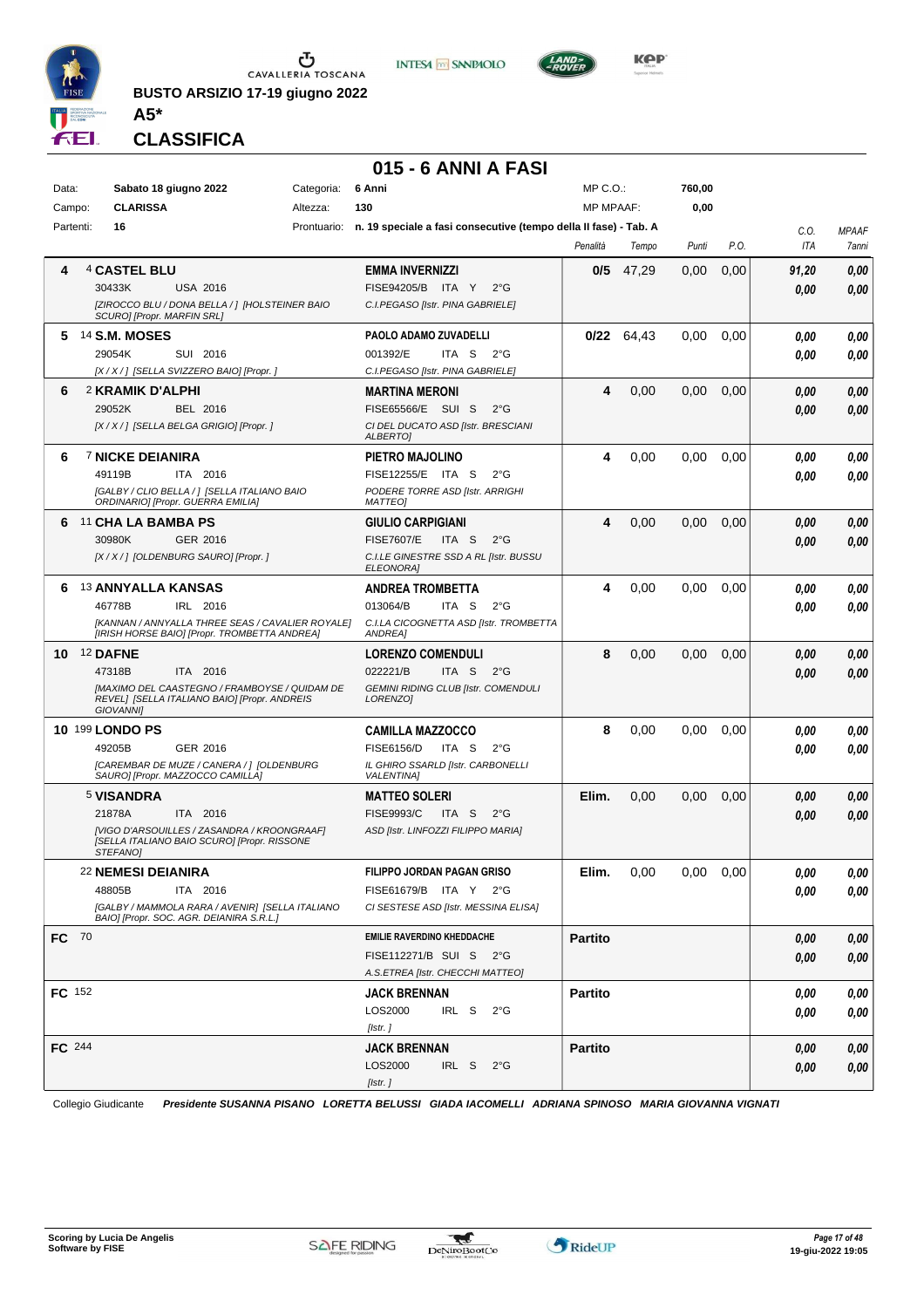**BUSTO ARSIZIO 17-19 giugno 2022**

**A5\***

## CLASSIFICA

# 015 - 6 ANNI A FASI

| Data: | Sabato 18 giugno 2022 | Categoria: | 6 Anni | MP C.O.: | 760,00 |
|---|---|---|---|---|---|
| Campo: | CLARISSA | Altezza: | 130 | MP MPAAF: | 0,00 |
| Partenti: | 16 | Prontuario: | n. 19 speciale a fasi consecutive (tempo della II fase) - Tab. A | | |

| Cl. | N. | Cavallo | Cavaliere | Penalità | Tempo | Punti | P.O. | C.O. ITA | MPAAF 7anni |
|---|---|---|---|---|---|---|---|---|---|
| 4 | 4 | **CASTEL BLU** 30433K USA 2016 [ZIROCCO BLU / DONA BELLA / ] [HOLSTEINER BAIO SCURO] [Propr. MARFIN SRL] | **EMMA INVERNIZZI** FISE94205/B ITA Y 2°G C.I.PEGASO [Istr. PINA GABRIELE] | 0/5 | 47,29 | 0,00 | 0,00 | 91,20 / 0,00 | 0,00 / 0,00 |
| 5 | 14 | **S.M. MOSES** 29054K SUI 2016 [X / X / ] [SELLA SVIZZERO BAIO] [Propr. ] | **PAOLO ADAMO ZUVADELLI** 001392/E ITA S 2°G C.I.PEGASO [Istr. PINA GABRIELE] | 0/22 | 64,43 | 0,00 | 0,00 | 0,00 / 0,00 | 0,00 / 0,00 |
| 6 | 2 | **KRAMIK D'ALPHI** 29052K BEL 2016 [X / X / ] [SELLA BELGA GRIGIO] [Propr. ] | **MARTINA MERONI** FISE65566/E SUI S 2°G CI DEL DUCATO ASD [Istr. BRESCIANI ALBERTO] | 4 | 0,00 | 0,00 | 0,00 | 0,00 / 0,00 | 0,00 / 0,00 |
| 6 | 7 | **NICKE DEIANIRA** 49119B ITA 2016 [GALBY / CLIO BELLA / ] [SELLA ITALIANO BAIO ORDINARIO] [Propr. GUERRA EMILIA] | **PIETRO MAJOLINO** FISE12255/E ITA S 2°G PODERE TORRE ASD [Istr. ARRIGHI MATTEO] | 4 | 0,00 | 0,00 | 0,00 | 0,00 / 0,00 | 0,00 / 0,00 |
| 6 | 11 | **CHA LA BAMBA PS** 30980K GER 2016 [X / X / ] [OLDENBURG SAURO] [Propr. ] | **GIULIO CARPIGIANI** FISE7607/E ITA S 2°G C.I.LE GINESTRE SSD A RL [Istr. BUSSU ELEONORA] | 4 | 0,00 | 0,00 | 0,00 | 0,00 / 0,00 | 0,00 / 0,00 |
| 6 | 13 | **ANNYALLA KANSAS** 46778B IRL 2016 [KANNAN / ANNYALLA THREE SEAS / CAVALIER ROYALE] [IRISH HORSE BAIO] [Propr. TROMBETTA ANDREA] | **ANDREA TROMBETTA** 013064/B ITA S 2°G C.I.LA CICOGNETTA ASD [Istr. TROMBETTA ANDREA] | 4 | 0,00 | 0,00 | 0,00 | 0,00 / 0,00 | 0,00 / 0,00 |
| 10 | 12 | **DAFNE** 47318B ITA 2016 [MAXIMO DEL CAASTEGNO / FRAMBOYSE / QUIDAM DE REVEL] [SELLA ITALIANO BAIO] [Propr. ANDREIS GIOVANNI] | **LORENZO COMENDULI** 022221/B ITA S 2°G GEMINI RIDING CLUB [Istr. COMENDULI LORENZO] | 8 | 0,00 | 0,00 | 0,00 | 0,00 / 0,00 | 0,00 / 0,00 |
| 10 | 199 | **LONDO PS** 49205B GER 2016 [CAREMBAR DE MUZE / CANERA / ] [OLDENBURG SAURO] [Propr. MAZZOCCO CAMILLA] | **CAMILLA MAZZOCCO** FISE6156/D ITA S 2°G IL GHIRO SSARLD [Istr. CARBONELLI VALENTINA] | 8 | 0,00 | 0,00 | 0,00 | 0,00 / 0,00 | 0,00 / 0,00 |
| | 5 | **VISANDRA** 21878A ITA 2016 [VIGO D'ARSOUILLES / ZASANDRA / KROONGRAAF] [SELLA ITALIANO BAIO SCURO] [Propr. RISSONE STEFANO] | **MATTEO SOLERI** FISE9993/C ITA S 2°G ASD [Istr. LINFOZZI FILIPPO MARIA] | Elim. | 0,00 | 0,00 | 0,00 | 0,00 / 0,00 | 0,00 / 0,00 |
| | 22 | **NEMESI DEIANIRA** 48805B ITA 2016 [GALBY / MAMMOLA RARA / AVENIR] [SELLA ITALIANO BAIO] [Propr. SOC. AGR. DEIANIRA S.R.L.] | **FILIPPO JORDAN PAGAN GRISO** FISE61679/B ITA Y 2°G CI SESTESE ASD [Istr. MESSINA ELISA] | Elim. | 0,00 | 0,00 | 0,00 | 0,00 / 0,00 | 0,00 / 0,00 |
| FC | 70 | | **EMILIE RAVERDINO KHEDDACHE** FISE112271/B SUI S 2°G A.S.ETREA [Istr. CHECCHI MATTEO] | Partito | | | | 0,00 / 0,00 | 0,00 / 0,00 |
| FC | 152 | | **JACK BRENNAN** LOS2000 IRL S 2°G [Istr. ] | Partito | | | | 0,00 / 0,00 | 0,00 / 0,00 |
| FC | 244 | | **JACK BRENNAN** LOS2000 IRL S 2°G [Istr. ] | Partito | | | | 0,00 / 0,00 | 0,00 / 0,00 |

Collegio Giudicante *Presidente SUSANNA PISANO LORETTA BELUSSI GIADA IACOMELLI ADRIANA SPINOSO MARIA GIOVANNA VIGNATI*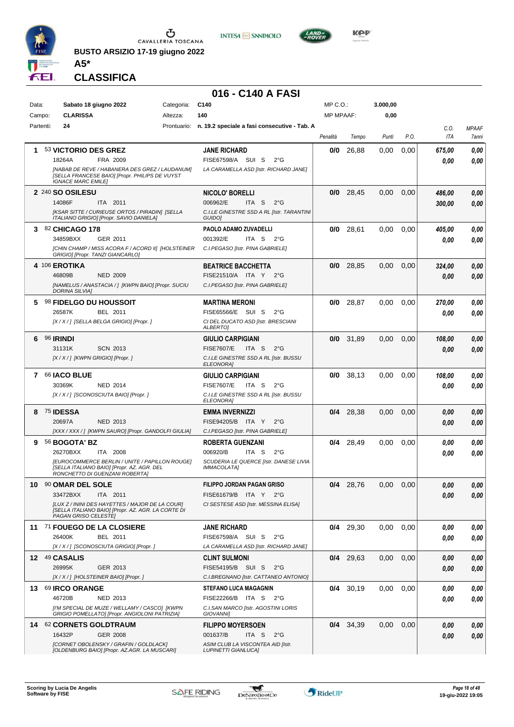BUSTO ARSIZIO 17-19 giugno 2022

**A5***

**CLASSIFICA**

# 016 - C140 A FASI

| Data: | Sabato 18 giugno 2022 | Categoria: | C140 | MP C.O.: | 3.000,00 |
|---|---|---|---|---|---|
| Campo: | CLARISSA | Altezza: | 140 | MP MPAAF: | 0,00 |
| Partenti: | 24 | Prontuario: | n. 19.2 speciale a fasi consecutive - Tab. A | | |

| Pos. | Cavallo | Cavaliere | Penalità | Tempo | Punti | P.O. | C.O. ITA | MPAAF 7anni |
|---|---|---|---|---|---|---|---|---|
| 1 | 53 **VICTORIO DES GREZ** 18264A FRA 2009 *[NABAB DE REVE / HABANERA DES GREZ / LAUDANUM] [SELLA FRANCESE BAIO] [Propr. PHILIPS DE VUYST IGNACE MARC EMILE]* | **JANE RICHARD** FISE67598/A SUI S 2°G *LA CARAMELLA ASD [Istr. RICHARD JANE]* | 0/0 | 26,88 | 0,00 | 0,00 | 675,00 / 0,00 | 0,00 / 0,00 |
| 2 | 240 **SO OSILESU** 14086F ITA 2011 *[KSAR SITTE / CURIEUSE ORTOS / PIRADIN] [SELLA ITALIANO GRIGIO] [Propr. SAVIO DANIELA]* | **NICOLO' BORELLI** 006962/E ITA S 2°G *C.I.LE GINESTRE SSD A RL [Istr. TARANTINI GUIDO]* | 0/0 | 28,45 | 0,00 | 0,00 | 486,00 / 300,00 | 0,00 / 0,00 |
| 3 | 82 **CHICAGO 178** 34859BXX GER 2011 *[CHIN CHAMP / MISS ACORA F / ACORD II] [HOLSTEINER GRIGIO] [Propr. TANZI GIANCARLO]* | **PAOLO ADAMO ZUVADELLI** 001392/E ITA S 2°G *C.I.PEGASO [Istr. PINA GABRIELE]* | 0/0 | 28,61 | 0,00 | 0,00 | 405,00 / 0,00 | 0,00 / 0,00 |
| 4 | 106 **EROTIKA** 46809B NED 2009 *[NAMELUS / ANASTACIA / ] [KWPN BAIO] [Propr. SUCIU DORINA SILVIA]* | **BEATRICE BACCHETTA** FISE21510/A ITA Y 2°G *C.I.PEGASO [Istr. PINA GABRIELE]* | 0/0 | 28,85 | 0,00 | 0,00 | 324,00 / 0,00 | 0,00 / 0,00 |
| 5 | 98 **FIDELGO DU HOUSSOIT** 26587K BEL 2011 *[X / X / ] [SELLA BELGA GRIGIO] [Propr. ]* | **MARTINA MERONI** FISE65566/E SUI S 2°G *CI DEL DUCATO ASD [Istr. BRESCIANI ALBERTO]* | 0/0 | 28,87 | 0,00 | 0,00 | 270,00 / 0,00 | 0,00 / 0,00 |
| 6 | 96 **IRINDI** 31131K SCN 2013 *[X / X / ] [KWPN GRIGIO] [Propr. ]* | **GIULIO CARPIGIANI** FISE7607/E ITA S 2°G *C.I.LE GINESTRE SSD A RL [Istr. BUSSU ELEONORA]* | 0/0 | 31,89 | 0,00 | 0,00 | 108,00 / 0,00 | 0,00 / 0,00 |
| 7 | 66 **IACO BLUE** 30369K NED 2014 *[X / X / ] [SCONOSCIUTA BAIO] [Propr. ]* | **GIULIO CARPIGIANI** FISE7607/E ITA S 2°G *C.I.LE GINESTRE SSD A RL [Istr. BUSSU ELEONORA]* | 0/0 | 38,13 | 0,00 | 0,00 | 108,00 / 0,00 | 0,00 / 0,00 |
| 8 | 75 **IDESSA** 20697A NED 2013 *[XXX / XXX / ] [KWPN SAURO] [Propr. GANDOLFI GIULIA]* | **EMMA INVERNIZZI** FISE94205/B ITA Y 2°G *C.I.PEGASO [Istr. PINA GABRIELE]* | 0/4 | 28,38 | 0,00 | 0,00 | 0,00 / 0,00 | 0,00 / 0,00 |
| 9 | 56 **BOGOTA' BZ** 26270BXX ITA 2008 *[EUROCOMMERCE BERLIN / UNITE / PAPILLON ROUGE] [SELLA ITALIANO BAIO] [Propr. AZ. AGR. DEL RONCHETTO DI GUENZANI ROBERTA]* | **ROBERTA GUENZANI** 006920/B ITA S 2°G *SCUDERIA LE QUERCE [Istr. DANESE LIVIA IMMACOLATA]* | 0/4 | 28,49 | 0,00 | 0,00 | 0,00 / 0,00 | 0,00 / 0,00 |
| 10 | 90 **OMAR DEL SOLE** 33472BXX ITA 2011 *[LUX Z / ININI DES HAYETTES / MAJOR DE LA COUR] [SELLA ITALIANO BAIO] [Propr. AZ. AGR. LA CORTE DI PAGAN GRISO CELESTE]* | **FILIPPO JORDAN PAGAN GRISO** FISE61679/B ITA Y 2°G *CI SESTESE ASD [Istr. MESSINA ELISA]* | 0/4 | 28,76 | 0,00 | 0,00 | 0,00 / 0,00 | 0,00 / 0,00 |
| 11 | 71 **FOUEGO DE LA CLOSIERE** 26400K BEL 2011 *[X / X / ] [SCONOSCIUTA GRIGIO] [Propr. ]* | **JANE RICHARD** FISE67598/A SUI S 2°G *LA CARAMELLA ASD [Istr. RICHARD JANE]* | 0/4 | 29,30 | 0,00 | 0,00 | 0,00 / 0,00 | 0,00 / 0,00 |
| 12 | 49 **CASALIS** 26995K GER 2013 *[X / X / ] [HOLSTEINER BAIO] [Propr. ]* | **CLINT SULMONI** FISE54195/B SUI S 2°G *C.I.BREGNANO [Istr. CATTANEO ANTONIO]* | 0/4 | 29,63 | 0,00 | 0,00 | 0,00 / 0,00 | 0,00 / 0,00 |
| 13 | 69 **IRCO ORANGE** 46720B NED 2013 *[I'M SPECIAL DE MUZE / WELLAMY / CASCO] [KWPN GRIGIO POMELLATO] [Propr. ANGIOLONI PATRIZIA]* | **STEFANO LUCA MAGAGNIN** FISE22266/B ITA S 2°G *C.I.SAN MARCO [Istr. AGOSTINI LORIS GIOVANNI]* | 0/4 | 30,19 | 0,00 | 0,00 | 0,00 / 0,00 | 0,00 / 0,00 |
| 14 | 62 **CORNETS GOLDTRAUM** 16432P GER 2008 *[CORNET OBOLENSKY / GRAFIN / GOLDLACK] [OLDENBURG BAIO] [Propr. AZ.AGR. LA MUSCARI]* | **FILIPPO MOYERSOEN** 001637/B ITA S 2°G *ASIM CLUB LA VISCONTEA AID [Istr. LUPINETTI GIANLUCA]* | 0/4 | 34,39 | 0,00 | 0,00 | 0,00 / 0,00 | 0,00 / 0,00 |

Scoring by Lucia De Angelis
Software by FISE

19-giu-2022 19:05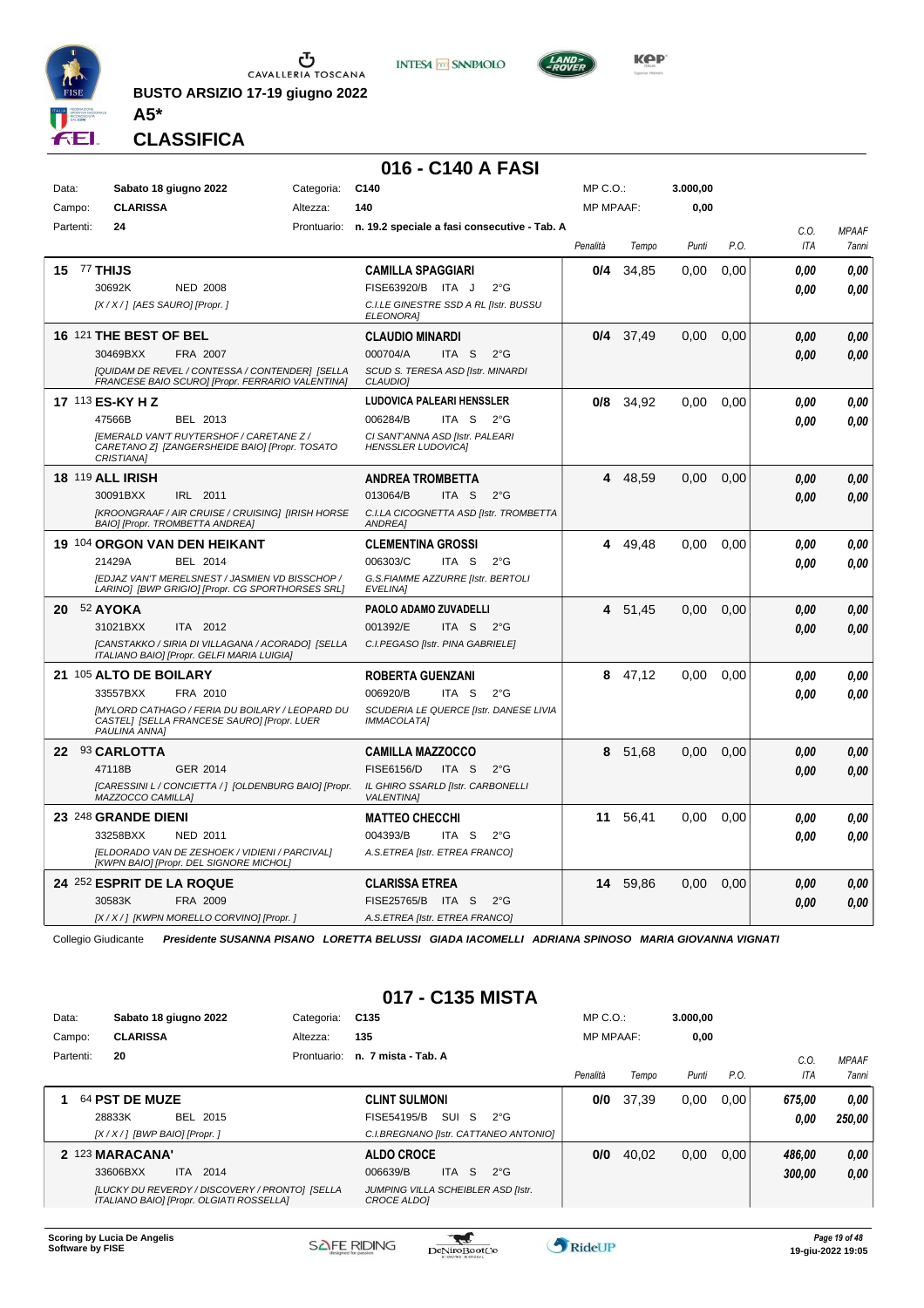**BUSTO ARSIZIO 17-19 giugno 2022**

**A5***

**CLASSIFICA**

## 016 - C140 A FASI

| | | | | | |
|---|---|---|---|---|---|
| Data: | Sabato 18 giugno 2022 | Categoria: | C140 | MP C.O.: | 3.000,00 |
| Campo: | CLARISSA | Altezza: | 140 | MP MPAAF: | 0,00 |
| Partenti: | 24 | Prontuario: | n. 19.2 speciale a fasi consecutive - Tab. A | | |

| Cl. | Cavallo | Cavaliere | Penalità | Tempo | Punti | P.O. | C.O. ITA | MPAAF 7anni |
|---|---|---|---|---|---|---|---|---|
| 15 | 77 **THIJS**<br>30692K NED 2008<br>*[X / X / ] [AES SAURO] [Propr. ]* | **CAMILLA SPAGGIARI**<br>FISE63920/B ITA J 2°G<br>*C.I.LE GINESTRE SSD A RL [Istr. BUSSU ELEONORA]* | **0/4** | 34,85 | 0,00 | 0,00 | *0,00*<br>*0,00* | *0,00*<br>*0,00* |
| 16 | 121 **THE BEST OF BEL**<br>30469BXX FRA 2007<br>*[QUIDAM DE REVEL / CONTESSA / CONTENDER] [SELLA FRANCESE BAIO SCURO] [Propr. FERRARIO VALENTINA]* | **CLAUDIO MINARDI**<br>000704/A ITA S 2°G<br>*SCUD S. TERESA ASD [Istr. MINARDI CLAUDIO]* | **0/4** | 37,49 | 0,00 | 0,00 | *0,00*<br>*0,00* | *0,00*<br>*0,00* |
| 17 | 113 **ES-KY H Z**<br>47566B BEL 2013<br>*[EMERALD VAN'T RUYTERSHOF / CARETANE Z / CARETANO Z] [ZANGERSHEIDE BAIO] [Propr. TOSATO CRISTIANA]* | **LUDOVICA PALEARI HENSSLER**<br>006284/B ITA S 2°G<br>*CI SANT'ANNA ASD [Istr. PALEARI HENSSLER LUDOVICA]* | **0/8** | 34,92 | 0,00 | 0,00 | *0,00*<br>*0,00* | *0,00*<br>*0,00* |
| 18 | 119 **ALL IRISH**<br>30091BXX IRL 2011<br>*[KROONGRAAF / AIR CRUISE / CRUISING] [IRISH HORSE BAIO] [Propr. TROMBETTA ANDREA]* | **ANDREA TROMBETTA**<br>013064/B ITA S 2°G<br>*C.I.LA CICOGNETTA ASD [Istr. TROMBETTA ANDREA]* | **4** | 48,59 | 0,00 | 0,00 | *0,00*<br>*0,00* | *0,00*<br>*0,00* |
| 19 | 104 **ORGON VAN DEN HEIKANT**<br>21429A BEL 2014<br>*[EDJAZ VAN'T MERELSNEST / JASMIEN VD BISSCHOP / LARINO] [BWP GRIGIO] [Propr. CG SPORTHORSES SRL]* | **CLEMENTINA GROSSI**<br>006303/C ITA S 2°G<br>*G.S.FIAMME AZZURRE [Istr. BERTOLI EVELINA]* | **4** | 49,48 | 0,00 | 0,00 | *0,00*<br>*0,00* | *0,00*<br>*0,00* |
| 20 | 52 **AYOKA**<br>31021BXX ITA 2012<br>*[CANSTAKKO / SIRIA DI VILLAGANA / ACORADO] [SELLA ITALIANO BAIO] [Propr. GELFI MARIA LUIGIA]* | **PAOLO ADAMO ZUVADELLI**<br>001392/E ITA S 2°G<br>*C.I.PEGASO [Istr. PINA GABRIELE]* | **4** | 51,45 | 0,00 | 0,00 | *0,00*<br>*0,00* | *0,00*<br>*0,00* |
| 21 | 105 **ALTO DE BOILARY**<br>33557BXX FRA 2010<br>*[MYLORD CATHAGO / FERIA DU BOILARY / LEOPARD DU CASTEL] [SELLA FRANCESE SAURO] [Propr. LUER PAULINA ANNA]* | **ROBERTA GUENZANI**<br>006920/B ITA S 2°G<br>*SCUDERIA LE QUERCE [Istr. DANESE LIVIA IMMACOLATA]* | **8** | 47,12 | 0,00 | 0,00 | *0,00*<br>*0,00* | *0,00*<br>*0,00* |
| 22 | 93 **CARLOTTA**<br>47118B GER 2014<br>*[CARESSINI L / CONCIETTA / ] [OLDENBURG BAIO] [Propr. MAZZOCCO CAMILLA]* | **CAMILLA MAZZOCCO**<br>FISE6156/D ITA S 2°G<br>*IL GHIRO SSARLD [Istr. CARBONELLI VALENTINA]* | **8** | 51,68 | 0,00 | 0,00 | *0,00*<br>*0,00* | *0,00*<br>*0,00* |
| 23 | 248 **GRANDE DIENI**<br>33258BXX NED 2011<br>*[ELDORADO VAN DE ZESHOEK / VIDIENI / PARCIVAL] [KWPN BAIO] [Propr. DEL SIGNORE MICHOL]* | **MATTEO CHECCHI**<br>004393/B ITA S 2°G<br>*A.S.ETREA [Istr. ETREA FRANCO]* | **11** | 56,41 | 0,00 | 0,00 | *0,00*<br>*0,00* | *0,00*<br>*0,00* |
| 24 | 252 **ESPRIT DE LA ROQUE**<br>30583K FRA 2009<br>*[X / X / ] [KWPN MORELLO CORVINO] [Propr. ]* | **CLARISSA ETREA**<br>FISE25765/B ITA S 2°G<br>*A.S.ETREA [Istr. ETREA FRANCO]* | **14** | 59,86 | 0,00 | 0,00 | *0,00*<br>*0,00* | *0,00*<br>*0,00* |

Collegio Giudicante ***Presidente SUSANNA PISANO LORETTA BELUSSI GIADA IACOMELLI ADRIANA SPINOSO MARIA GIOVANNA VIGNATI***

## 017 - C135 MISTA

| | | | | | |
|---|---|---|---|---|---|
| Data: | Sabato 18 giugno 2022 | Categoria: | C135 | MP C.O.: | 3.000,00 |
| Campo: | CLARISSA | Altezza: | 135 | MP MPAAF: | 0,00 |
| Partenti: | 20 | Prontuario: | n. 7 mista - Tab. A | | |

| Cl. | Cavallo | Cavaliere | Penalità | Tempo | Punti | P.O. | C.O. ITA | MPAAF 7anni |
|---|---|---|---|---|---|---|---|---|
| 1 | 64 **PST DE MUZE**<br>28833K BEL 2015<br>*[X / X / ] [BWP BAIO] [Propr. ]* | **CLINT SULMONI**<br>FISE54195/B SUI S 2°G<br>*C.I.BREGNANO [Istr. CATTANEO ANTONIO]* | **0/0** | 37,39 | 0,00 | 0,00 | ***675,00***<br>***0,00*** | ***0,00***<br>***250,00*** |
| 2 | 123 **MARACANA'**<br>33606BXX ITA 2014<br>*[LUCKY DU REVERDY / DISCOVERY / PRONTO] [SELLA ITALIANO BAIO] [Propr. OLGIATI ROSSELLA]* | **ALDO CROCE**<br>006639/B ITA S 2°G<br>*JUMPING VILLA SCHEIBLER ASD [Istr. CROCE ALDO]* | **0/0** | 40,02 | 0,00 | 0,00 | ***486,00***<br>***300,00*** | ***0,00***<br>***0,00*** |

Scoring by Lucia De Angelis
Software by FISE

19-giu-2022 19:05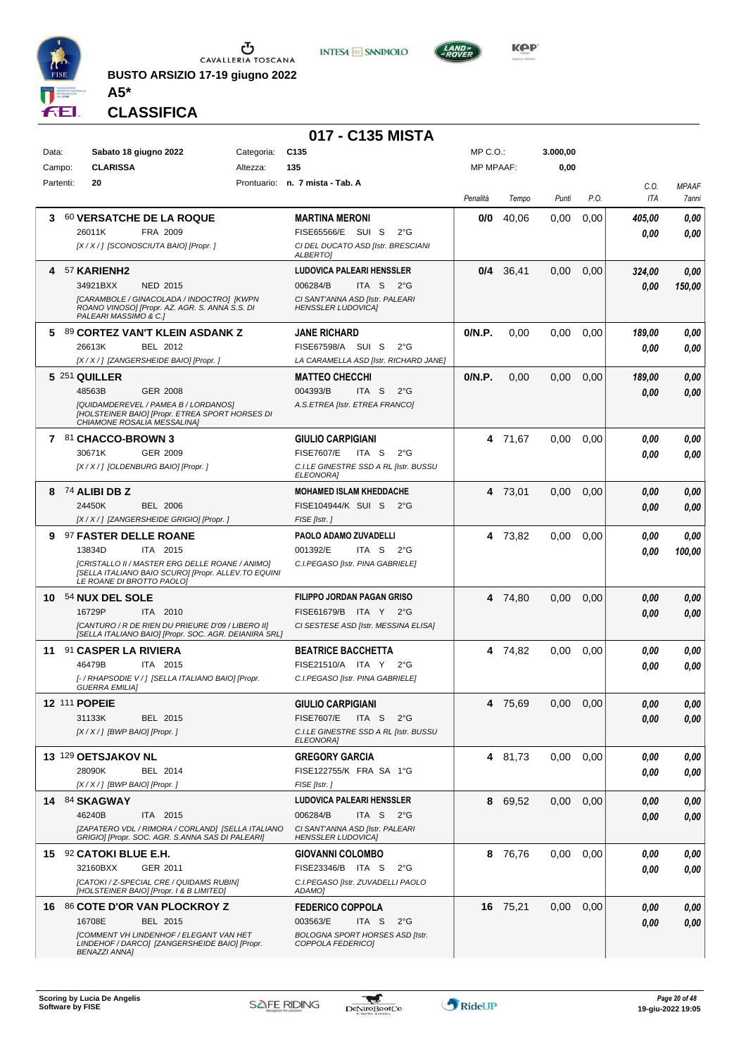BUSTO ARSIZIO 17-19 giugno 2022

**A5***

## CLASSIFICA

# 017 - C135 MISTA

| Data: | Sabato 18 giugno 2022 | Categoria: | C135 | MP C.O.: | 3.000,00 |
|---|---|---|---|---|---|
| Campo: | CLARISSA | Altezza: | 135 | MP MPAAF: | 0,00 |
| Partenti: | 20 | Prontuario: | n. 7 mista - Tab. A | | |

| Pos. | Cavallo | Cavaliere | Penalità | Tempo | Punti | P.O. | C.O. ITA | MPAAF 7anni |
|---|---|---|---|---|---|---|---|---|
| 3 | 60 **VERSATCHE DE LA ROQUE** 26011K FRA 2009 *[X / X / ] [SCONOSCIUTA BAIO] [Propr. ]* | **MARTINA MERONI** FISE65566/E SUI S 2°G *CI DEL DUCATO ASD [Istr. BRESCIANI ALBERTO]* | **0/0** | 40,06 | 0,00 | 0,00 | *405,00* *0,00* | *0,00* *0,00* |
| 4 | 57 **KARIENH2** 34921BXX NED 2015 *[CARAMBOLE / GINACOLADA / INDOCTRO] [KWPN ROANO VINOSO] [Propr. AZ. AGR. S. ANNA S.S. DI PALEARI MASSIMO & C.]* | **LUDOVICA PALEARI HENSSLER** 006284/B ITA S 2°G *CI SANT'ANNA ASD [Istr. PALEARI HENSSLER LUDOVICA]* | **0/4** | 36,41 | 0,00 | 0,00 | *324,00* *0,00* | *0,00* *150,00* |
| 5 | 89 **CORTEZ VAN'T KLEIN ASDANK Z** 26613K BEL 2012 *[X / X / ] [ZANGERSHEIDE BAIO] [Propr. ]* | **JANE RICHARD** FISE67598/A SUI S 2°G *LA CARAMELLA ASD [Istr. RICHARD JANE]* | **0/N.P.** | 0,00 | 0,00 | 0,00 | *189,00* *0,00* | *0,00* *0,00* |
| 5 | 251 **QUILLER** 48563B GER 2008 *[QUIDAMDEREVEL / PAMEA B / LORDANOS] [HOLSTEINER BAIO] [Propr. ETREA SPORT HORSES DI CHIAMONE ROSALIA MESSALINA]* | **MATTEO CHECCHI** 004393/B ITA S 2°G *A.S.ETREA [Istr. ETREA FRANCO]* | **0/N.P.** | 0,00 | 0,00 | 0,00 | *189,00* *0,00* | *0,00* *0,00* |
| 7 | 81 **CHACCO-BROWN 3** 30671K GER 2009 *[X / X / ] [OLDENBURG BAIO] [Propr. ]* | **GIULIO CARPIGIANI** FISE7607/E ITA S 2°G *C.I.LE GINESTRE SSD A RL [Istr. BUSSU ELEONORA]* | **4** | 71,67 | 0,00 | 0,00 | *0,00* *0,00* | *0,00* *0,00* |
| 8 | 74 **ALIBI DB Z** 24450K BEL 2006 *[X / X / ] [ZANGERSHEIDE GRIGIO] [Propr. ]* | **MOHAMED ISLAM KHEDDACHE** FISE104944/K SUI S 2°G *FISE [Istr. ]* | **4** | 73,01 | 0,00 | 0,00 | *0,00* *0,00* | *0,00* *0,00* |
| 9 | 97 **FASTER DELLE ROANE** 13834D ITA 2015 *[CRISTALLO II / MASTER ERG DELLE ROANE / ANIMO] [SELLA ITALIANO BAIO SCURO] [Propr. ALLEV.TO EQUINI LE ROANE DI BROTTO PAOLO]* | **PAOLO ADAMO ZUVADELLI** 001392/E ITA S 2°G *C.I.PEGASO [Istr. PINA GABRIELE]* | **4** | 73,82 | 0,00 | 0,00 | *0,00* *0,00* | *0,00* *100,00* |
| 10 | 54 **NUX DEL SOLE** 16729P ITA 2010 *[CANTURO / R DE RIEN DU PRIEURE D'09 / LIBERO II] [SELLA ITALIANO BAIO] [Propr. SOC. AGR. DEIANIRA SRL]* | **FILIPPO JORDAN PAGAN GRISO** FISE61679/B ITA Y 2°G *CI SESTESE ASD [Istr. MESSINA ELISA]* | **4** | 74,80 | 0,00 | 0,00 | *0,00* *0,00* | *0,00* *0,00* |
| 11 | 91 **CASPER LA RIVIERA** 46479B ITA 2015 *[- / RHAPSODIE V / ] [SELLA ITALIANO BAIO] [Propr. GUERRA EMILIA]* | **BEATRICE BACCHETTA** FISE21510/A ITA Y 2°G *C.I.PEGASO [Istr. PINA GABRIELE]* | **4** | 74,82 | 0,00 | 0,00 | *0,00* *0,00* | *0,00* *0,00* |
| 12 | 111 **POPEIE** 31133K BEL 2015 *[X / X / ] [BWP BAIO] [Propr. ]* | **GIULIO CARPIGIANI** FISE7607/E ITA S 2°G *C.I.LE GINESTRE SSD A RL [Istr. BUSSU ELEONORA]* | **4** | 75,69 | 0,00 | 0,00 | *0,00* *0,00* | *0,00* *0,00* |
| 13 | 129 **OETSJAKOV NL** 28090K BEL 2014 *[X / X / ] [BWP BAIO] [Propr. ]* | **GREGORY GARCIA** FISE122755/K FRA SA 1°G *FISE [Istr. ]* | **4** | 81,73 | 0,00 | 0,00 | *0,00* *0,00* | *0,00* *0,00* |
| 14 | 84 **SKAGWAY** 46240B ITA 2015 *[ZAPATERO VDL / RIMORA / CORLAND] [SELLA ITALIANO GRIGIO] [Propr. SOC. AGR. S.ANNA SAS DI PALEARI]* | **LUDOVICA PALEARI HENSSLER** 006284/B ITA S 2°G *CI SANT'ANNA ASD [Istr. PALEARI HENSSLER LUDOVICA]* | **8** | 69,52 | 0,00 | 0,00 | *0,00* *0,00* | *0,00* *0,00* |
| 15 | 92 **CATOKI BLUE E.H.** 32160BXX GER 2011 *[CATOKI / Z-SPECIAL CRE / QUIDAMS RUBIN] [HOLSTEINER BAIO] [Propr. I & B LIMITED]* | **GIOVANNI COLOMBO** FISE23346/B ITA S 2°G *C.I.PEGASO [Istr. ZUVADELLI PAOLO ADAMO]* | **8** | 76,76 | 0,00 | 0,00 | *0,00* *0,00* | *0,00* *0,00* |
| 16 | 86 **COTE D'OR VAN PLOCKROY Z** 16708E BEL 2015 *[COMMENT VH LINDENHOF / ELEGANT VAN HET LINDEHOF / DARCO] [ZANGERSHEIDE BAIO] [Propr. BENAZZI ANNA]* | **FEDERICO COPPOLA** 003563/E ITA S 2°G *BOLOGNA SPORT HORSES ASD [Istr. COPPOLA FEDERICO]* | **16** | 75,21 | 0,00 | 0,00 | *0,00* *0,00* | *0,00* *0,00* |

Scoring by Lucia De Angelis
Software by FISE

19-giu-2022 19:05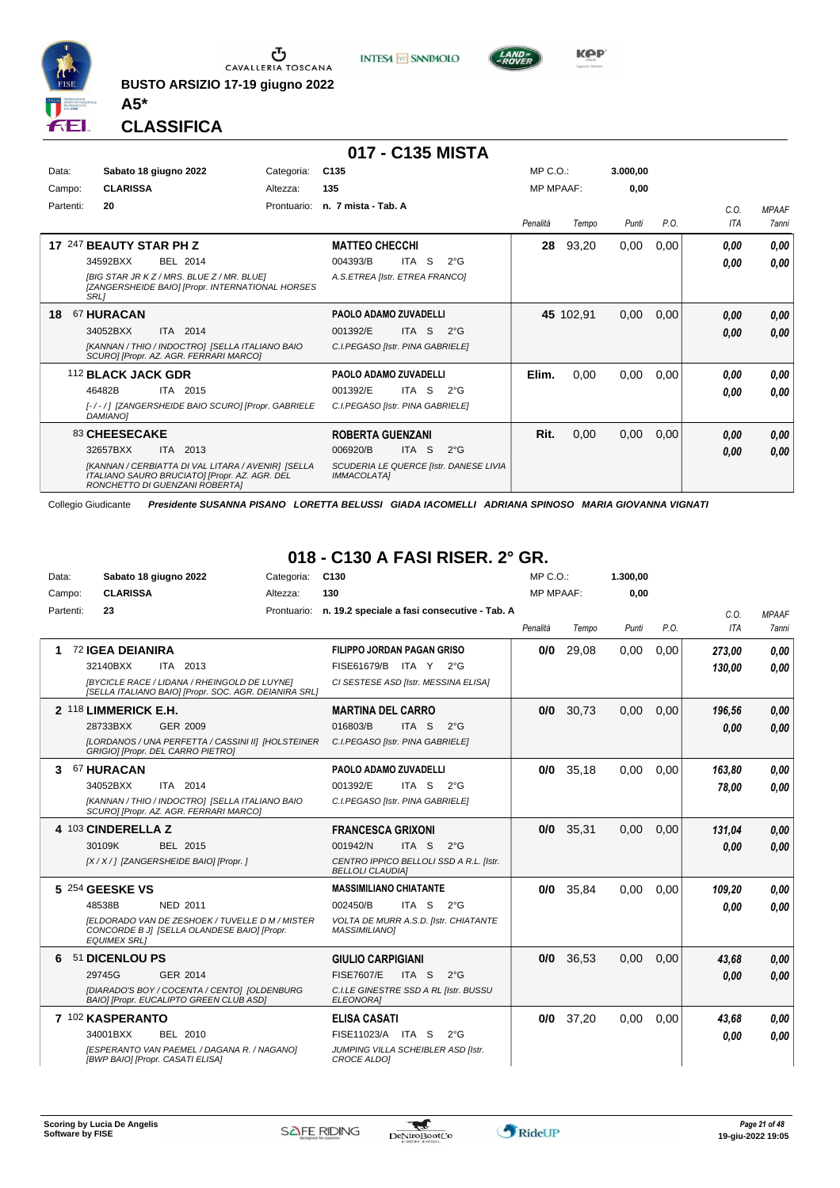BUSTO ARSIZIO 17-19 giugno 2022

**A5***

## CLASSIFICA

# 017 - C135 MISTA

| Data: | Sabato 18 giugno 2022 | Categoria: | C135 | MP C.O.: | 3.000,00 |
|---|---|---|---|---|---|
| Campo: | CLARISSA | Altezza: | 135 | MP MPAAF: | 0,00 |
| Partenti: | 20 | Prontuario: | n. 7 mista - Tab. A | | |

| | Cavallo | Cavaliere | Penalità | Tempo | Punti | P.O. | C.O. ITA | MPAAF 7anni |
|---|---|---|---|---|---|---|---|---|
| 17 | 247 **BEAUTY STAR PH Z** 34592BXX BEL 2014 *[BIG STAR JR K Z / MRS. BLUE Z / MR. BLUE] [ZANGERSHEIDE BAIO] [Propr. INTERNATIONAL HORSES SRL]* | **MATTEO CHECCHI** 004393/B ITA S 2°G *A.S.ETREA [Istr. ETREA FRANCO]* | **28** | 93,20 | 0,00 | 0,00 | ***0,00*** ***0,00*** | ***0,00*** ***0,00*** |
| 18 | 67 **HURACAN** 34052BXX ITA 2014 *[KANNAN / THIO / INDOCTRO] [SELLA ITALIANO BAIO SCURO] [Propr. AZ. AGR. FERRARI MARCO]* | **PAOLO ADAMO ZUVADELLI** 001392/E ITA S 2°G *C.I.PEGASO [Istr. PINA GABRIELE]* | **45** | 102,91 | 0,00 | 0,00 | ***0,00*** ***0,00*** | ***0,00*** ***0,00*** |
| | 112 **BLACK JACK GDR** 46482B ITA 2015 *[- / - / ] [ZANGERSHEIDE BAIO SCURO] [Propr. GABRIELE DAMIANO]* | **PAOLO ADAMO ZUVADELLI** 001392/E ITA S 2°G *C.I.PEGASO [Istr. PINA GABRIELE]* | **Elim.** | 0,00 | 0,00 | 0,00 | ***0,00*** ***0,00*** | ***0,00*** ***0,00*** |
| | 83 **CHEESECAKE** 32657BXX ITA 2013 *[KANNAN / CERBIATTA DI VAL LITARA / AVENIR] [SELLA ITALIANO SAURO BRUCIATO] [Propr. AZ. AGR. DEL RONCHETTO DI GUENZANI ROBERTA]* | **ROBERTA GUENZANI** 006920/B ITA S 2°G *SCUDERIA LE QUERCE [Istr. DANESE LIVIA IMMACOLATA]* | **Rit.** | 0,00 | 0,00 | 0,00 | ***0,00*** ***0,00*** | ***0,00*** ***0,00*** |

Collegio Giudicante ***Presidente SUSANNA PISANO LORETTA BELUSSI GIADA IACOMELLI ADRIANA SPINOSO MARIA GIOVANNA VIGNATI***

# 018 - C130 A FASI RISER. 2° GR.

| Data: | Sabato 18 giugno 2022 | Categoria: | C130 | MP C.O.: | 1.300,00 |
|---|---|---|---|---|---|
| Campo: | CLARISSA | Altezza: | 130 | MP MPAAF: | 0,00 |
| Partenti: | 23 | Prontuario: | n. 19.2 speciale a fasi consecutive - Tab. A | | |

| | Cavallo | Cavaliere | Penalità | Tempo | Punti | P.O. | C.O. ITA | MPAAF 7anni |
|---|---|---|---|---|---|---|---|---|
| 1 | 72 **IGEA DEIANIRA** 32140BXX ITA 2013 *[BYCICLE RACE / LIDANA / RHEINGOLD DE LUYNE] [SELLA ITALIANO BAIO] [Propr. SOC. AGR. DEIANIRA SRL]* | **FILIPPO JORDAN PAGAN GRISO** FISE61679/B ITA Y 2°G *CI SESTESE ASD [Istr. MESSINA ELISA]* | **0/0** | 29,08 | 0,00 | 0,00 | ***273,00*** ***130,00*** | ***0,00*** ***0,00*** |
| 2 | 118 **LIMMERICK E.H.** 28733BXX GER 2009 *[LORDANOS / UNA PERFETTA / CASSINI II] [HOLSTEINER GRIGIO] [Propr. DEL CARRO PIETRO]* | **MARTINA DEL CARRO** 016803/B ITA S 2°G *C.I.PEGASO [Istr. PINA GABRIELE]* | **0/0** | 30,73 | 0,00 | 0,00 | ***196,56*** ***0,00*** | ***0,00*** ***0,00*** |
| 3 | 67 **HURACAN** 34052BXX ITA 2014 *[KANNAN / THIO / INDOCTRO] [SELLA ITALIANO BAIO SCURO] [Propr. AZ. AGR. FERRARI MARCO]* | **PAOLO ADAMO ZUVADELLI** 001392/E ITA S 2°G *C.I.PEGASO [Istr. PINA GABRIELE]* | **0/0** | 35,18 | 0,00 | 0,00 | ***163,80*** ***78,00*** | ***0,00*** ***0,00*** |
| 4 | 103 **CINDERELLA Z** 30109K BEL 2015 *[X / X / ] [ZANGERSHEIDE BAIO] [Propr. ]* | **FRANCESCA GRIXONI** 001942/N ITA S 2°G *CENTRO IPPICO BELLOLI SSD A R.L. [Istr. BELLOLI CLAUDIA]* | **0/0** | 35,31 | 0,00 | 0,00 | ***131,04*** ***0,00*** | ***0,00*** ***0,00*** |
| 5 | 254 **GEESKE VS** 48538B NED 2011 *[ELDORADO VAN DE ZESHOEK / TUVELLE D M / MISTER CONCORDE B J] [SELLA OLANDESE BAIO] [Propr. EQUIMEX SRL]* | **MASSIMILIANO CHIATANTE** 002450/B ITA S 2°G *VOLTA DE MURR A.S.D. [Istr. CHIATANTE MASSIMILIANO]* | **0/0** | 35,84 | 0,00 | 0,00 | ***109,20*** ***0,00*** | ***0,00*** ***0,00*** |
| 6 | 51 **DICENLOU PS** 29745G GER 2014 *[DIARADO'S BOY / COCENTA / CENTO] [OLDENBURG BAIO] [Propr. EUCALIPTO GREEN CLUB ASD]* | **GIULIO CARPIGIANI** FISE7607/E ITA S 2°G *C.I.LE GINESTRE SSD A RL [Istr. BUSSU ELEONORA]* | **0/0** | 36,53 | 0,00 | 0,00 | ***43,68*** ***0,00*** | ***0,00*** ***0,00*** |
| 7 | 102 **KASPERANTO** 34001BXX BEL 2010 *[ESPERANTO VAN PAEMEL / DAGANA R. / NAGANO] [BWP BAIO] [Propr. CASATI ELISA]* | **ELISA CASATI** FISE11023/A ITA S 2°G *JUMPING VILLA SCHEIBLER ASD [Istr. CROCE ALDO]* | **0/0** | 37,20 | 0,00 | 0,00 | ***43,68*** ***0,00*** | ***0,00*** ***0,00*** |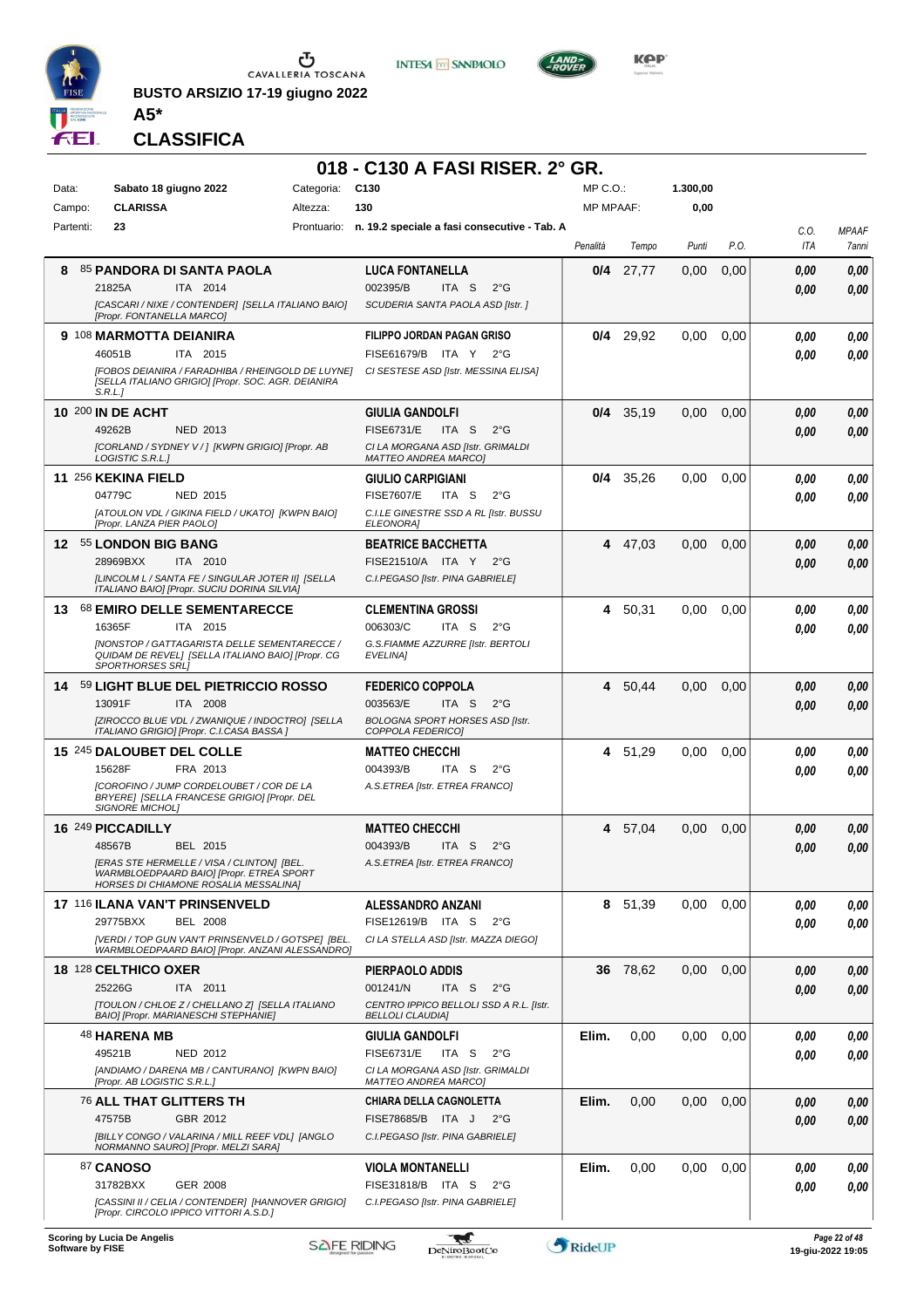**BUSTO ARSIZIO 17-19 giugno 2022**

**A5***

## CLASSIFICA

# 018 - C130 A FASI RISER. 2° GR.

| Data: | Sabato 18 giugno 2022 | Categoria: | C130 | MP C.O.: | 1.300,00 |
|---|---|---|---|---|---|
| Campo: | CLARISSA | Altezza: | 130 | MP MPAAF: | 0,00 |
| Partenti: | 23 | Prontuario: | n. 19.2 speciale a fasi consecutive - Tab. A | | |

| Cl. | Cavallo | Cavaliere | Penalità | Tempo | Punti | P.O. | C.O. ITA | MPAAF 7anni |
|---|---|---|---|---|---|---|---|---|
| 8 | 85 **PANDORA DI SANTA PAOLA** 21825A ITA 2014 *[CASCARI / NIXE / CONTENDER] [SELLA ITALIANO BAIO] [Propr. FONTANELLA MARCO]* | **LUCA FONTANELLA** 002395/B ITA S 2°G *SCUDERIA SANTA PAOLA ASD [Istr. ]* | **0/4** | 27,77 | 0,00 | 0,00 | 0,00 / 0,00 | 0,00 / 0,00 |
| 9 | 108 **MARMOTTA DEIANIRA** 46051B ITA 2015 *[FOBOS DEIANIRA / FARADHIBA / RHEINGOLD DE LUYNE] [SELLA ITALIANO GRIGIO] [Propr. SOC. AGR. DEIANIRA S.R.L.]* | **FILIPPO JORDAN PAGAN GRISO** FISE61679/B ITA Y 2°G *CI SESTESE ASD [Istr. MESSINA ELISA]* | **0/4** | 29,92 | 0,00 | 0,00 | 0,00 / 0,00 | 0,00 / 0,00 |
| 10 | 200 **IN DE ACHT** 49262B NED 2013 *[CORLAND / SYDNEY V / ] [KWPN GRIGIO] [Propr. AB LOGISTIC S.R.L.]* | **GIULIA GANDOLFI** FISE6731/E ITA S 2°G *CI LA MORGANA ASD [Istr. GRIMALDI MATTEO ANDREA MARCO]* | **0/4** | 35,19 | 0,00 | 0,00 | 0,00 / 0,00 | 0,00 / 0,00 |
| 11 | 256 **KEKINA FIELD** 04779C NED 2015 *[ATOULON VDL / GIKINA FIELD / UKATO] [KWPN BAIO] [Propr. LANZA PIER PAOLO]* | **GIULIO CARPIGIANI** FISE7607/E ITA S 2°G *C.I.LE GINESTRE SSD A RL [Istr. BUSSU ELEONORA]* | **0/4** | 35,26 | 0,00 | 0,00 | 0,00 / 0,00 | 0,00 / 0,00 |
| 12 | 55 **LONDON BIG BANG** 28969BXX ITA 2010 *[LINCOLM L / SANTA FE / SINGULAR JOTER II] [SELLA ITALIANO BAIO] [Propr. SUCIU DORINA SILVIA]* | **BEATRICE BACCHETTA** FISE21510/A ITA Y 2°G *C.I.PEGASO [Istr. PINA GABRIELE]* | **4** | 47,03 | 0,00 | 0,00 | 0,00 / 0,00 | 0,00 / 0,00 |
| 13 | 68 **EMIRO DELLE SEMENTARECCE** 16365F ITA 2015 *[NONSTOP / GATTAGARISTA DELLE SEMENTARECCE / QUIDAM DE REVEL] [SELLA ITALIANO BAIO] [Propr. CG SPORTHORSES SRL]* | **CLEMENTINA GROSSI** 006303/C ITA S 2°G *G.S.FIAMME AZZURRE [Istr. BERTOLI EVELINA]* | **4** | 50,31 | 0,00 | 0,00 | 0,00 / 0,00 | 0,00 / 0,00 |
| 14 | 59 **LIGHT BLUE DEL PIETRICCIO ROSSO** 13091F ITA 2008 *[ZIROCCO BLUE VDL / ZWANIQUE / INDOCTRO] [SELLA ITALIANO GRIGIO] [Propr. C.I.CASA BASSA ]* | **FEDERICO COPPOLA** 003563/E ITA S 2°G *BOLOGNA SPORT HORSES ASD [Istr. COPPOLA FEDERICO]* | **4** | 50,44 | 0,00 | 0,00 | 0,00 / 0,00 | 0,00 / 0,00 |
| 15 | 245 **DALOUBET DEL COLLE** 15628F FRA 2013 *[COROFINO / JUMP CORDELOUBET / COR DE LA BRYERE] [SELLA FRANCESE GRIGIO] [Propr. DEL SIGNORE MICHOL]* | **MATTEO CHECCHI** 004393/B ITA S 2°G *A.S.ETREA [Istr. ETREA FRANCO]* | **4** | 51,29 | 0,00 | 0,00 | 0,00 / 0,00 | 0,00 / 0,00 |
| 16 | 249 **PICCADILLY** 48567B BEL 2015 *[ERAS STE HERMELLE / VISA / CLINTON] [BEL. WARMBLOEDPAARD BAIO] [Propr. ETREA SPORT HORSES DI CHIAMONE ROSALIA MESSALINA]* | **MATTEO CHECCHI** 004393/B ITA S 2°G *A.S.ETREA [Istr. ETREA FRANCO]* | **4** | 57,04 | 0,00 | 0,00 | 0,00 / 0,00 | 0,00 / 0,00 |
| 17 | 116 **ILANA VAN'T PRINSENVELD** 29775BXX BEL 2008 *[VERDI / TOP GUN VAN'T PRINSENVELD / GOTSPE] [BEL. WARMBLOEDPAARD BAIO] [Propr. ANZANI ALESSANDRO]* | **ALESSANDRO ANZANI** FISE12619/B ITA S 2°G *CI LA STELLA ASD [Istr. MAZZA DIEGO]* | **8** | 51,39 | 0,00 | 0,00 | 0,00 / 0,00 | 0,00 / 0,00 |
| 18 | 128 **CELTHICO OXER** 25226G ITA 2011 *[TOULON / CHLOE Z / CHELLANO Z] [SELLA ITALIANO BAIO] [Propr. MARIANESCHI STEPHANIE]* | **PIERPAOLO ADDIS** 001241/N ITA S 2°G *CENTRO IPPICO BELLOLI SSD A R.L. [Istr. BELLOLI CLAUDIA]* | **36** | 78,62 | 0,00 | 0,00 | 0,00 / 0,00 | 0,00 / 0,00 |
| | 48 **HARENA MB** 49521B NED 2012 *[ANDIAMO / DARENA MB / CANTURANO] [KWPN BAIO] [Propr. AB LOGISTIC S.R.L.]* | **GIULIA GANDOLFI** FISE6731/E ITA S 2°G *CI LA MORGANA ASD [Istr. GRIMALDI MATTEO ANDREA MARCO]* | **Elim.** | 0,00 | 0,00 | 0,00 | 0,00 / 0,00 | 0,00 / 0,00 |
| | 76 **ALL THAT GLITTERS TH** 47575B GBR 2012 *[BILLY CONGO / VALARINA / MILL REEF VDL] [ANGLO NORMANNO SAURO] [Propr. MELZI SARA]* | **CHIARA DELLA CAGNOLETTA** FISE78685/B ITA J 2°G *C.I.PEGASO [Istr. PINA GABRIELE]* | **Elim.** | 0,00 | 0,00 | 0,00 | 0,00 / 0,00 | 0,00 / 0,00 |
| | 87 **CANOSO** 31782BXX GER 2008 *[CASSINI II / CELIA / CONTENDER] [HANNOVER GRIGIO] [Propr. CIRCOLO IPPICO VITTORI A.S.D.]* | **VIOLA MONTANELLI** FISE31818/B ITA S 2°G *C.I.PEGASO [Istr. PINA GABRIELE]* | **Elim.** | 0,00 | 0,00 | 0,00 | 0,00 / 0,00 | 0,00 / 0,00 |

Scoring by Lucia De Angelis
Software by FISE

19-giu-2022 19:05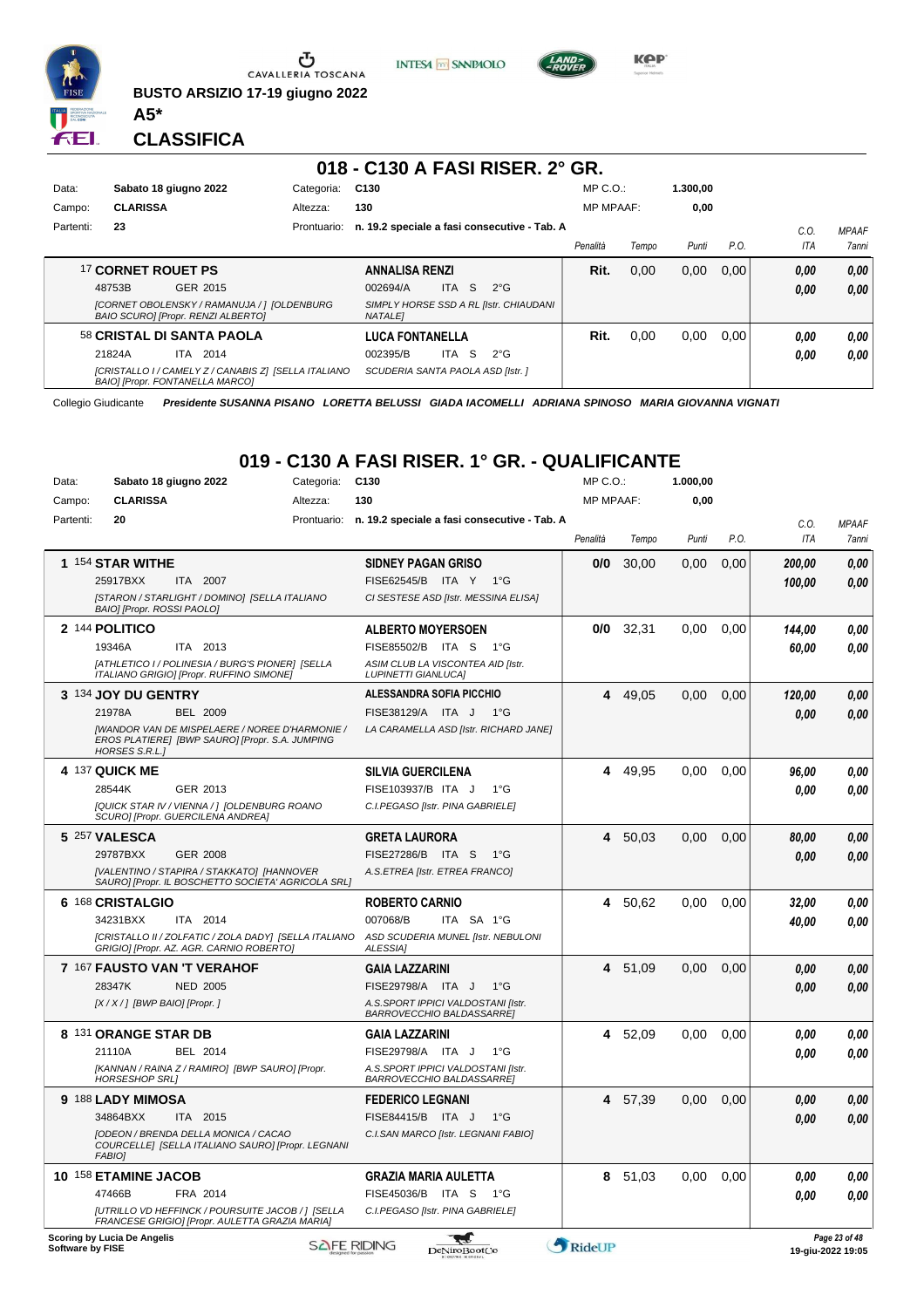**BUSTO ARSIZIO 17-19 giugno 2022**

**A5***

**CLASSIFICA**

## 018 - C130 A FASI RISER. 2° GR.

| | | | | | |
|---|---|---|---|---|---|
| Data: | **Sabato 18 giugno 2022** | Categoria: | **C130** | MP C.O.: | **1.300,00** |
| Campo: | **CLARISSA** | Altezza: | **130** | MP MPAAF: | **0,00** |
| Partenti: | **23** | Prontuario: | **n. 19.2 speciale a fasi consecutive - Tab. A** | | |

| | Cavallo | Cavaliere | Penalità | Tempo | Punti | P.O. | C.O. ITA | MPAAF 7anni |
|---|---|---|---|---|---|---|---|---|
| | 17 **CORNET ROUET PS** 48753B GER 2015 *[CORNET OBOLENSKY / RAMANUJA / ] [OLDENBURG BAIO SCURO] [Propr. RENZI ALBERTO]* | **ANNALISA RENZI** 002694/A ITA S 2°G *SIMPLY HORSE SSD A RL [Istr. CHIAUDANI NATALE]* | **Rit.** | 0,00 | 0,00 | 0,00 | **0,00** **0,00** | **0,00** **0,00** |
| | 58 **CRISTAL DI SANTA PAOLA** 21824A ITA 2014 *[CRISTALLO I / CAMELY Z / CANABIS Z] [SELLA ITALIANO BAIO] [Propr. FONTANELLA MARCO]* | **LUCA FONTANELLA** 002395/B ITA S 2°G *SCUDERIA SANTA PAOLA ASD [Istr. ]* | **Rit.** | 0,00 | 0,00 | 0,00 | **0,00** **0,00** | **0,00** **0,00** |

Collegio Giudicante *Presidente SUSANNA PISANO LORETTA BELUSSI GIADA IACOMELLI ADRIANA SPINOSO MARIA GIOVANNA VIGNATI*

## 019 - C130 A FASI RISER. 1° GR. - QUALIFICANTE

| | | | | | |
|---|---|---|---|---|---|
| Data: | **Sabato 18 giugno 2022** | Categoria: | **C130** | MP C.O.: | **1.000,00** |
| Campo: | **CLARISSA** | Altezza: | **130** | MP MPAAF: | **0,00** |
| Partenti: | **20** | Prontuario: | **n. 19.2 speciale a fasi consecutive - Tab. A** | | |

| | Cavallo | Cavaliere | Penalità | Tempo | Punti | P.O. | C.O. ITA | MPAAF 7anni |
|---|---|---|---|---|---|---|---|---|
| **1** | 154 **STAR WITHE** 25917BXX ITA 2007 *[STARON / STARLIGHT / DOMINO] [SELLA ITALIANO BAIO] [Propr. ROSSI PAOLO]* | **SIDNEY PAGAN GRISO** FISE62545/B ITA Y 1°G *CI SESTESE ASD [Istr. MESSINA ELISA]* | **0/0** | 30,00 | 0,00 | 0,00 | **200,00** **100,00** | **0,00** **0,00** |
| **2** | 144 **POLITICO** 19346A ITA 2013 *[ATHLETICO I / POLINESIA / BURG'S PIONER] [SELLA ITALIANO GRIGIO] [Propr. RUFFINO SIMONE]* | **ALBERTO MOYERSOEN** FISE85502/B ITA S 1°G *ASIM CLUB LA VISCONTEA AID [Istr. LUPINETTI GIANLUCA]* | **0/0** | 32,31 | 0,00 | 0,00 | **144,00** **60,00** | **0,00** **0,00** |
| **3** | 134 **JOY DU GENTRY** 21978A BEL 2009 *[WANDOR VAN DE MISPELAERE / NOREE D'HARMONIE / EROS PLATIERE] [BWP SAURO] [Propr. S.A. JUMPING HORSES S.R.L.]* | **ALESSANDRA SOFIA PICCHIO** FISE38129/A ITA J 1°G *LA CARAMELLA ASD [Istr. RICHARD JANE]* | **4** | 49,05 | 0,00 | 0,00 | **120,00** **0,00** | **0,00** **0,00** |
| **4** | 137 **QUICK ME** 28544K GER 2013 *[QUICK STAR IV / VIENNA / ] [OLDENBURG ROANO SCURO] [Propr. GUERCILENA ANDREA]* | **SILVIA GUERCILENA** FISE103937/B ITA J 1°G *C.I.PEGASO [Istr. PINA GABRIELE]* | **4** | 49,95 | 0,00 | 0,00 | **96,00** **0,00** | **0,00** **0,00** |
| **5** | 257 **VALESCA** 29787BXX GER 2008 *[VALENTINO / STAPIRA / STAKKATO] [HANNOVER SAURO] [Propr. IL BOSCHETTO SOCIETA' AGRICOLA SRL]* | **GRETA LAURORA** FISE27286/B ITA S 1°G *A.S.ETREA [Istr. ETREA FRANCO]* | **4** | 50,03 | 0,00 | 0,00 | **80,00** **0,00** | **0,00** **0,00** |
| **6** | 168 **CRISTALGIO** 34231BXX ITA 2014 *[CRISTALLO II / ZOLFATIC / ZOLA DADY] [SELLA ITALIANO GRIGIO] [Propr. AZ. AGR. CARNIO ROBERTO]* | **ROBERTO CARNIO** 007068/B ITA SA 1°G *ASD SCUDERIA MUNEL [Istr. NEBULONI ALESSIA]* | **4** | 50,62 | 0,00 | 0,00 | **32,00** **40,00** | **0,00** **0,00** |
| **7** | 167 **FAUSTO VAN 'T VERAHOF** 28347K NED 2005 *[X / X / ] [BWP BAIO] [Propr. ]* | **GAIA LAZZARINI** FISE29798/A ITA J 1°G *A.S.SPORT IPPICI VALDOSTANI [Istr. BARROVECCHIO BALDASSARRE]* | **4** | 51,09 | 0,00 | 0,00 | **0,00** **0,00** | **0,00** **0,00** |
| **8** | 131 **ORANGE STAR DB** 21110A BEL 2014 *[KANNAN / RAINA Z / RAMIRO] [BWP SAURO] [Propr. HORSESHOP SRL]* | **GAIA LAZZARINI** FISE29798/A ITA J 1°G *A.S.SPORT IPPICI VALDOSTANI [Istr. BARROVECCHIO BALDASSARRE]* | **4** | 52,09 | 0,00 | 0,00 | **0,00** **0,00** | **0,00** **0,00** |
| **9** | 188 **LADY MIMOSA** 34864BXX ITA 2015 *[ODEON / BRENDA DELLA MONICA / CACAO COURCELLE] [SELLA ITALIANO SAURO] [Propr. LEGNANI FABIO]* | **FEDERICO LEGNANI** FISE84415/B ITA J 1°G *C.I.SAN MARCO [Istr. LEGNANI FABIO]* | **4** | 57,39 | 0,00 | 0,00 | **0,00** **0,00** | **0,00** **0,00** |
| **10** | 158 **ETAMINE JACOB** 47466B FRA 2014 *[UTRILLO VD HEFFINCK / POURSUITE JACOB / ] [SELLA FRANCESE GRIGIO] [Propr. AULETTA GRAZIA MARIA]* | **GRAZIA MARIA AULETTA** FISE45036/B ITA S 1°G *C.I.PEGASO [Istr. PINA GABRIELE]* | **8** | 51,03 | 0,00 | 0,00 | **0,00** **0,00** | **0,00** **0,00** |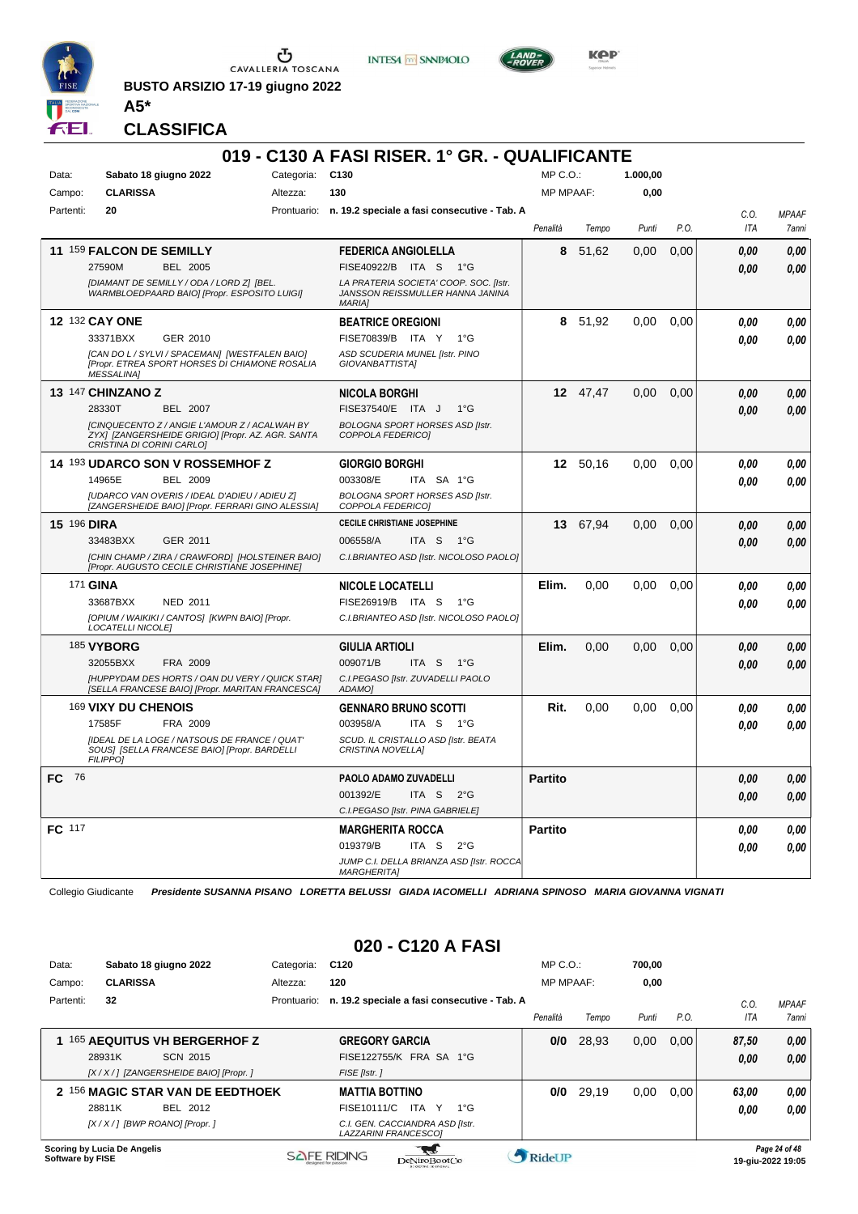BUSTO ARSIZIO 17-19 giugno 2022

**A5***

## CLASSIFICA

## 019 - C130 A FASI RISER. 1° GR. - QUALIFICANTE

| Data: | Sabato 18 giugno 2022 | Categoria: | C130 | MP C.O.: | 1.000,00 |
|---|---|---|---|---|---|
| Campo: | CLARISSA | Altezza: | 130 | MP MPAAF: | 0,00 |
| Partenti: | 20 | Prontuario: | n. 19.2 speciale a fasi consecutive - Tab. A | | |

| | Cavallo | Cavaliere | Penalità | Tempo | Punti | P.O. | C.O. ITA | MPAAF 7anni |
|---|---|---|---|---|---|---|---|---|
| 11 | 159 **FALCON DE SEMILLY** 27590M BEL 2005 *[DIAMANT DE SEMILLY / ODA / LORD Z] [BEL. WARMBLOEDPAARD BAIO] [Propr. ESPOSITO LUIGI]* | **FEDERICA ANGIOLELLA** FISE40922/B ITA S 1°G *LA PRATERIA SOCIETA' COOP. SOC. [Istr. JANSSON REISSMULLER HANNA JANINA MARIA]* | 8 | 51,62 | 0,00 | 0,00 | 0,00 / 0,00 | 0,00 / 0,00 |
| 12 | 132 **CAY ONE** 33371BXX GER 2010 *[CAN DO L / SYLVI / SPACEMAN] [WESTFALEN BAIO] [Propr. ETREA SPORT HORSES DI CHIAMONE ROSALIA MESSALINA]* | **BEATRICE OREGIONI** FISE70839/B ITA Y 1°G *ASD SCUDERIA MUNEL [Istr. PINO GIOVANBATTISTA]* | 8 | 51,92 | 0,00 | 0,00 | 0,00 / 0,00 | 0,00 / 0,00 |
| 13 | 147 **CHINZANO Z** 28330T BEL 2007 *[CINQUECENTO Z / ANGIE L'AMOUR Z / ACALWAH BY ZYX] [ZANGERSHEIDE GRIGIO] [Propr. AZ. AGR. SANTA CRISTINA DI CORINI CARLO]* | **NICOLA BORGHI** FISE37540/E ITA J 1°G *BOLOGNA SPORT HORSES ASD [Istr. COPPOLA FEDERICO]* | 12 | 47,47 | 0,00 | 0,00 | 0,00 / 0,00 | 0,00 / 0,00 |
| 14 | 193 **UDARCO SON V ROSSEMHOF Z** 14965E BEL 2009 *[UDARCO VAN OVERIS / IDEAL D'ADIEU / ADIEU Z] [ZANGERSHEIDE BAIO] [Propr. FERRARI GINO ALESSIA]* | **GIORGIO BORGHI** 003308/E ITA SA 1°G *BOLOGNA SPORT HORSES ASD [Istr. COPPOLA FEDERICO]* | 12 | 50,16 | 0,00 | 0,00 | 0,00 / 0,00 | 0,00 / 0,00 |
| 15 | 196 **DIRA** 33483BXX GER 2011 *[CHIN CHAMP / ZIRA / CRAWFORD] [HOLSTEINER BAIO] [Propr. AUGUSTO CECILE CHRISTIANE JOSEPHINE]* | **CECILE CHRISTIANE JOSEPHINE** 006558/A ITA S 1°G *C.I.BRIANTEO ASD [Istr. NICOLOSO PAOLO]* | 13 | 67,94 | 0,00 | 0,00 | 0,00 / 0,00 | 0,00 / 0,00 |
| | 171 **GINA** 33687BXX NED 2011 *[OPIUM / WAIKIKI / CANTOS] [KWPN BAIO] [Propr. LOCATELLI NICOLE]* | **NICOLE LOCATELLI** FISE26919/B ITA S 1°G *C.I.BRIANTEO ASD [Istr. NICOLOSO PAOLO]* | Elim. | 0,00 | 0,00 | 0,00 | 0,00 / 0,00 | 0,00 / 0,00 |
| | 185 **VYBORG** 32055BXX FRA 2009 *[HUPPYDAM DES HORTS / OAN DU VERY / QUICK STAR] [SELLA FRANCESE BAIO] [Propr. MARITAN FRANCESCA]* | **GIULIA ARTIOLI** 009071/B ITA S 1°G *C.I.PEGASO [Istr. ZUVADELLI PAOLO ADAMO]* | Elim. | 0,00 | 0,00 | 0,00 | 0,00 / 0,00 | 0,00 / 0,00 |
| | 169 **VIXY DU CHENOIS** 17585F FRA 2009 *[IDEAL DE LA LOGE / NATSOUS DE FRANCE / QUAT' SOUS] [SELLA FRANCESE BAIO] [Propr. BARDELLI FILIPPO]* | **GENNARO BRUNO SCOTTI** 003958/A ITA S 1°G *SCUD. IL CRISTALLO ASD [Istr. BEATA CRISTINA NOVELLA]* | Rit. | 0,00 | 0,00 | 0,00 | 0,00 / 0,00 | 0,00 / 0,00 |
| FC | 76 | **PAOLO ADAMO ZUVADELLI** 001392/E ITA S 2°G *C.I.PEGASO [Istr. PINA GABRIELE]* | Partito | | | | 0,00 / 0,00 | 0,00 / 0,00 |
| FC | 117 | **MARGHERITA ROCCA** 019379/B ITA S 2°G *JUMP C.I. DELLA BRIANZA ASD [Istr. ROCCA MARGHERITA]* | Partito | | | | 0,00 / 0,00 | 0,00 / 0,00 |

Collegio Giudicante *Presidente SUSANNA PISANO LORETTA BELUSSI GIADA IACOMELLI ADRIANA SPINOSO MARIA GIOVANNA VIGNATI*

## 020 - C120 A FASI

| Data: | Sabato 18 giugno 2022 | Categoria: | C120 | MP C.O.: | 700,00 |
|---|---|---|---|---|---|
| Campo: | CLARISSA | Altezza: | 120 | MP MPAAF: | 0,00 |
| Partenti: | 32 | Prontuario: | n. 19.2 speciale a fasi consecutive - Tab. A | | |

| | Cavallo | Cavaliere | Penalità | Tempo | Punti | P.O. | C.O. ITA | MPAAF 7anni |
|---|---|---|---|---|---|---|---|---|
| 1 | 165 **AEQUITUS VH BERGERHOF Z** 28931K SCN 2015 *[X / X / ] [ZANGERSHEIDE BAIO] [Propr. ]* | **GREGORY GARCIA** FISE122755/K FRA SA 1°G *FISE [Istr. ]* | 0/0 | 28,93 | 0,00 | 0,00 | 87,50 / 0,00 | 0,00 / 0,00 |
| 2 | 156 **MAGIC STAR VAN DE EEDTHOEK** 28811K BEL 2012 *[X / X / ] [BWP ROANO] [Propr. ]* | **MATTIA BOTTINO** FISE10111/C ITA Y 1°G *C.I. GEN. CACCIANDRA ASD [Istr. LAZZARINI FRANCESCO]* | 0/0 | 29,19 | 0,00 | 0,00 | 63,00 / 0,00 | 0,00 / 0,00 |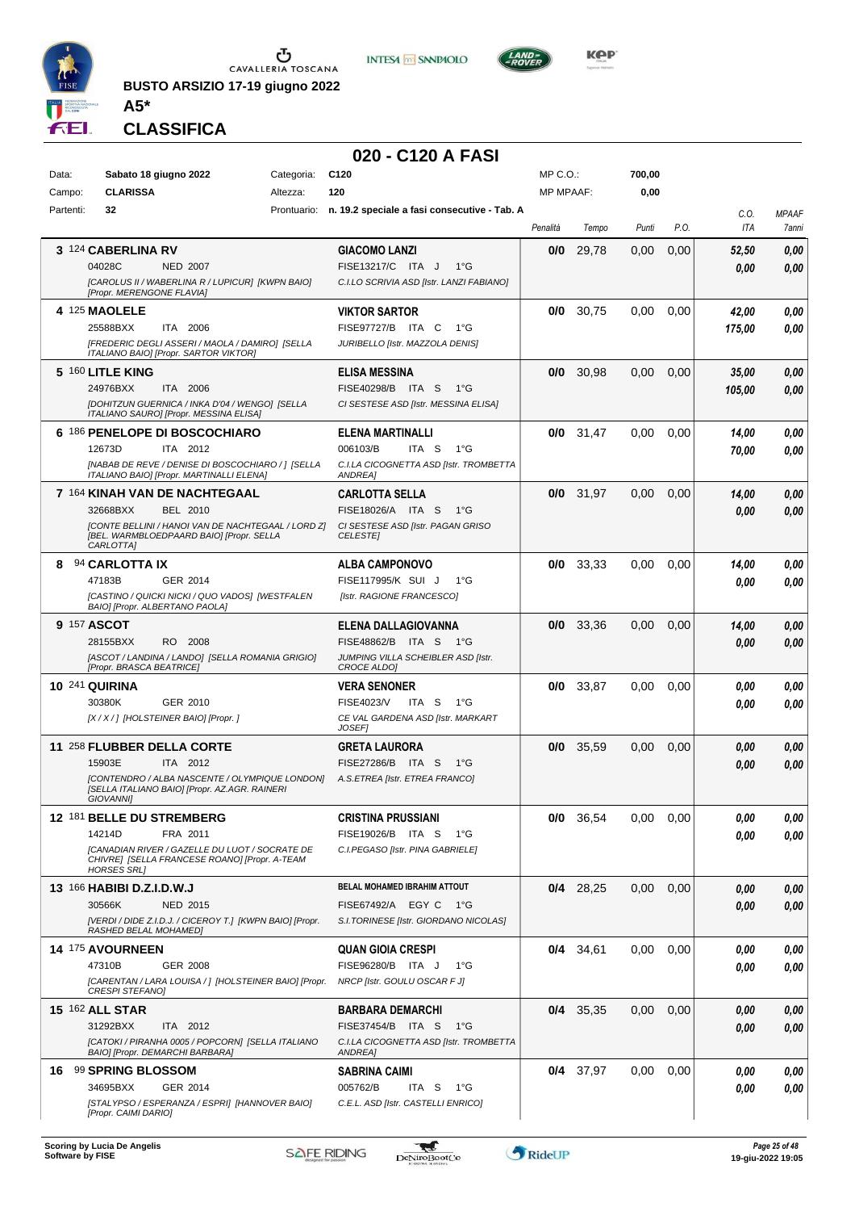**BUSTO ARSIZIO 17-19 giugno 2022**

**A5***

## CLASSIFICA

# 020 - C120 A FASI

| Data: | Sabato 18 giugno 2022 | Categoria: | C120 | MP C.O.: | 700,00 |
|---|---|---|---|---|---|
| Campo: | CLARISSA | Altezza: | 120 | MP MPAAF: | 0,00 |
| Partenti: | 32 | Prontuario: | n. 19.2 speciale a fasi consecutive - Tab. A | | |

| Pos. | Cavallo | Cavaliere | Penalità | Tempo | Punti | P.O. | C.O. ITA | MPAAF 7anni |
|---|---|---|---|---|---|---|---|---|
| 3 | 124 **CABERLINA RV** 04028C NED 2007 *[CAROLUS II / WABERLINA R / LUPICUR] [KWPN BAIO] [Propr. MERENGONE FLAVIA]* | **GIACOMO LANZI** FISE13217/C ITA J 1°G *C.I.LO SCRIVIA ASD [Istr. LANZI FABIANO]* | 0/0 | 29,78 | 0,00 | 0,00 | 52,50 / 0,00 | 0,00 / 0,00 |
| 4 | 125 **MAOLELE** 25588BXX ITA 2006 *[FREDERIC DEGLI ASSERI / MAOLA / DAMIRO] [SELLA ITALIANO BAIO] [Propr. SARTOR VIKTOR]* | **VIKTOR SARTOR** FISE97727/B ITA C 1°G *JURIBELLO [Istr. MAZZOLA DENIS]* | 0/0 | 30,75 | 0,00 | 0,00 | 42,00 / 175,00 | 0,00 / 0,00 |
| 5 | 160 **LITLE KING** 24976BXX ITA 2006 *[DOHITZUN GUERNICA / INKA D'04 / WENGO] [SELLA ITALIANO SAURO] [Propr. MESSINA ELISA]* | **ELISA MESSINA** FISE40298/B ITA S 1°G *CI SESTESE ASD [Istr. MESSINA ELISA]* | 0/0 | 30,98 | 0,00 | 0,00 | 35,00 / 105,00 | 0,00 / 0,00 |
| 6 | 186 **PENELOPE DI BOSCOCHIARO** 12673D ITA 2012 *[NABAB DE REVE / DENISE DI BOSCOCHIARO / ] [SELLA ITALIANO BAIO] [Propr. MARTINALLI ELENA]* | **ELENA MARTINALLI** 006103/B ITA S 1°G *C.I.LA CICOGNETTA ASD [Istr. TROMBETTA ANDREA]* | 0/0 | 31,47 | 0,00 | 0,00 | 14,00 / 70,00 | 0,00 / 0,00 |
| 7 | 164 **KINAH VAN DE NACHTEGAAL** 32668BXX BEL 2010 *[CONTE BELLINI / HANOI VAN DE NACHTEGAAL / LORD Z] [BEL. WARMBLOEDPAARD BAIO] [Propr. SELLA CARLOTTA]* | **CARLOTTA SELLA** FISE18026/A ITA S 1°G *CI SESTESE ASD [Istr. PAGAN GRISO CELESTE]* | 0/0 | 31,97 | 0,00 | 0,00 | 14,00 / 0,00 | 0,00 / 0,00 |
| 8 | 94 **CARLOTTA IX** 47183B GER 2014 *[CASTINO / QUICKI NICKI / QUO VADOS] [WESTFALEN BAIO] [Propr. ALBERTANO PAOLA]* | **ALBA CAMPONOVO** FISE117995/K SUI J 1°G *[Istr. RAGIONE FRANCESCO]* | 0/0 | 33,33 | 0,00 | 0,00 | 14,00 / 0,00 | 0,00 / 0,00 |
| 9 | 157 **ASCOT** 28155BXX RO 2008 *[ASCOT / LANDINA / LANDO] [SELLA ROMANIA GRIGIO] [Propr. BRASCA BEATRICE]* | **ELENA DALLAGIOVANNA** FISE48862/B ITA S 1°G *JUMPING VILLA SCHEIBLER ASD [Istr. CROCE ALDO]* | 0/0 | 33,36 | 0,00 | 0,00 | 14,00 / 0,00 | 0,00 / 0,00 |
| 10 | 241 **QUIRINA** 30380K GER 2010 *[X / X / ] [HOLSTEINER BAIO] [Propr. ]* | **VERA SENONER** FISE4023/V ITA S 1°G *CE VAL GARDENA ASD [Istr. MARKART JOSEF]* | 0/0 | 33,87 | 0,00 | 0,00 | 0,00 / 0,00 | 0,00 / 0,00 |
| 11 | 258 **FLUBBER DELLA CORTE** 15903E ITA 2012 *[CONTENDRO / ALBA NASCENTE / OLYMPIQUE LONDON] [SELLA ITALIANO BAIO] [Propr. AZ.AGR. RAINERI GIOVANNI]* | **GRETA LAURORA** FISE27286/B ITA S 1°G *A.S.ETREA [Istr. ETREA FRANCO]* | 0/0 | 35,59 | 0,00 | 0,00 | 0,00 / 0,00 | 0,00 / 0,00 |
| 12 | 181 **BELLE DU STREMBERG** 14214D FRA 2011 *[CANADIAN RIVER / GAZELLE DU LUOT / SOCRATE DE CHIVRE] [SELLA FRANCESE ROANO] [Propr. A-TEAM HORSES SRL]* | **CRISTINA PRUSSIANI** FISE19026/B ITA S 1°G *C.I.PEGASO [Istr. PINA GABRIELE]* | 0/0 | 36,54 | 0,00 | 0,00 | 0,00 / 0,00 | 0,00 / 0,00 |
| 13 | 166 **HABIBI D.Z.I.D.W.J** 30566K NED 2015 *[VERDI / DIDE Z.I.D.J. / CICEROY T.] [KWPN BAIO] [Propr. RASHED BELAL MOHAMED]* | **BELAL MOHAMED IBRAHIM ATTOUT** FISE67492/A EGY C 1°G *S.I.TORINESE [Istr. GIORDANO NICOLAS]* | 0/4 | 28,25 | 0,00 | 0,00 | 0,00 / 0,00 | 0,00 / 0,00 |
| 14 | 175 **AVOURNEEN** 47310B GER 2008 *[CARENTAN / LARA LOUISA / ] [HOLSTEINER BAIO] [Propr. CRESPI STEFANO]* | **QUAN GIOIA CRESPI** FISE96280/B ITA J 1°G *NRCP [Istr. GOULU OSCAR F J]* | 0/4 | 34,61 | 0,00 | 0,00 | 0,00 / 0,00 | 0,00 / 0,00 |
| 15 | 162 **ALL STAR** 31292BXX ITA 2012 *[CATOKI / PIRANHA 0005 / POPCORN] [SELLA ITALIANO BAIO] [Propr. DEMARCHI BARBARA]* | **BARBARA DEMARCHI** FISE37454/B ITA S 1°G *C.I.LA CICOGNETTA ASD [Istr. TROMBETTA ANDREA]* | 0/4 | 35,35 | 0,00 | 0,00 | 0,00 / 0,00 | 0,00 / 0,00 |
| 16 | 99 **SPRING BLOSSOM** 34695BXX GER 2014 *[STALYPSO / ESPERANZA / ESPRI] [HANNOVER BAIO] [Propr. CAIMI DARIO]* | **SABRINA CAIMI** 005762/B ITA S 1°G *C.E.L. ASD [Istr. CASTELLI ENRICO]* | 0/4 | 37,97 | 0,00 | 0,00 | 0,00 / 0,00 | 0,00 / 0,00 |

Scoring by Lucia De Angelis
Software by FISE

19-giu-2022 19:05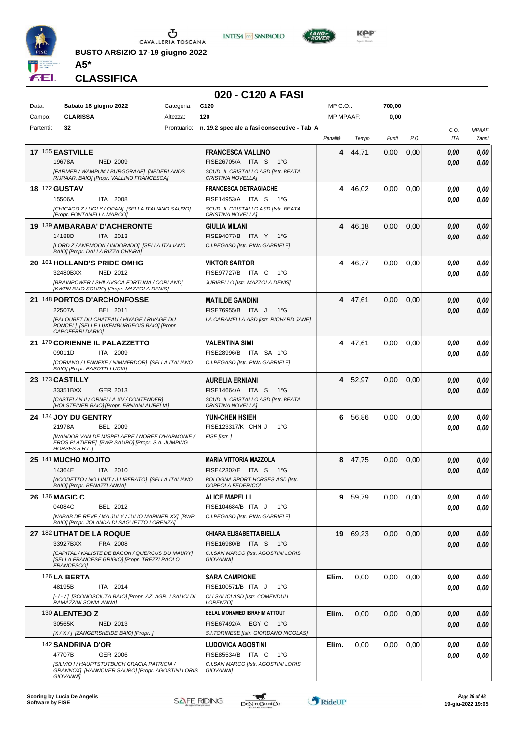**BUSTO ARSIZIO 17-19 giugno 2022**

**A5***

## CLASSIFICA

# 020 - C120 A FASI

| | | | | | |
|---|---|---|---|---|---|
| Data: | Sabato 18 giugno 2022 | Categoria: | C120 | MP C.O.: | 700,00 |
| Campo: | CLARISSA | Altezza: | 120 | MP MPAAF: | 0,00 |
| Partenti: | 32 | Prontuario: | n. 19.2 speciale a fasi consecutive - Tab. A | | |

| Class. | Cavallo | Cavaliere | Penalità | Tempo | Punti | P.O. | C.O. ITA | MPAAF 7anni |
|---|---|---|---|---|---|---|---|---|
| 17 | 155 **EASTVILLE** 19678A NED 2009 [FARMER / WAMPUM / BURGGRAAF] [NEDERLANDS RIJPAAR. BAIO] [Propr. VALLINO FRANCESCA] | **FRANCESCA VALLINO** FISE26705/A ITA S 1°G SCUD. IL CRISTALLO ASD [Istr. BEATA CRISTINA NOVELLA] | 4 | 44,71 | 0,00 | 0,00 | 0,00 0,00 | 0,00 0,00 |
| 18 | 172 **GUSTAV** 15506A ITA 2008 [CHICAGO Z / UGLY / OPAN] [SELLA ITALIANO SAURO] [Propr. FONTANELLA MARCO] | **FRANCESCA DETRAGIACHE** FISE14953/A ITA S 1°G SCUD. IL CRISTALLO ASD [Istr. BEATA CRISTINA NOVELLA] | 4 | 46,02 | 0,00 | 0,00 | 0,00 0,00 | 0,00 0,00 |
| 19 | 139 **AMBARABA' D'ACHERONTE** 14188D ITA 2013 [LORD Z / ANEMOON / INDORADO] [SELLA ITALIANO BAIO] [Propr. DALLA RIZZA CHIARA] | **GIULIA MILANI** FISE94077/B ITA Y 1°G C.I.PEGASO [Istr. PINA GABRIELE] | 4 | 46,18 | 0,00 | 0,00 | 0,00 0,00 | 0,00 0,00 |
| 20 | 161 **HOLLAND'S PRIDE OMHG** 32480BXX NED 2012 [BRAINPOWER / SHILAVSCA FORTUNA / CORLAND] [KWPN BAIO SCURO] [Propr. MAZZOLA DENIS] | **VIKTOR SARTOR** FISE97727/B ITA C 1°G JURIBELLO [Istr. MAZZOLA DENIS] | 4 | 46,77 | 0,00 | 0,00 | 0,00 0,00 | 0,00 0,00 |
| 21 | 148 **PORTOS D'ARCHONFOSSE** 22507A BEL 2011 [PALOUBET DU CHATEAU / HIVAGE / RIVAGE DU PONCEL] [SELLE LUXEMBURGEOIS BAIO] [Propr. CAPOFERRI DARIO] | **MATILDE GANDINI** FISE76955/B ITA J 1°G LA CARAMELLA ASD [Istr. RICHARD JANE] | 4 | 47,61 | 0,00 | 0,00 | 0,00 0,00 | 0,00 0,00 |
| 21 | 170 **CORIENNE IL PALAZZETTO** 09011D ITA 2009 [CORIANO / LENNEKE / NIMMERDOR] [SELLA ITALIANO BAIO] [Propr. PASOTTI LUCIA] | **VALENTINA SIMI** FISE28996/B ITA SA 1°G C.I.PEGASO [Istr. PINA GABRIELE] | 4 | 47,61 | 0,00 | 0,00 | 0,00 0,00 | 0,00 0,00 |
| 23 | 173 **CASTILLY** 33351BXX GER 2013 [CASTELAN II / ORNELLA XV / CONTENDER] [HOLSTEINER BAIO] [Propr. ERNIANI AURELIA] | **AURELIA ERNIANI** FISE14664/A ITA S 1°G SCUD. IL CRISTALLO ASD [Istr. BEATA CRISTINA NOVELLA] | 4 | 52,97 | 0,00 | 0,00 | 0,00 0,00 | 0,00 0,00 |
| 24 | 134 **JOY DU GENTRY** 21978A BEL 2009 [WANDOR VAN DE MISPELAERE / NOREE D'HARMONIE / EROS PLATIERE] [BWP SAURO] [Propr. S.A. JUMPING HORSES S.R.L.] | **YUN-CHEN HSIEH** FISE123317/K CHN J 1°G FISE [Istr. ] | 6 | 56,86 | 0,00 | 0,00 | 0,00 0,00 | 0,00 0,00 |
| 25 | 141 **MUCHO MOJITO** 14364E ITA 2010 [ACODETTO / NO LIMIT / J.LIBERATO] [SELLA ITALIANO BAIO] [Propr. BENAZZI ANNA] | **MARIA VITTORIA MAZZOLA** FISE42302/E ITA S 1°G BOLOGNA SPORT HORSES ASD [Istr. COPPOLA FEDERICO] | 8 | 47,75 | 0,00 | 0,00 | 0,00 0,00 | 0,00 0,00 |
| 26 | 136 **MAGIC C** 04084C BEL 2012 [NABAB DE REVE / MA JULY / JULIO MARINER XX] [BWP BAIO] [Propr. JOLANDA DI SAGLIETTO LORENZA] | **ALICE MAPELLI** FISE104684/B ITA J 1°G C.I.PEGASO [Istr. PINA GABRIELE] | 9 | 59,79 | 0,00 | 0,00 | 0,00 0,00 | 0,00 0,00 |
| 27 | 182 **UTHAT DE LA ROQUE** 33927BXX FRA 2008 [CAPITAL / KALISTE DE BACON / QUERCUS DU MAURY] [SELLA FRANCESE GRIGIO] [Propr. TREZZI PAOLO FRANCESCO] | **CHIARA ELISABETTA BIELLA** FISE16980/B ITA S 1°G C.I.SAN MARCO [Istr. AGOSTINI LORIS GIOVANNI] | 19 | 69,23 | 0,00 | 0,00 | 0,00 0,00 | 0,00 0,00 |
| | 126 **LA BERTA** 48195B ITA 2014 [- / - / ] [SCONOSCIUTA BAIO] [Propr. AZ. AGR. I SALICI DI RAMAZZINI SONIA ANNA] | **SARA CAMPIONE** FISE100571/B ITA J 1°G CI I SALICI ASD [Istr. COMENDULI LORENZO] | Elim. | 0,00 | 0,00 | 0,00 | 0,00 0,00 | 0,00 0,00 |
| | 130 **ALENTEJO Z** 30565K NED 2013 [X / X / ] [ZANGERSHEIDE BAIO] [Propr. ] | **BELAL MOHAMED IBRAHIM ATTOUT** FISE67492/A EGY C 1°G S.I.TORINESE [Istr. GIORDANO NICOLAS] | Elim. | 0,00 | 0,00 | 0,00 | 0,00 0,00 | 0,00 0,00 |
| | 142 **SANDRINA D'OR** 47707B GER 2006 [SILVIO I / HAUPTSTUTBUCH GRACIA PATRICIA / GRANNOX] [HANNOVER SAURO] [Propr. AGOSTINI LORIS GIOVANNI] | **LUDOVICA AGOSTINI** FISE85534/B ITA C 1°G C.I.SAN MARCO [Istr. AGOSTINI LORIS GIOVANNI] | Elim. | 0,00 | 0,00 | 0,00 | 0,00 0,00 | 0,00 0,00 |

Scoring by Lucia De Angelis
Software by FISE

19-giu-2022 19:05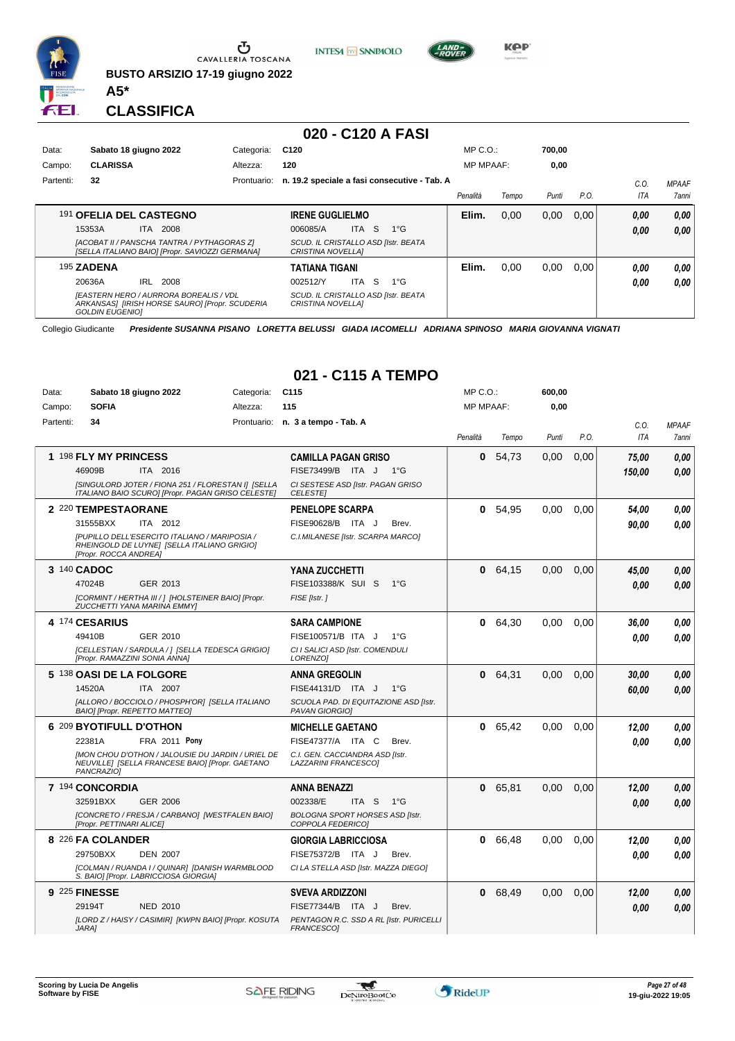BUSTO ARSIZIO 17-19 giugno 2022

**A5***

## CLASSIFICA

## 020 - C120 A FASI

| Data: | Sabato 18 giugno 2022 | Categoria: | C120 | MP C.O.: | 700,00 |
|---|---|---|---|---|---|
| Campo: | CLARISSA | Altezza: | 120 | MP MPAAF: | 0,00 |
| Partenti: | 32 | Prontuario: | n. 19.2 speciale a fasi consecutive - Tab. A | | |

| | Cavallo | Cavaliere | Penalità | Tempo | Punti | P.O. | C.O. ITA | MPAAF 7anni |
|---|---|---|---|---|---|---|---|---|
| | 191 **OFELIA DEL CASTEGNO** 15353A ITA 2008 *[ACOBAT II / PANSCHA TANTRA / PYTHAGORAS Z] [SELLA ITALIANO BAIO] [Propr. SAVIOZZI GERMANA]* | **IRENE GUGLIELMO** 006085/A ITA S 1°G *SCUD. IL CRISTALLO ASD [Istr. BEATA CRISTINA NOVELLA]* | **Elim.** | 0,00 | 0,00 | 0,00 | *0,00* *0,00* | *0,00* *0,00* |
| | 195 **ZADENA** 20636A IRL 2008 *[EASTERN HERO / AURRORA BOREALIS / VDL ARKANSAS] [IRISH HORSE SAURO] [Propr. SCUDERIA GOLDIN EUGENIO]* | **TATIANA TIGANI** 002512/Y ITA S 1°G *SCUD. IL CRISTALLO ASD [Istr. BEATA CRISTINA NOVELLA]* | **Elim.** | 0,00 | 0,00 | 0,00 | *0,00* *0,00* | *0,00* *0,00* |

Collegio Giudicante ***Presidente SUSANNA PISANO LORETTA BELUSSI GIADA IACOMELLI ADRIANA SPINOSO MARIA GIOVANNA VIGNATI***

## 021 - C115 A TEMPO

| Data: | Sabato 18 giugno 2022 | Categoria: | C115 | MP C.O.: | 600,00 |
|---|---|---|---|---|---|
| Campo: | SOFIA | Altezza: | 115 | MP MPAAF: | 0,00 |
| Partenti: | 34 | Prontuario: | n. 3 a tempo - Tab. A | | |

| | Cavallo | Cavaliere | Penalità | Tempo | Punti | P.O. | C.O. ITA | MPAAF 7anni |
|---|---|---|---|---|---|---|---|---|
| **1** | 198 **FLY MY PRINCESS** 46909B ITA 2016 *[SINGULORD JOTER / FIONA 251 / FLORESTAN I] [SELLA ITALIANO BAIO SCURO] [Propr. PAGAN GRISO CELESTE]* | **CAMILLA PAGAN GRISO** FISE73499/B ITA J 1°G *CI SESTESE ASD [Istr. PAGAN GRISO CELESTE]* | **0** | 54,73 | 0,00 | 0,00 | *75,00* *150,00* | *0,00* *0,00* |
| **2** | 220 **TEMPESTAORANE** 31555BXX ITA 2012 *[PUPILLO DELL'ESERCITO ITALIANO / MARIPOSIA / RHEINGOLD DE LUYNE] [SELLA ITALIANO GRIGIO] [Propr. ROCCA ANDREA]* | **PENELOPE SCARPA** FISE90628/B ITA J Brev. *C.I.MILANESE [Istr. SCARPA MARCO]* | **0** | 54,95 | 0,00 | 0,00 | *54,00* *90,00* | *0,00* *0,00* |
| **3** | 140 **CADOC** 47024B GER 2013 *[CORMINT / HERTHA III / ] [HOLSTEINER BAIO] [Propr. ZUCCHETTI YANA MARINA EMMY]* | **YANA ZUCCHETTI** FISE103388/K SUI S 1°G *FISE [Istr. ]* | **0** | 64,15 | 0,00 | 0,00 | *45,00* *0,00* | *0,00* *0,00* |
| **4** | 174 **CESARIUS** 49410B GER 2010 *[CELLESTIAN / SARDULA / ] [SELLA TEDESCA GRIGIO] [Propr. RAMAZZINI SONIA ANNA]* | **SARA CAMPIONE** FISE100571/B ITA J 1°G *CI I SALICI ASD [Istr. COMENDULI LORENZO]* | **0** | 64,30 | 0,00 | 0,00 | *36,00* *0,00* | *0,00* *0,00* |
| **5** | 138 **OASI DE LA FOLGORE** 14520A ITA 2007 *[ALLORO / BOCCIOLO / PHOSPH'OR] [SELLA ITALIANO BAIO] [Propr. REPETTO MATTEO]* | **ANNA GREGOLIN** FISE44131/D ITA J 1°G *SCUOLA PAD. DI EQUITAZIONE ASD [Istr. PAVAN GIORGIO]* | **0** | 64,31 | 0,00 | 0,00 | *30,00* *60,00* | *0,00* *0,00* |
| **6** | 209 **BYOTIFULL D'OTHON** 22381A FRA 2011 **Pony** *[MON CHOU D'OTHON / JALOUSIE DU JARDIN / URIEL DE NEUVILLE] [SELLA FRANCESE BAIO] [Propr. GAETANO PANCRAZIO]* | **MICHELLE GAETANO** FISE47377/A ITA C Brev. *C.I. GEN. CACCIANDRA ASD [Istr. LAZZARINI FRANCESCO]* | **0** | 65,42 | 0,00 | 0,00 | *12,00* *0,00* | *0,00* *0,00* |
| **7** | 194 **CONCORDIA** 32591BXX GER 2006 *[CONCRETO / FRESJA / CARBANO] [WESTFALEN BAIO] [Propr. PETTINARI ALICE]* | **ANNA BENAZZI** 002338/E ITA S 1°G *BOLOGNA SPORT HORSES ASD [Istr. COPPOLA FEDERICO]* | **0** | 65,81 | 0,00 | 0,00 | *12,00* *0,00* | *0,00* *0,00* |
| **8** | 226 **FA COLANDER** 29750BXX DEN 2007 *[COLMAN / RUANDA I / QUINAR] [DANISH WARMBLOOD S. BAIO] [Propr. LABRICCIOSA GIORGIA]* | **GIORGIA LABRICCIOSA** FISE75372/B ITA J Brev. *CI LA STELLA ASD [Istr. MAZZA DIEGO]* | **0** | 66,48 | 0,00 | 0,00 | *12,00* *0,00* | *0,00* *0,00* |
| **9** | 225 **FINESSE** 29194T NED 2010 *[LORD Z / HAISY / CASIMIR] [KWPN BAIO] [Propr. KOSUTA JARA]* | **SVEVA ARDIZZONI** FISE77344/B ITA J Brev. *PENTAGON R.C. SSD A RL [Istr. PURICELLI FRANCESCO]* | **0** | 68,49 | 0,00 | 0,00 | *12,00* *0,00* | *0,00* *0,00* |

Scoring by Lucia De Angelis
Software by FISE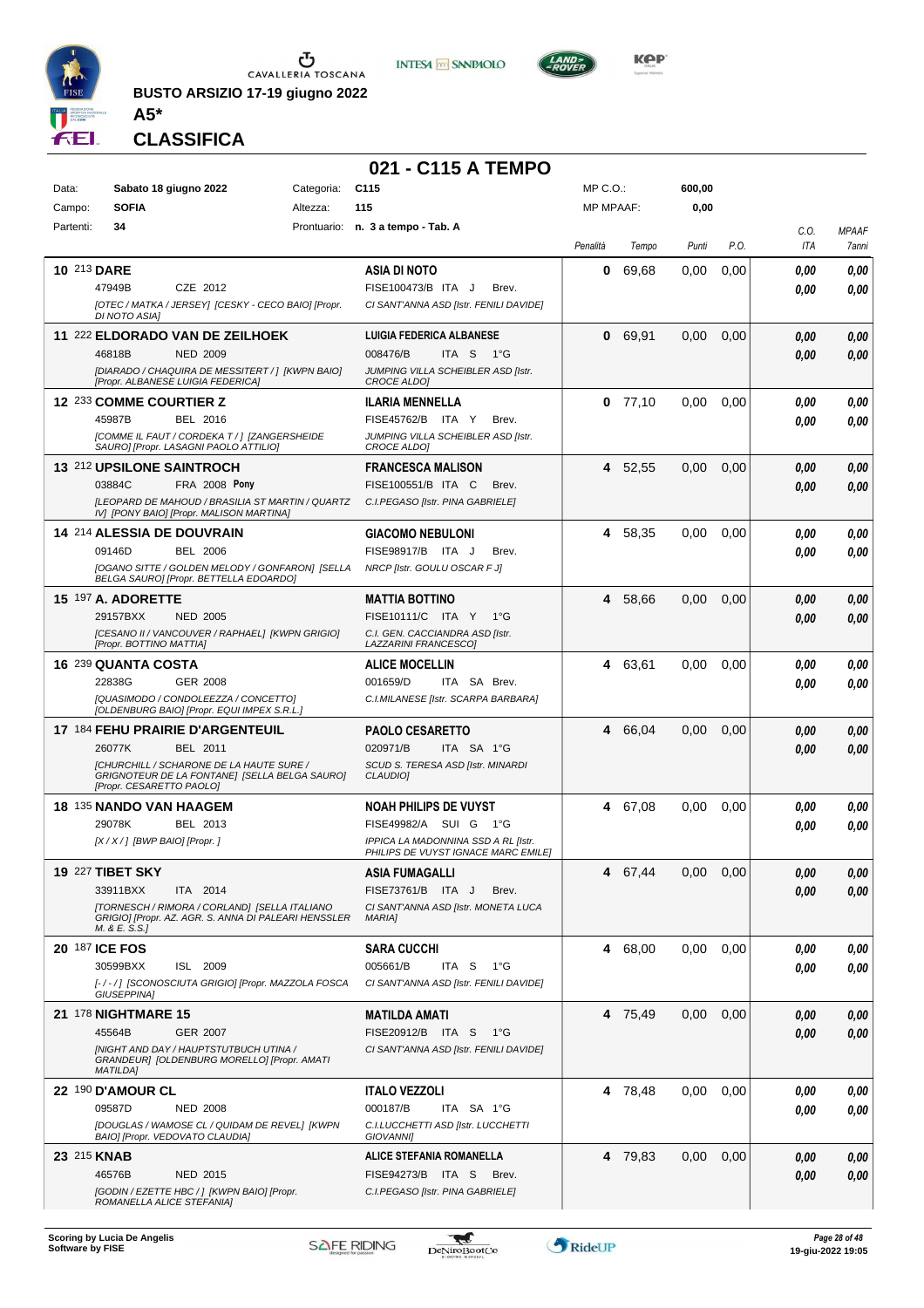BUSTO ARSIZIO 17-19 giugno 2022

**A5***

## CLASSIFICA

# 021 - C115 A TEMPO

| Data: | Sabato 18 giugno 2022 | Categoria: | C115 | MP C.O.: | 600,00 |
|---|---|---|---|---|---|
| Campo: | SOFIA | Altezza: | 115 | MP MPAAF: | 0,00 |
| Partenti: | 34 | Prontuario: | n. 3 a tempo - Tab. A | | |

| Cl. | Cavallo | Cavaliere | Penalità | Tempo | Punti | P.O. | C.O. ITA | MPAAF 7anni |
|---|---|---|---|---|---|---|---|---|
| 10 | 213 **DARE**<br>47949B CZE 2012<br>*[OTEC / MATKA / JERSEY] [CESKY - CECO BAIO] [Propr. DI NOTO ASIA]* | **ASIA DI NOTO**<br>FISE100473/B ITA J Brev.<br>*CI SANT'ANNA ASD [Istr. FENILI DAVIDE]* | 0 | 69,68 | 0,00 | 0,00 | 0,00<br>0,00 | 0,00<br>0,00 |
| 11 | 222 **ELDORADO VAN DE ZEILHOEK**<br>46818B NED 2009<br>*[DIARADO / CHAQUIRA DE MESSITERT / ] [KWPN BAIO] [Propr. ALBANESE LUIGIA FEDERICA]* | **LUIGIA FEDERICA ALBANESE**<br>008476/B ITA S 1°G<br>*JUMPING VILLA SCHEIBLER ASD [Istr. CROCE ALDO]* | 0 | 69,91 | 0,00 | 0,00 | 0,00<br>0,00 | 0,00<br>0,00 |
| 12 | 233 **COMME COURTIER Z**<br>45987B BEL 2016<br>*[COMME IL FAUT / CORDEKA T / ] [ZANGERSHEIDE SAURO] [Propr. LASAGNI PAOLO ATTILIO]* | **ILARIA MENNELLA**<br>FISE45762/B ITA Y Brev.<br>*JUMPING VILLA SCHEIBLER ASD [Istr. CROCE ALDO]* | 0 | 77,10 | 0,00 | 0,00 | 0,00<br>0,00 | 0,00<br>0,00 |
| 13 | 212 **UPSILONE SAINTROCH**<br>03884C FRA 2008 **Pony**<br>*[LEOPARD DE MAHOUD / BRASILIA ST MARTIN / QUARTZ IV] [PONY BAIO] [Propr. MALISON MARTINA]* | **FRANCESCA MALISON**<br>FISE100551/B ITA C Brev.<br>*C.I.PEGASO [Istr. PINA GABRIELE]* | 4 | 52,55 | 0,00 | 0,00 | 0,00<br>0,00 | 0,00<br>0,00 |
| 14 | 214 **ALESSIA DE DOUVRAIN**<br>09146D BEL 2006<br>*[OGANO SITTE / GOLDEN MELODY / GONFARON] [SELLA BELGA SAURO] [Propr. BETTELLA EDOARDO]* | **GIACOMO NEBULONI**<br>FISE98917/B ITA J Brev.<br>*NRCP [Istr. GOULU OSCAR F J]* | 4 | 58,35 | 0,00 | 0,00 | 0,00<br>0,00 | 0,00<br>0,00 |
| 15 | 197 **A. ADORETTE**<br>29157BXX NED 2005<br>*[CESANO II / VANCOUVER / RAPHAEL] [KWPN GRIGIO] [Propr. BOTTINO MATTIA]* | **MATTIA BOTTINO**<br>FISE10111/C ITA Y 1°G<br>*C.I. GEN. CACCIANDRA ASD [Istr. LAZZARINI FRANCESCO]* | 4 | 58,66 | 0,00 | 0,00 | 0,00<br>0,00 | 0,00<br>0,00 |
| 16 | 239 **QUANTA COSTA**<br>22838G GER 2008<br>*[QUASIMODO / CONDOLEEZZA / CONCETTO] [OLDENBURG BAIO] [Propr. EQUI IMPEX S.R.L.]* | **ALICE MOCELLIN**<br>001659/D ITA SA Brev.<br>*C.I.MILANESE [Istr. SCARPA BARBARA]* | 4 | 63,61 | 0,00 | 0,00 | 0,00<br>0,00 | 0,00<br>0,00 |
| 17 | 184 **FEHU PRAIRIE D'ARGENTEUIL**<br>26077K BEL 2011<br>*[CHURCHILL / SCHARONE DE LA HAUTE SURE / GRIGNOTEUR DE LA FONTAINE] [SELLA BELGA SAURO] [Propr. CESARETTO PAOLO]* | **PAOLO CESARETTO**<br>020971/B ITA SA 1°G<br>*SCUD S. TERESA ASD [Istr. MINARDI CLAUDIO]* | 4 | 66,04 | 0,00 | 0,00 | 0,00<br>0,00 | 0,00<br>0,00 |
| 18 | 135 **NANDO VAN HAAGEM**<br>29078K BEL 2013<br>*[X / X / ] [BWP BAIO] [Propr. ]* | **NOAH PHILIPS DE VUYST**<br>FISE49982/A SUI G 1°G<br>*IPPICA LA MADONNINA SSD A RL [Istr. PHILIPS DE VUYST IGNACE MARC EMILE]* | 4 | 67,08 | 0,00 | 0,00 | 0,00<br>0,00 | 0,00<br>0,00 |
| 19 | 227 **TIBET SKY**<br>33911BXX ITA 2014<br>*[TORNESCH / RIMORA / CORLAND] [SELLA ITALIANO GRIGIO] [Propr. AZ. AGR. S. ANNA DI PALEARI HENSSLER M. & E. S.S.]* | **ASIA FUMAGALLI**<br>FISE73761/B ITA J Brev.<br>*CI SANT'ANNA ASD [Istr. MONETA LUCA MARIA]* | 4 | 67,44 | 0,00 | 0,00 | 0,00<br>0,00 | 0,00<br>0,00 |
| 20 | 187 **ICE FOS**<br>30599BXX ISL 2009<br>*[- / - / ] [SCONOSCIUTA GRIGIO] [Propr. MAZZOLA FOSCA GIUSEPPINA]* | **SARA CUCCHI**<br>005661/B ITA S 1°G<br>*CI SANT'ANNA ASD [Istr. FENILI DAVIDE]* | 4 | 68,00 | 0,00 | 0,00 | 0,00<br>0,00 | 0,00<br>0,00 |
| 21 | 178 **NIGHTMARE 15**<br>45564B GER 2007<br>*[NIGHT AND DAY / HAUPTSTUTBUCH UTINA / GRANDEUR] [OLDENBURG MORELLO] [Propr. AMATI MATILDA]* | **MATILDA AMATI**<br>FISE20912/B ITA S 1°G<br>*CI SANT'ANNA ASD [Istr. FENILI DAVIDE]* | 4 | 75,49 | 0,00 | 0,00 | 0,00<br>0,00 | 0,00<br>0,00 |
| 22 | 190 **D'AMOUR CL**<br>09587D NED 2008<br>*[DOUGLAS / WAMOSE CL / QUIDAM DE REVEL] [KWPN BAIO] [Propr. VEDOVATO CLAUDIA]* | **ITALO VEZZOLI**<br>000187/B ITA SA 1°G<br>*C.I.LUCCHETTI ASD [Istr. LUCCHETTI GIOVANNI]* | 4 | 78,48 | 0,00 | 0,00 | 0,00<br>0,00 | 0,00<br>0,00 |
| 23 | 215 **KNAB**<br>46576B NED 2015<br>*[GODIN / EZETTE HBC / ] [KWPN BAIO] [Propr. ROMANELLA ALICE STEFANIA]* | **ALICE STEFANIA ROMANELLA**<br>FISE94273/B ITA S Brev.<br>*C.I.PEGASO [Istr. PINA GABRIELE]* | 4 | 79,83 | 0,00 | 0,00 | 0,00<br>0,00 | 0,00<br>0,00 |

Scoring by Lucia De Angelis
Software by FISE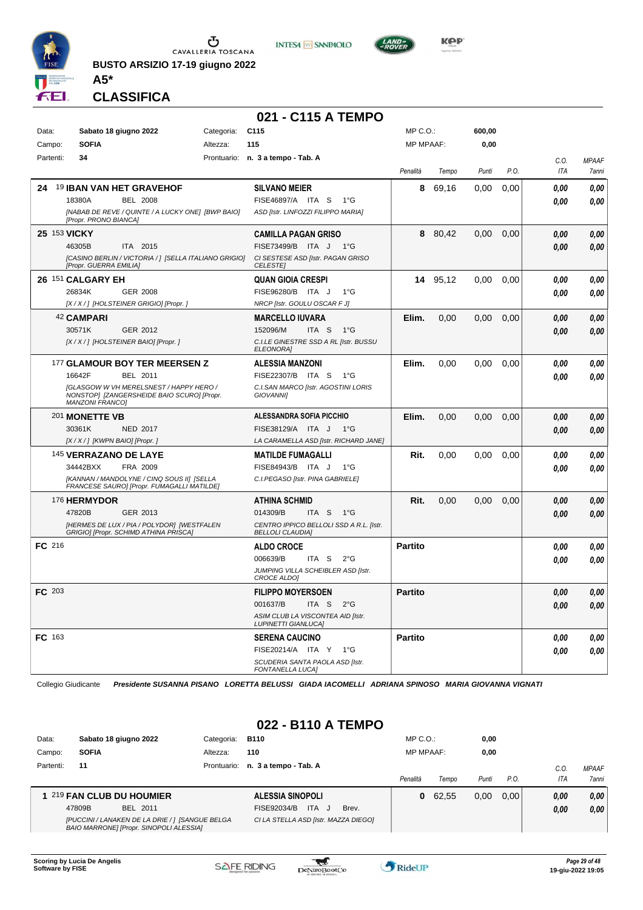BUSTO ARSIZIO 17-19 giugno 2022

**A5***

**CLASSIFICA**

## 021 - C115 A TEMPO

| Data: | Sabato 18 giugno 2022 | Categoria: | C115 | MP C.O.: | 600,00 |
|---|---|---|---|---|---|
| Campo: | SOFIA | Altezza: | 115 | MP MPAAF: | 0,00 |
| Partenti: | 34 | Prontuario: | n. 3 a tempo - Tab. A | | |

| Pos. | Cavallo | Cavaliere | Penalità | Tempo | Punti | P.O. | C.O. ITA | MPAAF 7anni |
|---|---|---|---|---|---|---|---|---|
| 24 | 19 **IBAN VAN HET GRAVEHOF** 18380A BEL 2008 *[NABAB DE REVE / QUINTE / A LUCKY ONE] [BWP BAIO] [Propr. PRONO BIANCA]* | **SILVANO MEIER** FISE46897/A ITA S 1°G *ASD [Istr. LINFOZZI FILIPPO MARIA]* | 8 | 69,16 | 0,00 | 0,00 | 0,00 / 0,00 | 0,00 / 0,00 |
| 25 | 153 **VICKY** 46305B ITA 2015 *[CASINO BERLIN / VICTORIA / ] [SELLA ITALIANO GRIGIO] [Propr. GUERRA EMILIA]* | **CAMILLA PAGAN GRISO** FISE73499/B ITA J 1°G *CI SESTESE ASD [Istr. PAGAN GRISO CELESTE]* | 8 | 80,42 | 0,00 | 0,00 | 0,00 / 0,00 | 0,00 / 0,00 |
| 26 | 151 **CALGARY EH** 26834K GER 2008 *[X / X / ] [HOLSTEINER GRIGIO] [Propr. ]* | **QUAN GIOIA CRESPI** FISE96280/B ITA J 1°G *NRCP [Istr. GOULU OSCAR F J]* | 14 | 95,12 | 0,00 | 0,00 | 0,00 / 0,00 | 0,00 / 0,00 |
| | 42 **CAMPARI** 30571K GER 2012 *[X / X / ] [HOLSTEINER BAIO] [Propr. ]* | **MARCELLO IUVARA** 152096/M ITA S 1°G *C.I.LE GINESTRE SSD A RL [Istr. BUSSU ELEONORA]* | Elim. | 0,00 | 0,00 | 0,00 | 0,00 / 0,00 | 0,00 / 0,00 |
| | 177 **GLAMOUR BOY TER MEERSEN Z** 16642F BEL 2011 *[GLASGOW W VH MERELSNEST / HAPPY HERO / NONSTOP] [ZANGERSHEIDE BAIO SCURO] [Propr. MANZONI FRANCO]* | **ALESSIA MANZONI** FISE22307/B ITA S 1°G *C.I.SAN MARCO [Istr. AGOSTINI LORIS GIOVANNI]* | Elim. | 0,00 | 0,00 | 0,00 | 0,00 / 0,00 | 0,00 / 0,00 |
| | 201 **MONETTE VB** 30361K NED 2017 *[X / X / ] [KWPN BAIO] [Propr. ]* | **ALESSANDRA SOFIA PICCHIO** FISE38129/A ITA J 1°G *LA CARAMELLA ASD [Istr. RICHARD JANE]* | Elim. | 0,00 | 0,00 | 0,00 | 0,00 / 0,00 | 0,00 / 0,00 |
| | 145 **VERRAZANO DE LAYE** 34442BXX FRA 2009 *[KANNAN / MANDOLYNE / CINQ SOUS II] [SELLA FRANCESE SAURO] [Propr. FUMAGALLI MATILDE]* | **MATILDE FUMAGALLI** FISE84943/B ITA J 1°G *C.I.PEGASO [Istr. PINA GABRIELE]* | Rit. | 0,00 | 0,00 | 0,00 | 0,00 / 0,00 | 0,00 / 0,00 |
| | 176 **HERMYDOR** 47820B GER 2013 *[HERMES DE LUX / PIA / POLYDOR] [WESTFALEN GRIGIO] [Propr. SCHMID ATHINA PRISCA]* | **ATHINA SCHMID** 014309/B ITA S 1°G *CENTRO IPPICO BELLOLI SSD A R.L. [Istr. BELLOLI CLAUDIA]* | Rit. | 0,00 | 0,00 | 0,00 | 0,00 / 0,00 | 0,00 / 0,00 |
| FC | 216 | **ALDO CROCE** 006639/B ITA S 2°G *JUMPING VILLA SCHEIBLER ASD [Istr. CROCE ALDO]* | Partito | | | | 0,00 / 0,00 | 0,00 / 0,00 |
| FC | 203 | **FILIPPO MOYERSOEN** 001637/B ITA S 2°G *ASIM CLUB LA VISCONTEA AID [Istr. LUPINETTI GIANLUCA]* | Partito | | | | 0,00 / 0,00 | 0,00 / 0,00 |
| FC | 163 | **SERENA CAUCINO** FISE20214/A ITA Y 1°G *SCUDERIA SANTA PAOLA ASD [Istr. FONTANELLA LUCA]* | Partito | | | | 0,00 / 0,00 | 0,00 / 0,00 |

Collegio Giudicante *Presidente SUSANNA PISANO LORETTA BELUSSI GIADA IACOMELLI ADRIANA SPINOSO MARIA GIOVANNA VIGNATI*

## 022 - B110 A TEMPO

| Data: | Sabato 18 giugno 2022 | Categoria: | B110 | MP C.O.: | 0,00 |
|---|---|---|---|---|---|
| Campo: | SOFIA | Altezza: | 110 | MP MPAAF: | 0,00 |
| Partenti: | 11 | Prontuario: | n. 3 a tempo - Tab. A | | |

| Pos. | Cavallo | Cavaliere | Penalità | Tempo | Punti | P.O. | C.O. ITA | MPAAF 7anni |
|---|---|---|---|---|---|---|---|---|
| 1 | 219 **FAN CLUB DU HOUMIER** 47809B BEL 2011 *[PUCCINI / LANAKEN DE LA DRIE / ] [SANGUE BELGA BAIO MARRONE] [Propr. SINOPOLI ALESSIA]* | **ALESSIA SINOPOLI** FISE92034/B ITA J Brev. *CI LA STELLA ASD [Istr. MAZZA DIEGO]* | 0 | 62,55 | 0,00 | 0,00 | 0,00 / 0,00 | 0,00 / 0,00 |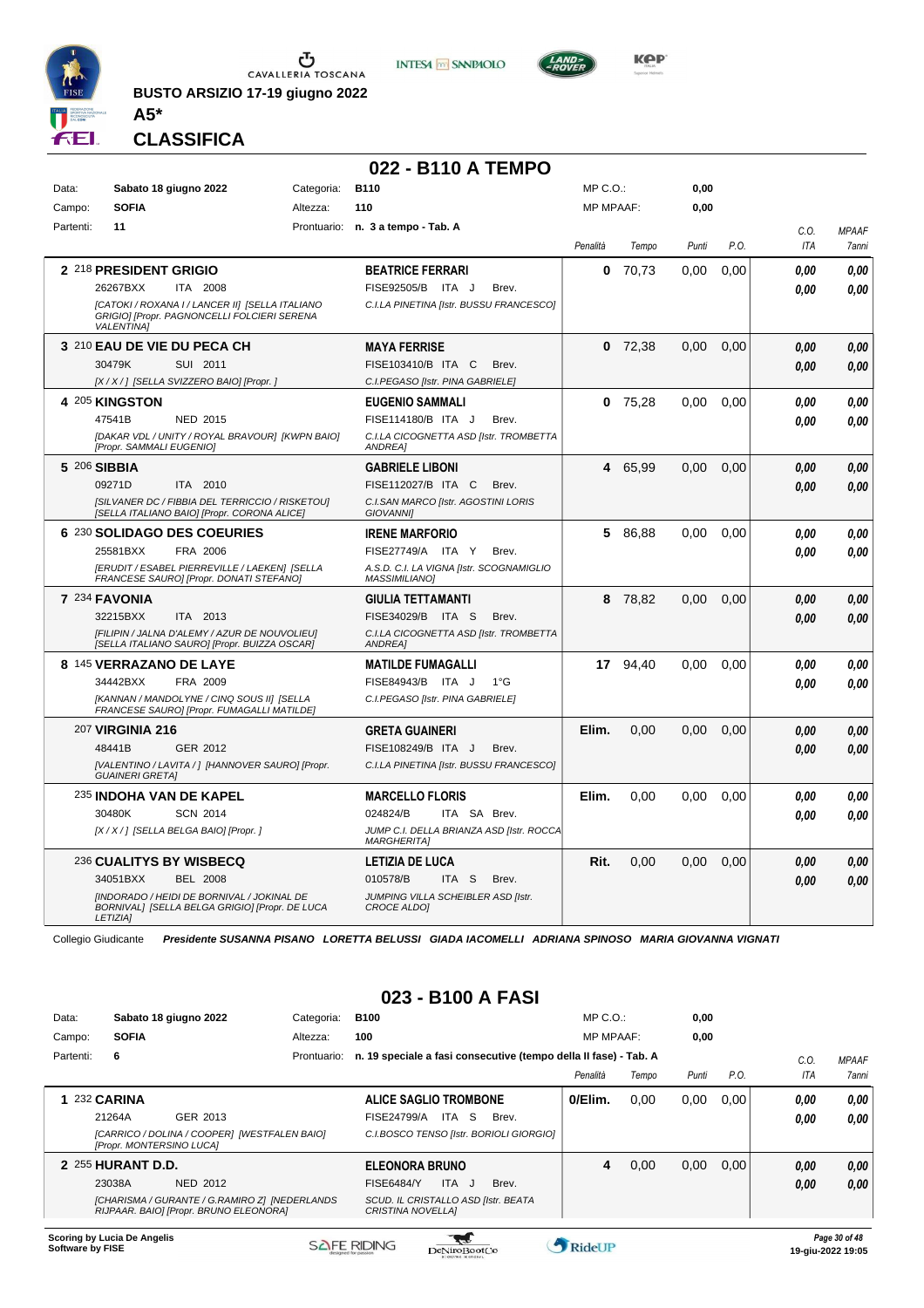**BUSTO ARSIZIO 17-19 giugno 2022**

**A5***

**CLASSIFICA**

## 022 - B110 A TEMPO

| | | | | | |
|---|---|---|---|---|---|
| Data: | Sabato 18 giugno 2022 | Categoria: | B110 | MP C.O.: | 0,00 |
| Campo: | SOFIA | Altezza: | 110 | MP MPAAF: | 0,00 |
| Partenti: | 11 | Prontuario: | n. 3 a tempo - Tab. A | | |

| Cl. | Cavallo | Cavaliere | Penalità | Tempo | Punti | P.O. | C.O. ITA | MPAAF 7anni |
|---|---|---|---|---|---|---|---|---|
| 2 | 218 **PRESIDENT GRIGIO** 26267BXX ITA 2008 *[CATOKI / ROXANA I / LANCER II] [SELLA ITALIANO GRIGIO] [Propr. PAGNONCELLI FOLCIERI SERENA VALENTINA]* | **BEATRICE FERRARI** FISE92505/B ITA J Brev. *C.I.LA PINETINA [Istr. BUSSU FRANCESCO]* | 0 | 70,73 | 0,00 | 0,00 | 0,00 0,00 | 0,00 0,00 |
| 3 | 210 **EAU DE VIE DU PECA CH** 30479K SUI 2011 *[X / X / ] [SELLA SVIZZERO BAIO] [Propr. ]* | **MAYA FERRISE** FISE103410/B ITA C Brev. *C.I.PEGASO [Istr. PINA GABRIELE]* | 0 | 72,38 | 0,00 | 0,00 | 0,00 0,00 | 0,00 0,00 |
| 4 | 205 **KINGSTON** 47541B NED 2015 *[DAKAR VDL / UNITY / ROYAL BRAVOUR] [KWPN BAIO] [Propr. SAMMALI EUGENIO]* | **EUGENIO SAMMALI** FISE114180/B ITA J Brev. *C.I.LA CICOGNETTA ASD [Istr. TROMBETTA ANDREA]* | 0 | 75,28 | 0,00 | 0,00 | 0,00 0,00 | 0,00 0,00 |
| 5 | 206 **SIBBIA** 09271D ITA 2010 *[SILVANER DC / FIBBIA DEL TERRICCIO / RISKETOU] [SELLA ITALIANO BAIO] [Propr. CORONA ALICE]* | **GABRIELE LIBONI** FISE112027/B ITA C Brev. *C.I.SAN MARCO [Istr. AGOSTINI LORIS GIOVANNI]* | 4 | 65,99 | 0,00 | 0,00 | 0,00 0,00 | 0,00 0,00 |
| 6 | 230 **SOLIDAGO DES COEURIES** 25581BXX FRA 2006 *[ERUDIT / ESABEL PIERREVILLE / LAEKEN] [SELLA FRANCESE SAURO] [Propr. DONATI STEFANO]* | **IRENE MARFORIO** FISE27749/A ITA Y Brev. *A.S.D. C.I. LA VIGNA [Istr. SCOGNAMIGLIO MASSIMILIANO]* | 5 | 86,88 | 0,00 | 0,00 | 0,00 0,00 | 0,00 0,00 |
| 7 | 234 **FAVONIA** 32215BXX ITA 2013 *[FILIPIN / JALNA D'ALEMY / AZUR DE NOUVOLIEU] [SELLA ITALIANO SAURO] [Propr. BUIZZA OSCAR]* | **GIULIA TETTAMANTI** FISE34029/B ITA S Brev. *C.I.LA CICOGNETTA ASD [Istr. TROMBETTA ANDREA]* | 8 | 78,82 | 0,00 | 0,00 | 0,00 0,00 | 0,00 0,00 |
| 8 | 145 **VERRAZANO DE LAYE** 34442BXX FRA 2009 *[KANNAN / MANDOLYNE / CINQ SOUS II] [SELLA FRANCESE SAURO] [Propr. FUMAGALLI MATILDE]* | **MATILDE FUMAGALLI** FISE84943/B ITA J 1°G *C.I.PEGASO [Istr. PINA GABRIELE]* | 17 | 94,40 | 0,00 | 0,00 | 0,00 0,00 | 0,00 0,00 |
| | 207 **VIRGINIA 216** 48441B GER 2012 *[VALENTINO / LAVITA / ] [HANNOVER SAURO] [Propr. GUAINERI GRETA]* | **GRETA GUAINERI** FISE108249/B ITA J Brev. *C.I.LA PINETINA [Istr. BUSSU FRANCESCO]* | Elim. | 0,00 | 0,00 | 0,00 | 0,00 0,00 | 0,00 0,00 |
| | 235 **INDOHA VAN DE KAPEL** 30480K SCN 2014 *[X / X / ] [SELLA BELGA BAIO] [Propr. ]* | **MARCELLO FLORIS** 024824/B ITA SA Brev. *JUMP C.I. DELLA BRIANZA ASD [Istr. ROCCA MARGHERITA]* | Elim. | 0,00 | 0,00 | 0,00 | 0,00 0,00 | 0,00 0,00 |
| | 236 **CUALITYS BY WISBECQ** 34051BXX BEL 2008 *[INDORADO / HEIDI DE BORNIVAL / JOKINAL DE BORNIVAL] [SELLA BELGA GRIGIO] [Propr. DE LUCA LETIZIA]* | **LETIZIA DE LUCA** 010578/B ITA S Brev. *JUMPING VILLA SCHEIBLER ASD [Istr. CROCE ALDO]* | Rit. | 0,00 | 0,00 | 0,00 | 0,00 0,00 | 0,00 0,00 |

Collegio Giudicante *Presidente SUSANNA PISANO LORETTA BELUSSI GIADA IACOMELLI ADRIANA SPINOSO MARIA GIOVANNA VIGNATI*

## 023 - B100 A FASI

| | | | | | |
|---|---|---|---|---|---|
| Data: | Sabato 18 giugno 2022 | Categoria: | B100 | MP C.O.: | 0,00 |
| Campo: | SOFIA | Altezza: | 100 | MP MPAAF: | 0,00 |
| Partenti: | 6 | Prontuario: | n. 19 speciale a fasi consecutive (tempo della II fase) - Tab. A | | |

| Cl. | Cavallo | Cavaliere | Penalità | Tempo | Punti | P.O. | C.O. ITA | MPAAF 7anni |
|---|---|---|---|---|---|---|---|---|
| 1 | 232 **CARINA** 21264A GER 2013 *[CARRICO / DOLINA / COOPER] [WESTFALEN BAIO] [Propr. MONTERSINO LUCA]* | **ALICE SAGLIO TROMBONE** FISE24799/A ITA S Brev. *C.I.BOSCO TENSO [Istr. BORIOLI GIORGIO]* | 0/Elim. | 0,00 | 0,00 | 0,00 | 0,00 0,00 | 0,00 0,00 |
| 2 | 255 **HURANT D.D.** 23038A NED 2012 *[CHARISMA / GURANTE / G.RAMIRO Z] [NEDERLANDS RIJPAAR. BAIO] [Propr. BRUNO ELEONORA]* | **ELEONORA BRUNO** FISE6484/Y ITA J Brev. *SCUD. IL CRISTALLO ASD [Istr. BEATA CRISTINA NOVELLA]* | 4 | 0,00 | 0,00 | 0,00 | 0,00 0,00 | 0,00 0,00 |

Scoring by Lucia De Angelis
Software by FISE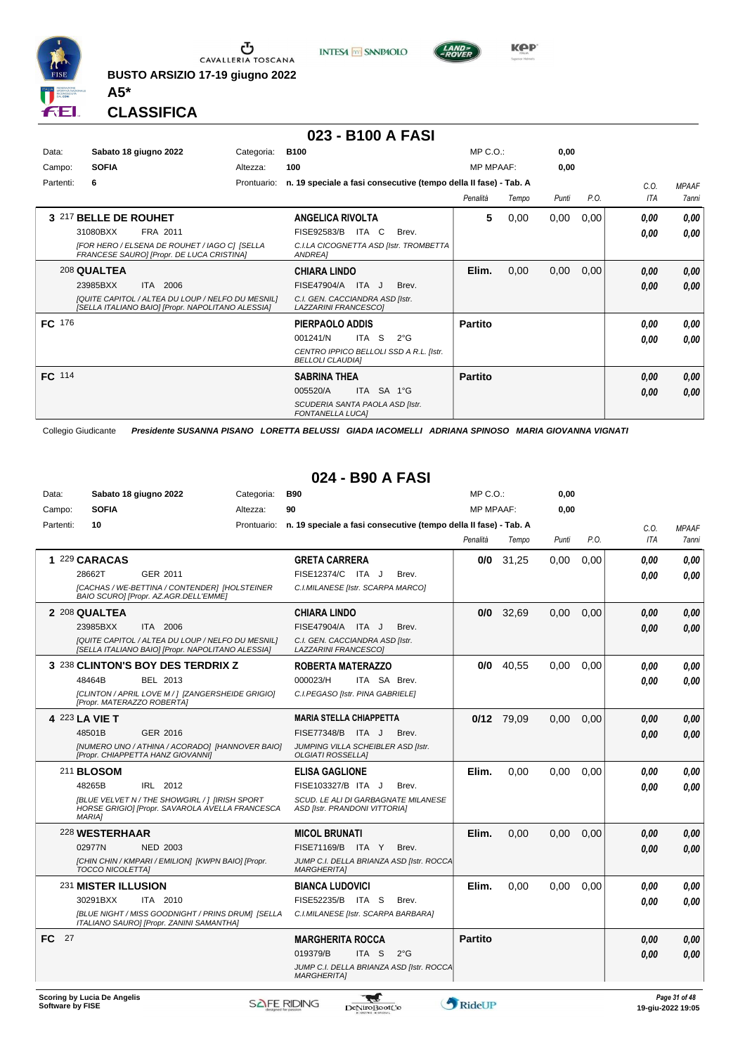BUSTO ARSIZIO 17-19 giugno 2022

**A5***

**CLASSIFICA**

## 023 - B100 A FASI

| | | | | | |
|---|---|---|---|---|---|
| Data: | Sabato 18 giugno 2022 | Categoria: | B100 | MP C.O.: | 0,00 |
| Campo: | SOFIA | Altezza: | 100 | MP MPAAF: | 0,00 |
| Partenti: | 6 | Prontuario: | n. 19 speciale a fasi consecutive (tempo della II fase) - Tab. A | | |

| Cl. | N. Cavallo | Cavaliere | Penalità | Tempo | Punti | P.O. | C.O. ITA | MPAAF 7anni |
|---|---|---|---|---|---|---|---|---|
| 3 | 217 **BELLE DE ROUHET** 31080BXX FRA 2011 *[FOR HERO / ELSENA DE ROUHET / IAGO C] [SELLA FRANCESE SAURO] [Propr. DE LUCA CRISTINA]* | **ANGELICA RIVOLTA** FISE92583/B ITA C Brev. *C.I.LA CICOGNETTA ASD [Istr. TROMBETTA ANDREA]* | 5 | 0,00 | 0,00 | 0,00 | 0,00 / 0,00 | 0,00 / 0,00 |
| | 208 **QUALTEA** 23985BXX ITA 2006 *[QUITE CAPITOL / ALTEA DU LOUP / NELFO DU MESNIL] [SELLA ITALIANO BAIO] [Propr. NAPOLITANO ALESSIA]* | **CHIARA LINDO** FISE47904/A ITA J Brev. *C.I. GEN. CACCIANDRA ASD [Istr. LAZZARINI FRANCESCO]* | Elim. | 0,00 | 0,00 | 0,00 | 0,00 / 0,00 | 0,00 / 0,00 |
| FC | 176 | **PIERPAOLO ADDIS** 001241/N ITA S 2°G *CENTRO IPPICO BELLOLI SSD A R.L. [Istr. BELLOLI CLAUDIA]* | Partito | | | | 0,00 / 0,00 | 0,00 / 0,00 |
| FC | 114 | **SABRINA THEA** 005520/A ITA SA 1°G *SCUDERIA SANTA PAOLA ASD [Istr. FONTANELLA LUCA]* | Partito | | | | 0,00 / 0,00 | 0,00 / 0,00 |

Collegio Giudicante *Presidente SUSANNA PISANO LORETTA BELUSSI GIADA IACOMELLI ADRIANA SPINOSO MARIA GIOVANNA VIGNATI*

## 024 - B90 A FASI

| | | | | | |
|---|---|---|---|---|---|
| Data: | Sabato 18 giugno 2022 | Categoria: | B90 | MP C.O.: | 0,00 |
| Campo: | SOFIA | Altezza: | 90 | MP MPAAF: | 0,00 |
| Partenti: | 10 | Prontuario: | n. 19 speciale a fasi consecutive (tempo della II fase) - Tab. A | | |

| Cl. | N. Cavallo | Cavaliere | Penalità | Tempo | Punti | P.O. | C.O. ITA | MPAAF 7anni |
|---|---|---|---|---|---|---|---|---|
| 1 | 229 **CARACAS** 28662T GER 2011 *[CACHAS / WE-BETTINA / CONTENDER] [HOLSTEINER BAIO SCURO] [Propr. AZ.AGR.DELL'EMME]* | **GRETA CARRERA** FISE12374/C ITA J Brev. *C.I.MILANESE [Istr. SCARPA MARCO]* | 0/0 | 31,25 | 0,00 | 0,00 | 0,00 / 0,00 | 0,00 / 0,00 |
| 2 | 208 **QUALTEA** 23985BXX ITA 2006 *[QUITE CAPITOL / ALTEA DU LOUP / NELFO DU MESNIL] [SELLA ITALIANO BAIO] [Propr. NAPOLITANO ALESSIA]* | **CHIARA LINDO** FISE47904/A ITA J Brev. *C.I. GEN. CACCIANDRA ASD [Istr. LAZZARINI FRANCESCO]* | 0/0 | 32,69 | 0,00 | 0,00 | 0,00 / 0,00 | 0,00 / 0,00 |
| 3 | 238 **CLINTON'S BOY DES TERDRIX Z** 48464B BEL 2013 *[CLINTON / APRIL LOVE M / ] [ZANGERSHEIDE GRIGIO] [Propr. MATERAZZO ROBERTA]* | **ROBERTA MATERAZZO** 000023/H ITA SA Brev. *C.I.PEGASO [Istr. PINA GABRIELE]* | 0/0 | 40,55 | 0,00 | 0,00 | 0,00 / 0,00 | 0,00 / 0,00 |
| 4 | 223 **LA VIE T** 48501B GER 2016 *[NUMERO UNO / ATHINA / ACORADO] [HANNOVER BAIO] [Propr. CHIAPPETTA HANZ GIOVANNI]* | **MARIA STELLA CHIAPPETTA** FISE77348/B ITA J Brev. *JUMPING VILLA SCHEIBLER ASD [Istr. OLGIATI ROSSELLA]* | 0/12 | 79,09 | 0,00 | 0,00 | 0,00 / 0,00 | 0,00 / 0,00 |
| | 211 **BLOSOM** 48265B IRL 2012 *[BLUE VELVET N / THE SHOWGIRL / ] [IRISH SPORT HORSE GRIGIO] [Propr. SAVAROLA AVELLA FRANCESCA MARIA]* | **ELISA GAGLIONE** FISE103327/B ITA J Brev. *SCUD. LE ALI DI GARBAGNATE MILANESE ASD [Istr. PRANDONI VITTORIA]* | Elim. | 0,00 | 0,00 | 0,00 | 0,00 / 0,00 | 0,00 / 0,00 |
| | 228 **WESTERHAAR** 02977N NED 2003 *[CHIN CHIN / KMPARI / EMILION] [KWPN BAIO] [Propr. TOCCO NICOLETTA]* | **MICOL BRUNATI** FISE71169/B ITA Y Brev. *JUMP C.I. DELLA BRIANZA ASD [Istr. ROCCA MARGHERITA]* | Elim. | 0,00 | 0,00 | 0,00 | 0,00 / 0,00 | 0,00 / 0,00 |
| | 231 **MISTER ILLUSION** 30291BXX ITA 2010 *[BLUE NIGHT / MISS GOODNIGHT / PRINS DRUM] [SELLA ITALIANO SAURO] [Propr. ZANINI SAMANTHA]* | **BIANCA LUDOVICI** FISE52235/B ITA S Brev. *C.I.MILANESE [Istr. SCARPA BARBARA]* | Elim. | 0,00 | 0,00 | 0,00 | 0,00 / 0,00 | 0,00 / 0,00 |
| FC | 27 | **MARGHERITA ROCCA** 019379/B ITA S 2°G *JUMP C.I. DELLA BRIANZA ASD [Istr. ROCCA MARGHERITA]* | Partito | | | | 0,00 / 0,00 | 0,00 / 0,00 |

Scoring by Lucia De Angelis
Software by FISE

19-giu-2022 19:05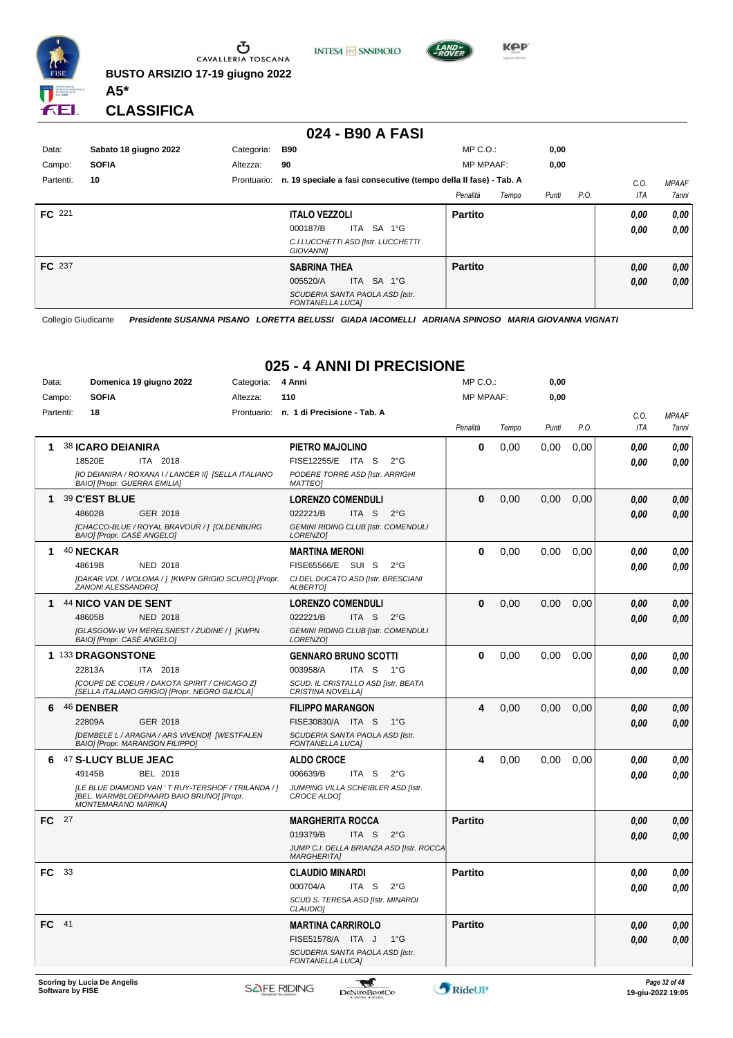BUSTO ARSIZIO 17-19 giugno 2022

**A5***

**CLASSIFICA**

## 024 - B90 A FASI

Data: Sabato 18 giugno 2022 — Categoria: **B90** — MP C.O.: **0,00**

Campo: **SOFIA** — Altezza: **90** — MP MPAAF: **0,00**

Partenti: **10** — Prontuario: **n. 19 speciale a fasi consecutive (tempo della II fase) - Tab. A**

| | Cavallo | Cavaliere | Penalità | Tempo | Punti | P.O. | C.O. ITA | MPAAF 7anni |
|---|---|---|---|---|---|---|---|---|
| **FC** 221 | | **ITALO VEZZOLI** 000187/B ITA SA 1°G *C.I.LUCCHETTI ASD [Istr. LUCCHETTI GIOVANNI]* | **Partito** | | | | *0,00* *0,00* | *0,00* *0,00* |
| **FC** 237 | | **SABRINA THEA** 005520/A ITA SA 1°G *SCUDERIA SANTA PAOLA ASD [Istr. FONTANELLA LUCA]* | **Partito** | | | | *0,00* *0,00* | *0,00* *0,00* |

Collegio Giudicante *Presidente SUSANNA PISANO LORETTA BELUSSI GIADA IACOMELLI ADRIANA SPINOSO MARIA GIOVANNA VIGNATI*

## 025 - 4 ANNI DI PRECISIONE

Data: Domenica 19 giugno 2022 — Categoria: **4 Anni** — MP C.O.: **0,00**

Campo: **SOFIA** — Altezza: **110** — MP MPAAF: **0,00**

Partenti: **18** — Prontuario: **n. 1 di Precisione - Tab. A**

| | Cavallo | Cavaliere | Penalità | Tempo | Punti | P.O. | C.O. ITA | MPAAF 7anni |
|---|---|---|---|---|---|---|---|---|
| **1** | 38 **ICARO DEIANIRA** 18520E ITA 2018 *[IO DEIANIRA / ROXANA I / LANCER II] [SELLA ITALIANO BAIO] [Propr. GUERRA EMILIA]* | **PIETRO MAJOLINO** FISE12255/E ITA S 2°G *PODERE TORRE ASD [Istr. ARRIGHI MATTEO]* | **0** | 0,00 | 0,00 | 0,00 | *0,00* *0,00* | *0,00* *0,00* |
| **1** | 39 **C'EST BLUE** 48602B GER 2018 *[CHACCO-BLUE / ROYAL BRAVOUR / ] [OLDENBURG BAIO] [Propr. CASÈ ANGELO]* | **LORENZO COMENDULI** 022221/B ITA S 2°G *GEMINI RIDING CLUB [Istr. COMENDULI LORENZO]* | **0** | 0,00 | 0,00 | 0,00 | *0,00* *0,00* | *0,00* *0,00* |
| **1** | 40 **NECKAR** 48619B NED 2018 *[DAKAR VDL / WOLOMA / ] [KWPN GRIGIO SCURO] [Propr. ZANONI ALESSANDRO]* | **MARTINA MERONI** FISE65566/E SUI S 2°G *CI DEL DUCATO ASD [Istr. BRESCIANI ALBERTO]* | **0** | 0,00 | 0,00 | 0,00 | *0,00* *0,00* | *0,00* *0,00* |
| **1** | 44 **NICO VAN DE SENT** 48605B NED 2018 *[GLASGOW-W VH MERELSNEST / ZUDINE / ] [KWPN BAIO] [Propr. CASÈ ANGELO]* | **LORENZO COMENDULI** 022221/B ITA S 2°G *GEMINI RIDING CLUB [Istr. COMENDULI LORENZO]* | **0** | 0,00 | 0,00 | 0,00 | *0,00* *0,00* | *0,00* *0,00* |
| **1** | 133 **DRAGONSTONE** 22813A ITA 2018 *[COUPE DE COEUR / DAKOTA SPIRIT / CHICAGO Z] [SELLA ITALIANO GRIGIO] [Propr. NEGRO GILIOLA]* | **GENNARO BRUNO SCOTTI** 003958/A ITA S 1°G *SCUD. IL CRISTALLO ASD [Istr. BEATA CRISTINA NOVELLA]* | **0** | 0,00 | 0,00 | 0,00 | *0,00* *0,00* | *0,00* *0,00* |
| **6** | 46 **DENBER** 22809A GER 2018 *[DEMBELE L / ARAGNA / ARS VIVENDI] [WESTFALEN BAIO] [Propr. MARANGON FILIPPO]* | **FILIPPO MARANGON** FISE30830/A ITA S 1°G *SCUDERIA SANTA PAOLA ASD [Istr. FONTANELLA LUCA]* | **4** | 0,00 | 0,00 | 0,00 | *0,00* *0,00* | *0,00* *0,00* |
| **6** | 47 **S-LUCY BLUE JEAC** 49145B BEL 2018 *[LE BLUE DIAMOND VAN ' T RUY-TERSHOF / TRILANDA / ] [BEL. WARMBLOEDPAARD BAIO BRUNO] [Propr. MONTEMARANO MARIKA]* | **ALDO CROCE** 006639/B ITA S 2°G *JUMPING VILLA SCHEIBLER ASD [Istr. CROCE ALDO]* | **4** | 0,00 | 0,00 | 0,00 | *0,00* *0,00* | *0,00* *0,00* |
| **FC** 27 | | **MARGHERITA ROCCA** 019379/B ITA S 2°G *JUMP C.I. DELLA BRIANZA ASD [Istr. ROCCA MARGHERITA]* | **Partito** | | | | *0,00* *0,00* | *0,00* *0,00* |
| **FC** 33 | | **CLAUDIO MINARDI** 000704/A ITA S 2°G *SCUD S. TERESA ASD [Istr. MINARDI CLAUDIO]* | **Partito** | | | | *0,00* *0,00* | *0,00* *0,00* |
| **FC** 41 | | **MARTINA CARRIROLO** FISE51578/A ITA J 1°G *SCUDERIA SANTA PAOLA ASD [Istr. FONTANELLA LUCA]* | **Partito** | | | | *0,00* *0,00* | *0,00* *0,00* |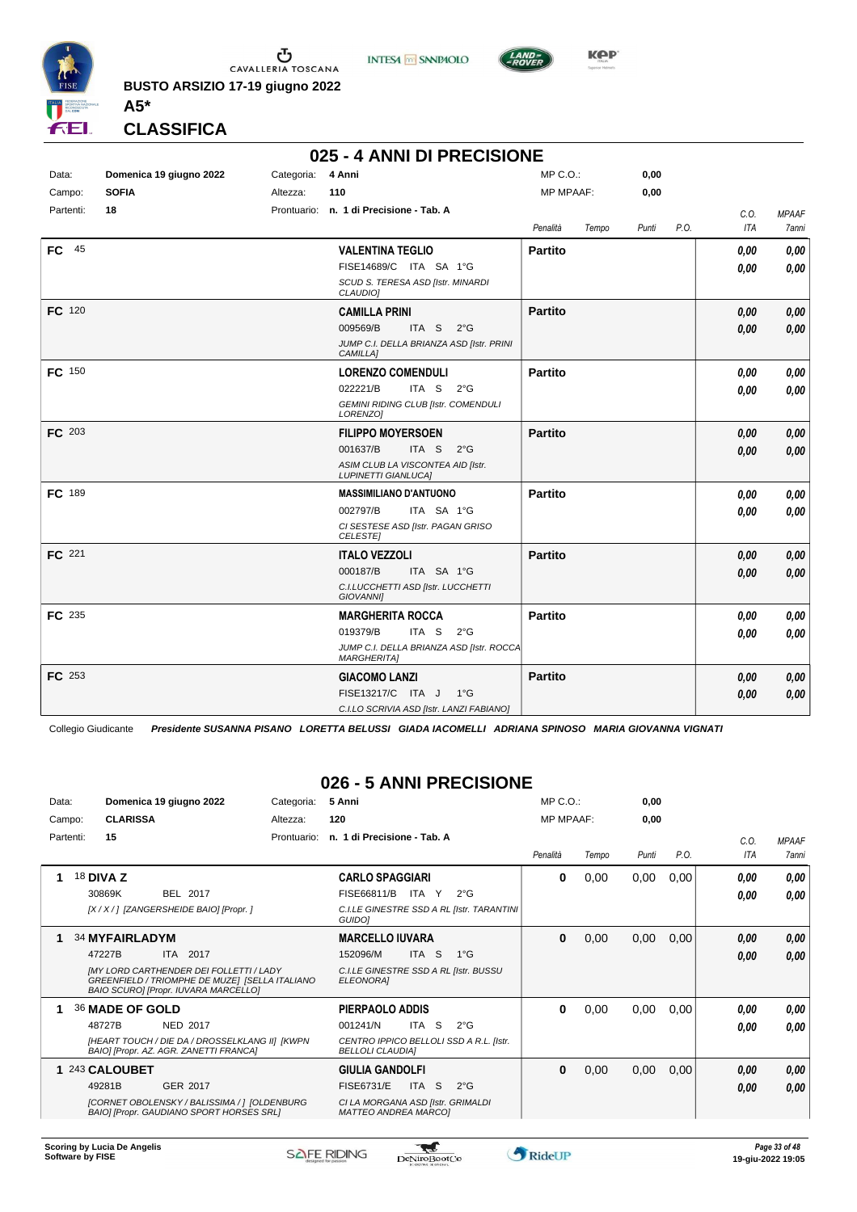BUSTO ARSIZIO 17-19 giugno 2022

**A5***

## CLASSIFICA

## 025 - 4 ANNI DI PRECISIONE

| Data: | Domenica 19 giugno 2022 | Categoria: | 4 Anni | MP C.O.: | 0,00 |
|---|---|---|---|---|---|
| Campo: | SOFIA | Altezza: | 110 | MP MPAAF: | 0,00 |
| Partenti: | 18 | Prontuario: | n. 1 di Precisione - Tab. A | | |

| Pos. | Cavallo | Cavaliere | Penalità | Tempo | Punti | P.O. | C.O. ITA | MPAAF 7anni |
|---|---|---|---|---|---|---|---|---|
| FC 45 | | **VALENTINA TEGLIO** FISE14689/C ITA SA 1°G *SCUD S. TERESA ASD [Istr. MINARDI CLAUDIO]* | **Partito** | | | | 0,00 / 0,00 | 0,00 / 0,00 |
| FC 120 | | **CAMILLA PRINI** 009569/B ITA S 2°G *JUMP C.I. DELLA BRIANZA ASD [Istr. PRINI CAMILLA]* | **Partito** | | | | 0,00 / 0,00 | 0,00 / 0,00 |
| FC 150 | | **LORENZO COMENDULI** 022221/B ITA S 2°G *GEMINI RIDING CLUB [Istr. COMENDULI LORENZO]* | **Partito** | | | | 0,00 / 0,00 | 0,00 / 0,00 |
| FC 203 | | **FILIPPO MOYERSOEN** 001637/B ITA S 2°G *ASIM CLUB LA VISCONTEA AID [Istr. LUPINETTI GIANLUCA]* | **Partito** | | | | 0,00 / 0,00 | 0,00 / 0,00 |
| FC 189 | | **MASSIMILIANO D'ANTUONO** 002797/B ITA SA 1°G *CI SESTESE ASD [Istr. PAGAN GRISO CELESTE]* | **Partito** | | | | 0,00 / 0,00 | 0,00 / 0,00 |
| FC 221 | | **ITALO VEZZOLI** 000187/B ITA SA 1°G *C.I.LUCCHETTI ASD [Istr. LUCCHETTI GIOVANNI]* | **Partito** | | | | 0,00 / 0,00 | 0,00 / 0,00 |
| FC 235 | | **MARGHERITA ROCCA** 019379/B ITA S 2°G *JUMP C.I. DELLA BRIANZA ASD [Istr. ROCCA MARGHERITA]* | **Partito** | | | | 0,00 / 0,00 | 0,00 / 0,00 |
| FC 253 | | **GIACOMO LANZI** FISE13217/C ITA J 1°G *C.I.LO SCRIVIA ASD [Istr. LANZI FABIANO]* | **Partito** | | | | 0,00 / 0,00 | 0,00 / 0,00 |

Collegio Giudicante *Presidente SUSANNA PISANO LORETTA BELUSSI GIADA IACOMELLI ADRIANA SPINOSO MARIA GIOVANNA VIGNATI*

## 026 - 5 ANNI PRECISIONE

| Data: | Domenica 19 giugno 2022 | Categoria: | 5 Anni | MP C.O.: | 0,00 |
|---|---|---|---|---|---|
| Campo: | CLARISSA | Altezza: | 120 | MP MPAAF: | 0,00 |
| Partenti: | 15 | Prontuario: | n. 1 di Precisione - Tab. A | | |

| Pos. | Cavallo | Cavaliere | Penalità | Tempo | Punti | P.O. | C.O. ITA | MPAAF 7anni |
|---|---|---|---|---|---|---|---|---|
| 1 | 18 **DIVA Z** 30869K BEL 2017 *[X / X / ] [ZANGERSHEIDE BAIO] [Propr. ]* | **CARLO SPAGGIARI** FISE66811/B ITA Y 2°G *C.I.LE GINESTRE SSD A RL [Istr. TARANTINI GUIDO]* | 0 | 0,00 | 0,00 | 0,00 | 0,00 / 0,00 | 0,00 / 0,00 |
| 1 | 34 **MYFAIRLADYM** 47227B ITA 2017 *[MY LORD CARTHENDER DEI FOLLETTI / LADY GREENFIELD / TRIOMPHE DE MUZE] [SELLA ITALIANO BAIO SCURO] [Propr. IUVARA MARCELLO]* | **MARCELLO IUVARA** 152096/M ITA S 1°G *C.I.LE GINESTRE SSD A RL [Istr. BUSSU ELEONORA]* | 0 | 0,00 | 0,00 | 0,00 | 0,00 / 0,00 | 0,00 / 0,00 |
| 1 | 36 **MADE OF GOLD** 48727B NED 2017 *[HEART TOUCH / DIE DA / DROSSELKLANG II] [KWPN BAIO] [Propr. AZ. AGR. ZANETTI FRANCA]* | **PIERPAOLO ADDIS** 001241/N ITA S 2°G *CENTRO IPPICO BELLOLI SSD A R.L. [Istr. BELLOLI CLAUDIA]* | 0 | 0,00 | 0,00 | 0,00 | 0,00 / 0,00 | 0,00 / 0,00 |
| 1 | 243 **CALOUBET** 49281B GER 2017 *[CORNET OBOLENSKY / BALISSIMA / ] [OLDENBURG BAIO] [Propr. GAUDIANO SPORT HORSES SRL]* | **GIULIA GANDOLFI** FISE6731/E ITA S 2°G *CI LA MORGANA ASD [Istr. GRIMALDI MATTEO ANDREA MARCO]* | 0 | 0,00 | 0,00 | 0,00 | 0,00 / 0,00 | 0,00 / 0,00 |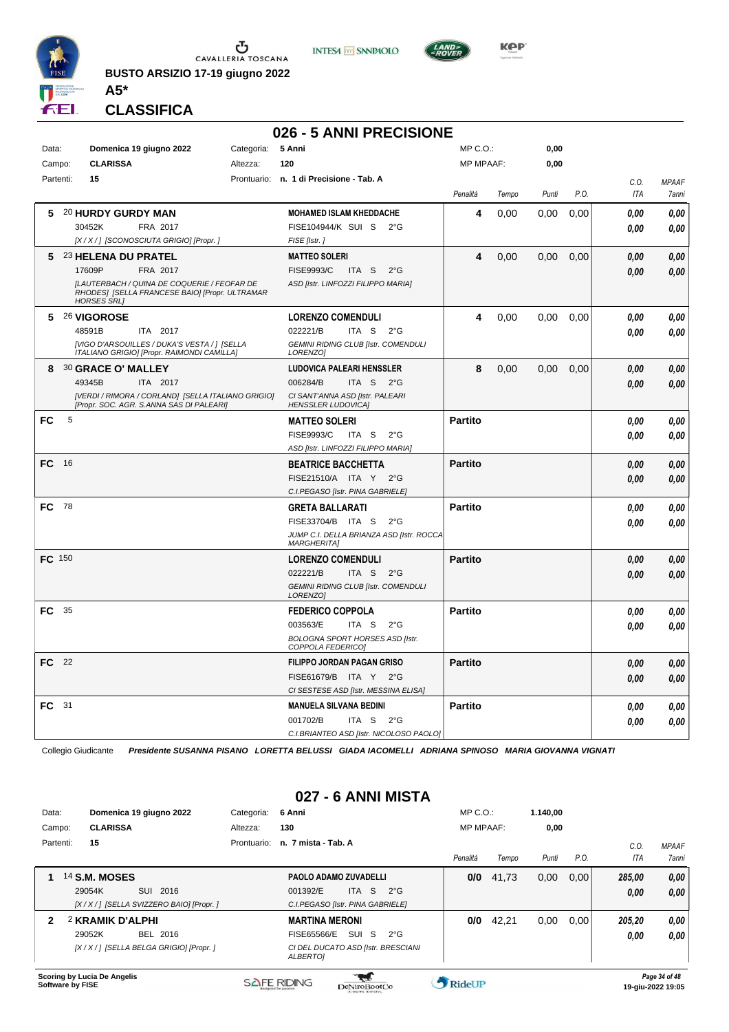**BUSTO ARSIZIO 17-19 giugno 2022**

**A5***

## CLASSIFICA

### 026 - 5 ANNI PRECISIONE

| | | | | | |
|---|---|---|---|---|---|
| Data: | **Domenica 19 giugno 2022** | Categoria: | **5 Anni** | MP C.O.: | **0,00** |
| Campo: | **CLARISSA** | Altezza: | **120** | MP MPAAF: | **0,00** |
| Partenti: | **15** | Prontuario: | **n. 1 di Precisione - Tab. A** | | |

| Cl. | Cavallo | Cavaliere | Penalità | Tempo | Punti | P.O. | C.O. ITA | MPAAF 7anni |
|---|---|---|---|---|---|---|---|---|
| 5 | 20 **HURDY GURDY MAN** 30452K FRA 2017 *[X / X / ] [SCONOSCIUTA GRIGIO] [Propr. ]* | **MOHAMED ISLAM KHEDDACHE** FISE104944/K SUI S 2°G *FISE [Istr. ]* | **4** | 0,00 | 0,00 | 0,00 | ***0,00*** ***0,00*** | ***0,00*** ***0,00*** |
| 5 | 23 **HELENA DU PRATEL** 17609P FRA 2017 *[LAUTERBACH / QUINA DE COQUERIE / FEOFAR DE RHODES] [SELLA FRANCESE BAIO] [Propr. ULTRAMAR HORSES SRL]* | **MATTEO SOLERI** FISE9993/C ITA S 2°G *ASD [Istr. LINFOZZI FILIPPO MARIA]* | **4** | 0,00 | 0,00 | 0,00 | ***0,00*** ***0,00*** | ***0,00*** ***0,00*** |
| 5 | 26 **VIGOROSE** 48591B ITA 2017 *[VIGO D'ARSOUILLES / DUKA'S VESTA / ] [SELLA ITALIANO GRIGIO] [Propr. RAIMONDI CAMILLA]* | **LORENZO COMENDULI** 022221/B ITA S 2°G *GEMINI RIDING CLUB [Istr. COMENDULI LORENZO]* | **4** | 0,00 | 0,00 | 0,00 | ***0,00*** ***0,00*** | ***0,00*** ***0,00*** |
| 8 | 30 **GRACE O' MALLEY** 49345B ITA 2017 *[VERDI / RIMORA / CORLAND] [SELLA ITALIANO GRIGIO] [Propr. SOC. AGR. S.ANNA SAS DI PALEARI]* | **LUDOVICA PALEARI HENSSLER** 006284/B ITA S 2°G *CI SANT'ANNA ASD [Istr. PALEARI HENSSLER LUDOVICA]* | **8** | 0,00 | 0,00 | 0,00 | ***0,00*** ***0,00*** | ***0,00*** ***0,00*** |
| FC | 5 | **MATTEO SOLERI** FISE9993/C ITA S 2°G *ASD [Istr. LINFOZZI FILIPPO MARIA]* | **Partito** | | | | ***0,00*** ***0,00*** | ***0,00*** ***0,00*** |
| FC | 16 | **BEATRICE BACCHETTA** FISE21510/A ITA Y 2°G *C.I.PEGASO [Istr. PINA GABRIELE]* | **Partito** | | | | ***0,00*** ***0,00*** | ***0,00*** ***0,00*** |
| FC | 78 | **GRETA BALLARATI** FISE33704/B ITA S 2°G *JUMP C.I. DELLA BRIANZA ASD [Istr. ROCCA MARGHERITA]* | **Partito** | | | | ***0,00*** ***0,00*** | ***0,00*** ***0,00*** |
| FC | 150 | **LORENZO COMENDULI** 022221/B ITA S 2°G *GEMINI RIDING CLUB [Istr. COMENDULI LORENZO]* | **Partito** | | | | ***0,00*** ***0,00*** | ***0,00*** ***0,00*** |
| FC | 35 | **FEDERICO COPPOLA** 003563/E ITA S 2°G *BOLOGNA SPORT HORSES ASD [Istr. COPPOLA FEDERICO]* | **Partito** | | | | ***0,00*** ***0,00*** | ***0,00*** ***0,00*** |
| FC | 22 | **FILIPPO JORDAN PAGAN GRISO** FISE61679/B ITA Y 2°G *CI SESTESE ASD [Istr. MESSINA ELISA]* | **Partito** | | | | ***0,00*** ***0,00*** | ***0,00*** ***0,00*** |
| FC | 31 | **MANUELA SILVANA BEDINI** 001702/B ITA S 2°G *C.I.BRIANTEO ASD [Istr. NICOLOSO PAOLO]* | **Partito** | | | | ***0,00*** ***0,00*** | ***0,00*** ***0,00*** |

Collegio Giudicante ***Presidente SUSANNA PISANO LORETTA BELUSSI GIADA IACOMELLI ADRIANA SPINOSO MARIA GIOVANNA VIGNATI***

### 027 - 6 ANNI MISTA

| | | | | | |
|---|---|---|---|---|---|
| Data: | **Domenica 19 giugno 2022** | Categoria: | **6 Anni** | MP C.O.: | **1.140,00** |
| Campo: | **CLARISSA** | Altezza: | **130** | MP MPAAF: | **0,00** |
| Partenti: | **15** | Prontuario: | **n. 7 mista - Tab. A** | | |

| Cl. | Cavallo | Cavaliere | Penalità | Tempo | Punti | P.O. | C.O. ITA | MPAAF 7anni |
|---|---|---|---|---|---|---|---|---|
| 1 | 14 **S.M. MOSES** 29054K SUI 2016 *[X / X / ] [SELLA SVIZZERO BAIO] [Propr. ]* | **PAOLO ADAMO ZUVADELLI** 001392/E ITA S 2°G *C.I.PEGASO [Istr. PINA GABRIELE]* | **0/0** | 41,73 | 0,00 | 0,00 | ***285,00*** ***0,00*** | ***0,00*** ***0,00*** |
| 2 | 2 **KRAMIK D'ALPHI** 29052K BEL 2016 *[X / X / ] [SELLA BELGA GRIGIO] [Propr. ]* | **MARTINA MERONI** FISE65566/E SUI S 2°G *CI DEL DUCATO ASD [Istr. BRESCIANI ALBERTO]* | **0/0** | 42,21 | 0,00 | 0,00 | ***205,20*** ***0,00*** | ***0,00*** ***0,00*** |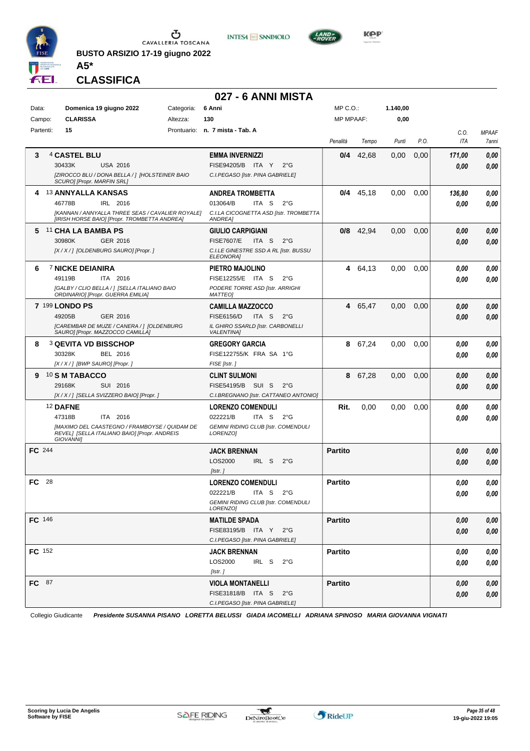BUSTO ARSIZIO 17-19 giugno 2022

**A5***

## CLASSIFICA

### 027 - 6 ANNI MISTA

| | | | | | |
|---|---|---|---|---|---|
| Data: | Domenica 19 giugno 2022 | Categoria: | 6 Anni | MP C.O.: | 1.140,00 |
| Campo: | CLARISSA | Altezza: | 130 | MP MPAAF: | 0,00 |
| Partenti: | 15 | Prontuario: | n. 7 mista - Tab. A | | |

| Class. | N. Cavallo | Cavaliere | Penalità | Tempo | Punti | P.O. | C.O. ITA | MPAAF 7anni |
|---|---|---|---|---|---|---|---|---|
| 3 | 4 **CASTEL BLU** 30433K USA 2016 *[ZIROCCO BLU / DONA BELLA / ] [HOLSTEINER BAIO SCURO] [Propr. MARFIN SRL]* | **EMMA INVERNIZZI** FISE94205/B ITA Y 2°G *C.I.PEGASO [Istr. PINA GABRIELE]* | 0/4 | 42,68 | 0,00 | 0,00 | 171,00 / 0,00 | 0,00 / 0,00 |
| 4 | 13 **ANNYALLA KANSAS** 46778B IRL 2016 *[KANNAN / ANNYALLA THREE SEAS / CAVALIER ROYALE] [IRISH HORSE BAIO] [Propr. TROMBETTA ANDREA]* | **ANDREA TROMBETTA** 013064/B ITA S 2°G *C.I.LA CICOGNETTA ASD [Istr. TROMBETTA ANDREA]* | 0/4 | 45,18 | 0,00 | 0,00 | 136,80 / 0,00 | 0,00 / 0,00 |
| 5 | 11 **CHA LA BAMBA PS** 30980K GER 2016 *[X / X / ] [OLDENBURG SAURO] [Propr. ]* | **GIULIO CARPIGIANI** FISE7607/E ITA S 2°G *C.I.LE GINESTRE SSD A RL [Istr. BUSSU ELEONORA]* | 0/8 | 42,94 | 0,00 | 0,00 | 0,00 / 0,00 | 0,00 / 0,00 |
| 6 | 7 **NICKE DEIANIRA** 49119B ITA 2016 *[GALBY / CLIO BELLA / ] [SELLA ITALIANO BAIO ORDINARIO] [Propr. GUERRA EMILIA]* | **PIETRO MAJOLINO** FISE12255/E ITA S 2°G *PODERE TORRE ASD [Istr. ARRIGHI MATTEO]* | 4 | 64,13 | 0,00 | 0,00 | 0,00 / 0,00 | 0,00 / 0,00 |
| 7 | 199 **LONDO PS** 49205B GER 2016 *[CAREMBAR DE MUZE / CANERA / ] [OLDENBURG SAURO] [Propr. MAZZOCCO CAMILLA]* | **CAMILLA MAZZOCCO** FISE6156/D ITA S 2°G *IL GHIRO SSARLD [Istr. CARBONELLI VALENTINA]* | 4 | 65,47 | 0,00 | 0,00 | 0,00 / 0,00 | 0,00 / 0,00 |
| 8 | 3 **QEVITA VD BISSCHOP** 30328K BEL 2016 *[X / X / ] [BWP SAURO] [Propr. ]* | **GREGORY GARCIA** FISE122755/K FRA SA 1°G *FISE [Istr. ]* | 8 | 67,24 | 0,00 | 0,00 | 0,00 / 0,00 | 0,00 / 0,00 |
| 9 | 10 **S M TABACCO** 29168K SUI 2016 *[X / X / ] [SELLA SVIZZERO BAIO] [Propr. ]* | **CLINT SULMONI** FISE54195/B SUI S 2°G *C.I.BREGNANO [Istr. CATTANEO ANTONIO]* | 8 | 67,28 | 0,00 | 0,00 | 0,00 / 0,00 | 0,00 / 0,00 |
| | 12 **DAFNE** 47318B ITA 2016 *[MAXIMO DEL CAASTEGNO / FRAMBOYSE / QUIDAM DE REVEL] [SELLA ITALIANO BAIO] [Propr. ANDREIS GIOVANNI]* | **LORENZO COMENDULI** 022221/B ITA S 2°G *GEMINI RIDING CLUB [Istr. COMENDULI LORENZO]* | Rit. | 0,00 | 0,00 | 0,00 | 0,00 / 0,00 | 0,00 / 0,00 |
| FC | 244 | **JACK BRENNAN** LOS2000 IRL S 2°G *[Istr. ]* | Partito | | | | 0,00 / 0,00 | 0,00 / 0,00 |
| FC | 28 | **LORENZO COMENDULI** 022221/B ITA S 2°G *GEMINI RIDING CLUB [Istr. COMENDULI LORENZO]* | Partito | | | | 0,00 / 0,00 | 0,00 / 0,00 |
| FC | 146 | **MATILDE SPADA** FISE83195/B ITA Y 2°G *C.I.PEGASO [Istr. PINA GABRIELE]* | Partito | | | | 0,00 / 0,00 | 0,00 / 0,00 |
| FC | 152 | **JACK BRENNAN** LOS2000 IRL S 2°G *[Istr. ]* | Partito | | | | 0,00 / 0,00 | 0,00 / 0,00 |
| FC | 87 | **VIOLA MONTANELLI** FISE31818/B ITA S 2°G *C.I.PEGASO [Istr. PINA GABRIELE]* | Partito | | | | 0,00 / 0,00 | 0,00 / 0,00 |

Collegio Giudicante *Presidente SUSANNA PISANO LORETTA BELUSSI GIADA IACOMELLI ADRIANA SPINOSO MARIA GIOVANNA VIGNATI*

Scoring by Lucia De Angelis
Software by FISE

19-giu-2022 19:05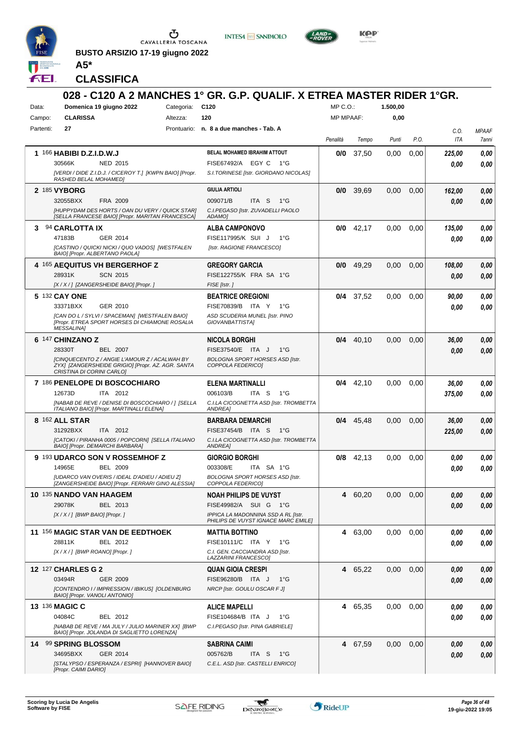BUSTO ARSIZIO 17-19 giugno 2022

**A5***

## CLASSIFICA

# 028 - C120 A 2 MANCHES 1° GR. G.P. QUALIF. X ETREA MASTER RIDER 1°GR.

| | | | | | |
|---|---|---|---|---|---|
| Data: | Domenica 19 giugno 2022 | Categoria: | C120 | MP C.O.: | 1.500,00 |
| Campo: | CLARISSA | Altezza: | 120 | MP MPAAF: | 0,00 |
| Partenti: | 27 | Prontuario: | n. 8 a due manches - Tab. A | | |

| Pos. | Cavallo | Cavaliere | Penalità | Tempo | Punti | P.O. | C.O. ITA | MPAAF 7anni |
|---|---|---|---|---|---|---|---|---|
| 1 | 166 **HABIBI D.Z.I.D.W.J** 30566K NED 2015 *[VERDI / DIDE Z.I.D.J. / CICEROY T.] [KWPN BAIO] [Propr. RASHED BELAL MOHAMED]* | **BELAL MOHAMED IBRAHIM ATTOUT** FISE67492/A EGY C 1°G *S.I.TORINESE [Istr. GIORDANO NICOLAS]* | **0/0** | 37,50 | 0,00 | 0,00 | *225,00* *0,00* | *0,00* *0,00* |
| 2 | 185 **VYBORG** 32055BXX FRA 2009 *[HUPPYDAM DES HORTS / OAN DU VERY / QUICK STAR] [SELLA FRANCESE BAIO] [Propr. MARITAN FRANCESCA]* | **GIULIA ARTIOLI** 009071/B ITA S 1°G *C.I.PEGASO [Istr. ZUVADELLI PAOLO ADAMO]* | **0/0** | 39,69 | 0,00 | 0,00 | *162,00* *0,00* | *0,00* *0,00* |
| 3 | 94 **CARLOTTA IX** 47183B GER 2014 *[CASTINO / QUICKI NICKI / QUO VADOS] [WESTFALEN BAIO] [Propr. ALBERTANO PAOLA]* | **ALBA CAMPONOVO** FISE117995/K SUI J 1°G *[Istr. RAGIONE FRANCESCO]* | **0/0** | 42,17 | 0,00 | 0,00 | *135,00* *0,00* | *0,00* *0,00* |
| 4 | 165 **AEQUITUS VH BERGERHOF Z** 28931K SCN 2015 *[X / X / ] [ZANGERSHEIDE BAIO] [Propr. ]* | **GREGORY GARCIA** FISE122755/K FRA SA 1°G *FISE [Istr. ]* | **0/0** | 49,29 | 0,00 | 0,00 | *108,00* *0,00* | *0,00* *0,00* |
| 5 | 132 **CAY ONE** 33371BXX GER 2010 *[CAN DO L / SYLVI / SPACEMAN] [WESTFALEN BAIO] [Propr. ETREA SPORT HORSES DI CHIAMONE ROSALIA MESSALINA]* | **BEATRICE OREGIONI** FISE70839/B ITA Y 1°G *ASD SCUDERIA MUNEL [Istr. PINO GIOVANBATTISTA]* | **0/4** | 37,52 | 0,00 | 0,00 | *90,00* *0,00* | *0,00* *0,00* |
| 6 | 147 **CHINZANO Z** 28330T BEL 2007 *[CINQUECENTO Z / ANGIE L'AMOUR Z / ACALWAH BY ZYX] [ZANGERSHEIDE GRIGIO] [Propr. AZ. AGR. SANTA CRISTINA DI CORINI CARLO]* | **NICOLA BORGHI** FISE37540/E ITA J 1°G *BOLOGNA SPORT HORSES ASD [Istr. COPPOLA FEDERICO]* | **0/4** | 40,10 | 0,00 | 0,00 | *36,00* *0,00* | *0,00* *0,00* |
| 7 | 186 **PENELOPE DI BOSCOCHIARO** 12673D ITA 2012 *[NABAB DE REVE / DENISE DI BOSCOCHIARO / ] [SELLA ITALIANO BAIO] [Propr. MARTINALLI ELENA]* | **ELENA MARTINALLI** 006103/B ITA S 1°G *C.I.LA CICOGNETTA ASD [Istr. TROMBETTA ANDREA]* | **0/4** | 42,10 | 0,00 | 0,00 | *36,00* *375,00* | *0,00* *0,00* |
| 8 | 162 **ALL STAR** 31292BXX ITA 2012 *[CATOKI / PIRANHA 0005 / POPCORN] [SELLA ITALIANO BAIO] [Propr. DEMARCHI BARBARA]* | **BARBARA DEMARCHI** FISE37454/B ITA S 1°G *C.I.LA CICOGNETTA ASD [Istr. TROMBETTA ANDREA]* | **0/4** | 45,48 | 0,00 | 0,00 | *36,00* *225,00* | *0,00* *0,00* |
| 9 | 193 **UDARCO SON V ROSSEMHOF Z** 14965E BEL 2009 *[UDARCO VAN OVERIS / IDEAL D'ADIEU / ADIEU Z] [ZANGERSHEIDE BAIO] [Propr. FERRARI GINO ALESSIA]* | **GIORGIO BORGHI** 003308/E ITA SA 1°G *BOLOGNA SPORT HORSES ASD [Istr. COPPOLA FEDERICO]* | **0/8** | 42,13 | 0,00 | 0,00 | *0,00* *0,00* | *0,00* *0,00* |
| 10 | 135 **NANDO VAN HAAGEM** 29078K BEL 2013 *[X / X / ] [BWP BAIO] [Propr. ]* | **NOAH PHILIPS DE VUYST** FISE49982/A SUI G 1°G *IPPICA LA MADONNINA SSD A RL [Istr. PHILIPS DE VUYST IGNACE MARC EMILE]* | **4** | 60,20 | 0,00 | 0,00 | *0,00* *0,00* | *0,00* *0,00* |
| 11 | 156 **MAGIC STAR VAN DE EEDTHOEK** 28811K BEL 2012 *[X / X / ] [BWP ROANO] [Propr. ]* | **MATTIA BOTTINO** FISE10111/C ITA Y 1°G *C.I. GEN. CACCIANDRA ASD [Istr. LAZZARINI FRANCESCO]* | **4** | 63,00 | 0,00 | 0,00 | *0,00* *0,00* | *0,00* *0,00* |
| 12 | 127 **CHARLES G 2** 03494R GER 2009 *[CONTENDRO I / IMPRESSION / IBIKUS] [OLDENBURG BAIO] [Propr. VANOLI ANTONIO]* | **QUAN GIOIA CRESPI** FISE96280/B ITA J 1°G *NRCP [Istr. GOULU OSCAR F J]* | **4** | 65,22 | 0,00 | 0,00 | *0,00* *0,00* | *0,00* *0,00* |
| 13 | 136 **MAGIC C** 04084C BEL 2012 *[NABAB DE REVE / MA JULY / JULIO MARINER XX] [BWP BAIO] [Propr. JOLANDA DI SAGLIETTO LORENZA]* | **ALICE MAPELLI** FISE104684/B ITA J 1°G *C.I.PEGASO [Istr. PINA GABRIELE]* | **4** | 65,35 | 0,00 | 0,00 | *0,00* *0,00* | *0,00* *0,00* |
| 14 | 99 **SPRING BLOSSOM** 34695BXX GER 2014 *[STALYPSO / ESPERANZA / ESPRI] [HANNOVER BAIO] [Propr. CAIMI DARIO]* | **SABRINA CAIMI** 005762/B ITA S 1°G *C.E.L. ASD [Istr. CASTELLI ENRICO]* | **4** | 67,59 | 0,00 | 0,00 | *0,00* *0,00* | *0,00* *0,00* |

Scoring by Lucia De Angelis
Software by FISE

19-giu-2022 19:05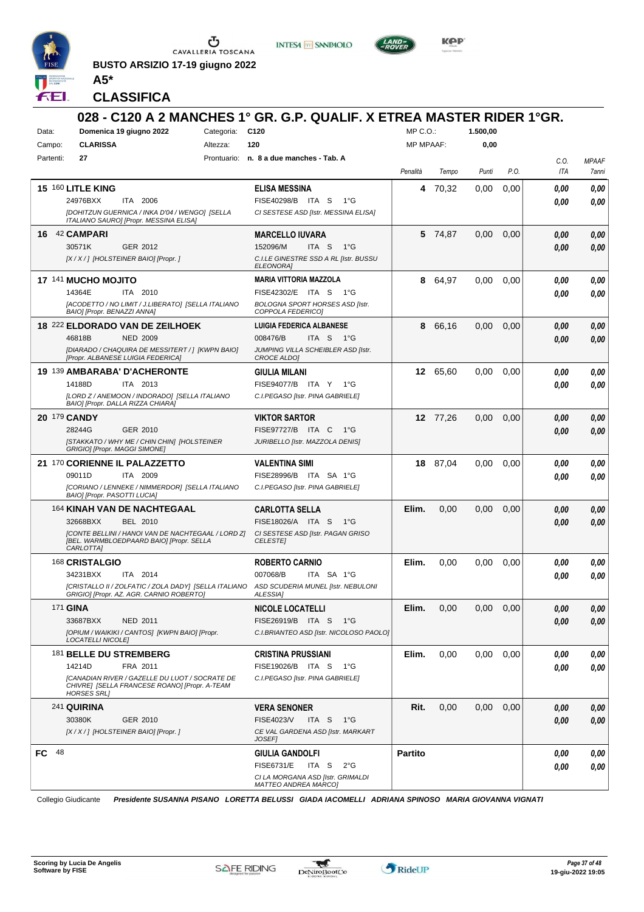BUSTO ARSIZIO 17-19 giugno 2022

**A5***

## CLASSIFICA

### 028 - C120 A 2 MANCHES 1° GR. G.P. QUALIF. X ETREA MASTER RIDER 1°GR.

Data: **Domenica 19 giugno 2022** Categoria: **C120** MP C.O.: **1.500,00**
Campo: **CLARISSA** Altezza: **120** MP MPAAF: **0,00**
Partenti: **27** Prontuario: **n. 8 a due manches - Tab. A**

| | Cavallo | Cavaliere | Penalità | Tempo | Punti | P.O. | C.O. ITA | MPAAF 7anni |
|---|---|---|---|---|---|---|---|---|
| 15 | 160 **LITLE KING** 24976BXX ITA 2006 *[DOHITZUN GUERNICA / INKA D'04 / WENGO] [SELLA ITALIANO SAURO] [Propr. MESSINA ELISA]* | **ELISA MESSINA** FISE40298/B ITA S 1°G *CI SESTESE ASD [Istr. MESSINA ELISA]* | **4** | 70,32 | 0,00 | 0,00 | 0,00 / 0,00 | 0,00 / 0,00 |
| 16 | 42 **CAMPARI** 30571K GER 2012 *[X / X / ] [HOLSTEINER BAIO] [Propr. ]* | **MARCELLO IUVARA** 152096/M ITA S 1°G *C.I.LE GINESTRE SSD A RL [Istr. BUSSU ELEONORA]* | **5** | 74,87 | 0,00 | 0,00 | 0,00 / 0,00 | 0,00 / 0,00 |
| 17 | 141 **MUCHO MOJITO** 14364E ITA 2010 *[ACODETTO / NO LIMIT / J.LIBERATO] [SELLA ITALIANO BAIO] [Propr. BENAZZI ANNA]* | **MARIA VITTORIA MAZZOLA** FISE42302/E ITA S 1°G *BOLOGNA SPORT HORSES ASD [Istr. COPPOLA FEDERICO]* | **8** | 64,97 | 0,00 | 0,00 | 0,00 / 0,00 | 0,00 / 0,00 |
| 18 | 222 **ELDORADO VAN DE ZEILHOEK** 46818B NED 2009 *[DIARADO / CHAQUIRA DE MESSITERT / ] [KWPN BAIO] [Propr. ALBANESE LUIGIA FEDERICA]* | **LUIGIA FEDERICA ALBANESE** 008476/B ITA S 1°G *JUMPING VILLA SCHEIBLER ASD [Istr. CROCE ALDO]* | **8** | 66,16 | 0,00 | 0,00 | 0,00 / 0,00 | 0,00 / 0,00 |
| 19 | 139 **AMBARABA' D'ACHERONTE** 14188D ITA 2013 *[LORD Z / ANEMOON / INDORADO] [SELLA ITALIANO BAIO] [Propr. DALLA RIZZA CHIARA]* | **GIULIA MILANI** FISE94077/B ITA Y 1°G *C.I.PEGASO [Istr. PINA GABRIELE]* | **12** | 65,60 | 0,00 | 0,00 | 0,00 / 0,00 | 0,00 / 0,00 |
| 20 | 179 **CANDY** 28244G GER 2010 *[STAKKATO / WHY ME / CHIN CHIN] [HOLSTEINER GRIGIO] [Propr. MAGGI SIMONE]* | **VIKTOR SARTOR** FISE97727/B ITA C 1°G *JURIBELLO [Istr. MAZZOLA DENIS]* | **12** | 77,26 | 0,00 | 0,00 | 0,00 / 0,00 | 0,00 / 0,00 |
| 21 | 170 **CORIENNE IL PALAZZETTO** 09011D ITA 2009 *[CORIANO / LENNEKE / NIMMERDOR] [SELLA ITALIANO BAIO] [Propr. PASOTTI LUCIA]* | **VALENTINA SIMI** FISE28996/B ITA SA 1°G *C.I.PEGASO [Istr. PINA GABRIELE]* | **18** | 87,04 | 0,00 | 0,00 | 0,00 / 0,00 | 0,00 / 0,00 |
| | 164 **KINAH VAN DE NACHTEGAAL** 32668BXX BEL 2010 *[CONTE BELLINI / HANOI VAN DE NACHTEGAAL / LORD Z] [BEL. WARMBLOEDPAARD BAIO] [Propr. SELLA CARLOTTA]* | **CARLOTTA SELLA** FISE18026/A ITA S 1°G *CI SESTESE ASD [Istr. PAGAN GRISO CELESTE]* | **Elim.** | 0,00 | 0,00 | 0,00 | 0,00 / 0,00 | 0,00 / 0,00 |
| | 168 **CRISTALGIO** 34231BXX ITA 2014 *[CRISTALLO II / ZOLFATIC / ZOLA DADY] [SELLA ITALIANO GRIGIO] [Propr. AZ. AGR. CARNIO ROBERTO]* | **ROBERTO CARNIO** 007068/B ITA SA 1°G *ASD SCUDERIA MUNEL [Istr. NEBULONI ALESSIA]* | **Elim.** | 0,00 | 0,00 | 0,00 | 0,00 / 0,00 | 0,00 / 0,00 |
| | 171 **GINA** 33687BXX NED 2011 *[OPIUM / WAIKIKI / CANTOS] [KWPN BAIO] [Propr. LOCATELLI NICOLE]* | **NICOLE LOCATELLI** FISE26919/B ITA S 1°G *C.I.BRIANTEO ASD [Istr. NICOLOSO PAOLO]* | **Elim.** | 0,00 | 0,00 | 0,00 | 0,00 / 0,00 | 0,00 / 0,00 |
| | 181 **BELLE DU STREMBERG** 14214D FRA 2011 *[CANADIAN RIVER / GAZELLE DU LUOT / SOCRATE DE CHIVRE] [SELLA FRANCESE ROANO] [Propr. A-TEAM HORSES SRL]* | **CRISTINA PRUSSIANI** FISE19026/B ITA S 1°G *C.I.PEGASO [Istr. PINA GABRIELE]* | **Elim.** | 0,00 | 0,00 | 0,00 | 0,00 / 0,00 | 0,00 / 0,00 |
| | 241 **QUIRINA** 30380K GER 2010 *[X / X / ] [HOLSTEINER BAIO] [Propr. ]* | **VERA SENONER** FISE4023/V ITA S 1°G *CE VAL GARDENA ASD [Istr. MARKART JOSEF]* | **Rit.** | 0,00 | 0,00 | 0,00 | 0,00 / 0,00 | 0,00 / 0,00 |
| FC | 48 | **GIULIA GANDOLFI** FISE6731/E ITA S 2°G *CI LA MORGANA ASD [Istr. GRIMALDI MATTEO ANDREA MARCO]* | **Partito** | | | | 0,00 / 0,00 | 0,00 / 0,00 |

Collegio Giudicante *Presidente SUSANNA PISANO LORETTA BELUSSI GIADA IACOMELLI ADRIANA SPINOSO MARIA GIOVANNA VIGNATI*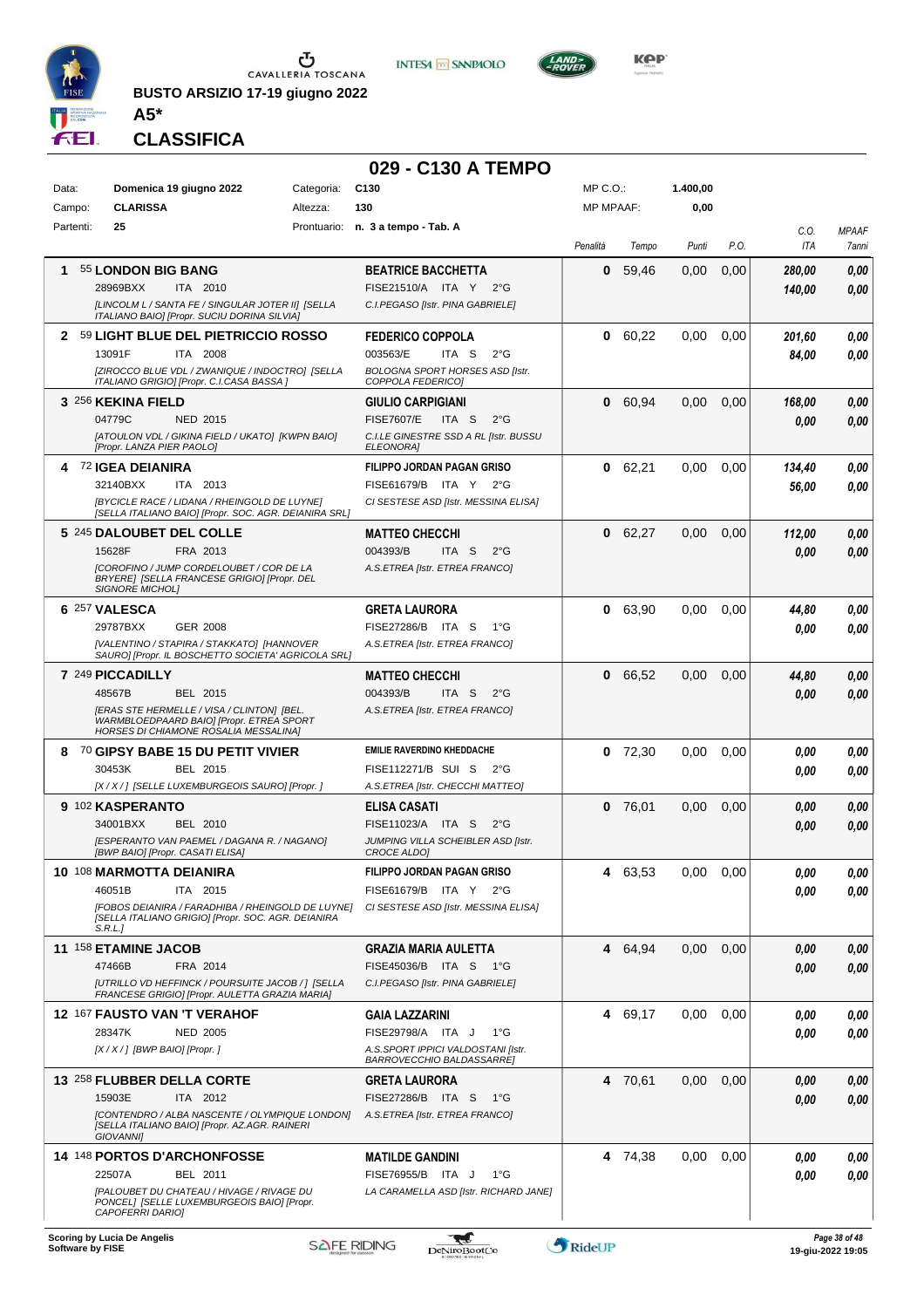BUSTO ARSIZIO 17-19 giugno 2022

**A5***

# CLASSIFICA

## 029 - C130 A TEMPO

| | | | | | |
|---|---|---|---|---|---|
| Data: | Domenica 19 giugno 2022 | Categoria: | C130 | MP C.O.: | 1.400,00 |
| Campo: | CLARISSA | Altezza: | 130 | MP MPAAF: | 0,00 |
| Partenti: | 25 | Prontuario: | n. 3 a tempo - Tab. A | | |

| Pos. | Cavallo | Cavaliere | Penalità | Tempo | Punti | P.O. | C.O. ITA | MPAAF 7anni |
|---|---|---|---|---|---|---|---|---|
| 1 | 55 **LONDON BIG BANG** 28969BXX ITA 2010 *[LINCOLM L / SANTA FE / SINGULAR JOTER II] [SELLA ITALIANO BAIO] [Propr. SUCIU DORINA SILVIA]* | **BEATRICE BACCHETTA** FISE21510/A ITA Y 2°G *C.I.PEGASO [Istr. PINA GABRIELE]* | 0 | 59,46 | 0,00 | 0,00 | 280,00 / 140,00 | 0,00 / 0,00 |
| 2 | 59 **LIGHT BLUE DEL PIETRICCIO ROSSO** 13091F ITA 2008 *[ZIROCCO BLUE VDL / ZWANIQUE / INDOCTRO] [SELLA ITALIANO GRIGIO] [Propr. C.I.CASA BASSA ]* | **FEDERICO COPPOLA** 003563/E ITA S 2°G *BOLOGNA SPORT HORSES ASD [Istr. COPPOLA FEDERICO]* | 0 | 60,22 | 0,00 | 0,00 | 201,60 / 84,00 | 0,00 / 0,00 |
| 3 | 256 **KEKINA FIELD** 04779C NED 2015 *[ATOULON VDL / GIKINA FIELD / UKATO] [KWPN BAIO] [Propr. LANZA PIER PAOLO]* | **GIULIO CARPIGIANI** FISE7607/E ITA S 2°G *C.I.LE GINESTRE SSD A RL [Istr. BUSSU ELEONORA]* | 0 | 60,94 | 0,00 | 0,00 | 168,00 / 0,00 | 0,00 / 0,00 |
| 4 | 72 **IGEA DEIANIRA** 32140BXX ITA 2013 *[BYCICLE RACE / LIDANA / RHEINGOLD DE LUYNE] [SELLA ITALIANO BAIO] [Propr. SOC. AGR. DEIANIRA SRL]* | **FILIPPO JORDAN PAGAN GRISO** FISE61679/B ITA Y 2°G *CI SESTESE ASD [Istr. MESSINA ELISA]* | 0 | 62,21 | 0,00 | 0,00 | 134,40 / 56,00 | 0,00 / 0,00 |
| 5 | 245 **DALOUBET DEL COLLE** 15628F FRA 2013 *[COROFINO / JUMP CORDELOUBET / COR DE LA BRYERE] [SELLA FRANCESE GRIGIO] [Propr. DEL SIGNORE MICHOL]* | **MATTEO CHECCHI** 004393/B ITA S 2°G *A.S.ETREA [Istr. ETREA FRANCO]* | 0 | 62,27 | 0,00 | 0,00 | 112,00 / 0,00 | 0,00 / 0,00 |
| 6 | 257 **VALESCA** 29787BXX GER 2008 *[VALENTINO / STAPIRA / STAKKATO] [HANNOVER SAURO] [Propr. IL BOSCHETTO SOCIETA' AGRICOLA SRL]* | **GRETA LAURORA** FISE27286/B ITA S 1°G *A.S.ETREA [Istr. ETREA FRANCO]* | 0 | 63,90 | 0,00 | 0,00 | 44,80 / 0,00 | 0,00 / 0,00 |
| 7 | 249 **PICCADILLY** 48567B BEL 2015 *[ERAS STE HERMELLE / VISA / CLINTON] [BEL. WARMBLOEDPAARD BAIO] [Propr. ETREA SPORT HORSES DI CHIAMONE ROSALIA MESSALINA]* | **MATTEO CHECCHI** 004393/B ITA S 2°G *A.S.ETREA [Istr. ETREA FRANCO]* | 0 | 66,52 | 0,00 | 0,00 | 44,80 / 0,00 | 0,00 / 0,00 |
| 8 | 70 **GIPSY BABE 15 DU PETIT VIVIER** 30453K BEL 2015 *[X / X / ] [SELLE LUXEMBURGEOIS SAURO] [Propr. ]* | **EMILIE RAVERDINO KHEDDACHE** FISE112271/B SUI S 2°G *A.S.ETREA [Istr. CHECCHI MATTEO]* | 0 | 72,30 | 0,00 | 0,00 | 0,00 / 0,00 | 0,00 / 0,00 |
| 9 | 102 **KASPERANTO** 34001BXX BEL 2010 *[ESPERANTO VAN PAEMEL / DAGANA R. / NAGANO] [BWP BAIO] [Propr. CASATI ELISA]* | **ELISA CASATI** FISE11023/A ITA S 2°G *JUMPING VILLA SCHEIBLER ASD [Istr. CROCE ALDO]* | 0 | 76,01 | 0,00 | 0,00 | 0,00 / 0,00 | 0,00 / 0,00 |
| 10 | 108 **MARMOTTA DEIANIRA** 46051B ITA 2015 *[FOBOS DEIANIRA / FARADHIBA / RHEINGOLD DE LUYNE] [SELLA ITALIANO GRIGIO] [Propr. SOC. AGR. DEIANIRA S.R.L.]* | **FILIPPO JORDAN PAGAN GRISO** FISE61679/B ITA Y 2°G *CI SESTESE ASD [Istr. MESSINA ELISA]* | 4 | 63,53 | 0,00 | 0,00 | 0,00 / 0,00 | 0,00 / 0,00 |
| 11 | 158 **ETAMINE JACOB** 47466B FRA 2014 *[UTRILLO VD HEFFINCK / POURSUITE JACOB / ] [SELLA FRANCESE GRIGIO] [Propr. AULETTA GRAZIA MARIA]* | **GRAZIA MARIA AULETTA** FISE45036/B ITA S 1°G *C.I.PEGASO [Istr. PINA GABRIELE]* | 4 | 64,94 | 0,00 | 0,00 | 0,00 / 0,00 | 0,00 / 0,00 |
| 12 | 167 **FAUSTO VAN 'T VERAHOF** 28347K NED 2005 *[X / X / ] [BWP BAIO] [Propr. ]* | **GAIA LAZZARINI** FISE29798/A ITA J 1°G *A.S.SPORT IPPICI VALDOSTANI [Istr. BARROVECCHIO BALDASSARRE]* | 4 | 69,17 | 0,00 | 0,00 | 0,00 / 0,00 | 0,00 / 0,00 |
| 13 | 258 **FLUBBER DELLA CORTE** 15903E ITA 2012 *[CONTENDRO / ALBA NASCENTE / OLYMPIQUE LONDON] [SELLA ITALIANO BAIO] [Propr. AZ.AGR. RAINERI GIOVANNI]* | **GRETA LAURORA** FISE27286/B ITA S 1°G *A.S.ETREA [Istr. ETREA FRANCO]* | 4 | 70,61 | 0,00 | 0,00 | 0,00 / 0,00 | 0,00 / 0,00 |
| 14 | 148 **PORTOS D'ARCHONFOSSE** 22507A BEL 2011 *[PALOUBET DU CHATEAU / HIVAGE / RIVAGE DU PONCEL] [SELLE LUXEMBURGEOIS BAIO] [Propr. CAPOFERRI DARIO]* | **MATILDE GANDINI** FISE76955/B ITA J 1°G *LA CARAMELLA ASD [Istr. RICHARD JANE]* | 4 | 74,38 | 0,00 | 0,00 | 0,00 / 0,00 | 0,00 / 0,00 |

Scoring by Lucia De Angelis
Software by FISE

19-giu-2022 19:05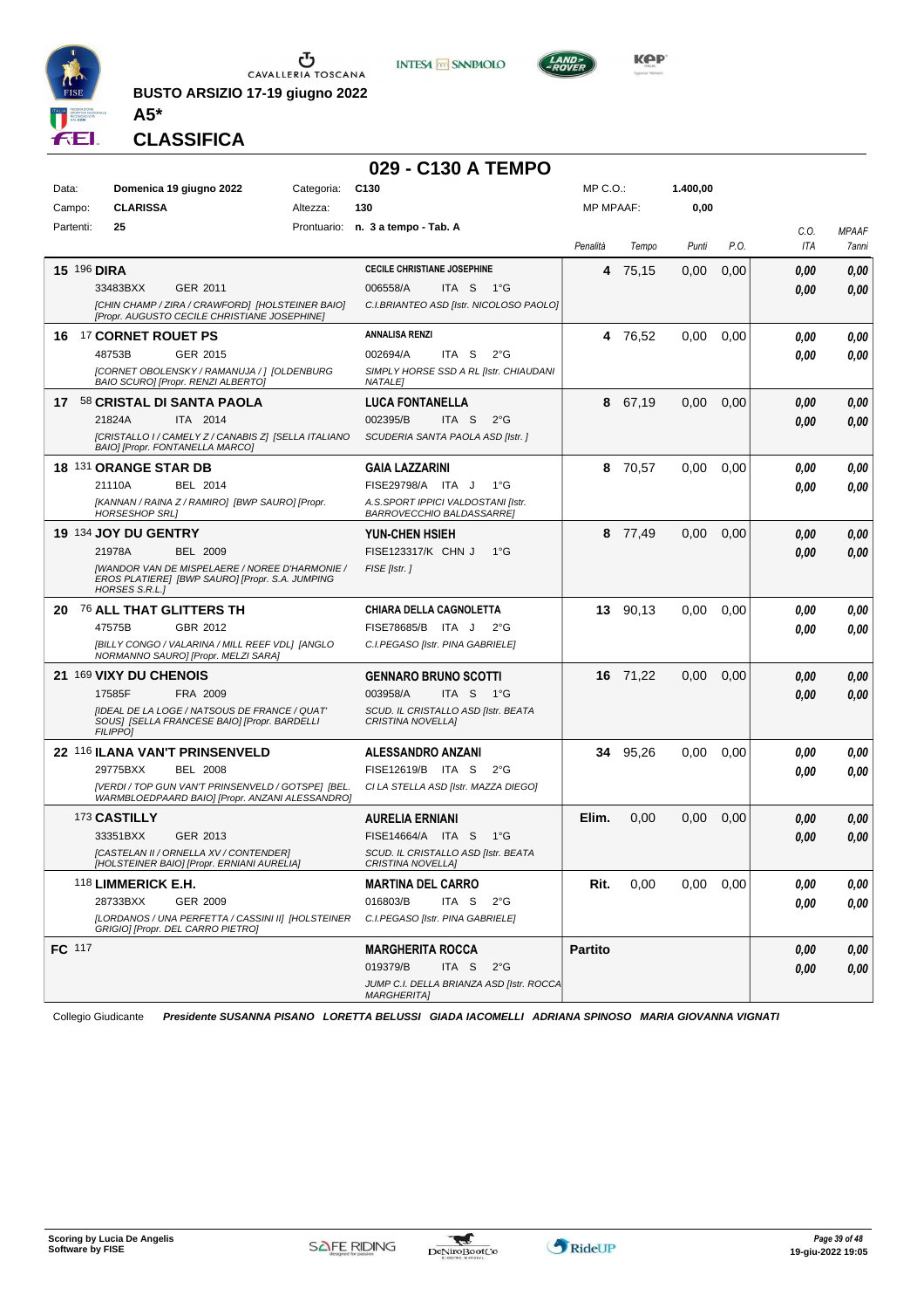BUSTO ARSIZIO 17-19 giugno 2022

**A5***

# CLASSIFICA

## 029 - C130 A TEMPO

| | | | | |
|---|---|---|---|---|
| Data: | Domenica 19 giugno 2022 | Categoria: | C130 | MP C.O.: 1.400,00 |
| Campo: | CLARISSA | Altezza: | 130 | MP MPAAF: 0,00 |
| Partenti: | 25 | Prontuario: | n. 3 a tempo - Tab. A | |

| Pos. | Cavallo | Cavaliere | Penalità | Tempo | Punti | P.O. | C.O. ITA | MPAAF 7anni |
|---|---|---|---|---|---|---|---|---|
| 15 | 196 **DIRA** 33483BXX GER 2011 *[CHIN CHAMP / ZIRA / CRAWFORD] [HOLSTEINER BAIO] [Propr. AUGUSTO CECILE CHRISTIANE JOSEPHINE]* | **CECILE CHRISTIANE JOSEPHINE** 006558/A ITA S 1°G *C.I.BRIANTEO ASD [Istr. NICOLOSO PAOLO]* | **4** | 75,15 | 0,00 | 0,00 | 0,00 / 0,00 | 0,00 / 0,00 |
| 16 | 17 **CORNET ROUET PS** 48753B GER 2015 *[CORNET OBOLENSKY / RAMANUJA / ] [OLDENBURG BAIO SCURO] [Propr. RENZI ALBERTO]* | **ANNALISA RENZI** 002694/A ITA S 2°G *SIMPLY HORSE SSD A RL [Istr. CHIAUDANI NATALE]* | **4** | 76,52 | 0,00 | 0,00 | 0,00 / 0,00 | 0,00 / 0,00 |
| 17 | 58 **CRISTAL DI SANTA PAOLA** 21824A ITA 2014 *[CRISTALLO I / CAMELY Z / CANABIS Z] [SELLA ITALIANO BAIO] [Propr. FONTANELLA MARCO]* | **LUCA FONTANELLA** 002395/B ITA S 2°G *SCUDERIA SANTA PAOLA ASD [Istr. ]* | **8** | 67,19 | 0,00 | 0,00 | 0,00 / 0,00 | 0,00 / 0,00 |
| 18 | 131 **ORANGE STAR DB** 21110A BEL 2014 *[KANNAN / RAINA Z / RAMIRO] [BWP SAURO] [Propr. HORSESHOP SRL]* | **GAIA LAZZARINI** FISE29798/A ITA J 1°G *A.S.SPORT IPPICI VALDOSTANI [Istr. BARROVECCHIO BALDASSARRE]* | **8** | 70,57 | 0,00 | 0,00 | 0,00 / 0,00 | 0,00 / 0,00 |
| 19 | 134 **JOY DU GENTRY** 21978A BEL 2009 *[WANDOR VAN DE MISPELAERE / NOREE D'HARMONIE / EROS PLATIERE] [BWP SAURO] [Propr. S.A. JUMPING HORSES S.R.L.]* | **YUN-CHEN HSIEH** FISE123317/K CHN J 1°G *FISE [Istr. ]* | **8** | 77,49 | 0,00 | 0,00 | 0,00 / 0,00 | 0,00 / 0,00 |
| 20 | 76 **ALL THAT GLITTERS TH** 47575B GBR 2012 *[BILLY CONGO / VALARINA / MILL REEF VDL] [ANGLO NORMANNO SAURO] [Propr. MELZI SARA]* | **CHIARA DELLA CAGNOLETTA** FISE78685/B ITA J 2°G *C.I.PEGASO [Istr. PINA GABRIELE]* | **13** | 90,13 | 0,00 | 0,00 | 0,00 / 0,00 | 0,00 / 0,00 |
| 21 | 169 **VIXY DU CHENOIS** 17585F FRA 2009 *[IDEAL DE LA LOGE / NATSOUS DE FRANCE / QUAT' SOUS] [SELLA FRANCESE BAIO] [Propr. BARDELLI FILIPPO]* | **GENNARO BRUNO SCOTTI** 003958/A ITA S 1°G *SCUD. IL CRISTALLO ASD [Istr. BEATA CRISTINA NOVELLA]* | **16** | 71,22 | 0,00 | 0,00 | 0,00 / 0,00 | 0,00 / 0,00 |
| 22 | 116 **ILANA VAN'T PRINSENVELD** 29775BXX BEL 2008 *[VERDI / TOP GUN VAN'T PRINSENVELD / GOTSPE] [BEL. WARMBLOEDPAARD BAIO] [Propr. ANZANI ALESSANDRO]* | **ALESSANDRO ANZANI** FISE12619/B ITA S 2°G *CI LA STELLA ASD [Istr. MAZZA DIEGO]* | **34** | 95,26 | 0,00 | 0,00 | 0,00 / 0,00 | 0,00 / 0,00 |
| | 173 **CASTILLY** 33351BXX GER 2013 *[CASTELAN II / ORNELLA XV / CONTENDER] [HOLSTEINER BAIO] [Propr. ERNIANI AURELIA]* | **AURELIA ERNIANI** FISE14664/A ITA S 1°G *SCUD. IL CRISTALLO ASD [Istr. BEATA CRISTINA NOVELLA]* | **Elim.** | 0,00 | 0,00 | 0,00 | 0,00 / 0,00 | 0,00 / 0,00 |
| | 118 **LIMMERICK E.H.** 28733BXX GER 2009 *[LORDANOS / UNA PERFETTA / CASSINI II] [HOLSTEINER GRIGIO] [Propr. DEL CARRO PIETRO]* | **MARTINA DEL CARRO** 016803/B ITA S 2°G *C.I.PEGASO [Istr. PINA GABRIELE]* | **Rit.** | 0,00 | 0,00 | 0,00 | 0,00 / 0,00 | 0,00 / 0,00 |
| **FC** | 117 | **MARGHERITA ROCCA** 019379/B ITA S 2°G *JUMP C.I. DELLA BRIANZA ASD [Istr. ROCCA MARGHERITA]* | **Partito** | | | | 0,00 / 0,00 | 0,00 / 0,00 |

Collegio Giudicante ***Presidente SUSANNA PISANO LORETTA BELUSSI GIADA IACOMELLI ADRIANA SPINOSO MARIA GIOVANNA VIGNATI***

**Scoring by Lucia De Angelis**
**Software by FISE**

*19-giu-2022 19:05*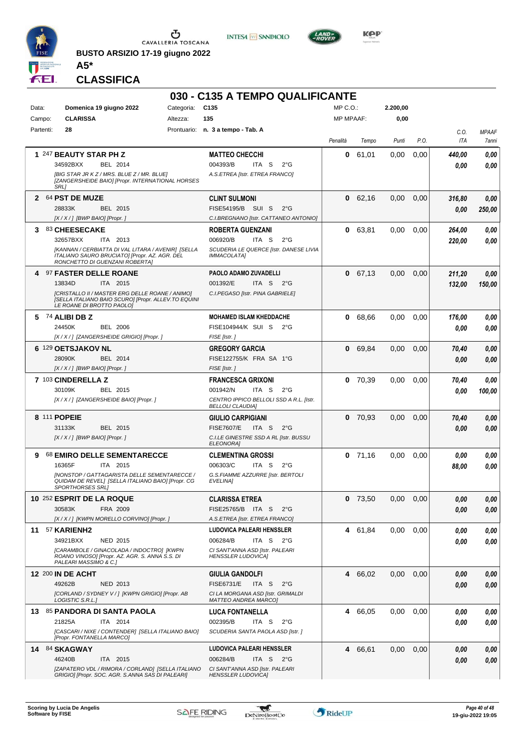BUSTO ARSIZIO 17-19 giugno 2022

**A5***

## CLASSIFICA

# 030 - C135 A TEMPO QUALIFICANTE

| | | | | | |
|---|---|---|---|---|---|
| Data: | Domenica 19 giugno 2022 | Categoria: | C135 | MP C.O.: | 2.200,00 |
| Campo: | CLARISSA | Altezza: | 135 | MP MPAAF: | 0,00 |
| Partenti: | 28 | Prontuario: | n. 3 a tempo - Tab. A | | |

| Pos. | Cavallo | Cavaliere | Penalità | Tempo | Punti | P.O. | C.O. ITA | MPAAF 7anni |
|---|---|---|---|---|---|---|---|---|
| 1 | 247 **BEAUTY STAR PH Z** 34592BXX BEL 2014 [BIG STAR JR K Z / MRS. BLUE Z / MR. BLUE] [ZANGERSHEIDE BAIO] [Propr. INTERNATIONAL HORSES SRL] | **MATTEO CHECCHI** 004393/B ITA S 2°G A.S.ETREA [Istr. ETREA FRANCO] | 0 | 61,01 | 0,00 | 0,00 | 440,00 / 0,00 | 0,00 / 0,00 |
| 2 | 64 **PST DE MUZE** 28833K BEL 2015 [X / X / ] [BWP BAIO] [Propr. ] | **CLINT SULMONI** FISE54195/B SUI S 2°G C.I.BREGNANO [Istr. CATTANEO ANTONIO] | 0 | 62,16 | 0,00 | 0,00 | 316,80 / 0,00 | 0,00 / 250,00 |
| 3 | 83 **CHEESECAKE** 32657BXX ITA 2013 [KANNAN / CERBIATTA DI VAL LITARA / AVENIR] [SELLA ITALIANO SAURO BRUCIATO] [Propr. AZ. AGR. DEL RONCHETTO DI GUENZANI ROBERTA] | **ROBERTA GUENZANI** 006920/B ITA S 2°G SCUDERIA LE QUERCE [Istr. DANESE LIVIA IMMACOLATA] | 0 | 63,81 | 0,00 | 0,00 | 264,00 / 220,00 | 0,00 / 0,00 |
| 4 | 97 **FASTER DELLE ROANE** 13834D ITA 2015 [CRISTALLO II / MASTER ERG DELLE ROANE / ANIMO] [SELLA ITALIANO BAIO SCURO] [Propr. ALLEV.TO EQUINI LE ROANE DI BROTTO PAOLO] | **PAOLO ADAMO ZUVADELLI** 001392/E ITA S 2°G C.I.PEGASO [Istr. PINA GABRIELE] | 0 | 67,13 | 0,00 | 0,00 | 211,20 / 132,00 | 0,00 / 150,00 |
| 5 | 74 **ALIBI DB Z** 24450K BEL 2006 [X / X / ] [ZANGERSHEIDE GRIGIO] [Propr. ] | **MOHAMED ISLAM KHEDDACHE** FISE104944/K SUI S 2°G FISE [Istr. ] | 0 | 68,66 | 0,00 | 0,00 | 176,00 / 0,00 | 0,00 / 0,00 |
| 6 | 129 **OETSJAKOV NL** 28090K BEL 2014 [X / X / ] [BWP BAIO] [Propr. ] | **GREGORY GARCIA** FISE122755/K FRA SA 1°G FISE [Istr. ] | 0 | 69,84 | 0,00 | 0,00 | 70,40 / 0,00 | 0,00 / 0,00 |
| 7 | 103 **CINDERELLA Z** 30109K BEL 2015 [X / X / ] [ZANGERSHEIDE BAIO] [Propr. ] | **FRANCESCA GRIXONI** 001942/N ITA S 2°G CENTRO IPPICO BELLOLI SSD A R.L. [Istr. BELLOLI CLAUDIA] | 0 | 70,39 | 0,00 | 0,00 | 70,40 / 0,00 | 0,00 / 100,00 |
| 8 | 111 **POPEIE** 31133K BEL 2015 [X / X / ] [BWP BAIO] [Propr. ] | **GIULIO CARPIGIANI** FISE7607/E ITA S 2°G C.I.LE GINESTRE SSD A RL [Istr. BUSSU ELEONORA] | 0 | 70,93 | 0,00 | 0,00 | 70,40 / 0,00 | 0,00 / 0,00 |
| 9 | 68 **EMIRO DELLE SEMENTARECCE** 16365F ITA 2015 [NONSTOP / GATTAGARISTA DELLE SEMENTARECCE / QUIDAM DE REVEL] [SELLA ITALIANO BAIO] [Propr. CG SPORTHORSES SRL] | **CLEMENTINA GROSSI** 006303/C ITA S 2°G G.S.FIAMME AZZURRE [Istr. BERTOLI EVELINA] | 0 | 71,16 | 0,00 | 0,00 | 0,00 / 88,00 | 0,00 / 0,00 |
| 10 | 252 **ESPRIT DE LA ROQUE** 30583K FRA 2009 [X / X / ] [KWPN MORELLO CORVINO] [Propr. ] | **CLARISSA ETREA** FISE25765/B ITA S 2°G A.S.ETREA [Istr. ETREA FRANCO] | 0 | 73,50 | 0,00 | 0,00 | 0,00 / 0,00 | 0,00 / 0,00 |
| 11 | 57 **KARIENH2** 34921BXX NED 2015 [CARAMBOLE / GINACOLADA / INDOCTRO] [KWPN ROANO VINOSO] [Propr. AZ. AGR. S. ANNA S.S. DI PALEARI MASSIMO & C.] | **LUDOVICA PALEARI HENSSLER** 006284/B ITA S 2°G CI SANT'ANNA ASD [Istr. PALEARI HENSSLER LUDOVICA] | 4 | 61,84 | 0,00 | 0,00 | 0,00 / 0,00 | 0,00 / 0,00 |
| 12 | 200 **IN DE ACHT** 49262B NED 2013 [CORLAND / SYDNEY V / ] [KWPN GRIGIO] [Propr. AB LOGISTIC S.R.L.] | **GIULIA GANDOLFI** FISE6731/E ITA S 2°G CI LA MORGANA ASD [Istr. GRIMALDI MATTEO ANDREA MARCO] | 4 | 66,02 | 0,00 | 0,00 | 0,00 / 0,00 | 0,00 / 0,00 |
| 13 | 85 **PANDORA DI SANTA PAOLA** 21825A ITA 2014 [CASCARI / NIXE / CONTENDER] [SELLA ITALIANO BAIO] [Propr. FONTANELLA MARCO] | **LUCA FONTANELLA** 002395/B ITA S 2°G SCUDERIA SANTA PAOLA ASD [Istr. ] | 4 | 66,05 | 0,00 | 0,00 | 0,00 / 0,00 | 0,00 / 0,00 |
| 14 | 84 **SKAGWAY** 46240B ITA 2015 [ZAPATERO VDL / RIMORA / CORLAND] [SELLA ITALIANO GRIGIO] [Propr. SOC. AGR. S.ANNA SAS DI PALEARI] | **LUDOVICA PALEARI HENSSLER** 006284/B ITA S 2°G CI SANT'ANNA ASD [Istr. PALEARI HENSSLER LUDOVICA] | 4 | 66,61 | 0,00 | 0,00 | 0,00 / 0,00 | 0,00 / 0,00 |

Scoring by Lucia De Angelis
Software by FISE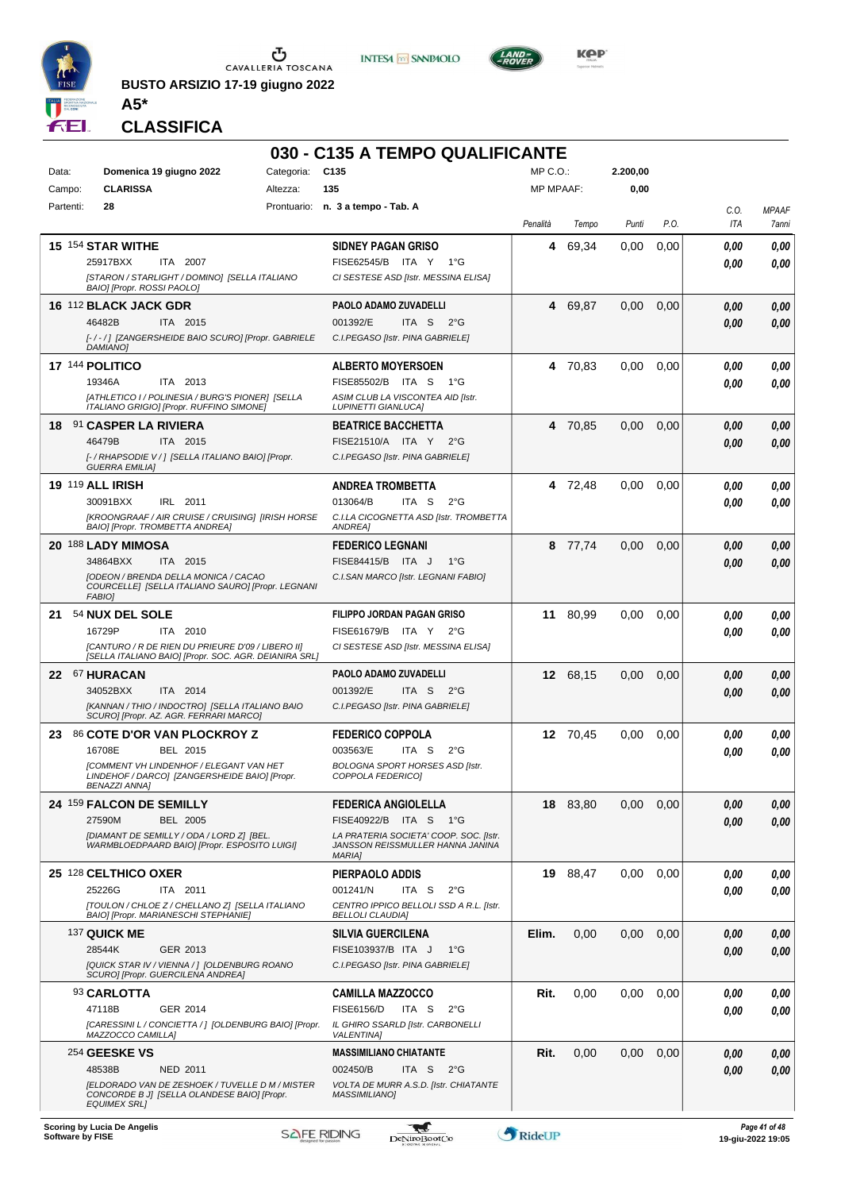**BUSTO ARSIZIO 17-19 giugno 2022**

**A5***

## CLASSIFICA

# 030 - C135 A TEMPO QUALIFICANTE

| | | | | | | |
|---|---|---|---|---|---|---|
| Data: | **Domenica 19 giugno 2022** | Categoria: | **C135** | MP C.O.: | **2.200,00** | |
| Campo: | **CLARISSA** | Altezza: | **135** | MP MPAAF: | **0,00** | |
| Partenti: | **28** | Prontuario: | **n. 3 a tempo - Tab. A** | | | |

| Cl. | Cavallo | Cavaliere | Penalità | Tempo | Punti | P.O. | C.O. ITA | MPAAF 7anni |
|---|---|---|---|---|---|---|---|---|
| **15** | **154 STAR WITHE** 25917BXX ITA 2007 *[STARON / STARLIGHT / DOMINO] [SELLA ITALIANO BAIO] [Propr. ROSSI PAOLO]* | **SIDNEY PAGAN GRISO** FISE62545/B ITA Y 1°G *CI SESTESE ASD [Istr. MESSINA ELISA]* | **4** | 69,34 | 0,00 | 0,00 | ***0,00*** ***0,00*** | ***0,00*** ***0,00*** |
| **16** | **112 BLACK JACK GDR** 46482B ITA 2015 *[-/-/] [ZANGERSHEIDE BAIO SCURO] [Propr. GABRIELE DAMIANO]* | **PAOLO ADAMO ZUVADELLI** 001392/E ITA S 2°G *C.I.PEGASO [Istr. PINA GABRIELE]* | **4** | 69,87 | 0,00 | 0,00 | ***0,00*** ***0,00*** | ***0,00*** ***0,00*** |
| **17** | **144 POLITICO** 19346A ITA 2013 *[ATHLETICO I / POLINESIA / BURG'S PIONER] [SELLA ITALIANO GRIGIO] [Propr. RUFFINO SIMONE]* | **ALBERTO MOYERSOEN** FISE85502/B ITA S 1°G *ASIM CLUB LA VISCONTEA AID [Istr. LUPINETTI GIANLUCA]* | **4** | 70,83 | 0,00 | 0,00 | ***0,00*** ***0,00*** | ***0,00*** ***0,00*** |
| **18** | **91 CASPER LA RIVIERA** 46479B ITA 2015 *[- / RHAPSODIE V / ] [SELLA ITALIANO BAIO] [Propr. GUERRA EMILIA]* | **BEATRICE BACCHETTA** FISE21510/A ITA Y 2°G *C.I.PEGASO [Istr. PINA GABRIELE]* | **4** | 70,85 | 0,00 | 0,00 | ***0,00*** ***0,00*** | ***0,00*** ***0,00*** |
| **19** | **119 ALL IRISH** 30091BXX IRL 2011 *[KROONGRAAF / AIR CRUISE / CRUISING] [IRISH HORSE BAIO] [Propr. TROMBETTA ANDREA]* | **ANDREA TROMBETTA** 013064/B ITA S 2°G *C.I.LA CICOGNETTA ASD [Istr. TROMBETTA ANDREA]* | **4** | 72,48 | 0,00 | 0,00 | ***0,00*** ***0,00*** | ***0,00*** ***0,00*** |
| **20** | **188 LADY MIMOSA** 34864BXX ITA 2015 *[ODEON / BRENDA DELLA MONICA / CACAO COURCELLE] [SELLA ITALIANO SAURO] [Propr. LEGNANI FABIO]* | **FEDERICO LEGNANI** FISE84415/B ITA J 1°G *C.I.SAN MARCO [Istr. LEGNANI FABIO]* | **8** | 77,74 | 0,00 | 0,00 | ***0,00*** ***0,00*** | ***0,00*** ***0,00*** |
| **21** | **54 NUX DEL SOLE** 16729P ITA 2010 *[CANTURO / R DE RIEN DU PRIEURE D'09 / LIBERO II] [SELLA ITALIANO BAIO] [Propr. SOC. AGR. DEIANIRA SRL]* | **FILIPPO JORDAN PAGAN GRISO** FISE61679/B ITA Y 2°G *CI SESTESE ASD [Istr. MESSINA ELISA]* | **11** | 80,99 | 0,00 | 0,00 | ***0,00*** ***0,00*** | ***0,00*** ***0,00*** |
| **22** | **67 HURACAN** 34052BXX ITA 2014 *[KANNAN / THIO / INDOCTRO] [SELLA ITALIANO BAIO SCURO] [Propr. AZ. AGR. FERRARI MARCO]* | **PAOLO ADAMO ZUVADELLI** 001392/E ITA S 2°G *C.I.PEGASO [Istr. PINA GABRIELE]* | **12** | 68,15 | 0,00 | 0,00 | ***0,00*** ***0,00*** | ***0,00*** ***0,00*** |
| **23** | **86 COTE D'OR VAN PLOCKROY Z** 16708E BEL 2015 *[COMMENT VH LINDENHOF / ELEGANT VAN HET LINDEHOF / DARCO] [ZANGERSHEIDE BAIO] [Propr. BENAZZI ANNA]* | **FEDERICO COPPOLA** 003563/E ITA S 2°G *BOLOGNA SPORT HORSES ASD [Istr. COPPOLA FEDERICO]* | **12** | 70,45 | 0,00 | 0,00 | ***0,00*** ***0,00*** | ***0,00*** ***0,00*** |
| **24** | **159 FALCON DE SEMILLY** 27590M BEL 2005 *[DIAMANT DE SEMILLY / ODA / LORD Z] [BEL. WARMBLOEDPAARD BAIO] [Propr. ESPOSITO LUIGI]* | **FEDERICA ANGIOLELLA** FISE40922/B ITA S 1°G *LA PRATERIA SOCIETA' COOP. SOC. [Istr. JANSSON RESSMULLER HANNA JANINA MARIA]* | **18** | 83,80 | 0,00 | 0,00 | ***0,00*** ***0,00*** | ***0,00*** ***0,00*** |
| **25** | **128 CELTHICO OXER** 25226G ITA 2011 *[TOULON / CHLOE Z / CHELLANO Z] [SELLA ITALIANO BAIO] [Propr. MARIANESCHI STEPHANIE]* | **PIERPAOLO ADDIS** 001241/N ITA S 2°G *CENTRO IPPICO BELLOLI SSD A R.L. [Istr. BELLOLI CLAUDIA]* | **19** | 88,47 | 0,00 | 0,00 | ***0,00*** ***0,00*** | ***0,00*** ***0,00*** |
| | **137 QUICK ME** 28544K GER 2013 *[QUICK STAR IV / VIENNA / ] [OLDENBURG ROANO SCURO] [Propr. GUERCILENA ANDREA]* | **SILVIA GUERCILENA** FISE103937/B ITA J 1°G *C.I.PEGASO [Istr. PINA GABRIELE]* | **Elim.** | 0,00 | 0,00 | 0,00 | ***0,00*** ***0,00*** | ***0,00*** ***0,00*** |
| | **93 CARLOTTA** 47118B GER 2014 *[CARESSINI L / CONCIETTA / ] [OLDENBURG BAIO] [Propr. MAZZOCCO CAMILLA]* | **CAMILLA MAZZOCCO** FISE6156/D ITA S 2°G *IL GHIRO SSARLD [Istr. CARBONELLI VALENTINA]* | **Rit.** | 0,00 | 0,00 | 0,00 | ***0,00*** ***0,00*** | ***0,00*** ***0,00*** |
| | **254 GEESKE VS** 48538B NED 2011 *[ELDORADO VAN DE ZESHOEK / TUVELLE D M / MISTER CONCORDE B J] [SELLA OLANDESE BAIO] [Propr. EQUIMEX SRL]* | **MASSIMILIANO CHIATANTE** 002450/B ITA S 2°G *VOLTA DE MURR A.S.D. [Istr. CHIATANTE MASSIMILIANO]* | **Rit.** | 0,00 | 0,00 | 0,00 | ***0,00*** ***0,00*** | ***0,00*** ***0,00*** |

**Scoring by Lucia De Angelis**
**Software by FISE**

19-giu-2022 19:05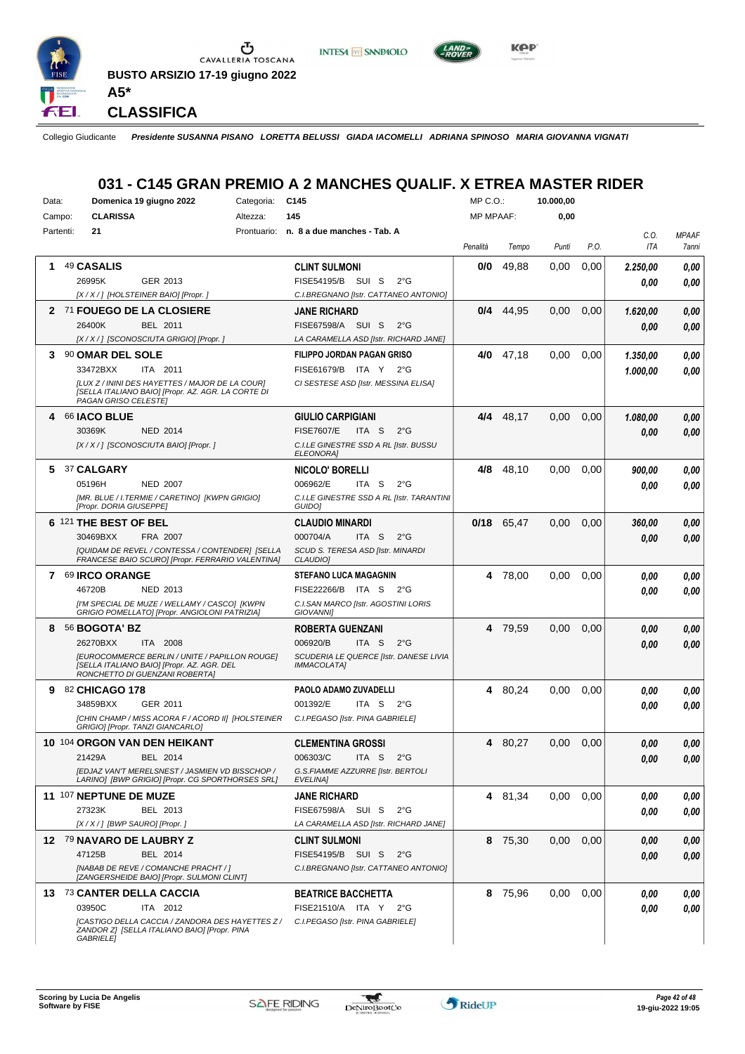**BUSTO ARSIZIO 17-19 giugno 2022**

**A5***

## CLASSIFICA

Collegio Giudicante *Presidente SUSANNA PISANO LORETTA BELUSSI GIADA IACOMELLI ADRIANA SPINOSO MARIA GIOVANNA VIGNATI*

# 031 - C145 GRAN PREMIO A 2 MANCHES QUALIF. X ETREA MASTER RIDER

Data: **Domenica 19 giugno 2022** Categoria: **C145** MP C.O.: **10.000,00**
Campo: **CLARISSA** Altezza: **145** MP MPAAF: **0,00**
Partenti: **21** Prontuario: **n. 8 a due manches - Tab. A**

| Pos. | Cavallo | Cavaliere | Penalità | Tempo | Punti | P.O. | C.O. / ITA | MPAAF / 7anni |
|---|---|---|---|---|---|---|---|---|
| 1 | 49 **CASALIS**<br>26995K GER 2013<br>*[X / X / ] [HOLSTEINER BAIO] [Propr. ]* | **CLINT SULMONI**<br>FISE54195/B SUI S 2°G<br>*C.I.BREGNANO [Istr. CATTANEO ANTONIO]* | **0/0** | 49,88 | 0,00 | 0,00 | ***2.250,00***<br>***0,00*** | ***0,00***<br>***0,00*** |
| 2 | 71 **FOUEGO DE LA CLOSIERE**<br>26400K BEL 2011<br>*[X / X / ] [SCONOSCIUTA GRIGIO] [Propr. ]* | **JANE RICHARD**<br>FISE67598/A SUI S 2°G<br>*LA CARAMELLA ASD [Istr. RICHARD JANE]* | **0/4** | 44,95 | 0,00 | 0,00 | ***1.620,00***<br>***0,00*** | ***0,00***<br>***0,00*** |
| 3 | 90 **OMAR DEL SOLE**<br>33472BXX ITA 2011<br>*[LUX Z / ININI DES HAYETTES / MAJOR DE LA COUR] [SELLA ITALIANO BAIO] [Propr. AZ. AGR. LA CORTE DI PAGAN GRISO CELESTE]* | **FILIPPO JORDAN PAGAN GRISO**<br>FISE61679/B ITA Y 2°G<br>*CI SESTESE ASD [Istr. MESSINA ELISA]* | **4/0** | 47,18 | 0,00 | 0,00 | ***1.350,00***<br>***1.000,00*** | ***0,00***<br>***0,00*** |
| 4 | 66 **IACO BLUE**<br>30369K NED 2014<br>*[X / X / ] [SCONOSCIUTA BAIO] [Propr. ]* | **GIULIO CARPIGIANI**<br>FISE7607/E ITA S 2°G<br>*C.I.LE GINESTRE SSD A RL [Istr. BUSSU ELEONORA]* | **4/4** | 48,17 | 0,00 | 0,00 | ***1.080,00***<br>***0,00*** | ***0,00***<br>***0,00*** |
| 5 | 37 **CALGARY**<br>05196H NED 2007<br>*[MR. BLUE / I.TERMIE / CARETINO] [KWPN GRIGIO] [Propr. DORIA GIUSEPPE]* | **NICOLO' BORELLI**<br>006962/E ITA S 2°G<br>*C.I.LE GINESTRE SSD A RL [Istr. TARANTINI GUIDO]* | **4/8** | 48,10 | 0,00 | 0,00 | ***900,00***<br>***0,00*** | ***0,00***<br>***0,00*** |
| 6 | 121 **THE BEST OF BEL**<br>30469BXX FRA 2007<br>*[QUIDAM DE REVEL / CONTESSA / CONTENDER] [SELLA FRANCESE BAIO SCURO] [Propr. FERRARIO VALENTINA]* | **CLAUDIO MINARDI**<br>000704/A ITA S 2°G<br>*SCUD S. TERESA ASD [Istr. MINARDI CLAUDIO]* | **0/18** | 65,47 | 0,00 | 0,00 | ***360,00***<br>***0,00*** | ***0,00***<br>***0,00*** |
| 7 | 69 **IRCO ORANGE**<br>46720B NED 2013<br>*[I'M SPECIAL DE MUZE / WELLAMY / CASCO] [KWPN GRIGIO POMELLATO] [Propr. ANGIOLONI PATRIZIA]* | **STEFANO LUCA MAGAGNIN**<br>FISE22266/B ITA S 2°G<br>*C.I.SAN MARCO [Istr. AGOSTINI LORIS GIOVANNI]* | **4** | 78,00 | 0,00 | 0,00 | ***0,00***<br>***0,00*** | ***0,00***<br>***0,00*** |
| 8 | 56 **BOGOTA' BZ**<br>26270BXX ITA 2008<br>*[EUROCOMMERCE BERLIN / UNITE / PAPILLON ROUGE] [SELLA ITALIANO BAIO] [Propr. AZ. AGR. DEL RONCHETTO DI GUENZANI ROBERTA]* | **ROBERTA GUENZANI**<br>006920/B ITA S 2°G<br>*SCUDERIA LE QUERCE [Istr. DANESE LIVIA IMMACOLATA]* | **4** | 79,59 | 0,00 | 0,00 | ***0,00***<br>***0,00*** | ***0,00***<br>***0,00*** |
| 9 | 82 **CHICAGO 178**<br>34859BXX GER 2011<br>*[CHIN CHAMP / MISS ACORA F / ACORD II] [HOLSTEINER GRIGIO] [Propr. TANZI GIANCARLO]* | **PAOLO ADAMO ZUVADELLI**<br>001392/E ITA S 2°G<br>*C.I.PEGASO [Istr. PINA GABRIELE]* | **4** | 80,24 | 0,00 | 0,00 | ***0,00***<br>***0,00*** | ***0,00***<br>***0,00*** |
| 10 | 104 **ORGON VAN DEN HEIKANT**<br>21429A BEL 2014<br>*[EDJAZ VAN'T MERELSNEST / JASMIEN VD BISSCHOP / LARINO] [BWP GRIGIO] [Propr. CG SPORTHORSES SRL]* | **CLEMENTINA GROSSI**<br>006303/C ITA S 2°G<br>*G.S.FIAMME AZZURRE [Istr. BERTOLI EVELINA]* | **4** | 80,27 | 0,00 | 0,00 | ***0,00***<br>***0,00*** | ***0,00***<br>***0,00*** |
| 11 | 107 **NEPTUNE DE MUZE**<br>27323K BEL 2013<br>*[X / X / ] [BWP SAURO] [Propr. ]* | **JANE RICHARD**<br>FISE67598/A SUI S 2°G<br>*LA CARAMELLA ASD [Istr. RICHARD JANE]* | **4** | 81,34 | 0,00 | 0,00 | ***0,00***<br>***0,00*** | ***0,00***<br>***0,00*** |
| 12 | 79 **NAVARO DE LAUBRY Z**<br>47125B BEL 2014<br>*[NABAB DE REVE / COMANCHE PRACHT / ] [ZANGERSHEIDE BAIO] [Propr. SULMONI CLINT]* | **CLINT SULMONI**<br>FISE54195/B SUI S 2°G<br>*C.I.BREGNANO [Istr. CATTANEO ANTONIO]* | **8** | 75,30 | 0,00 | 0,00 | ***0,00***<br>***0,00*** | ***0,00***<br>***0,00*** |
| 13 | 73 **CANTER DELLA CACCIA**<br>03950C ITA 2012<br>*[CASTIGO DELLA CACCIA / ZANDORA DES HAYETTES Z / ZANDOR Z] [SELLA ITALIANO BAIO] [Propr. PINA GABRIELE]* | **BEATRICE BACCHETTA**<br>FISE21510/A ITA Y 2°G<br>*C.I.PEGASO [Istr. PINA GABRIELE]* | **8** | 75,96 | 0,00 | 0,00 | ***0,00***<br>***0,00*** | ***0,00***<br>***0,00*** |

**Scoring by Lucia De Angelis**
**Software by FISE**

19-giu-2022 19:05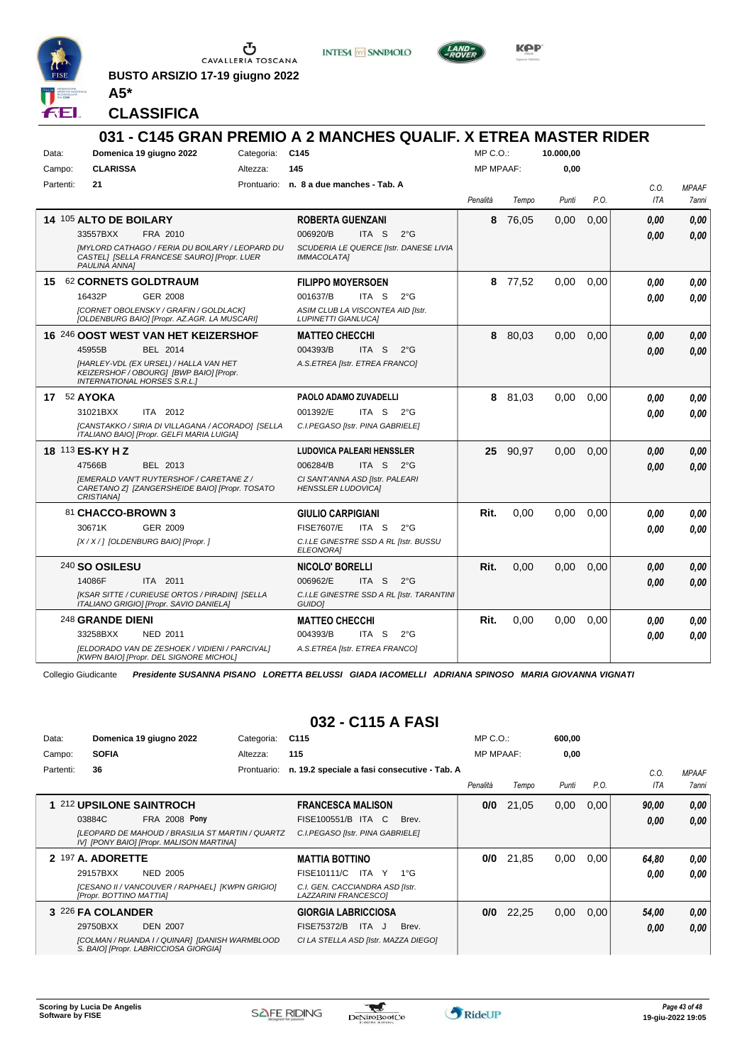BUSTO ARSIZIO 17-19 giugno 2022

**A5***

## CLASSIFICA

# 031 - C145 GRAN PREMIO A 2 MANCHES QUALIF. X ETREA MASTER RIDER

| | | | |
|---|---|---|---|
| Data: | Domenica 19 giugno 2022 | Categoria: | C145 |
| Campo: | CLARISSA | Altezza: | 145 |
| Partenti: | 21 | Prontuario: | n. 8 a due manches - Tab. A |

MP C.O.: 10.000,00 — MP MPAAF: 0,00

| Pos. | Cavallo | Cavaliere | Penalità | Tempo | Punti | P.O. | C.O. ITA | MPAAF 7anni |
|---|---|---|---|---|---|---|---|---|
| 14 | 105 **ALTO DE BOILARY** 33557BXX FRA 2010 *[MYLORD CATHAGO / FERIA DU BOILARY / LEOPARD DU CASTEL] [SELLA FRANCESE SAURO] [Propr. LUER PAULINA ANNA]* | **ROBERTA GUENZANI** 006920/B ITA S 2°G *SCUDERIA LE QUERCE [Istr. DANESE LIVIA IMMACOLATA]* | 8 | 76,05 | 0,00 | 0,00 | 0,00 / 0,00 | 0,00 / 0,00 |
| 15 | 62 **CORNETS GOLDTRAUM** 16432P GER 2008 *[CORNET OBOLENSKY / GRAFIN / GOLDLACK] [OLDENBURG BAIO] [Propr. AZ.AGR. LA MUSCARI]* | **FILIPPO MOYERSOEN** 001637/B ITA S 2°G *ASIM CLUB LA VISCONTEA AID [Istr. LUPINETTI GIANLUCA]* | 8 | 77,52 | 0,00 | 0,00 | 0,00 / 0,00 | 0,00 / 0,00 |
| 16 | 246 **OOST WEST VAN HET KEIZERSHOF** 45955B BEL 2014 *[HARLEY-VDL (EX URSEL) / HALLA VAN HET KEIZERSHOF / OBOURG] [BWP BAIO] [Propr. INTERNATIONAL HORSES S.R.L.]* | **MATTEO CHECCHI** 004393/B ITA S 2°G *A.S.ETREA [Istr. ETREA FRANCO]* | 8 | 80,03 | 0,00 | 0,00 | 0,00 / 0,00 | 0,00 / 0,00 |
| 17 | 52 **AYOKA** 31021BXX ITA 2012 *[CANSTAKKO / SIRIA DI VILLAGANA / ACORADO] [SELLA ITALIANO BAIO] [Propr. GELFI MARIA LUIGIA]* | **PAOLO ADAMO ZUVADELLI** 001392/E ITA S 2°G *C.I.PEGASO [Istr. PINA GABRIELE]* | 8 | 81,03 | 0,00 | 0,00 | 0,00 / 0,00 | 0,00 / 0,00 |
| 18 | 113 **ES-KY H Z** 47566B BEL 2013 *[EMERALD VAN'T RUYTERSHOF / CARETANE Z / CARETANO Z] [ZANGERSHEIDE BAIO] [Propr. TOSATO CRISTIANA]* | **LUDOVICA PALEARI HENSSLER** 006284/B ITA S 2°G *CI SANT'ANNA ASD [Istr. PALEARI HENSSLER LUDOVICA]* | 25 | 90,97 | 0,00 | 0,00 | 0,00 / 0,00 | 0,00 / 0,00 |
| | 81 **CHACCO-BROWN 3** 30671K GER 2009 *[X / X / ] [OLDENBURG BAIO] [Propr. ]* | **GIULIO CARPIGIANI** FISE7607/E ITA S 2°G *C.I.LE GINESTRE SSD A RL [Istr. BUSSU ELEONORA]* | Rit. | 0,00 | 0,00 | 0,00 | 0,00 / 0,00 | 0,00 / 0,00 |
| | 240 **SO OSILESU** 14086F ITA 2011 *[KSAR SITTE / CURIEUSE ORTOS / PIRADIN] [SELLA ITALIANO GRIGIO] [Propr. SAVIO DANIELA]* | **NICOLO' BORELLI** 006962/E ITA S 2°G *C.I.LE GINESTRE SSD A RL [Istr. TARANTINI GUIDO]* | Rit. | 0,00 | 0,00 | 0,00 | 0,00 / 0,00 | 0,00 / 0,00 |
| | 248 **GRANDE DIENI** 33258BXX NED 2011 *[ELDORADO VAN DE ZESHOEK / VIDIENI / PARCIVAL] [KWPN BAIO] [Propr. DEL SIGNORE MICHOL]* | **MATTEO CHECCHI** 004393/B ITA S 2°G *A.S.ETREA [Istr. ETREA FRANCO]* | Rit. | 0,00 | 0,00 | 0,00 | 0,00 / 0,00 | 0,00 / 0,00 |

Collegio Giudicante *Presidente SUSANNA PISANO LORETTA BELUSSI GIADA IACOMELLI ADRIANA SPINOSO MARIA GIOVANNA VIGNATI*

# 032 - C115 A FASI

| | | | |
|---|---|---|---|
| Data: | Domenica 19 giugno 2022 | Categoria: | C115 |
| Campo: | SOFIA | Altezza: | 115 |
| Partenti: | 36 | Prontuario: | n. 19.2 speciale a fasi consecutive - Tab. A |

MP C.O.: 600,00 — MP MPAAF: 0,00

| Pos. | Cavallo | Cavaliere | Penalità | Tempo | Punti | P.O. | C.O. ITA | MPAAF 7anni |
|---|---|---|---|---|---|---|---|---|
| 1 | 212 **UPSILONE SAINTROCH** 03884C FRA 2008 **Pony** *[LEOPARD DE MAHOUD / BRASILIA ST MARTIN / QUARTZ IV] [PONY BAIO] [Propr. MALISON MARTINA]* | **FRANCESCA MALISON** FISE100551/B ITA C Brev. *C.I.PEGASO [Istr. PINA GABRIELE]* | 0/0 | 21,05 | 0,00 | 0,00 | 90,00 / 0,00 | 0,00 / 0,00 |
| 2 | 197 **A. ADORETTE** 29157BXX NED 2005 *[CESANO II / VANCOUVER / RAPHAEL] [KWPN GRIGIO] [Propr. BOTTINO MATTIA]* | **MATTIA BOTTINO** FISE10111/C ITA Y 1°G *C.I. GEN. CACCIANDRA ASD [Istr. LAZZARINI FRANCESCO]* | 0/0 | 21,85 | 0,00 | 0,00 | 64,80 / 0,00 | 0,00 / 0,00 |
| 3 | 226 **FA COLANDER** 29750BXX DEN 2007 *[COLMAN / RUANDA I / QUINAR] [DANISH WARMBLOOD S. BAIO] [Propr. LABRICCIOSA GIORGIA]* | **GIORGIA LABRICCIOSA** FISE75372/B ITA J Brev. *CI LA STELLA ASD [Istr. MAZZA DIEGO]* | 0/0 | 22,25 | 0,00 | 0,00 | 54,00 / 0,00 | 0,00 / 0,00 |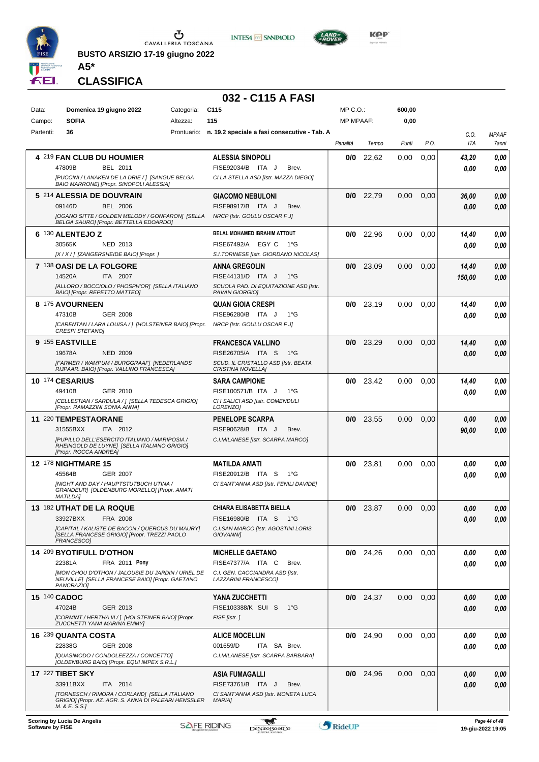BUSTO ARSIZIO 17-19 giugno 2022

**A5***

## CLASSIFICA

## 032 - C115 A FASI

| | | | |
|---|---|---|---|
| Data: | Domenica 19 giugno 2022 | Categoria: | C115 |
| Campo: | SOFIA | Altezza: | 115 |
| Partenti: | 36 | Prontuario: | n. 19.2 speciale a fasi consecutive - Tab. A |

MP C.O.: 600,00
MP MPAAF: 0,00

| Pos | Cavallo | Cavaliere | Penalità | Tempo | Punti | P.O. | C.O. ITA | MPAAF 7anni |
|---|---|---|---|---|---|---|---|---|
| 4 | 219 **FAN CLUB DU HOUMIER** 47809B BEL 2011 *[PUCCINI / LANAKEN DE LA DRIE / ] [SANGUE BELGA BAIO MARRONE] [Propr. SINOPOLI ALESSIA]* | **ALESSIA SINOPOLI** FISE92034/B ITA J Brev. *CI LA STELLA ASD [Istr. MAZZA DIEGO]* | 0/0 | 22,62 | 0,00 | 0,00 | 43,20 / 0,00 | 0,00 / 0,00 |
| 5 | 214 **ALESSIA DE DOUVRAIN** 09146D BEL 2006 *[OGANO SITTE / GOLDEN MELODY / GONFARON] [SELLA BELGA SAURO] [Propr. BETTELLA EDOARDO]* | **GIACOMO NEBULONI** FISE98917/B ITA J Brev. *NRCP [Istr. GOULU OSCAR F J]* | 0/0 | 22,79 | 0,00 | 0,00 | 36,00 / 0,00 | 0,00 / 0,00 |
| 6 | 130 **ALENTEJO Z** 30565K NED 2013 *[X / X / ] [ZANGERSHEIDE BAIO] [Propr. ]* | **BELAL MOHAMED IBRAHIM ATTOUT** FISE67492/A EGY C 1°G *S.I.TORINESE [Istr. GIORDANO NICOLAS]* | 0/0 | 22,96 | 0,00 | 0,00 | 14,40 / 0,00 | 0,00 / 0,00 |
| 7 | 138 **OASI DE LA FOLGORE** 14520A ITA 2007 *[ALLORO / BOCCIOLO / PHOSPH'OR] [SELLA ITALIANO BAIO] [Propr. REPETTO MATTEO]* | **ANNA GREGOLIN** FISE44131/D ITA J 1°G *SCUOLA PAD. DI EQUITAZIONE ASD [Istr. PAVAN GIORGIO]* | 0/0 | 23,09 | 0,00 | 0,00 | 14,40 / 150,00 | 0,00 / 0,00 |
| 8 | 175 **AVOURNEEN** 47310B GER 2008 *[CARENTAN / LARA LOUISA / ] [HOLSTEINER BAIO] [Propr. CRESPI STEFANO]* | **QUAN GIOIA CRESPI** FISE96280/B ITA J 1°G *NRCP [Istr. GOULU OSCAR F J]* | 0/0 | 23,19 | 0,00 | 0,00 | 14,40 / 0,00 | 0,00 / 0,00 |
| 9 | 155 **EASTVILLE** 19678A NED 2009 *[FARMER / WAMPUM / BURGGRAAF] [NEDERLANDS RIJPAAR. BAIO] [Propr. VALLINO FRANCESCA]* | **FRANCESCA VALLINO** FISE26705/A ITA S 1°G *SCUD. IL CRISTALLO ASD [Istr. BEATA CRISTINA NOVELLA]* | 0/0 | 23,29 | 0,00 | 0,00 | 14,40 / 0,00 | 0,00 / 0,00 |
| 10 | 174 **CESARIUS** 49410B GER 2010 *[CELLESTIAN / SARDULA / ] [SELLA TEDESCA GRIGIO] [Propr. RAMAZZINI SONIA ANNA]* | **SARA CAMPIONE** FISE100571/B ITA J 1°G *CI I SALICI ASD [Istr. COMENDULI LORENZO]* | 0/0 | 23,42 | 0,00 | 0,00 | 14,40 / 0,00 | 0,00 / 0,00 |
| 11 | 220 **TEMPESTAORANE** 31555BXX ITA 2012 *[PUPILLO DELL'ESERCITO ITALIANO / MARIPOSIA / RHEINGOLD DE LUYNE] [SELLA ITALIANO GRIGIO] [Propr. ROCCA ANDREA]* | **PENELOPE SCARPA** FISE90628/B ITA J Brev. *C.I.MILANESE [Istr. SCARPA MARCO]* | 0/0 | 23,55 | 0,00 | 0,00 | 0,00 / 90,00 | 0,00 / 0,00 |
| 12 | 178 **NIGHTMARE 15** 45564B GER 2007 *[NIGHT AND DAY / HAUPTSTUTBUCH UTINA / GRANDEUR] [OLDENBURG MORELLO] [Propr. AMATI MATILDA]* | **MATILDA AMATI** FISE20912/B ITA S 1°G *CI SANT'ANNA ASD [Istr. FENILI DAVIDE]* | 0/0 | 23,81 | 0,00 | 0,00 | 0,00 / 0,00 | 0,00 / 0,00 |
| 13 | 182 **UTHAT DE LA ROQUE** 33927BXX FRA 2008 *[CAPITAL / KALISTE DE BACON / QUERCUS DU MAURY] [SELLA FRANCESE GRIGIO] [Propr. TREZZI PAOLO FRANCESCO]* | **CHIARA ELISABETTA BIELLA** FISE16980/B ITA S 1°G *C.I.SAN MARCO [Istr. AGOSTINI LORIS GIOVANNI]* | 0/0 | 23,87 | 0,00 | 0,00 | 0,00 / 0,00 | 0,00 / 0,00 |
| 14 | 209 **BYOTIFULL D'OTHON** 22381A FRA 2011 **Pony** *[MON CHOU D'OTHON / JALOUSIE DU JARDIN / URIEL DE NEUVILLE] [SELLA FRANCESE BAIO] [Propr. GAETANO PANCRAZIO]* | **MICHELLE GAETANO** FISE47377/A ITA C Brev. *C.I. GEN. CACCIANDRA ASD [Istr. LAZZARINI FRANCESCO]* | 0/0 | 24,26 | 0,00 | 0,00 | 0,00 / 0,00 | 0,00 / 0,00 |
| 15 | 140 **CADOC** 47024B GER 2013 *[CORMINT / HERTHA III / ] [HOLSTEINER BAIO] [Propr. ZUCCHETTI YANA MARINA EMMY]* | **YANA ZUCCHETTI** FISE103388/K SUI S 1°G *FISE [Istr. ]* | 0/0 | 24,37 | 0,00 | 0,00 | 0,00 / 0,00 | 0,00 / 0,00 |
| 16 | 239 **QUANTA COSTA** 22838G GER 2008 *[QUASIMODO / CONDOLEEZZA / CONCETTO] [OLDENBURG BAIO] [Propr. EQUI IMPEX S.R.L.]* | **ALICE MOCELLIN** 001659/D ITA SA Brev. *C.I.MILANESE [Istr. SCARPA BARBARA]* | 0/0 | 24,90 | 0,00 | 0,00 | 0,00 / 0,00 | 0,00 / 0,00 |
| 17 | 227 **TIBET SKY** 33911BXX ITA 2014 *[TORNESCH / RIMORA / CORLAND] [SELLA ITALIANO GRIGIO] [Propr. AZ. AGR. S. ANNA DI PALEARI HENSSLER M. & E. S.S.]* | **ASIA FUMAGALLI** FISE73761/B ITA J Brev. *CI SANT'ANNA ASD [Istr. MONETA LUCA MARIA]* | 0/0 | 24,96 | 0,00 | 0,00 | 0,00 / 0,00 | 0,00 / 0,00 |

Scoring by Lucia De Angelis
Software by FISE

19-giu-2022 19:05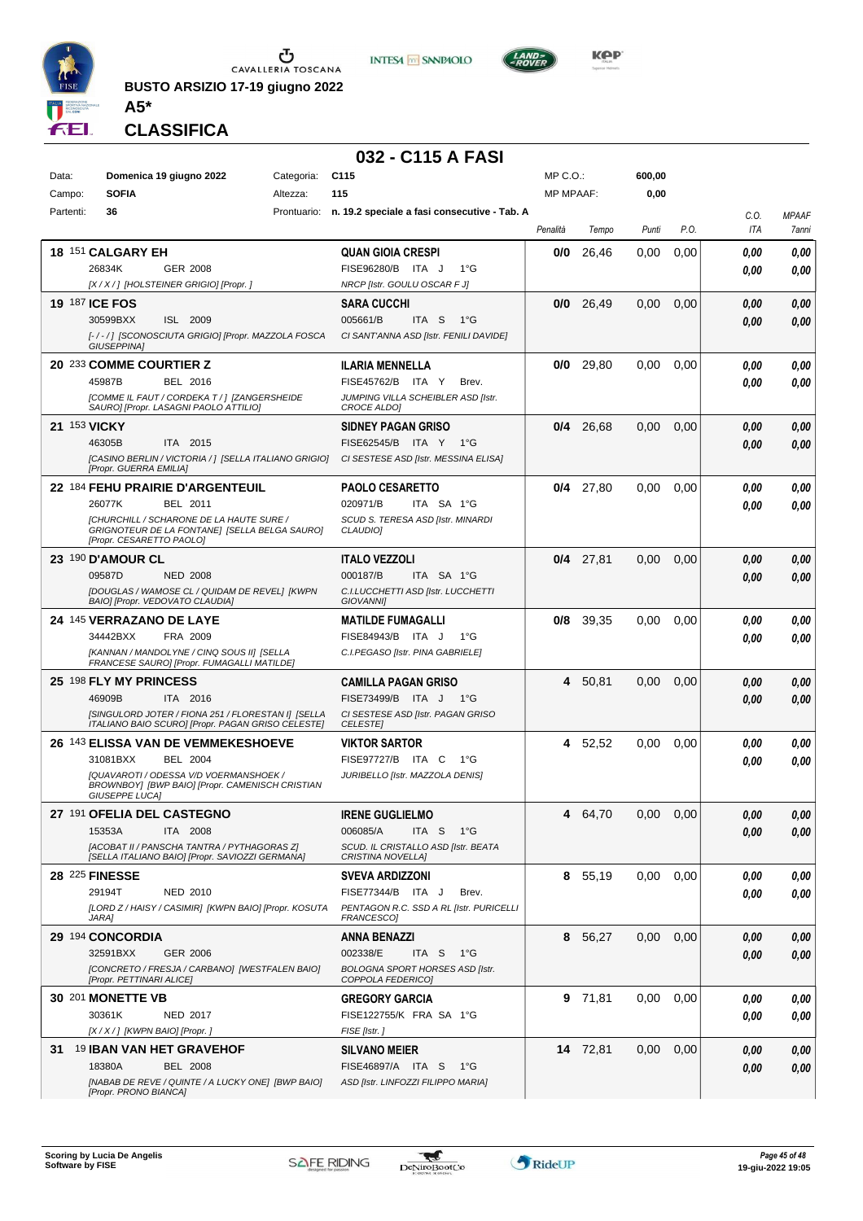BUSTO ARSIZIO 17-19 giugno 2022

**A5***

## CLASSIFICA

# 032 - C115 A FASI

| Data: | Domenica 19 giugno 2022 | Categoria: | C115 | MP C.O.: | 600,00 |
|---|---|---|---|---|---|
| Campo: | SOFIA | Altezza: | 115 | MP MPAAF: | 0,00 |
| Partenti: | 36 | Prontuario: | n. 19.2 speciale a fasi consecutive - Tab. A | | |

| Pos. | Cavallo | Cavaliere | Penalità | Tempo | Punti | P.O. | C.O. ITA | MPAAF 7anni |
|---|---|---|---|---|---|---|---|---|
| 18 | 151 **CALGARY EH** 26834K GER 2008 [X / X / ] [HOLSTEINER GRIGIO] [Propr. ] | **QUAN GIOIA CRESPI** FISE96280/B ITA J 1°G NRCP [Istr. GOULU OSCAR F J] | **0/0** | 26,46 | 0,00 | 0,00 | 0,00 / 0,00 | 0,00 / 0,00 |
| 19 | 187 **ICE FOS** 30599BXX ISL 2009 [- / - / ] [SCONOSCIUTA GRIGIO] [Propr. MAZZOLA FOSCA GIUSEPPINA] | **SARA CUCCHI** 005661/B ITA S 1°G CI SANT'ANNA ASD [Istr. FENILI DAVIDE] | **0/0** | 26,49 | 0,00 | 0,00 | 0,00 / 0,00 | 0,00 / 0,00 |
| 20 | 233 **COMME COURTIER Z** 45987B BEL 2016 [COMME IL FAUT / CORDEKA T / ] [ZANGERSHEIDE SAURO] [Propr. LASAGNI PAOLO ATTILIO] | **ILARIA MENNELLA** FISE45762/B ITA Y Brev. JUMPING VILLA SCHEIBLER ASD [Istr. CROCE ALDO] | **0/0** | 29,80 | 0,00 | 0,00 | 0,00 / 0,00 | 0,00 / 0,00 |
| 21 | 153 **VICKY** 46305B ITA 2015 [CASINO BERLIN / VICTORIA / ] [SELLA ITALIANO GRIGIO] [Propr. GUERRA EMILIA] | **SIDNEY PAGAN GRISO** FISE62545/B ITA Y 1°G CI SESTESE ASD [Istr. MESSINA ELISA] | **0/4** | 26,68 | 0,00 | 0,00 | 0,00 / 0,00 | 0,00 / 0,00 |
| 22 | 184 **FEHU PRAIRIE D'ARGENTEUIL** 26077K BEL 2011 [CHURCHILL / SCHARONE DE LA HAUTE SURE / GRIGNOTEUR DE LA FONTANE] [SELLA BELGA SAURO] [Propr. CESARETTO PAOLO] | **PAOLO CESARETTO** 020971/B ITA SA 1°G SCUD S. TERESA ASD [Istr. MINARDI CLAUDIO] | **0/4** | 27,80 | 0,00 | 0,00 | 0,00 / 0,00 | 0,00 / 0,00 |
| 23 | 190 **D'AMOUR CL** 09587D NED 2008 [DOUGLAS / WAMOSE CL / QUIDAM DE REVEL] [KWPN BAIO] [Propr. VEDOVATO CLAUDIA] | **ITALO VEZZOLI** 000187/B ITA SA 1°G C.I.LUCCHETTI ASD [Istr. LUCCHETTI GIOVANNI] | **0/4** | 27,81 | 0,00 | 0,00 | 0,00 / 0,00 | 0,00 / 0,00 |
| 24 | 145 **VERRAZANO DE LAYE** 34442BXX FRA 2009 [KANNAN / MANDOLYNE / CINQ SOUS II] [SELLA FRANCESE SAURO] [Propr. FUMAGALLI MATILDE] | **MATILDE FUMAGALLI** FISE84943/B ITA J 1°G C.I.PEGASO [Istr. PINA GABRIELE] | **0/8** | 39,35 | 0,00 | 0,00 | 0,00 / 0,00 | 0,00 / 0,00 |
| 25 | 198 **FLY MY PRINCESS** 46909B ITA 2016 [SINGULORD JOTER / FIONA 251 / FLORESTAN I] [SELLA ITALIANO BAIO SCURO] [Propr. PAGAN GRISO CELESTE] | **CAMILLA PAGAN GRISO** FISE73499/B ITA J 1°G CI SESTESE ASD [Istr. PAGAN GRISO CELESTE] | **4** | 50,81 | 0,00 | 0,00 | 0,00 / 0,00 | 0,00 / 0,00 |
| 26 | 143 **ELISSA VAN DE VEMMEKESHOEVE** 31081BXX BEL 2004 [QUAVAROTI / ODESSA V/D VOERMANSHOEK / BROWNBOY] [BWP BAIO] [Propr. CAMENISCH CRISTIAN GIUSEPPE LUCA] | **VIKTOR SARTOR** FISE97727/B ITA C 1°G JURIBELLO [Istr. MAZZOLA DENIS] | **4** | 52,52 | 0,00 | 0,00 | 0,00 / 0,00 | 0,00 / 0,00 |
| 27 | 191 **OFELIA DEL CASTEGNO** 15353A ITA 2008 [ACOBAT II / PANSCHA TANTRA / PYTHAGORAS Z] [SELLA ITALIANO BAIO] [Propr. SAVIOZZI GERMANA] | **IRENE GUGLIELMO** 006085/A ITA S 1°G SCUD. IL CRISTALLO ASD [Istr. BEATA CRISTINA NOVELLA] | **4** | 64,70 | 0,00 | 0,00 | 0,00 / 0,00 | 0,00 / 0,00 |
| 28 | 225 **FINESSE** 29194T NED 2010 [LORD Z / HAISY / CASIMIR] [KWPN BAIO] [Propr. KOSUTA JARA] | **SVEVA ARDIZZONI** FISE77344/B ITA J Brev. PENTAGON R.C. SSD A RL [Istr. PURICELLI FRANCESCO] | **8** | 55,19 | 0,00 | 0,00 | 0,00 / 0,00 | 0,00 / 0,00 |
| 29 | 194 **CONCORDIA** 32591BXX GER 2006 [CONCRETO / FRESJA / CARBANO] [WESTFALEN BAIO] [Propr. PETTINARI ALICE] | **ANNA BENAZZI** 002338/E ITA S 1°G BOLOGNA SPORT HORSES ASD [Istr. COPPOLA FEDERICO] | **8** | 56,27 | 0,00 | 0,00 | 0,00 / 0,00 | 0,00 / 0,00 |
| 30 | 201 **MONETTE VB** 30361K NED 2017 [X / X / ] [KWPN BAIO] [Propr. ] | **GREGORY GARCIA** FISE122755/K FRA SA 1°G FISE [Istr. ] | **9** | 71,81 | 0,00 | 0,00 | 0,00 / 0,00 | 0,00 / 0,00 |
| 31 | 19 **IBAN VAN HET GRAVEHOF** 18380A BEL 2008 [NABAB DE REVE / QUINTE / A LUCKY ONE] [BWP BAIO] [Propr. PRONO BIANCA] | **SILVANO MEIER** FISE46897/A ITA S 1°G ASD [Istr. LINFOZZI FILIPPO MARIA] | **14** | 72,81 | 0,00 | 0,00 | 0,00 / 0,00 | 0,00 / 0,00 |

Scoring by Lucia De Angelis
Software by FISE

19-giu-2022 19:05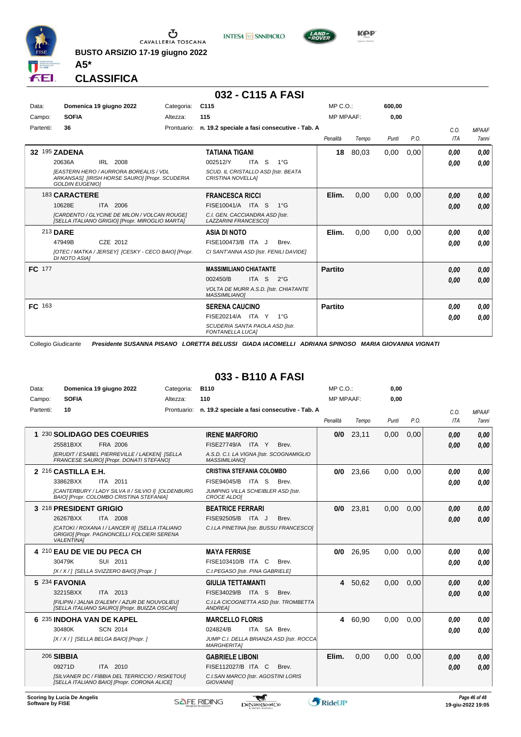**BUSTO ARSIZIO 17-19 giugno 2022**

**A5***

**CLASSIFICA**

## 032 - C115 A FASI

| | | | |
|---|---|---|---|
| Data: | Domenica 19 giugno 2022 | Categoria: | C115 |
| Campo: | SOFIA | Altezza: | 115 |
| Partenti: | 36 | Prontuario: | n. 19.2 speciale a fasi consecutive - Tab. A |

MP C.O.: 600,00 — MP MPAAF: 0,00

| Pos. | Cavallo | Cavaliere | Penalità | Tempo | Punti | P.O. | C.O. ITA | MPAAF 7anni |
|---|---|---|---|---|---|---|---|---|
| 32 | 195 **ZADENA** 20636A IRL 2008 *[EASTERN HERO / AURRORA BOREALIS / VDL ARKANSAS] [IRISH HORSE SAURO] [Propr. SCUDERIA GOLDIN EUGENIO]* | **TATIANA TIGANI** 002512/Y ITA S 1°G *SCUD. IL CRISTALLO ASD [Istr. BEATA CRISTINA NOVELLA]* | 18 | 80,03 | 0,00 | 0,00 | 0,00 / 0,00 | 0,00 / 0,00 |
| | 183 **CARACTERE** 10628E ITA 2006 *[CARDENTO / GLYCINE DE MILON / VOLCAN ROUGE] [SELLA ITALIANO GRIGIO] [Propr. MIROGLIO MARTA]* | **FRANCESCA RICCI** FISE10041/A ITA S 1°G *C.I. GEN. CACCIANDRA ASD [Istr. LAZZARINI FRANCESCO]* | Elim. | 0,00 | 0,00 | 0,00 | 0,00 / 0,00 | 0,00 / 0,00 |
| | 213 **DARE** 47949B CZE 2012 *[OTEC / MATKA / JERSEY] [CESKY - CECO BAIO] [Propr. DI NOTO ASIA]* | **ASIA DI NOTO** FISE100473/B ITA J Brev. *CI SANT'ANNA ASD [Istr. FENILI DAVIDE]* | Elim. | 0,00 | 0,00 | 0,00 | 0,00 / 0,00 | 0,00 / 0,00 |
| FC | 177 | **MASSIMILIANO CHIATANTE** 002450/B ITA S 2°G *VOLTA DE MURR A.S.D. [Istr. CHIATANTE MASSIMILIANO]* | Partito | | | | 0,00 / 0,00 | 0,00 / 0,00 |
| FC | 163 | **SERENA CAUCINO** FISE20214/A ITA Y 1°G *SCUDERIA SANTA PAOLA ASD [Istr. FONTANELLA LUCA]* | Partito | | | | 0,00 / 0,00 | 0,00 / 0,00 |

Collegio Giudicante *Presidente SUSANNA PISANO LORETTA BELUSSI GIADA IACOMELLI ADRIANA SPINOSO MARIA GIOVANNA VIGNATI*

## 033 - B110 A FASI

| | | | |
|---|---|---|---|
| Data: | Domenica 19 giugno 2022 | Categoria: | B110 |
| Campo: | SOFIA | Altezza: | 110 |
| Partenti: | 10 | Prontuario: | n. 19.2 speciale a fasi consecutive - Tab. A |

MP C.O.: 0,00 — MP MPAAF: 0,00

| Pos. | Cavallo | Cavaliere | Penalità | Tempo | Punti | P.O. | C.O. ITA | MPAAF 7anni |
|---|---|---|---|---|---|---|---|---|
| 1 | 230 **SOLIDAGO DES COEURIES** 25581BXX FRA 2006 *[ERUDIT / ESABEL PIERREVILLE / LAEKEN] [SELLA FRANCESE SAURO] [Propr. DONATI STEFANO]* | **IRENE MARFORIO** FISE27749/A ITA Y Brev. *A.S.D. C.I. LA VIGNA [Istr. SCOGNAMIGLIO MASSIMILIANO]* | 0/0 | 23,11 | 0,00 | 0,00 | 0,00 / 0,00 | 0,00 / 0,00 |
| 2 | 216 **CASTILLA E.H.** 33862BXX ITA 2011 *[CANTERBURY / LADY SILVA II / SILVIO I] [OLDENBURG BAIO] [Propr. COLOMBO CRISTINA STEFANIA]* | **CRISTINA STEFANIA COLOMBO** FISE94045/B ITA S Brev. *JUMPING VILLA SCHEIBLER ASD [Istr. CROCE ALDO]* | 0/0 | 23,66 | 0,00 | 0,00 | 0,00 / 0,00 | 0,00 / 0,00 |
| 3 | 218 **PRESIDENT GRIGIO** 26267BXX ITA 2008 *[CATOKI / ROXANA I / LANCER II] [SELLA ITALIANO GRIGIO] [Propr. PAGNONCELLI FOLCIERI SERENA VALENTINA]* | **BEATRICE FERRARI** FISE92505/B ITA J Brev. *C.I.LA PINETINA [Istr. BUSSU FRANCESCO]* | 0/0 | 23,81 | 0,00 | 0,00 | 0,00 / 0,00 | 0,00 / 0,00 |
| 4 | 210 **EAU DE VIE DU PECA CH** 30479K SUI 2011 *[X / X / ] [SELLA SVIZZERO BAIO] [Propr. ]* | **MAYA FERRISE** FISE103410/B ITA C Brev. *C.I.PEGASO [Istr. PINA GABRIELE]* | 0/0 | 26,95 | 0,00 | 0,00 | 0,00 / 0,00 | 0,00 / 0,00 |
| 5 | 234 **FAVONIA** 32215BXX ITA 2013 *[FILIPIN / JALNA D'ALEMY / AZUR DE NOUVOLIEU] [SELLA ITALIANO SAURO] [Propr. BUIZZA OSCAR]* | **GIULIA TETTAMANTI** FISE34029/B ITA S Brev. *C.I.LA CICOGNETTA ASD [Istr. TROMBETTA ANDREA]* | 4 | 50,62 | 0,00 | 0,00 | 0,00 / 0,00 | 0,00 / 0,00 |
| 6 | 235 **INDOHA VAN DE KAPEL** 30480K SCN 2014 *[X / X / ] [SELLA BELGA BAIO] [Propr. ]* | **MARCELLO FLORIS** 024824/B ITA SA Brev. *JUMP C.I. DELLA BRIANZA ASD [Istr. ROCCA MARGHERITA]* | 4 | 60,90 | 0,00 | 0,00 | 0,00 / 0,00 | 0,00 / 0,00 |
| | 206 **SIBBIA** 09271D ITA 2010 *[SILVANER DC / FIBBIA DEL TERRICCIO / RISKETOU] [SELLA ITALIANO BAIO] [Propr. CORONA ALICE]* | **GABRIELE LIBONI** FISE112027/B ITA C Brev. *C.I.SAN MARCO [Istr. AGOSTINI LORIS GIOVANNI]* | Elim. | 0,00 | 0,00 | 0,00 | 0,00 / 0,00 | 0,00 / 0,00 |

Scoring by Lucia De Angelis
Software by FISE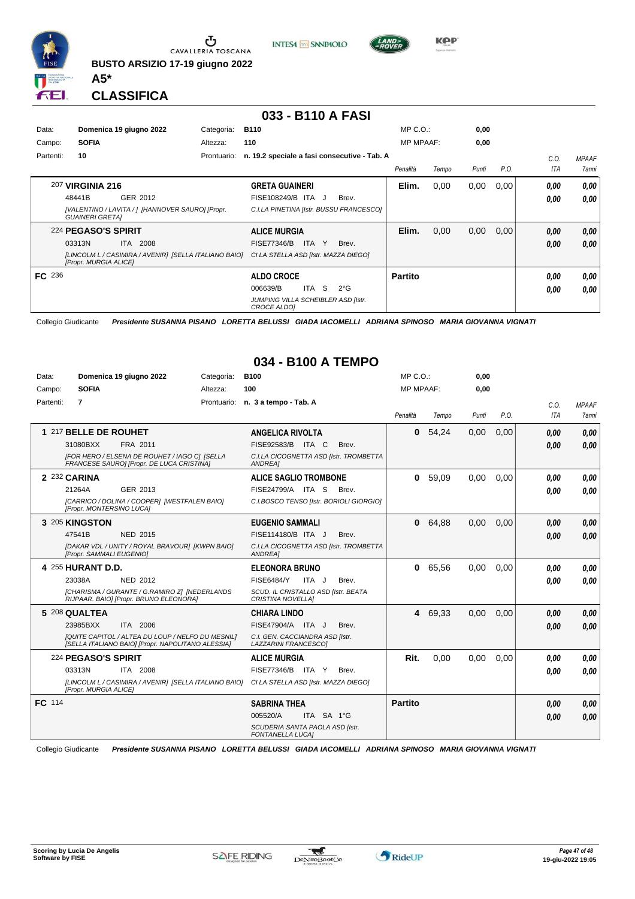BUSTO ARSIZIO 17-19 giugno 2022

**A5***

# CLASSIFICA

## 033 - B110 A FASI

| | | | | | |
|---|---|---|---|---|---|
| Data: | Domenica 19 giugno 2022 | Categoria: | B110 | MP C.O.: | 0,00 |
| Campo: | SOFIA | Altezza: | 110 | MP MPAAF: | 0,00 |
| Partenti: | 10 | Prontuario: | n. 19.2 speciale a fasi consecutive - Tab. A | | |

| | Cavallo | Cavaliere | Penalità | Tempo | Punti | P.O. | C.O. ITA | MPAAF 7anni |
|---|---|---|---|---|---|---|---|---|
| | 207 **VIRGINIA 216**<br>48441B GER 2012<br>*[VALENTINO / LAVITA / ] [HANNOVER SAURO] [Propr. GUAINERI GRETA]* | **GRETA GUAINERI**<br>FISE108249/B ITA J Brev.<br>*C.I.LA PINETINA [Istr. BUSSU FRANCESCO]* | **Elim.** | 0,00 | 0,00 | 0,00 | ***0,00***<br>***0,00*** | ***0,00***<br>***0,00*** |
| | 224 **PEGASO'S SPIRIT**<br>03313N ITA 2008<br>*[LINCOLM L / CASIMIRA / AVENIR] [SELLA ITALIANO BAIO] [Propr. MURGIA ALICE]* | **ALICE MURGIA**<br>FISE77346/B ITA Y Brev.<br>*CI LA STELLA ASD [Istr. MAZZA DIEGO]* | **Elim.** | 0,00 | 0,00 | 0,00 | ***0,00***<br>***0,00*** | ***0,00***<br>***0,00*** |
| **FC** | 236 | **ALDO CROCE**<br>006639/B ITA S 2°G<br>*JUMPING VILLA SCHEIBLER ASD [Istr. CROCE ALDO]* | **Partito** | | | | ***0,00***<br>***0,00*** | ***0,00***<br>***0,00*** |

Collegio Giudicante ***Presidente SUSANNA PISANO LORETTA BELUSSI GIADA IACOMELLI ADRIANA SPINOSO MARIA GIOVANNA VIGNATI***

## 034 - B100 A TEMPO

| | | | | | |
|---|---|---|---|---|---|
| Data: | Domenica 19 giugno 2022 | Categoria: | B100 | MP C.O.: | 0,00 |
| Campo: | SOFIA | Altezza: | 100 | MP MPAAF: | 0,00 |
| Partenti: | 7 | Prontuario: | n. 3 a tempo - Tab. A | | |

| | Cavallo | Cavaliere | Penalità | Tempo | Punti | P.O. | C.O. ITA | MPAAF 7anni |
|---|---|---|---|---|---|---|---|---|
| **1** | 217 **BELLE DE ROUHET**<br>31080BXX FRA 2011<br>*[FOR HERO / ELESNA DE ROUHET / IAGO C] [SELLA FRANCESE SAURO] [Propr. DE LUCA CRISTINA]* | **ANGELICA RIVOLTA**<br>FISE92583/B ITA C Brev.<br>*C.I.LA CICOGNETTA ASD [Istr. TROMBETTA ANDREA]* | **0** | 54,24 | 0,00 | 0,00 | ***0,00***<br>***0,00*** | ***0,00***<br>***0,00*** |
| **2** | 232 **CARINA**<br>21264A GER 2013<br>*[CARRICO / DOLINA / COOPER] [WESTFALEN BAIO] [Propr. MONTERSINO LUCA]* | **ALICE SAGLIO TROMBONE**<br>FISE24799/A ITA S Brev.<br>*C.I.BOSCO TENSO [Istr. BORIOLI GIORGIO]* | **0** | 59,09 | 0,00 | 0,00 | ***0,00***<br>***0,00*** | ***0,00***<br>***0,00*** |
| **3** | 205 **KINGSTON**<br>47541B NED 2015<br>*[DAKAR VDL / UNITY / ROYAL BRAVOUR] [KWPN BAIO] [Propr. SAMMALI EUGENIO]* | **EUGENIO SAMMALI**<br>FISE114180/B ITA J Brev.<br>*C.I.LA CICOGNETTA ASD [Istr. TROMBETTA ANDREA]* | **0** | 64,88 | 0,00 | 0,00 | ***0,00***<br>***0,00*** | ***0,00***<br>***0,00*** |
| **4** | 255 **HURANT D.D.**<br>23038A NED 2012<br>*[CHARISMA / GURANTE / G.RAMIRO Z] [NEDERLANDS RIJPAARD. BAIO] [Propr. BRUNO ELEONORA]* | **ELEONORA BRUNO**<br>FISE6484/Y ITA J Brev.<br>*SCUD. IL CRISTALLO ASD [Istr. BEATA CRISTINA NOVELLA]* | **0** | 65,56 | 0,00 | 0,00 | ***0,00***<br>***0,00*** | ***0,00***<br>***0,00*** |
| **5** | 208 **QUALTEA**<br>23985BXX ITA 2006<br>*[QUITE CAPITOL / ALTEA DU LOUP / NELFO DU MESNIL] [SELLA ITALIANO BAIO] [Propr. NAPOLITANO ALESSIA]* | **CHIARA LINDO**<br>FISE47904/A ITA J Brev.<br>*C.I. GEN. CACCIANDRA ASD [Istr. LAZZARINI FRANCESCO]* | **4** | 69,33 | 0,00 | 0,00 | ***0,00***<br>***0,00*** | ***0,00***<br>***0,00*** |
| | 224 **PEGASO'S SPIRIT**<br>03313N ITA 2008<br>*[LINCOLM L / CASIMIRA / AVENIR] [SELLA ITALIANO BAIO] [Propr. MURGIA ALICE]* | **ALICE MURGIA**<br>FISE77346/B ITA Y Brev.<br>*CI LA STELLA ASD [Istr. MAZZA DIEGO]* | **Rit.** | 0,00 | 0,00 | 0,00 | ***0,00***<br>***0,00*** | ***0,00***<br>***0,00*** |
| **FC** | 114 | **SABRINA THEA**<br>005520/A ITA SA 1°G<br>*SCUDERIA SANTA PAOLA ASD [Istr. FONTANELLA LUCA]* | **Partito** | | | | ***0,00***<br>***0,00*** | ***0,00***<br>***0,00*** |

Collegio Giudicante ***Presidente SUSANNA PISANO LORETTA BELUSSI GIADA IACOMELLI ADRIANA SPINOSO MARIA GIOVANNA VIGNATI***

**Scoring by Lucia De Angelis**
**Software by FISE**

*19-giu-2022 19:05*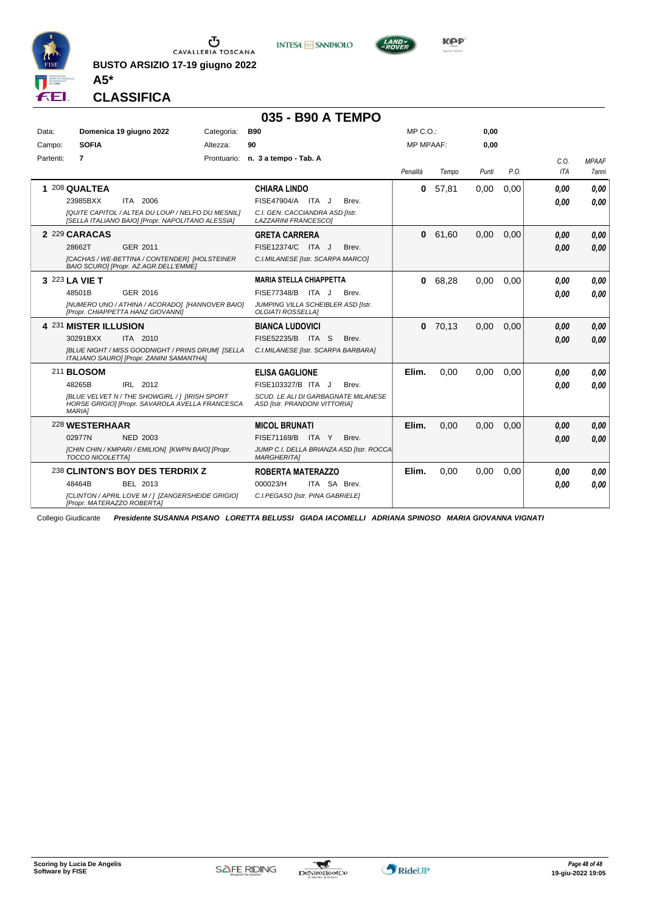**BUSTO ARSIZIO 17-19 giugno 2022**

**A5***

# CLASSIFICA

## 035 - B90 A TEMPO

| | | | | | |
|---|---|---|---|---|---|
| Data: | **Domenica 19 giugno 2022** | Categoria: | **B90** | MP C.O.: | **0,00** |
| Campo: | **SOFIA** | Altezza: | **90** | MP MPAAF: | **0,00** |
| Partenti: | **7** | Prontuario: | **n. 3 a tempo - Tab. A** | | |

| Cl. | Cavallo | Cavaliere | Penalità | Tempo | Punti | P.O. | C.O. ITA | MPAAF 7anni |
|---|---|---|---|---|---|---|---|---|
| 1 | 208 **QUALTEA**<br>23985BXX ITA 2006<br>*[QUITE CAPITOL / ALTEA DU LOUP / NELFO DU MESNIL] [SELLA ITALIANO BAIO] [Propr. NAPOLITANO ALESSIA]* | **CHIARA LINDO**<br>FISE47904/A ITA J Brev.<br>*C.I. GEN. CACCIANDRA ASD [Istr. LAZZARINI FRANCESCO]* | **0** | 57,81 | 0,00 | 0,00 | ***0,00***<br>***0,00*** | ***0,00***<br>***0,00*** |
| 2 | 229 **CARACAS**<br>28662T GER 2011<br>*[CACHAS / WE-BETTINA / CONTENDER] [HOLSTEINER BAIO SCURO] [Propr. AZ.AGR.DELL'EMME]* | **GRETA CARRERA**<br>FISE12374/C ITA J Brev.<br>*C.I.MILANESE [Istr. SCARPA MARCO]* | **0** | 61,60 | 0,00 | 0,00 | ***0,00***<br>***0,00*** | ***0,00***<br>***0,00*** |
| 3 | 223 **LA VIE T**<br>48501B GER 2016<br>*[NUMERO UNO / ATHINA / ACORADO] [HANNOVER BAIO] [Propr. CHIAPPETTA HANZ GIOVANNI]* | **MARIA STELLA CHIAPPETTA**<br>FISE77348/B ITA J Brev.<br>*JUMPING VILLA SCHEIBLER ASD [Istr. OLGIATI ROSSELLA]* | **0** | 68,28 | 0,00 | 0,00 | ***0,00***<br>***0,00*** | ***0,00***<br>***0,00*** |
| 4 | 231 **MISTER ILLUSION**<br>30291BXX ITA 2010<br>*[BLUE NIGHT / MISS GOODNIGHT / PRINS DRUM] [SELLA ITALIANO SAURO] [Propr. ZANINI SAMANTHA]* | **BIANCA LUDOVICI**<br>FISE52235/B ITA S Brev.<br>*C.I.MILANESE [Istr. SCARPA BARBARA]* | **0** | 70,13 | 0,00 | 0,00 | ***0,00***<br>***0,00*** | ***0,00***<br>***0,00*** |
| | 211 **BLOSOM**<br>48265B IRL 2012<br>*[BLUE VELVET N / THE SHOWGIRL / ] [IRISH SPORT HORSE GRIGIO] [Propr. SAVAROLA AVELLA FRANCESCA MARIA]* | **ELISA GAGLIONE**<br>FISE103327/B ITA J Brev.<br>*SCUD. LE ALI DI GARBAGNATE MILANESE ASD [Istr. PRANDONI VITTORIA]* | **Elim.** | 0,00 | 0,00 | 0,00 | ***0,00***<br>***0,00*** | ***0,00***<br>***0,00*** |
| | 228 **WESTERHAAR**<br>02977N NED 2003<br>*[CHIN CHIN / KMPARI / EMILION] [KWPN BAIO] [Propr. TOCCO NICOLETTA]* | **MICOL BRUNATI**<br>FISE71169/B ITA Y Brev.<br>*JUMP C.I. DELLA BRIANZA ASD [Istr. ROCCA MARGHERITA]* | **Elim.** | 0,00 | 0,00 | 0,00 | ***0,00***<br>***0,00*** | ***0,00***<br>***0,00*** |
| | 238 **CLINTON'S BOY DES TERDRIX Z**<br>48464B BEL 2013<br>*[CLINTON / APRIL LOVE M / ] [ZANGERSHEIDE GRIGIO] [Propr. MATERAZZO ROBERTA]* | **ROBERTA MATERAZZO**<br>000023/H ITA SA Brev.<br>*C.I.PEGASO [Istr. PINA GABRIELE]* | **Elim.** | 0,00 | 0,00 | 0,00 | ***0,00***<br>***0,00*** | ***0,00***<br>***0,00*** |

Collegio Giudicante *Presidente SUSANNA PISANO LORETTA BELUSSI GIADA IACOMELLI ADRIANA SPINOSO MARIA GIOVANNA VIGNATI*

**Scoring by Lucia De Angelis**
**Software by FISE**

*19-giu-2022 19:05*